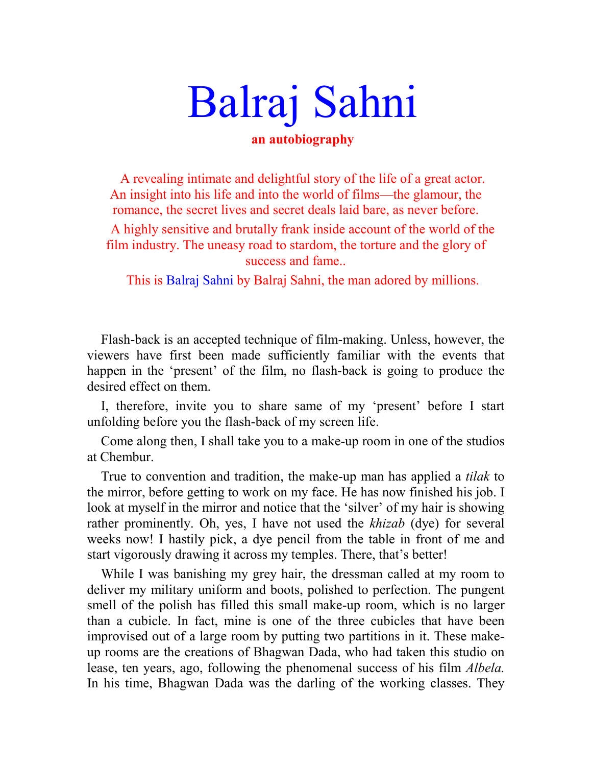# Balraj Sahni

**an autobiography**

A revealing intimate and delightful story of the life of a great actor. An insight into his life and into the world of films—the glamour, the romance, the secret lives and secret deals laid bare, as never before.

A highly sensitive and brutally frank inside account of the world of the film industry. The uneasy road to stardom, the torture and the glory of success and fame..

This is Balraj Sahni by Balraj Sahni, the man adored by millions.

Flash-back is an accepted technique of film-making. Unless, however, the viewers have first been made sufficiently familiar with the events that happen in the 'present' of the film, no flash-back is going to produce the desired effect on them.

I, therefore, invite you to share same of my 'present' before I start unfolding before you the flash-back of my screen life.

Come along then, I shall take you to a make-up room in one of the studios at Chembur.

True to convention and tradition, the make-up man has applied a *tilak* to the mirror, before getting to work on my face. He has now finished his job. I look at myself in the mirror and notice that the 'silver' of my hair is showing rather prominently. Oh, yes, I have not used the *khizab* (dye) for several weeks now! I hastily pick, a dye pencil from the table in front of me and start vigorously drawing it across my temples. There, that's better!

While I was banishing my grey hair, the dressman called at my room to deliver my military uniform and boots, polished to perfection. The pungent smell of the polish has filled this small make-up room, which is no larger than a cubicle. In fact, mine is one of the three cubicles that have been improvised out of a large room by putting two partitions in it. These make-up rooms are the creations of Bhagwan Dada, who had taken this studio on lease, ten years, ago, following the phenomenal success of his film *Albela.* In his time, Bhagwan Dada was the darling of the working classes. They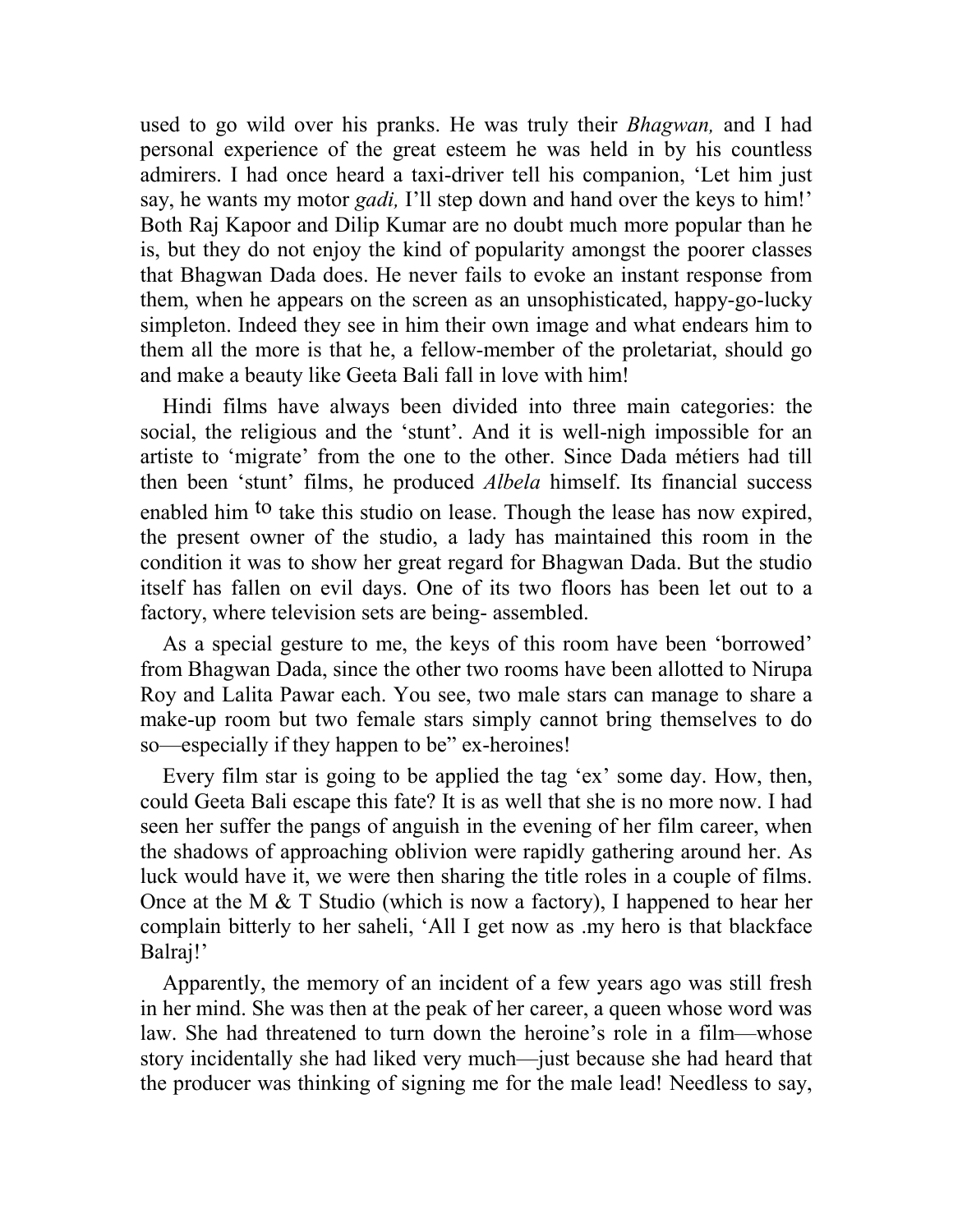used to go wild over his pranks. He was truly their *Bhagwan,* and I had personal experience of the great esteem he was held in by his countless admirers. I had once heard a taxi-driver tell his companion, 'Let him just say, he wants my motor *gadi,* I'll step down and hand over the keys to him!' Both Raj Kapoor and Dilip Kumar are no doubt much more popular than he is, but they do not enjoy the kind of popularity amongst the poorer classes that Bhagwan Dada does. He never fails to evoke an instant response from them, when he appears on the screen as an unsophisticated, happy-go-lucky simpleton. Indeed they see in him their own image and what endears him to them all the more is that he, a fellow-member of the proletariat, should go and make a beauty like Geeta Bali fall in love with him!

Hindi films have always been divided into three main categories: the social, the religious and the 'stunt'. And it is well-nigh impossible for an artiste to 'migrate' from the one to the other. Since Dada métiers had till then been 'stunt' films, he produced *Albela* himself. Its financial success enabled him to take this studio on lease. Though the lease has now expired, the present owner of the studio, a lady has maintained this room in the condition it was to show her great regard for Bhagwan Dada. But the studio itself has fallen on evil days. One of its two floors has been let out to a factory, where television sets are being- assembled.

As a special gesture to me, the keys of this room have been 'borrowed' from Bhagwan Dada, since the other two rooms have been allotted to Nirupa Roy and Lalita Pawar each. You see, two male stars can manage to share a make-up room but two female stars simply cannot bring themselves to do so—especially if they happen to be" ex-heroines!

Every film star is going to be applied the tag 'ex' some day. How, then, could Geeta Bali escape this fate? It is as well that she is no more now. I had seen her suffer the pangs of anguish in the evening of her film career, when the shadows of approaching oblivion were rapidly gathering around her. As luck would have it, we were then sharing the title roles in a couple of films. Once at the M & T Studio (which is now a factory), I happened to hear her complain bitterly to her saheli, 'All I get now as .my hero is that blackface Balraj!'

Apparently, the memory of an incident of a few years ago was still fresh in her mind. She was then at the peak of her career, a queen whose word was law. She had threatened to turn down the heroine's role in a film—whose story incidentally she had liked very much—just because she had heard that the producer was thinking of signing me for the male lead! Needless to say,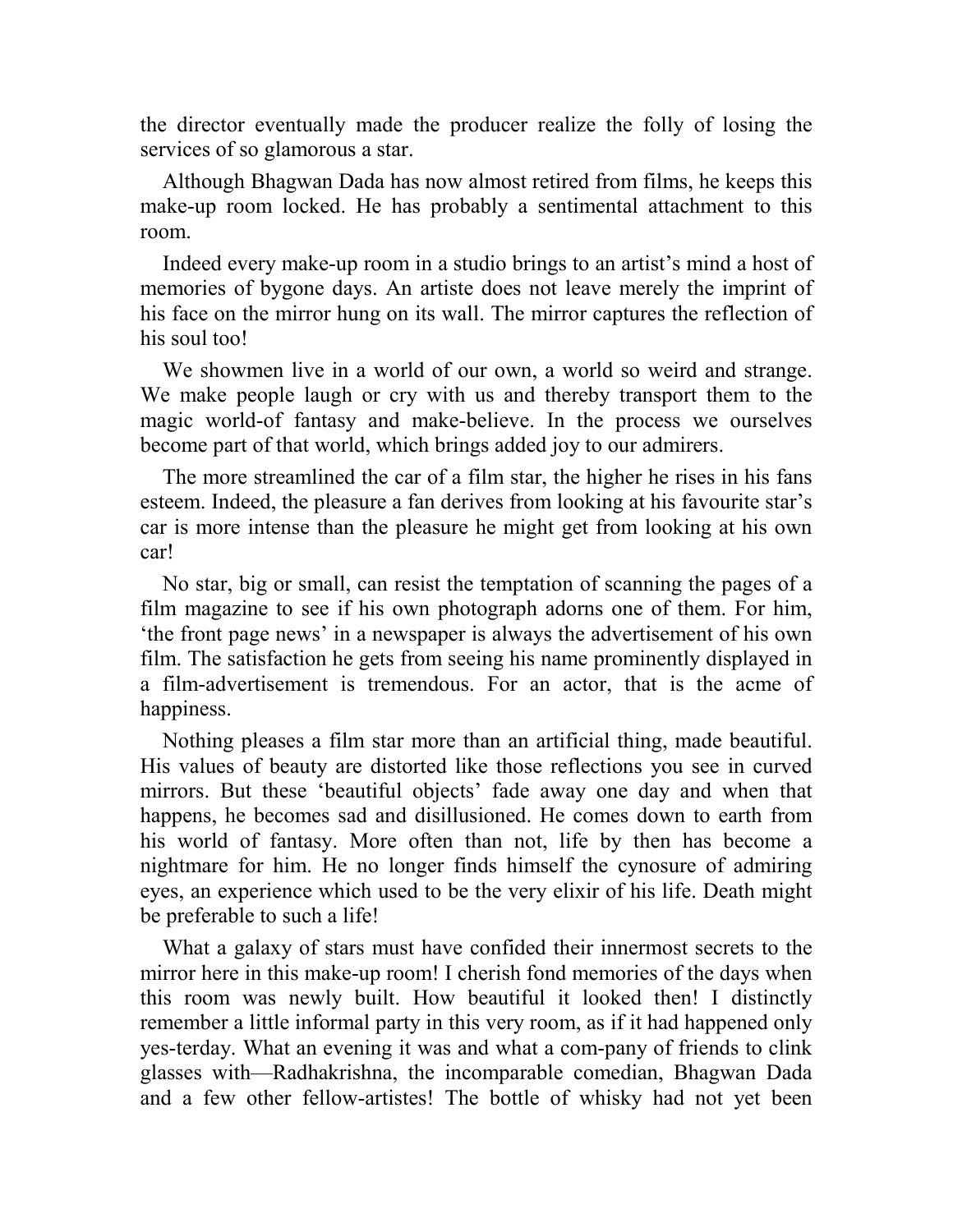the director eventually made the producer realize the folly of losing the services of so glamorous a star.

Although Bhagwan Dada has now almost retired from films, he keeps this make-up room locked. He has probably a sentimental attachment to this room.

Indeed every make-up room in a studio brings to an artist's mind a host of memories of bygone days. An artiste does not leave merely the imprint of his face on the mirror hung on its wall. The mirror captures the reflection of his soul too!

We showmen live in a world of our own, a world so weird and strange. We make people laugh or cry with us and thereby transport them to the magic world-of fantasy and make-believe. In the process we ourselves become part of that world, which brings added joy to our admirers.

The more streamlined the car of a film star, the higher he rises in his fans esteem. Indeed, the pleasure a fan derives from looking at his favourite star's car is more intense than the pleasure he might get from looking at his own car!

No star, big or small, can resist the temptation of scanning the pages of a film magazine to see if his own photograph adorns one of them. For him, 'the front page news' in a newspaper is always the advertisement of his own film. The satisfaction he gets from seeing his name prominently displayed in a film-advertisement is tremendous. For an actor, that is the acme of happiness.

Nothing pleases a film star more than an artificial thing, made beautiful. His values of beauty are distorted like those reflections you see in curved mirrors. But these 'beautiful objects' fade away one day and when that happens, he becomes sad and disillusioned. He comes down to earth from his world of fantasy. More often than not, life by then has become a nightmare for him. He no longer finds himself the cynosure of admiring eyes, an experience which used to be the very elixir of his life. Death might be preferable to such a life!

What a galaxy of stars must have confided their innermost secrets to the mirror here in this make-up room! I cherish fond memories of the days when this room was newly built. How beautiful it looked then! I distinctly remember a little informal party in this very room, as if it had happened only yes-terday. What an evening it was and what a com-pany of friends to clink glasses with—Radhakrishna, the incomparable comedian, Bhagwan Dada and a few other fellow-artistes! The bottle of whisky had not yet been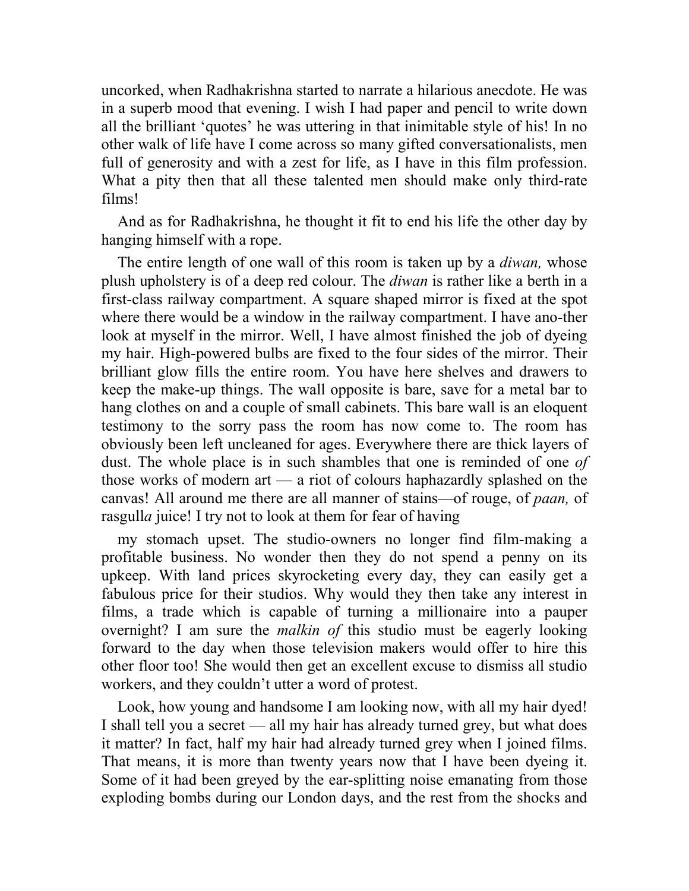uncorked, when Radhakrishna started to narrate a hilarious anecdote. He was in a superb mood that evening. I wish I had paper and pencil to write down all the brilliant 'quotes' he was uttering in that inimitable style of his! In no other walk of life have I come across so many gifted conversationalists, men full of generosity and with a zest for life, as I have in this film profession. What a pity then that all these talented men should make only third-rate films!

And as for Radhakrishna, he thought it fit to end his life the other day by hanging himself with a rope.

The entire length of one wall of this room is taken up by a *diwan,* whose plush upholstery is of a deep red colour. The *diwan* is rather like a berth in a first-class railway compartment. A square shaped mirror is fixed at the spot where there would be a window in the railway compartment. I have ano-ther look at myself in the mirror. Well, I have almost finished the job of dyeing my hair. High-powered bulbs are fixed to the four sides of the mirror. Their brilliant glow fills the entire room. You have here shelves and drawers to keep the make-up things. The wall opposite is bare, save for a metal bar to hang clothes on and a couple of small cabinets. This bare wall is an eloquent testimony to the sorry pass the room has now come to. The room has obviously been left uncleaned for ages. Everywhere there are thick layers of dust. The whole place is in such shambles that one is reminded of one *of* those works of modern art — a riot of colours haphazardly splashed on the canvas! All around me there are all manner of stains—of rouge, of *paan,* of rasgull*a* juice! I try not to look at them for fear of having

my stomach upset. The studio-owners no longer find film-making a profitable business. No wonder then they do not spend a penny on its upkeep. With land prices skyrocketing every day, they can easily get a fabulous price for their studios. Why would they then take any interest in films, a trade which is capable of turning a millionaire into a pauper overnight? I am sure the *malkin of* this studio must be eagerly looking forward to the day when those television makers would offer to hire this other floor too! She would then get an excellent excuse to dismiss all studio workers, and they couldn't utter a word of protest.

Look, how young and handsome I am looking now, with all my hair dyed! I shall tell you a secret — all my hair has already turned grey, but what does it matter? In fact, half my hair had already turned grey when I joined films. That means, it is more than twenty years now that I have been dyeing it. Some of it had been greyed by the ear-splitting noise emanating from those exploding bombs during our London days, and the rest from the shocks and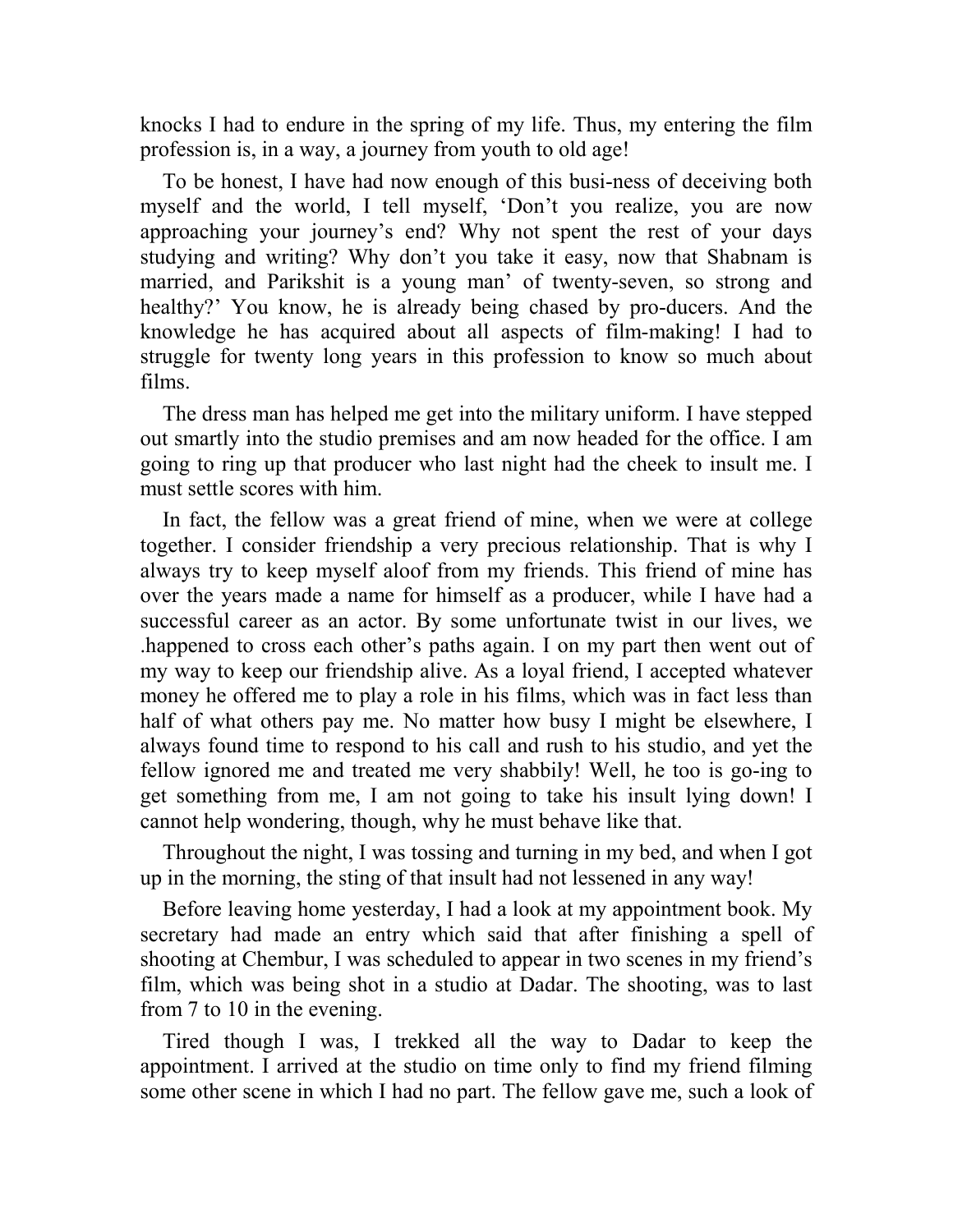knocks I had to endure in the spring of my life. Thus, my entering the film profession is, in a way, a journey from youth to old age!

To be honest, I have had now enough of this busi-ness of deceiving both myself and the world, I tell myself, 'Don't you realize, you are now approaching your journey's end? Why not spent the rest of your days studying and writing? Why don't you take it easy, now that Shabnam is married, and Parikshit is a young man' of twenty-seven, so strong and healthy?' You know, he is already being chased by pro-ducers. And the knowledge he has acquired about all aspects of film-making! I had to struggle for twenty long years in this profession to know so much about films.

The dress man has helped me get into the military uniform. I have stepped out smartly into the studio premises and am now headed for the office. I am going to ring up that producer who last night had the cheek to insult me. I must settle scores with him.

In fact, the fellow was a great friend of mine, when we were at college together. I consider friendship a very precious relationship. That is why I always try to keep myself aloof from my friends. This friend of mine has over the years made a name for himself as a producer, while I have had a successful career as an actor. By some unfortunate twist in our lives, we .happened to cross each other's paths again. I on my part then went out of my way to keep our friendship alive. As a loyal friend, I accepted whatever money he offered me to play a role in his films, which was in fact less than half of what others pay me. No matter how busy I might be elsewhere, I always found time to respond to his call and rush to his studio, and yet the fellow ignored me and treated me very shabbily! Well, he too is go-ing to get something from me, I am not going to take his insult lying down! I cannot help wondering, though, why he must behave like that.

Throughout the night, I was tossing and turning in my bed, and when I got up in the morning, the sting of that insult had not lessened in any way!

Before leaving home yesterday, I had a look at my appointment book. My secretary had made an entry which said that after finishing a spell of shooting at Chembur, I was scheduled to appear in two scenes in my friend's film, which was being shot in a studio at Dadar. The shooting, was to last from 7 to 10 in the evening.

Tired though I was, I trekked all the way to Dadar to keep the appointment. I arrived at the studio on time only to find my friend filming some other scene in which I had no part. The fellow gave me, such a look of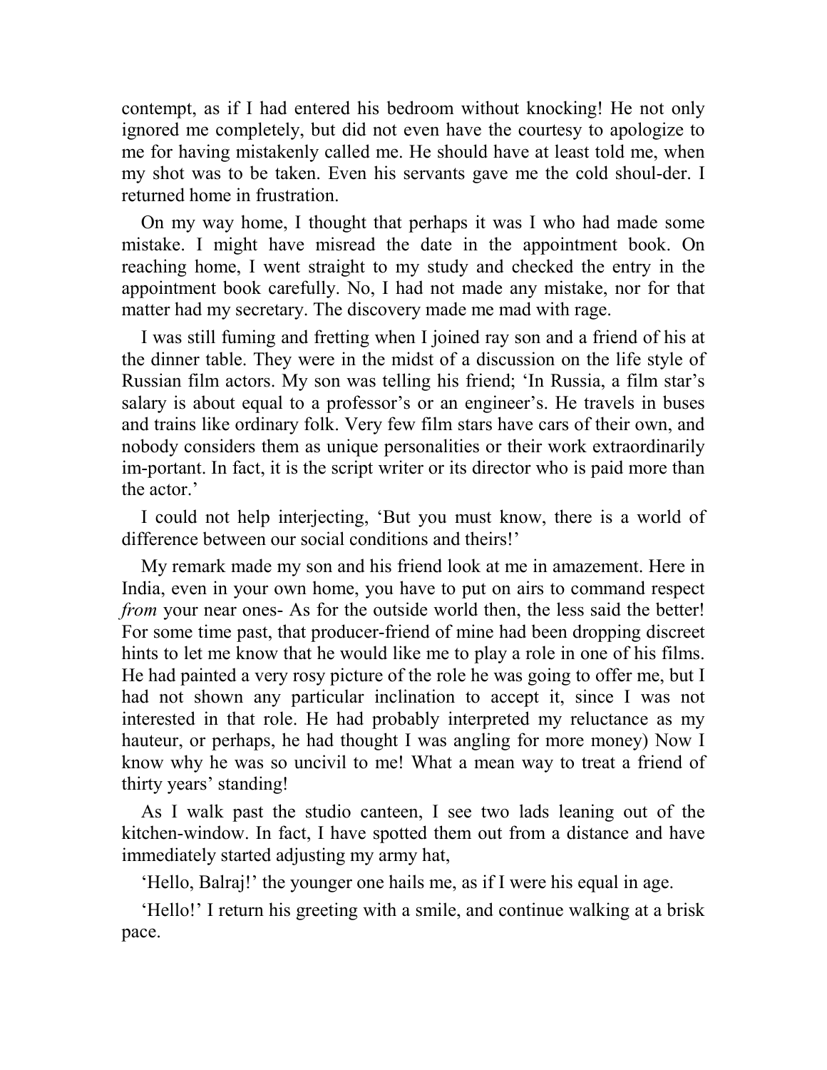contempt, as if I had entered his bedroom without knocking! He not only ignored me completely, but did not even have the courtesy to apologize to me for having mistakenly called me. He should have at least told me, when my shot was to be taken. Even his servants gave me the cold shoul-der. I returned home in frustration.

On my way home, I thought that perhaps it was I who had made some mistake. I might have misread the date in the appointment book. On reaching home, I went straight to my study and checked the entry in the appointment book carefully. No, I had not made any mistake, nor for that matter had my secretary. The discovery made me mad with rage.

I was still fuming and fretting when I joined ray son and a friend of his at the dinner table. They were in the midst of a discussion on the life style of Russian film actors. My son was telling his friend; 'In Russia, a film star's salary is about equal to a professor's or an engineer's. He travels in buses and trains like ordinary folk. Very few film stars have cars of their own, and nobody considers them as unique personalities or their work extraordinarily im-portant. In fact, it is the script writer or its director who is paid more than the actor.'

I could not help interjecting, 'But you must know, there is a world of difference between our social conditions and theirs!'

My remark made my son and his friend look at me in amazement. Here in India, even in your own home, you have to put on airs to command respect *from* your near ones- As for the outside world then, the less said the better! For some time past, that producer-friend of mine had been dropping discreet hints to let me know that he would like me to play a role in one of his films. He had painted a very rosy picture of the role he was going to offer me, but I had not shown any particular inclination to accept it, since I was not interested in that role. He had probably interpreted my reluctance as my hauteur, or perhaps, he had thought I was angling for more money) Now I know why he was so uncivil to me! What a mean way to treat a friend of thirty years' standing!

As I walk past the studio canteen, I see two lads leaning out of the kitchen-window. In fact, I have spotted them out from a distance and have immediately started adjusting my army hat,

'Hello, Balraj!' the younger one hails me, as if I were his equal in age.

'Hello!' I return his greeting with a smile, and continue walking at a brisk pace.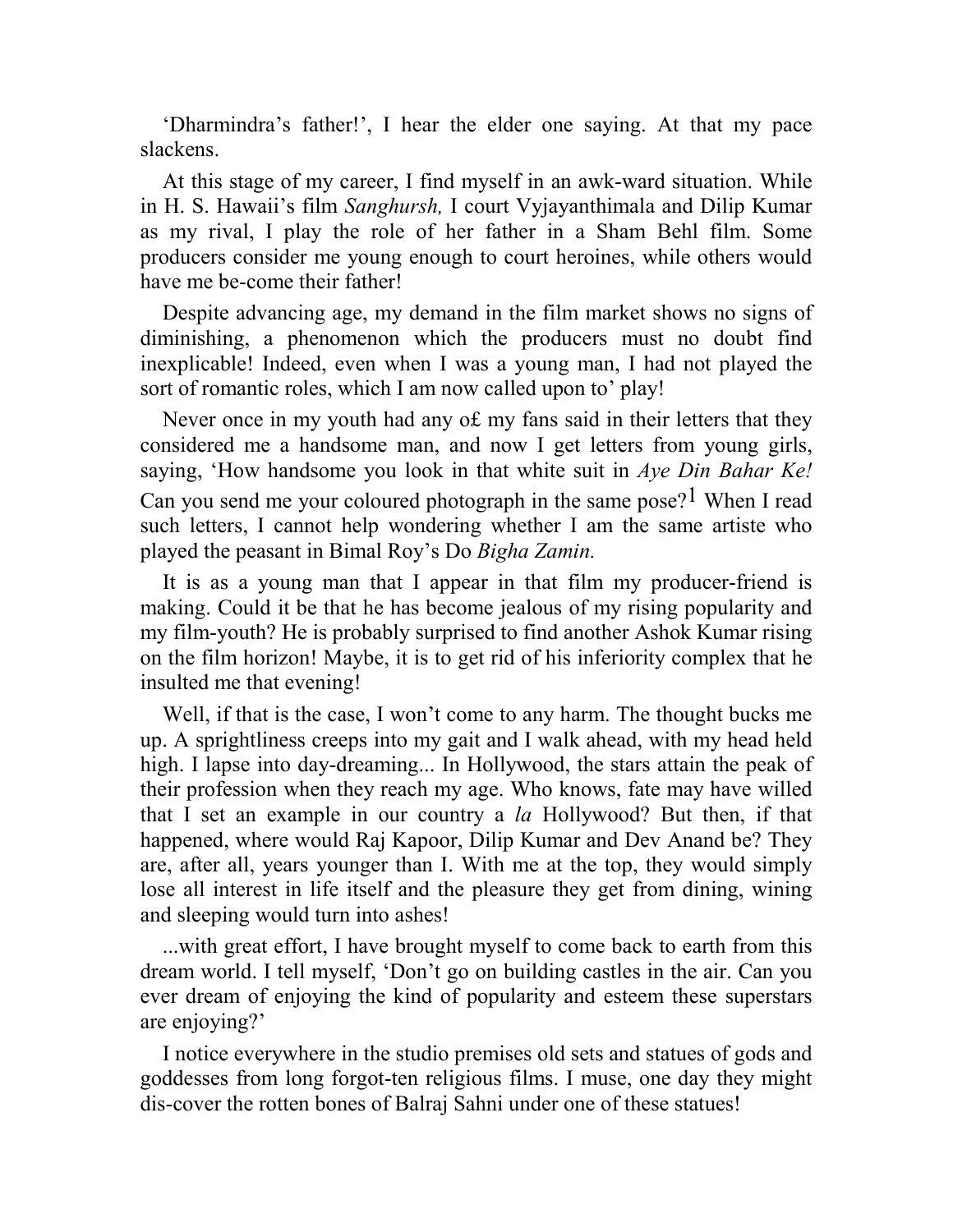'Dharmindra's father!', I hear the elder one saying. At that my pace slackens.

At this stage of my career, I find myself in an awk-ward situation. While in H. S. Hawaii's film *Sanghursh,* I court Vyjayanthimala and Dilip Kumar as my rival, I play the role of her father in a Sham Behl film. Some producers consider me young enough to court heroines, while others would have me be-come their father!

Despite advancing age, my demand in the film market shows no signs of diminishing, a phenomenon which the producers must no doubt find inexplicable! Indeed, even when I was a young man, I had not played the sort of romantic roles, which I am now called upon to' play!

Never once in my youth had any o£ my fans said in their letters that they considered me a handsome man, and now I get letters from young girls, saying, 'How handsome you look in that white suit in *Aye Din Bahar Ke!* Can you send me your coloured photograph in the same pose?[1] When I read such letters, I cannot help wondering whether I am the same artiste who played the peasant in Bimal Roy's Do *Bigha Zamin.*

It is as a young man that I appear in that film my producer-friend is making. Could it be that he has become jealous of my rising popularity and my film-youth? He is probably surprised to find another Ashok Kumar rising on the film horizon! Maybe, it is to get rid of his inferiority complex that he insulted me that evening!

Well, if that is the case, I won't come to any harm. The thought bucks me up. A sprightliness creeps into my gait and I walk ahead, with my head held high. I lapse into day-dreaming... In Hollywood, the stars attain the peak of their profession when they reach my age. Who knows, fate may have willed that I set an example in our country a *la* Hollywood? But then, if that happened, where would Raj Kapoor, Dilip Kumar and Dev Anand be? They are, after all, years younger than I. With me at the top, they would simply lose all interest in life itself and the pleasure they get from dining, wining and sleeping would turn into ashes!

...with great effort, I have brought myself to come back to earth from this dream world. I tell myself, 'Don't go on building castles in the air. Can you ever dream of enjoying the kind of popularity and esteem these superstars are enjoying?'

I notice everywhere in the studio premises old sets and statues of gods and goddesses from long forgot-ten religious films. I muse, one day they might dis-cover the rotten bones of Balraj Sahni under one of these statues!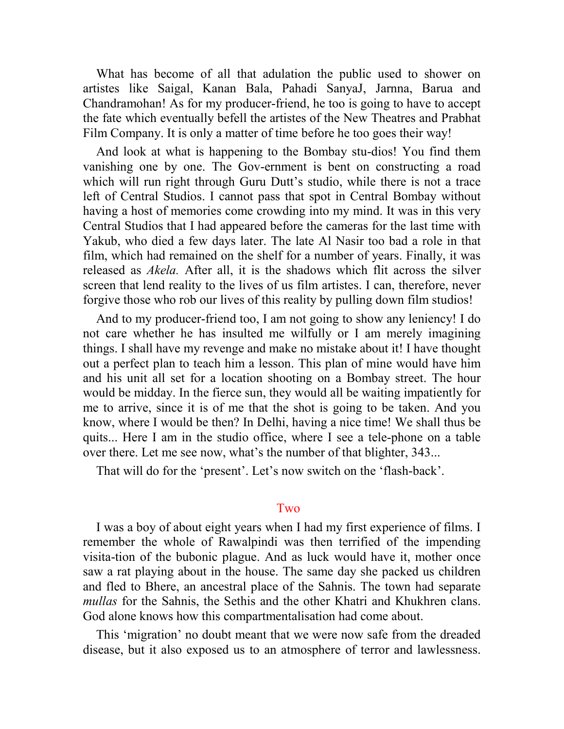What has become of all that adulation the public used to shower on artistes like Saigal, Kanan Bala, Pahadi SanyaJ, Jarnna, Barua and Chandramohan! As for my producer-friend, he too is going to have to accept the fate which eventually befell the artistes of the New Theatres and Prabhat Film Company. It is only a matter of time before he too goes their way!

And look at what is happening to the Bombay stu-dios! You find them vanishing one by one. The Gov-ernment is bent on constructing a road which will run right through Guru Dutt's studio, while there is not a trace left of Central Studios. I cannot pass that spot in Central Bombay without having a host of memories come crowding into my mind. It was in this very Central Studios that I had appeared before the cameras for the last time with Yakub, who died a few days later. The late Al Nasir too bad a role in that film, which had remained on the shelf for a number of years. Finally, it was released as *Akela.* After all, it is the shadows which flit across the silver screen that lend reality to the lives of us film artistes. I can, therefore, never forgive those who rob our lives of this reality by pulling down film studios!

And to my producer-friend too, I am not going to show any leniency! I do not care whether he has insulted me wilfully or I am merely imagining things. I shall have my revenge and make no mistake about it! I have thought out a perfect plan to teach him a lesson. This plan of mine would have him and his unit all set for a location shooting on a Bombay street. The hour would be midday. In the fierce sun, they would all be waiting impatiently for me to arrive, since it is of me that the shot is going to be taken. And you know, where I would be then? In Delhi, having a nice time! We shall thus be quits... Here I am in the studio office, where I see a tele-phone on a table over there. Let me see now, what's the number of that blighter, 343...

That will do for the 'present'. Let's now switch on the 'flash-back'.

## Two

I was a boy of about eight years when I had my first experience of films. I remember the whole of Rawalpindi was then terrified of the impending visita-tion of the bubonic plague. And as luck would have it, mother once saw a rat playing about in the house. The same day she packed us children and fled to Bhere, an ancestral place of the Sahnis. The town had separate *mullas* for the Sahnis, the Sethis and the other Khatri and Khukhren clans. God alone knows how this compartmentalisation had come about.

This 'migration' no doubt meant that we were now safe from the dreaded disease, but it also exposed us to an atmosphere of terror and lawlessness.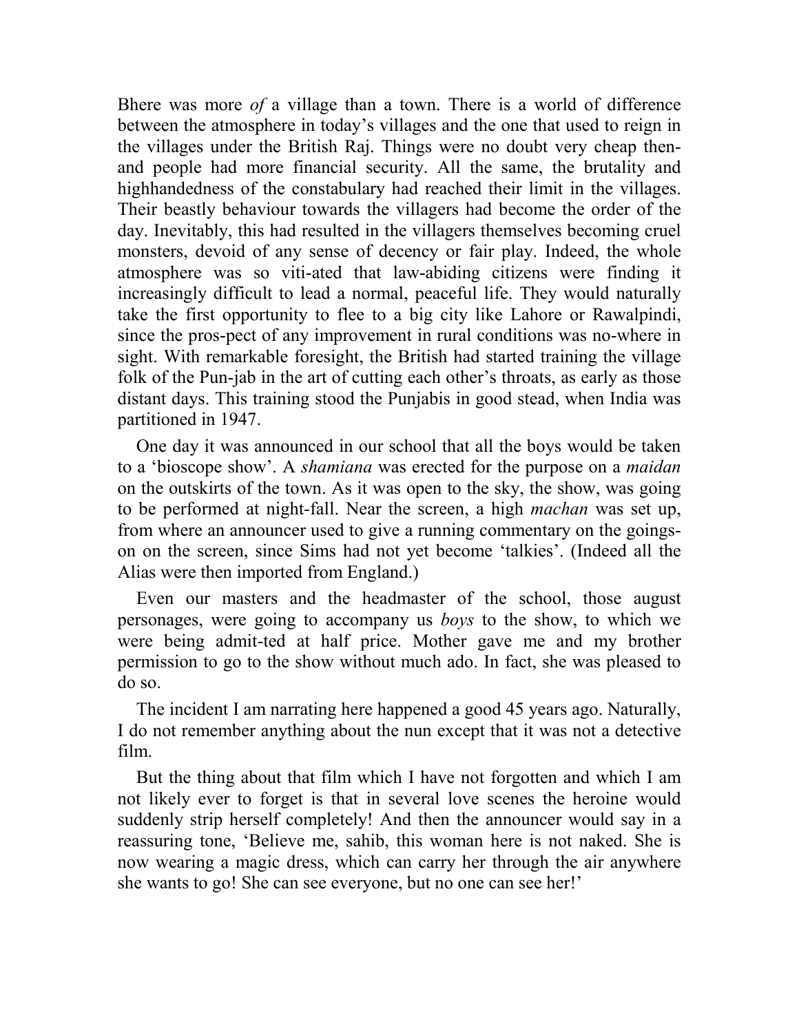Bhere was more *of* a village than a town. There is a world of difference between the atmosphere in today's villages and the one that used to reign in the villages under the British Raj. Things were no doubt very cheap then-and people had more financial security. All the same, the brutality and highhandedness of the constabulary had reached their limit in the villages. Their beastly behaviour towards the villagers had become the order of the day. Inevitably, this had resulted in the villagers themselves becoming cruel monsters, devoid of any sense of decency or fair play. Indeed, the whole atmosphere was so viti-ated that law-abiding citizens were finding it increasingly difficult to lead a normal, peaceful life. They would naturally take the first opportunity to flee to a big city like Lahore or Rawalpindi, since the pros-pect of any improvement in rural conditions was no-where in sight. With remarkable foresight, the British had started training the village folk of the Pun-jab in the art of cutting each other's throats, as early as those distant days. This training stood the Punjabis in good stead, when India was partitioned in 1947.

One day it was announced in our school that all the boys would be taken to a 'bioscope show'. A *shamiana* was erected for the purpose on a *maidan* on the outskirts of the town. As it was open to the sky, the show, was going to be performed at night-fall. Near the screen, a high *machan* was set up, from where an announcer used to give a running commentary on the goings-on on the screen, since Sims had not yet become 'talkies'. (Indeed all the Alias were then imported from England.)

Even our masters and the headmaster of the school, those august personages, were going to accompany us *boys* to the show, to which we were being admit-ted at half price. Mother gave me and my brother permission to go to the show without much ado. In fact, she was pleased to do so.

The incident I am narrating here happened a good 45 years ago. Naturally, I do not remember anything about the nun except that it was not a detective film.

But the thing about that film which I have not forgotten and which I am not likely ever to forget is that in several love scenes the heroine would suddenly strip herself completely! And then the announcer would say in a reassuring tone, 'Believe me, sahib, this woman here is not naked. She is now wearing a magic dress, which can carry her through the air anywhere she wants to go! She can see everyone, but no one can see her!'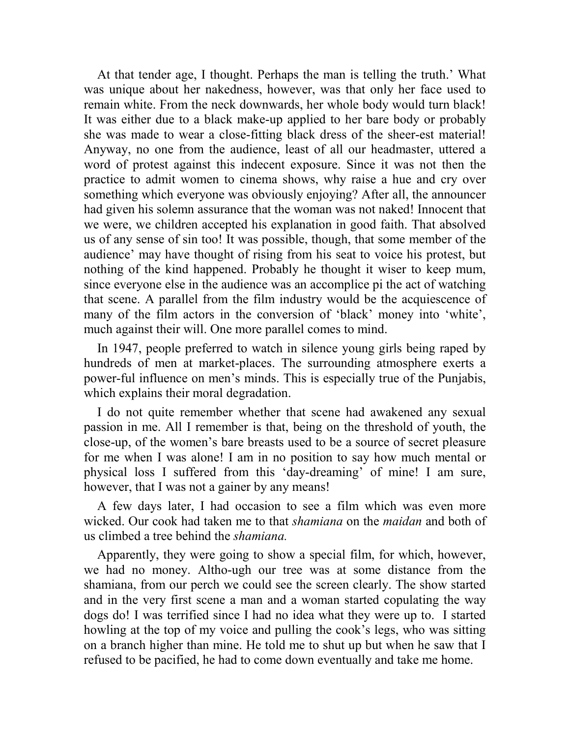At that tender age, I thought. Perhaps the man is telling the truth.' What was unique about her nakedness, however, was that only her face used to remain white. From the neck downwards, her whole body would turn black! It was either due to a black make-up applied to her bare body or probably she was made to wear a close-fitting black dress of the sheer-est material! Anyway, no one from the audience, least of all our headmaster, uttered a word of protest against this indecent exposure. Since it was not then the practice to admit women to cinema shows, why raise a hue and cry over something which everyone was obviously enjoying? After all, the announcer had given his solemn assurance that the woman was not naked! Innocent that we were, we children accepted his explanation in good faith. That absolved us of any sense of sin too! It was possible, though, that some member of the audience' may have thought of rising from his seat to voice his protest, but nothing of the kind happened. Probably he thought it wiser to keep mum, since everyone else in the audience was an accomplice pi the act of watching that scene. A parallel from the film industry would be the acquiescence of many of the film actors in the conversion of 'black' money into 'white', much against their will. One more parallel comes to mind.

In 1947, people preferred to watch in silence young girls being raped by hundreds of men at market-places. The surrounding atmosphere exerts a power-ful influence on men's minds. This is especially true of the Punjabis, which explains their moral degradation.

I do not quite remember whether that scene had awakened any sexual passion in me. All I remember is that, being on the threshold of youth, the close-up, of the women's bare breasts used to be a source of secret pleasure for me when I was alone! I am in no position to say how much mental or physical loss I suffered from this 'day-dreaming' of mine! I am sure, however, that I was not a gainer by any means!

A few days later, I had occasion to see a film which was even more wicked. Our cook had taken me to that *shamiana* on the *maidan* and both of us climbed a tree behind the *shamiana.*

Apparently, they were going to show a special film, for which, however, we had no money. Altho-ugh our tree was at some distance from the shamiana, from our perch we could see the screen clearly. The show started and in the very first scene a man and a woman started copulating the way dogs do! I was terrified since I had no idea what they were up to. I started howling at the top of my voice and pulling the cook's legs, who was sitting on a branch higher than mine. He told me to shut up but when he saw that I refused to be pacified, he had to come down eventually and take me home.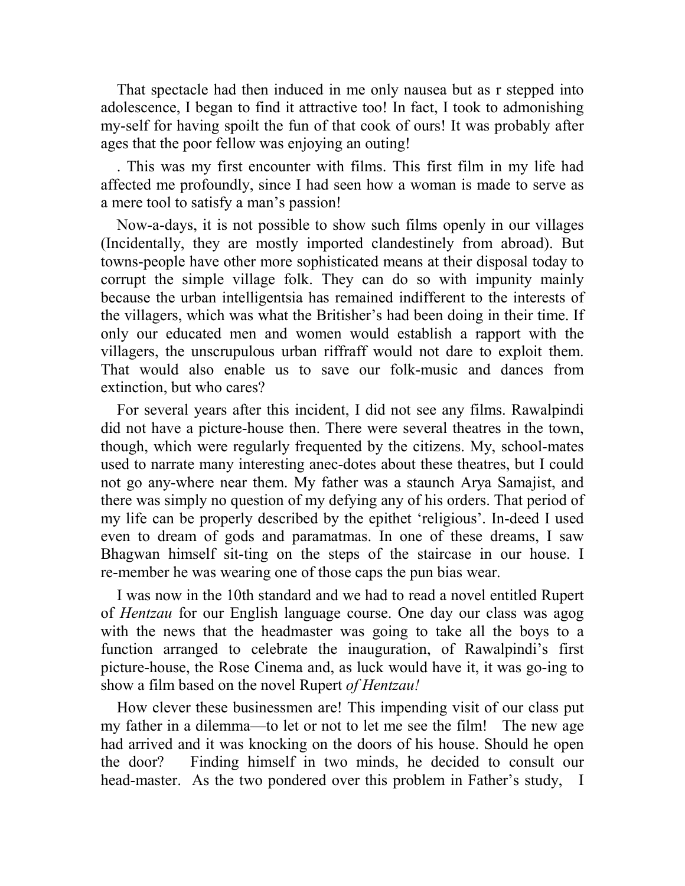That spectacle had then induced in me only nausea but as r stepped into adolescence, I began to find it attractive too! In fact, I took to admonishing my-self for having spoilt the fun of that cook of ours! It was probably after ages that the poor fellow was enjoying an outing!

. This was my first encounter with films. This first film in my life had affected me profoundly, since I had seen how a woman is made to serve as a mere tool to satisfy a man's passion!

Now-a-days, it is not possible to show such films openly in our villages (Incidentally, they are mostly imported clandestinely from abroad). But towns-people have other more sophisticated means at their disposal today to corrupt the simple village folk. They can do so with impunity mainly because the urban intelligentsia has remained indifferent to the interests of the villagers, which was what the Britisher's had been doing in their time. If only our educated men and women would establish a rapport with the villagers, the unscrupulous urban riffraff would not dare to exploit them. That would also enable us to save our folk-music and dances from extinction, but who cares?

For several years after this incident, I did not see any films. Rawalpindi did not have a picture-house then. There were several theatres in the town, though, which were regularly frequented by the citizens. My, school-mates used to narrate many interesting anec-dotes about these theatres, but I could not go any-where near them. My father was a staunch Arya Samajist, and there was simply no question of my defying any of his orders. That period of my life can be properly described by the epithet 'religious'. In-deed I used even to dream of gods and paramatmas. In one of these dreams, I saw Bhagwan himself sit-ting on the steps of the staircase in our house. I re-member he was wearing one of those caps the pun bias wear.

I was now in the 10th standard and we had to read a novel entitled Rupert of *Hentzau* for our English language course. One day our class was agog with the news that the headmaster was going to take all the boys to a function arranged to celebrate the inauguration, of Rawalpindi's first picture-house, the Rose Cinema and, as luck would have it, it was go-ing to show a film based on the novel Rupert *of Hentzau!*

How clever these businessmen are! This impending visit of our class put my father in a dilemma—to let or not to let me see the film! The new age had arrived and it was knocking on the doors of his house. Should he open the door? Finding himself in two minds, he decided to consult our head-master. As the two pondered over this problem in Father's study, I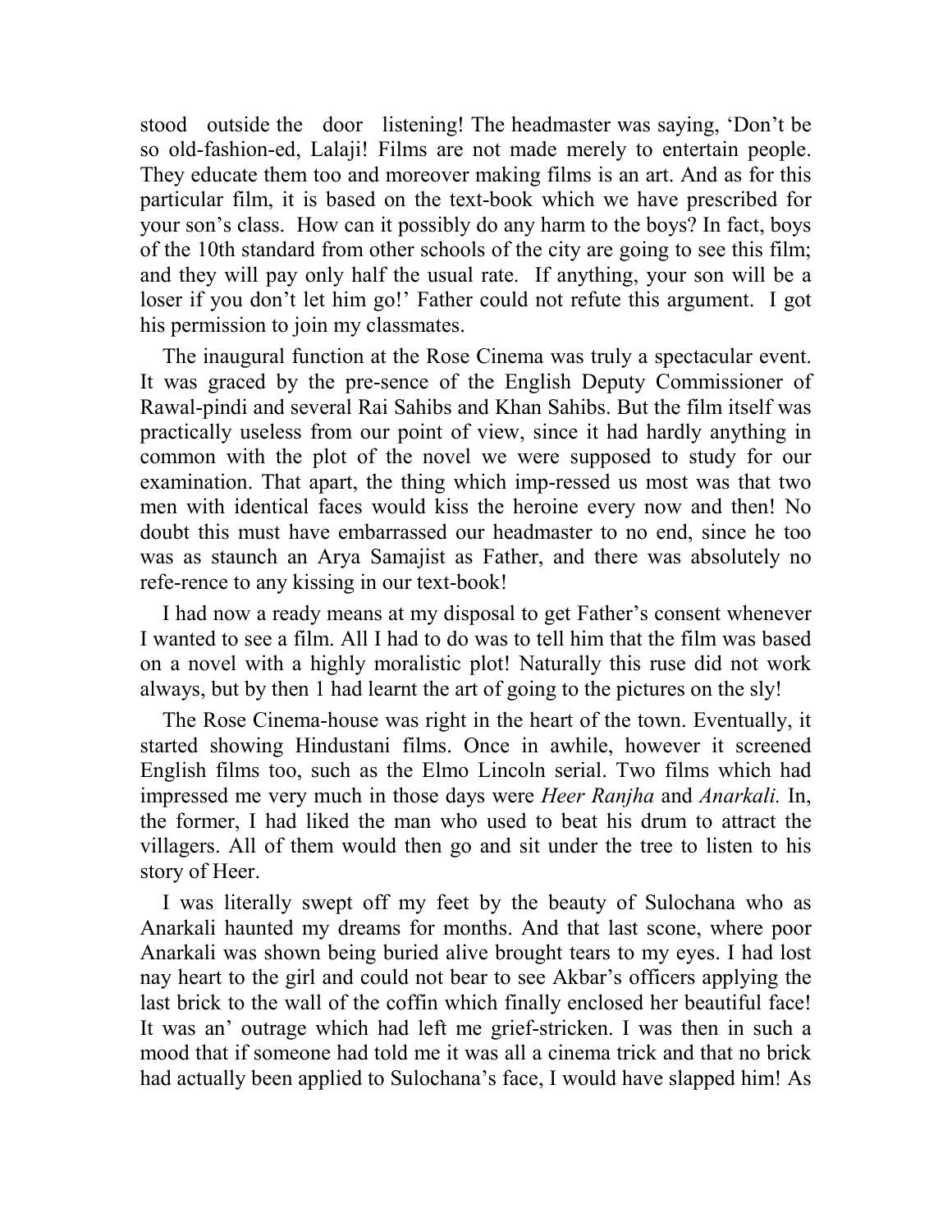stood outside the door listening! The headmaster was saying, 'Don't be so old-fashion-ed, Lalaji! Films are not made merely to entertain people. They educate them too and moreover making films is an art. And as for this particular film, it is based on the text-book which we have prescribed for your son's class. How can it possibly do any harm to the boys? In fact, boys of the 10th standard from other schools of the city are going to see this film; and they will pay only half the usual rate. If anything, your son will be a loser if you don't let him go!' Father could not refute this argument. I got his permission to join my classmates.

The inaugural function at the Rose Cinema was truly a spectacular event. It was graced by the pre-sence of the English Deputy Commissioner of Rawal-pindi and several Rai Sahibs and Khan Sahibs. But the film itself was practically useless from our point of view, since it had hardly anything in common with the plot of the novel we were supposed to study for our examination. That apart, the thing which imp-ressed us most was that two men with identical faces would kiss the heroine every now and then! No doubt this must have embarrassed our headmaster to no end, since he too was as staunch an Arya Samajist as Father, and there was absolutely no refe-rence to any kissing in our text-book!

I had now a ready means at my disposal to get Father's consent whenever I wanted to see a film. All I had to do was to tell him that the film was based on a novel with a highly moralistic plot! Naturally this ruse did not work always, but by then 1 had learnt the art of going to the pictures on the sly!

The Rose Cinema-house was right in the heart of the town. Eventually, it started showing Hindustani films. Once in awhile, however it screened English films too, such as the Elmo Lincoln serial. Two films which had impressed me very much in those days were *Heer Ranjha* and *Anarkali.* In, the former, I had liked the man who used to beat his drum to attract the villagers. All of them would then go and sit under the tree to listen to his story of Heer.

I was literally swept off my feet by the beauty of Sulochana who as Anarkali haunted my dreams for months. And that last scone, where poor Anarkali was shown being buried alive brought tears to my eyes. I had lost nay heart to the girl and could not bear to see Akbar's officers applying the last brick to the wall of the coffin which finally enclosed her beautiful face! It was an' outrage which had left me grief-stricken. I was then in such a mood that if someone had told me it was all a cinema trick and that no brick had actually been applied to Sulochana's face, I would have slapped him! As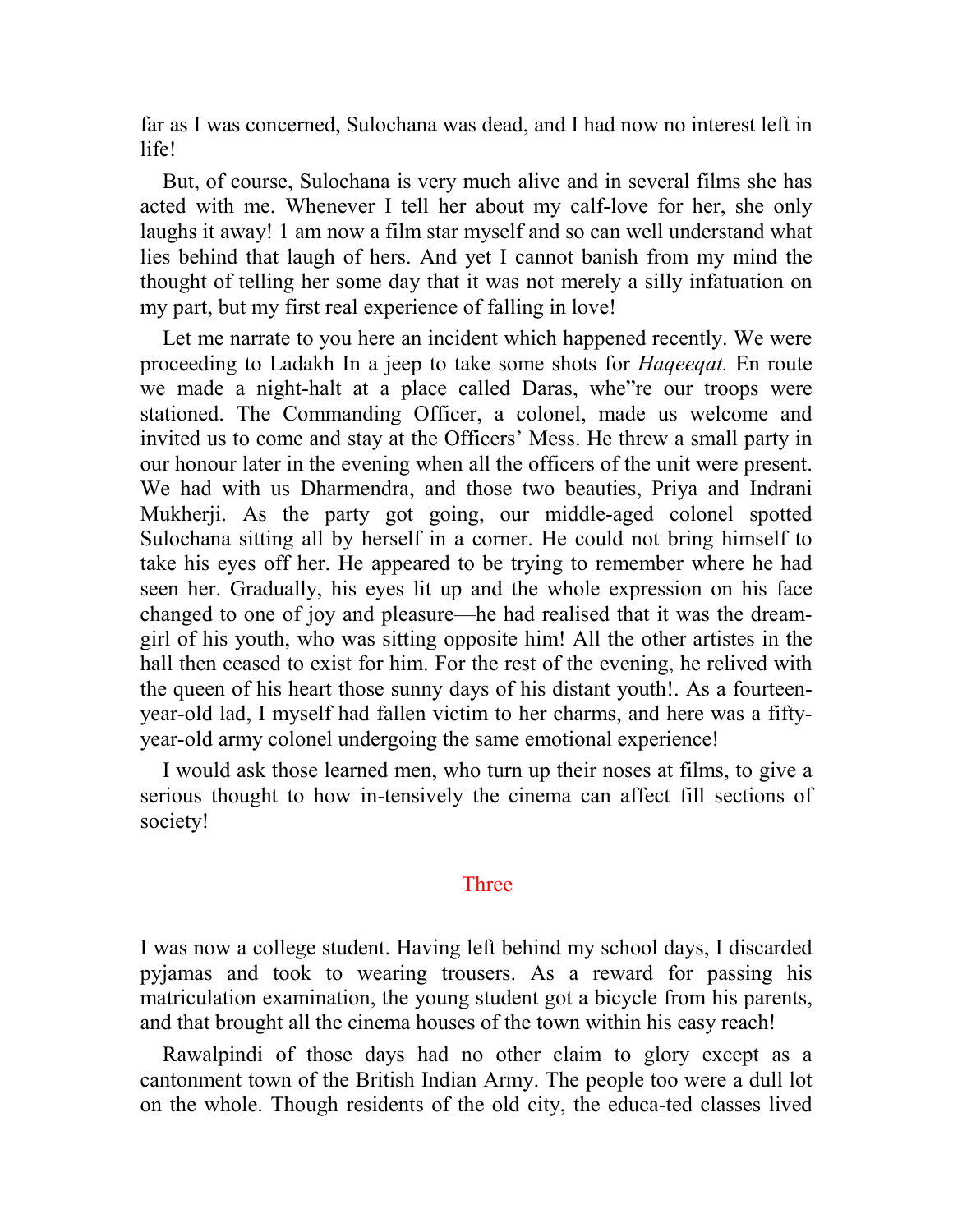far as I was concerned, Sulochana was dead, and I had now no interest left in life!

But, of course, Sulochana is very much alive and in several films she has acted with me. Whenever I tell her about my calf-love for her, she only laughs it away! 1 am now a film star myself and so can well understand what lies behind that laugh of hers. And yet I cannot banish from my mind the thought of telling her some day that it was not merely a silly infatuation on my part, but my first real experience of falling in love!

Let me narrate to you here an incident which happened recently. We were proceeding to Ladakh In a jeep to take some shots for *Haqeeqat.* En route we made a night-halt at a place called Daras, whe"re our troops were stationed. The Commanding Officer, a colonel, made us welcome and invited us to come and stay at the Officers' Mess. He threw a small party in our honour later in the evening when all the officers of the unit were present. We had with us Dharmendra, and those two beauties, Priya and Indrani Mukherji. As the party got going, our middle-aged colonel spotted Sulochana sitting all by herself in a corner. He could not bring himself to take his eyes off her. He appeared to be trying to remember where he had seen her. Gradually, his eyes lit up and the whole expression on his face changed to one of joy and pleasure—he had realised that it was the dream-girl of his youth, who was sitting opposite him! All the other artistes in the hall then ceased to exist for him. For the rest of the evening, he relived with the queen of his heart those sunny days of his distant youth!. As a fourteen-year-old lad, I myself had fallen victim to her charms, and here was a fifty-year-old army colonel undergoing the same emotional experience!

I would ask those learned men, who turn up their noses at films, to give a serious thought to how in-tensively the cinema can affect fill sections of society!

## Three

I was now a college student. Having left behind my school days, I discarded pyjamas and took to wearing trousers. As a reward for passing his matriculation examination, the young student got a bicycle from his parents, and that brought all the cinema houses of the town within his easy reach!

Rawalpindi of those days had no other claim to glory except as a cantonment town of the British Indian Army. The people too were a dull lot on the whole. Though residents of the old city, the educa-ted classes lived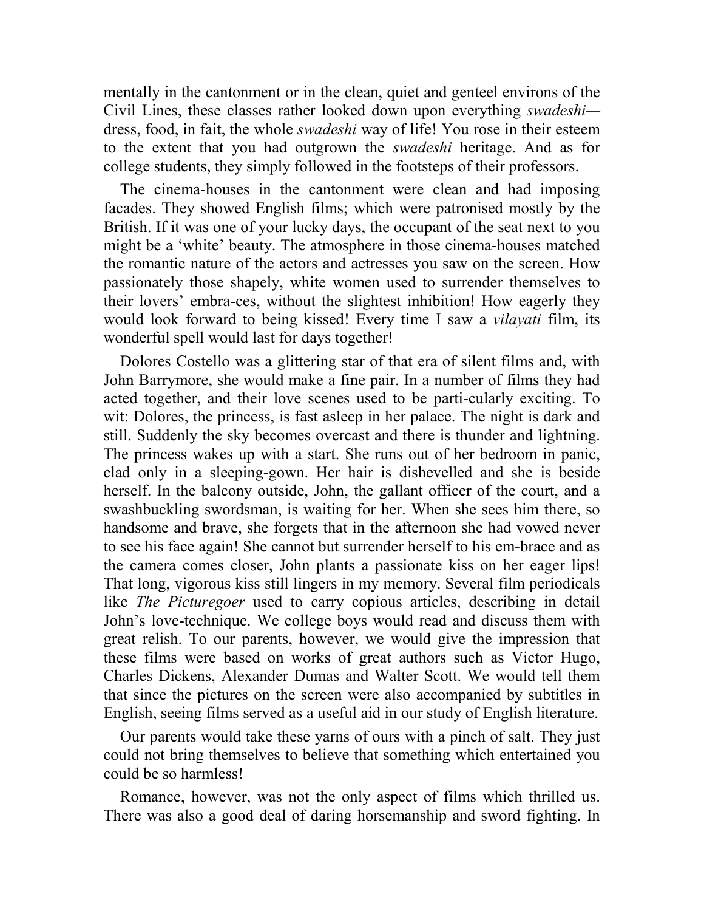mentally in the cantonment or in the clean, quiet and genteel environs of the Civil Lines, these classes rather looked down upon everything *swadeshi*—dress, food, in fait, the whole *swadeshi* way of life! You rose in their esteem to the extent that you had outgrown the *swadeshi* heritage. And as for college students, they simply followed in the footsteps of their professors.

The cinema-houses in the cantonment were clean and had imposing facades. They showed English films; which were patronised mostly by the British. If it was one of your lucky days, the occupant of the seat next to you might be a 'white' beauty. The atmosphere in those cinema-houses matched the romantic nature of the actors and actresses you saw on the screen. How passionately those shapely, white women used to surrender themselves to their lovers' embra-ces, without the slightest inhibition! How eagerly they would look forward to being kissed! Every time I saw a *vilayati* film, its wonderful spell would last for days together!

Dolores Costello was a glittering star of that era of silent films and, with John Barrymore, she would make a fine pair. In a number of films they had acted together, and their love scenes used to be parti-cularly exciting. To wit: Dolores, the princess, is fast asleep in her palace. The night is dark and still. Suddenly the sky becomes overcast and there is thunder and lightning. The princess wakes up with a start. She runs out of her bedroom in panic, clad only in a sleeping-gown. Her hair is dishevelled and she is beside herself. In the balcony outside, John, the gallant officer of the court, and a swashbuckling swordsman, is waiting for her. When she sees him there, so handsome and brave, she forgets that in the afternoon she had vowed never to see his face again! She cannot but surrender herself to his em-brace and as the camera comes closer, John plants a passionate kiss on her eager lips! That long, vigorous kiss still lingers in my memory. Several film periodicals like *The Picturegoer* used to carry copious articles, describing in detail John's love-technique. We college boys would read and discuss them with great relish. To our parents, however, we would give the impression that these films were based on works of great authors such as Victor Hugo, Charles Dickens, Alexander Dumas and Walter Scott. We would tell them that since the pictures on the screen were also accompanied by subtitles in English, seeing films served as a useful aid in our study of English literature.

Our parents would take these yarns of ours with a pinch of salt. They just could not bring themselves to believe that something which entertained you could be so harmless!

Romance, however, was not the only aspect of films which thrilled us. There was also a good deal of daring horsemanship and sword fighting. In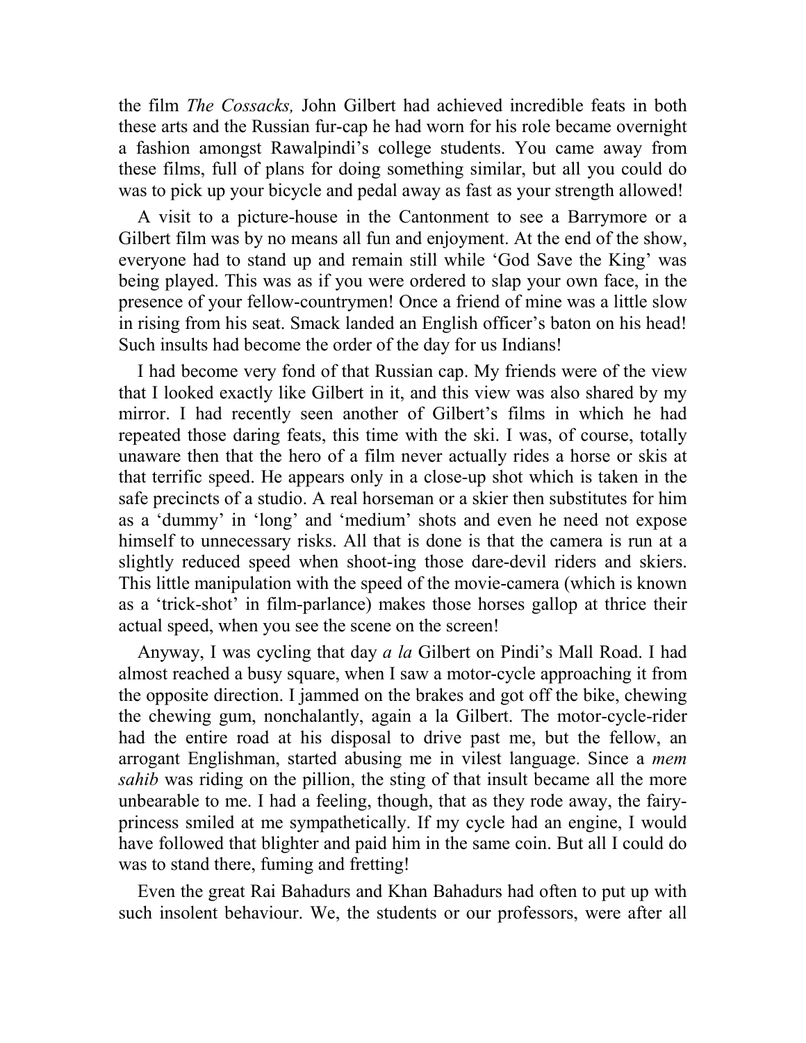the film *The Cossacks,* John Gilbert had achieved incredible feats in both these arts and the Russian fur-cap he had worn for his role became overnight a fashion amongst Rawalpindi's college students. You came away from these films, full of plans for doing something similar, but all you could do was to pick up your bicycle and pedal away as fast as your strength allowed!

A visit to a picture-house in the Cantonment to see a Barrymore or a Gilbert film was by no means all fun and enjoyment. At the end of the show, everyone had to stand up and remain still while 'God Save the King' was being played. This was as if you were ordered to slap your own face, in the presence of your fellow-countrymen! Once a friend of mine was a little slow in rising from his seat. Smack landed an English officer's baton on his head! Such insults had become the order of the day for us Indians!

I had become very fond of that Russian cap. My friends were of the view that I looked exactly like Gilbert in it, and this view was also shared by my mirror. I had recently seen another of Gilbert's films in which he had repeated those daring feats, this time with the ski. I was, of course, totally unaware then that the hero of a film never actually rides a horse or skis at that terrific speed. He appears only in a close-up shot which is taken in the safe precincts of a studio. A real horseman or a skier then substitutes for him as a 'dummy' in 'long' and 'medium' shots and even he need not expose himself to unnecessary risks. All that is done is that the camera is run at a slightly reduced speed when shoot-ing those dare-devil riders and skiers. This little manipulation with the speed of the movie-camera (which is known as a 'trick-shot' in film-parlance) makes those horses gallop at thrice their actual speed, when you see the scene on the screen!

Anyway, I was cycling that day *a la* Gilbert on Pindi's Mall Road. I had almost reached a busy square, when I saw a motor-cycle approaching it from the opposite direction. I jammed on the brakes and got off the bike, chewing the chewing gum, nonchalantly, again a la Gilbert. The motor-cycle-rider had the entire road at his disposal to drive past me, but the fellow, an arrogant Englishman, started abusing me in vilest language. Since a *mem sahib* was riding on the pillion, the sting of that insult became all the more unbearable to me. I had a feeling, though, that as they rode away, the fairy-princess smiled at me sympathetically. If my cycle had an engine, I would have followed that blighter and paid him in the same coin. But all I could do was to stand there, fuming and fretting!

Even the great Rai Bahadurs and Khan Bahadurs had often to put up with such insolent behaviour. We, the students or our professors, were after all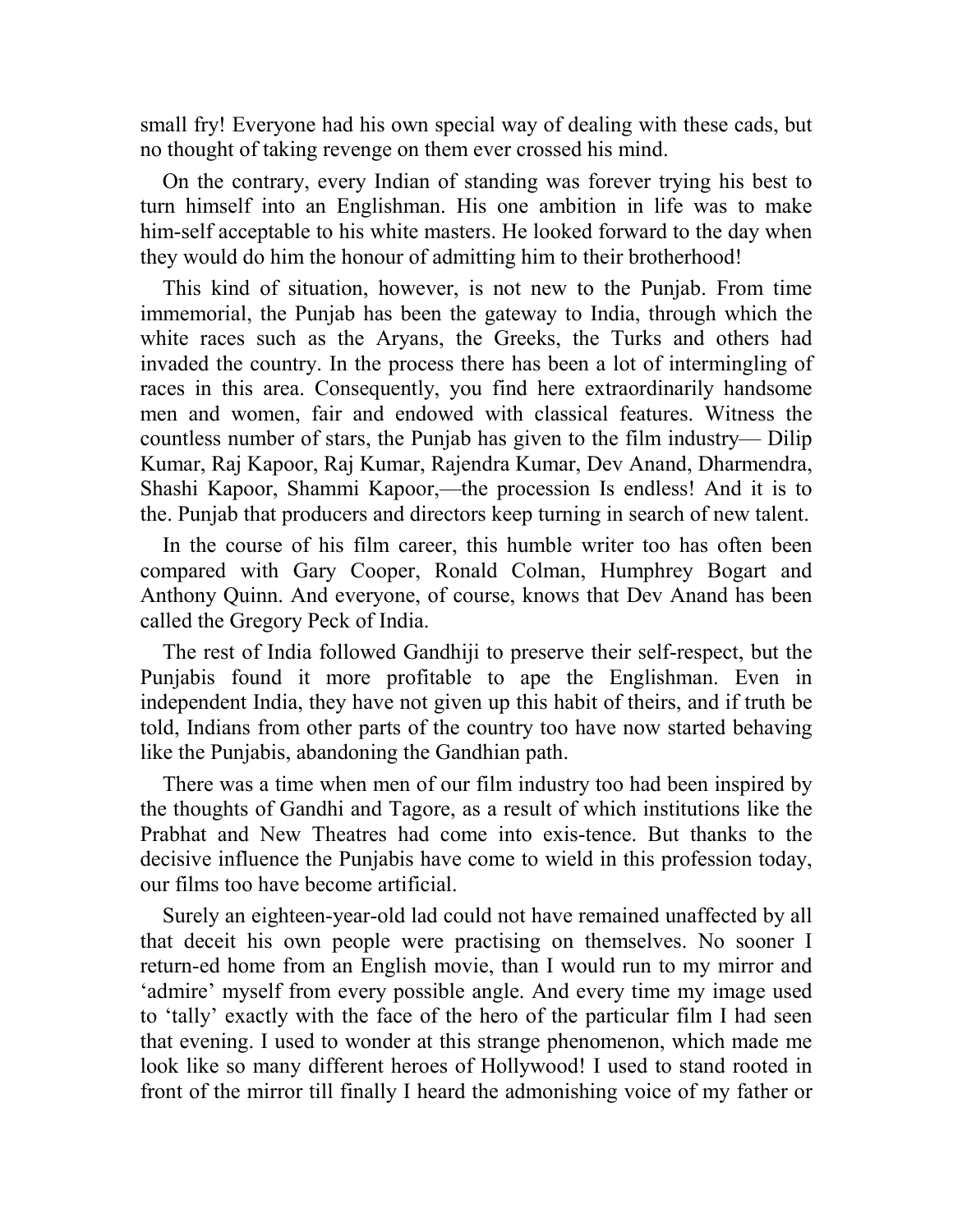small fry! Everyone had his own special way of dealing with these cads, but no thought of taking revenge on them ever crossed his mind.

On the contrary, every Indian of standing was forever trying his best to turn himself into an Englishman. His one ambition in life was to make him-self acceptable to his white masters. He looked forward to the day when they would do him the honour of admitting him to their brotherhood!

This kind of situation, however, is not new to the Punjab. From time immemorial, the Punjab has been the gateway to India, through which the white races such as the Aryans, the Greeks, the Turks and others had invaded the country. In the process there has been a lot of intermingling of races in this area. Consequently, you find here extraordinarily handsome men and women, fair and endowed with classical features. Witness the countless number of stars, the Punjab has given to the film industry— Dilip Kumar, Raj Kapoor, Raj Kumar, Rajendra Kumar, Dev Anand, Dharmendra, Shashi Kapoor, Shammi Kapoor,—the procession Is endless! And it is to the. Punjab that producers and directors keep turning in search of new talent.

In the course of his film career, this humble writer too has often been compared with Gary Cooper, Ronald Colman, Humphrey Bogart and Anthony Quinn. And everyone, of course, knows that Dev Anand has been called the Gregory Peck of India.

The rest of India followed Gandhiji to preserve their self-respect, but the Punjabis found it more profitable to ape the Englishman. Even in independent India, they have not given up this habit of theirs, and if truth be told, Indians from other parts of the country too have now started behaving like the Punjabis, abandoning the Gandhian path.

There was a time when men of our film industry too had been inspired by the thoughts of Gandhi and Tagore, as a result of which institutions like the Prabhat and New Theatres had come into exis-tence. But thanks to the decisive influence the Punjabis have come to wield in this profession today, our films too have become artificial.

Surely an eighteen-year-old lad could not have remained unaffected by all that deceit his own people were practising on themselves. No sooner I return-ed home from an English movie, than I would run to my mirror and 'admire' myself from every possible angle. And every time my image used to 'tally' exactly with the face of the hero of the particular film I had seen that evening. I used to wonder at this strange phenomenon, which made me look like so many different heroes of Hollywood! I used to stand rooted in front of the mirror till finally I heard the admonishing voice of my father or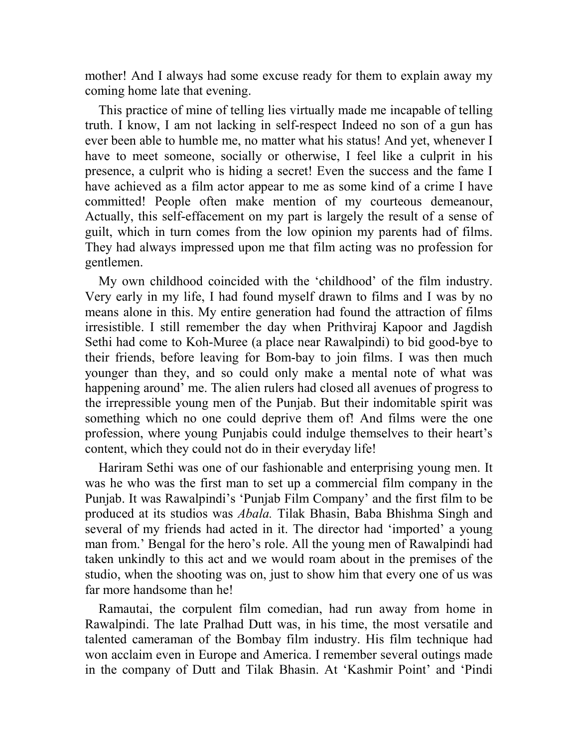mother! And I always had some excuse ready for them to explain away my coming home late that evening.

This practice of mine of telling lies virtually made me incapable of telling truth. I know, I am not lacking in self-respect Indeed no son of a gun has ever been able to humble me, no matter what his status! And yet, whenever I have to meet someone, socially or otherwise, I feel like a culprit in his presence, a culprit who is hiding a secret! Even the success and the fame I have achieved as a film actor appear to me as some kind of a crime I have committed! People often make mention of my courteous demeanour, Actually, this self-effacement on my part is largely the result of a sense of guilt, which in turn comes from the low opinion my parents had of films. They had always impressed upon me that film acting was no profession for gentlemen.

My own childhood coincided with the 'childhood' of the film industry. Very early in my life, I had found myself drawn to films and I was by no means alone in this. My entire generation had found the attraction of films irresistible. I still remember the day when Prithviraj Kapoor and Jagdish Sethi had come to Koh-Muree (a place near Rawalpindi) to bid good-bye to their friends, before leaving for Bom-bay to join films. I was then much younger than they, and so could only make a mental note of what was happening around' me. The alien rulers had closed all avenues of progress to the irrepressible young men of the Punjab. But their indomitable spirit was something which no one could deprive them of! And films were the one profession, where young Punjabis could indulge themselves to their heart's content, which they could not do in their everyday life!

Hariram Sethi was one of our fashionable and enterprising young men. It was he who was the first man to set up a commercial film company in the Punjab. It was Rawalpindi's 'Punjab Film Company' and the first film to be produced at its studios was *Abala.* Tilak Bhasin, Baba Bhishma Singh and several of my friends had acted in it. The director had 'imported' a young man from.' Bengal for the hero's role. All the young men of Rawalpindi had taken unkindly to this act and we would roam about in the premises of the studio, when the shooting was on, just to show him that every one of us was far more handsome than he!

Ramautai, the corpulent film comedian, had run away from home in Rawalpindi. The late Pralhad Dutt was, in his time, the most versatile and talented cameraman of the Bombay film industry. His film technique had won acclaim even in Europe and America. I remember several outings made in the company of Dutt and Tilak Bhasin. At 'Kashmir Point' and 'Pindi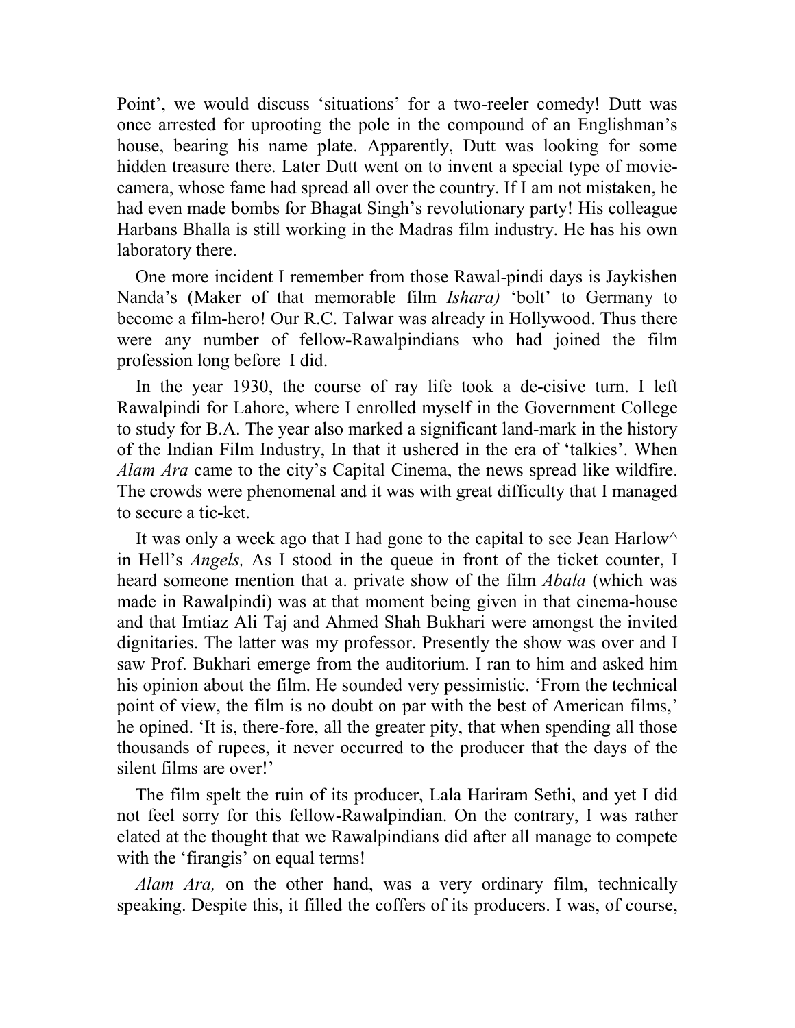Point', we would discuss 'situations' for a two-reeler comedy! Dutt was once arrested for uprooting the pole in the compound of an Englishman's house, bearing his name plate. Apparently, Dutt was looking for some hidden treasure there. Later Dutt went on to invent a special type of movie-camera, whose fame had spread all over the country. If I am not mistaken, he had even made bombs for Bhagat Singh's revolutionary party! His colleague Harbans Bhalla is still working in the Madras film industry. He has his own laboratory there.

One more incident I remember from those Rawal-pindi days is Jaykishen Nanda's (Maker of that memorable film *Ishara)* 'bolt' to Germany to become a film-hero! Our R.C. Talwar was already in Hollywood. Thus there were any number of fellow-Rawalpindians who had joined the film profession long before I did.

In the year 1930, the course of ray life took a de-cisive turn. I left Rawalpindi for Lahore, where I enrolled myself in the Government College to study for B.A. The year also marked a significant land-mark in the history of the Indian Film Industry, In that it ushered in the era of 'talkies'. When *Alam Ara* came to the city's Capital Cinema, the news spread like wildfire. The crowds were phenomenal and it was with great difficulty that I managed to secure a tic-ket.

It was only a week ago that I had gone to the capital to see Jean Harlow^ in Hell's *Angels,* As I stood in the queue in front of the ticket counter, I heard someone mention that a. private show of the film *Abala* (which was made in Rawalpindi) was at that moment being given in that cinema-house and that Imtiaz Ali Taj and Ahmed Shah Bukhari were amongst the invited dignitaries. The latter was my professor. Presently the show was over and I saw Prof. Bukhari emerge from the auditorium. I ran to him and asked him his opinion about the film. He sounded very pessimistic. 'From the technical point of view, the film is no doubt on par with the best of American films,' he opined. 'It is, there-fore, all the greater pity, that when spending all those thousands of rupees, it never occurred to the producer that the days of the silent films are over!'

The film spelt the ruin of its producer, Lala Hariram Sethi, and yet I did not feel sorry for this fellow-Rawalpindian. On the contrary, I was rather elated at the thought that we Rawalpindians did after all manage to compete with the 'firangis' on equal terms!

*Alam Ara,* on the other hand, was a very ordinary film, technically speaking. Despite this, it filled the coffers of its producers. I was, of course,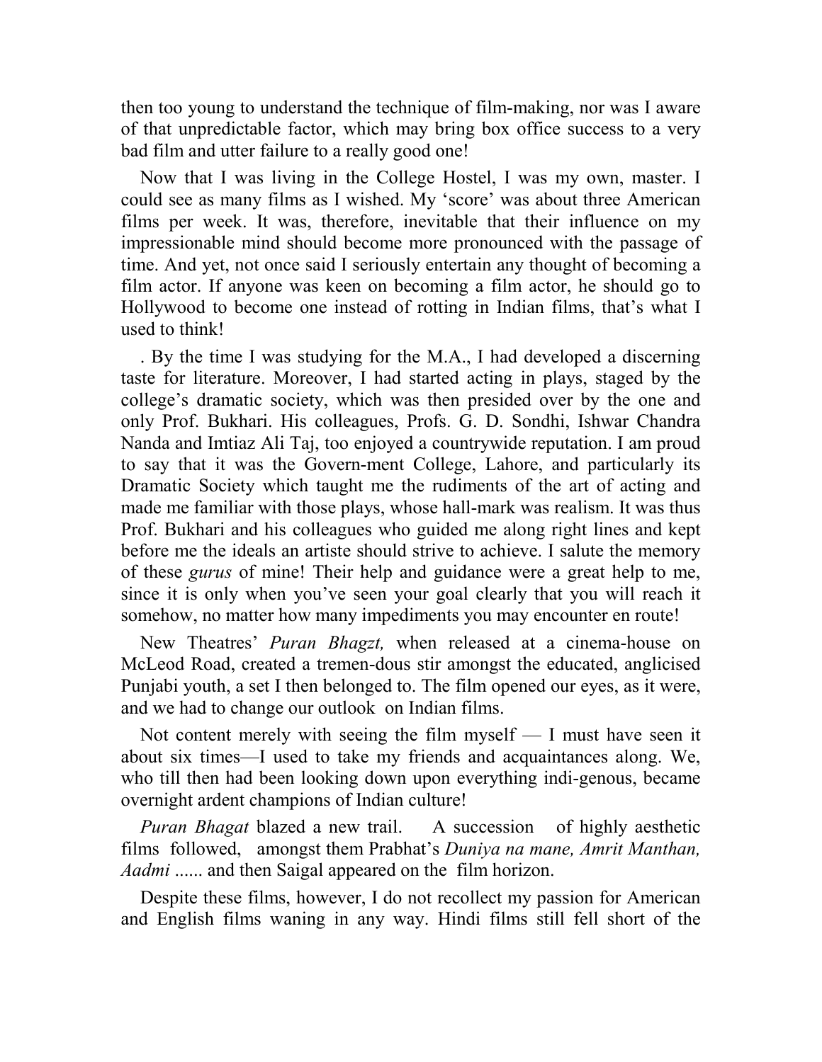then too young to understand the technique of film-making, nor was I aware of that unpredictable factor, which may bring box office success to a very bad film and utter failure to a really good one!

Now that I was living in the College Hostel, I was my own, master. I could see as many films as I wished. My 'score' was about three American films per week. It was, therefore, inevitable that their influence on my impressionable mind should become more pronounced with the passage of time. And yet, not once said I seriously entertain any thought of becoming a film actor. If anyone was keen on becoming a film actor, he should go to Hollywood to become one instead of rotting in Indian films, that's what I used to think!

. By the time I was studying for the M.A., I had developed a discerning taste for literature. Moreover, I had started acting in plays, staged by the college's dramatic society, which was then presided over by the one and only Prof. Bukhari. His colleagues, Profs. G. D. Sondhi, Ishwar Chandra Nanda and Imtiaz Ali Taj, too enjoyed a countrywide reputation. I am proud to say that it was the Govern-ment College, Lahore, and particularly its Dramatic Society which taught me the rudiments of the art of acting and made me familiar with those plays, whose hall-mark was realism. It was thus Prof. Bukhari and his colleagues who guided me along right lines and kept before me the ideals an artiste should strive to achieve. I salute the memory of these *gurus* of mine! Their help and guidance were a great help to me, since it is only when you've seen your goal clearly that you will reach it somehow, no matter how many impediments you may encounter en route!

New Theatres' *Puran Bhagzt,* when released at a cinema-house on McLeod Road, created a tremen-dous stir amongst the educated, anglicised Punjabi youth, a set I then belonged to. The film opened our eyes, as it were, and we had to change our outlook on Indian films.

Not content merely with seeing the film myself — I must have seen it about six times—I used to take my friends and acquaintances along. We, who till then had been looking down upon everything indi-genous, became overnight ardent champions of Indian culture!

*Puran Bhagat* blazed a new trail. A succession of highly aesthetic films followed, amongst them Prabhat's *Duniya na mane, Amrit Manthan, Aadmi* ...... and then Saigal appeared on the film horizon.

Despite these films, however, I do not recollect my passion for American and English films waning in any way. Hindi films still fell short of the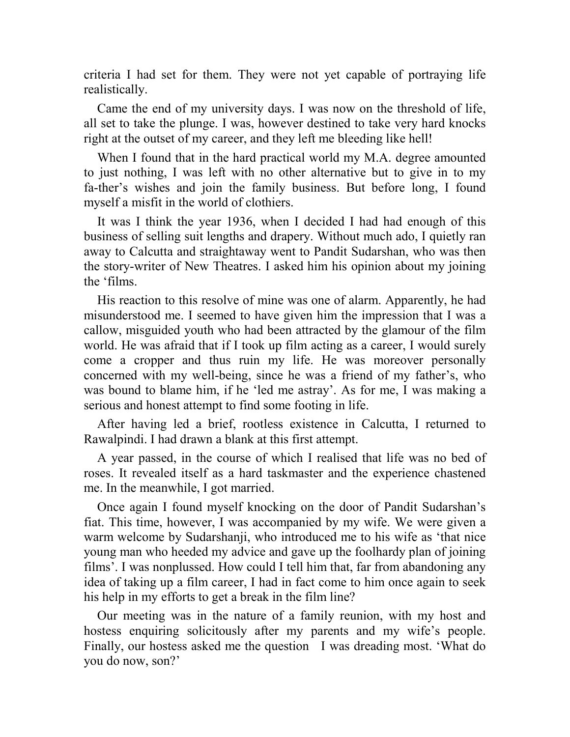criteria I had set for them. They were not yet capable of portraying life realistically.

Came the end of my university days. I was now on the threshold of life, all set to take the plunge. I was, however destined to take very hard knocks right at the outset of my career, and they left me bleeding like hell!

When I found that in the hard practical world my M.A. degree amounted to just nothing, I was left with no other alternative but to give in to my fa-ther's wishes and join the family business. But before long, I found myself a misfit in the world of clothiers.

It was I think the year 1936, when I decided I had had enough of this business of selling suit lengths and drapery. Without much ado, I quietly ran away to Calcutta and straightaway went to Pandit Sudarshan, who was then the story-writer of New Theatres. I asked him his opinion about my joining the 'films.

His reaction to this resolve of mine was one of alarm. Apparently, he had misunderstood me. I seemed to have given him the impression that I was a callow, misguided youth who had been attracted by the glamour of the film world. He was afraid that if I took up film acting as a career, I would surely come a cropper and thus ruin my life. He was moreover personally concerned with my well-being, since he was a friend of my father's, who was bound to blame him, if he 'led me astray'. As for me, I was making a serious and honest attempt to find some footing in life.

After having led a brief, rootless existence in Calcutta, I returned to Rawalpindi. I had drawn a blank at this first attempt.

A year passed, in the course of which I realised that life was no bed of roses. It revealed itself as a hard taskmaster and the experience chastened me. In the meanwhile, I got married.

Once again I found myself knocking on the door of Pandit Sudarshan's fiat. This time, however, I was accompanied by my wife. We were given a warm welcome by Sudarshanji, who introduced me to his wife as 'that nice young man who heeded my advice and gave up the foolhardy plan of joining films'. I was nonplussed. How could I tell him that, far from abandoning any idea of taking up a film career, I had in fact come to him once again to seek his help in my efforts to get a break in the film line?

Our meeting was in the nature of a family reunion, with my host and hostess enquiring solicitously after my parents and my wife's people. Finally, our hostess asked me the question I was dreading most. 'What do you do now, son?'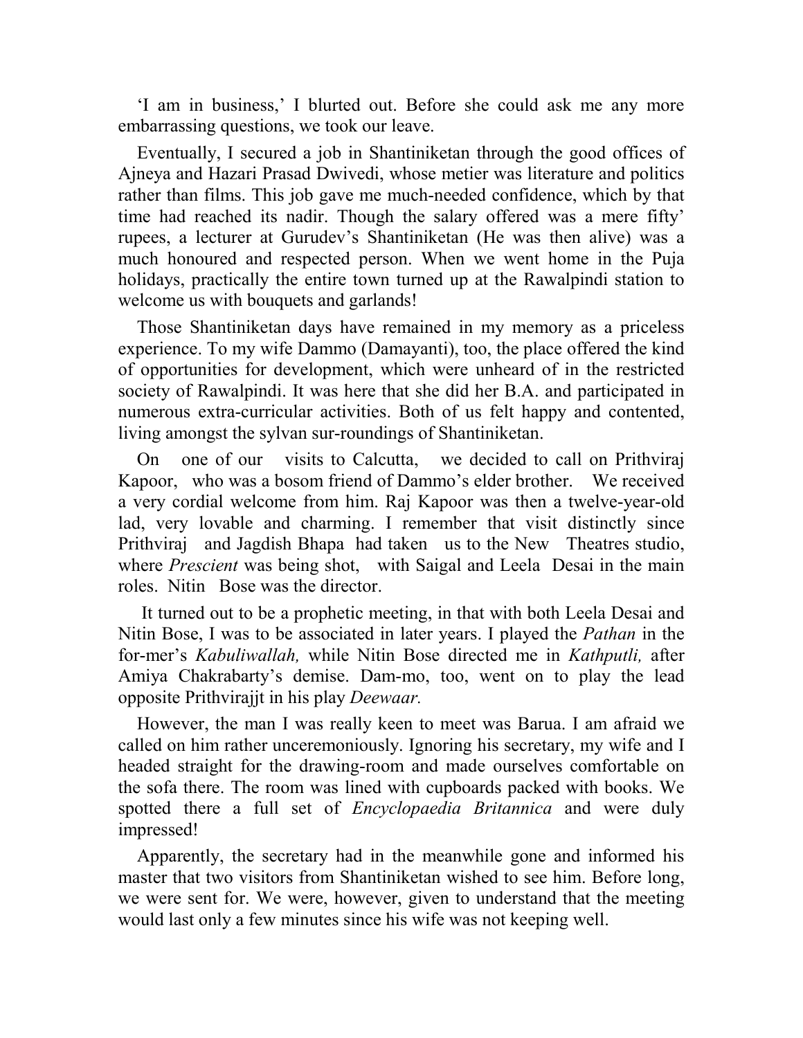'I am in business,' I blurted out. Before she could ask me any more embarrassing questions, we took our leave.

Eventually, I secured a job in Shantiniketan through the good offices of Ajneya and Hazari Prasad Dwivedi, whose metier was literature and politics rather than films. This job gave me much-needed confidence, which by that time had reached its nadir. Though the salary offered was a mere fifty' rupees, a lecturer at Gurudev's Shantiniketan (He was then alive) was a much honoured and respected person. When we went home in the Puja holidays, practically the entire town turned up at the Rawalpindi station to welcome us with bouquets and garlands!

Those Shantiniketan days have remained in my memory as a priceless experience. To my wife Dammo (Damayanti), too, the place offered the kind of opportunities for development, which were unheard of in the restricted society of Rawalpindi. It was here that she did her B.A. and participated in numerous extra-curricular activities. Both of us felt happy and contented, living amongst the sylvan sur-roundings of Shantiniketan.

On one of our visits to Calcutta, we decided to call on Prithviraj Kapoor, who was a bosom friend of Dammo's elder brother. We received a very cordial welcome from him. Raj Kapoor was then a twelve-year-old lad, very lovable and charming. I remember that visit distinctly since Prithviraj and Jagdish Bhapa had taken us to the New Theatres studio, where *Prescient* was being shot, with Saigal and Leela Desai in the main roles. Nitin Bose was the director.

It turned out to be a prophetic meeting, in that with both Leela Desai and Nitin Bose, I was to be associated in later years. I played the *Pathan* in the for-mer's *Kabuliwallah,* while Nitin Bose directed me in *Kathputli,* after Amiya Chakrabarty's demise. Dam-mo, too, went on to play the lead opposite Prithvirajjt in his play *Deewaar.*

However, the man I was really keen to meet was Barua. I am afraid we called on him rather unceremoniously. Ignoring his secretary, my wife and I headed straight for the drawing-room and made ourselves comfortable on the sofa there. The room was lined with cupboards packed with books. We spotted there a full set of *Encyclopaedia Britannica* and were duly impressed!

Apparently, the secretary had in the meanwhile gone and informed his master that two visitors from Shantiniketan wished to see him. Before long, we were sent for. We were, however, given to understand that the meeting would last only a few minutes since his wife was not keeping well.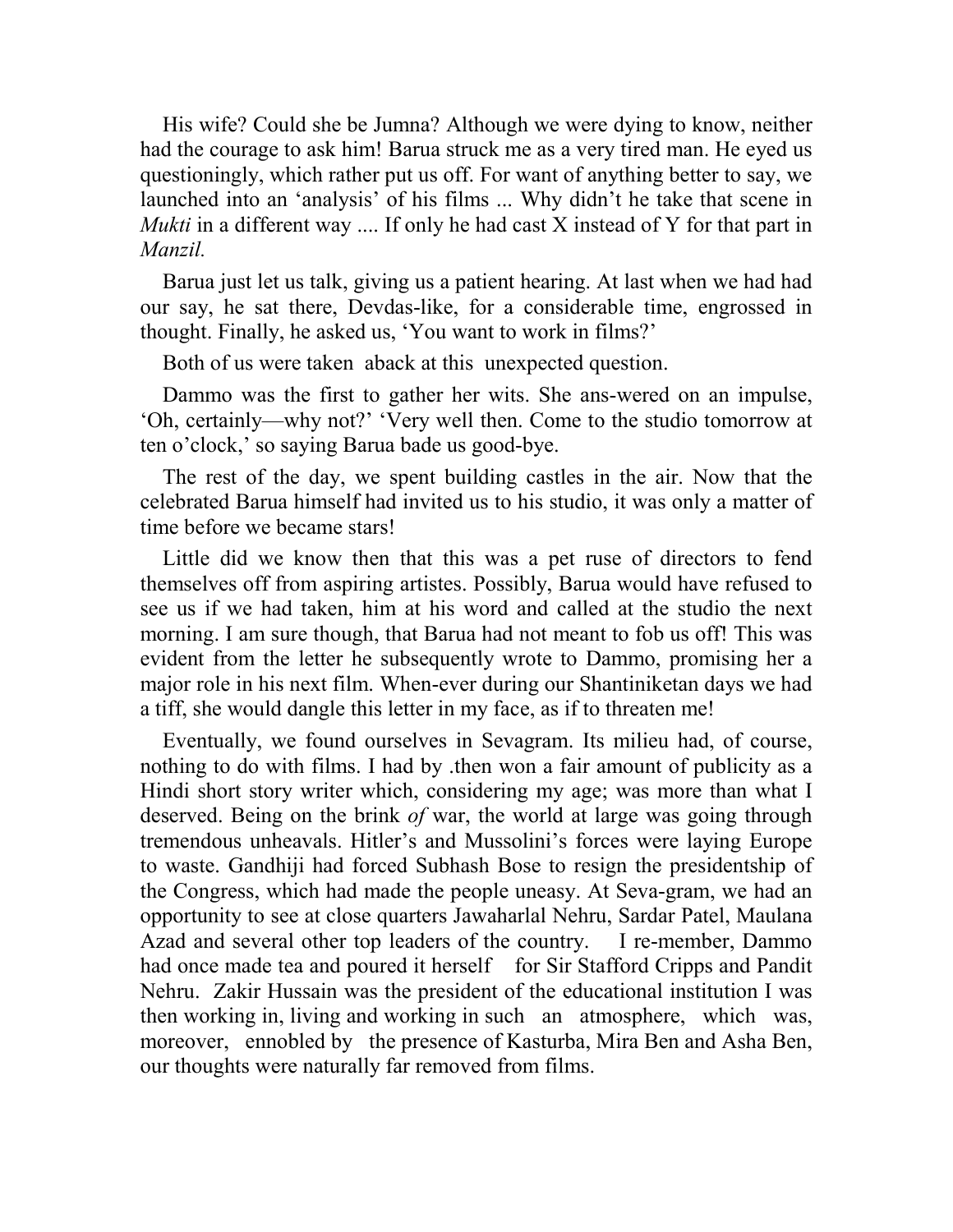His wife? Could she be Jumna? Although we were dying to know, neither had the courage to ask him! Barua struck me as a very tired man. He eyed us questioningly, which rather put us off. For want of anything better to say, we launched into an 'analysis' of his films ... Why didn't he take that scene in *Mukti* in a different way .... If only he had cast X instead of Y for that part in *Manzil.*

Barua just let us talk, giving us a patient hearing. At last when we had had our say, he sat there, Devdas-like, for a considerable time, engrossed in thought. Finally, he asked us, 'You want to work in films?'

Both of us were taken aback at this unexpected question.

Dammo was the first to gather her wits. She ans-wered on an impulse, 'Oh, certainly—why not?' 'Very well then. Come to the studio tomorrow at ten o'clock,' so saying Barua bade us good-bye.

The rest of the day, we spent building castles in the air. Now that the celebrated Barua himself had invited us to his studio, it was only a matter of time before we became stars!

Little did we know then that this was a pet ruse of directors to fend themselves off from aspiring artistes. Possibly, Barua would have refused to see us if we had taken, him at his word and called at the studio the next morning. I am sure though, that Barua had not meant to fob us off! This was evident from the letter he subsequently wrote to Dammo, promising her a major role in his next film. When-ever during our Shantiniketan days we had a tiff, she would dangle this letter in my face, as if to threaten me!

Eventually, we found ourselves in Sevagram. Its milieu had, of course, nothing to do with films. I had by .then won a fair amount of publicity as a Hindi short story writer which, considering my age; was more than what I deserved. Being on the brink *of* war, the world at large was going through tremendous unheavals. Hitler's and Mussolini's forces were laying Europe to waste. Gandhiji had forced Subhash Bose to resign the presidentship of the Congress, which had made the people uneasy. At Seva-gram, we had an opportunity to see at close quarters Jawaharlal Nehru, Sardar Patel, Maulana Azad and several other top leaders of the country. I re-member, Dammo had once made tea and poured it herself for Sir Stafford Cripps and Pandit Nehru. Zakir Hussain was the president of the educational institution I was then working in, living and working in such an atmosphere, which was, moreover, ennobled by the presence of Kasturba, Mira Ben and Asha Ben, our thoughts were naturally far removed from films.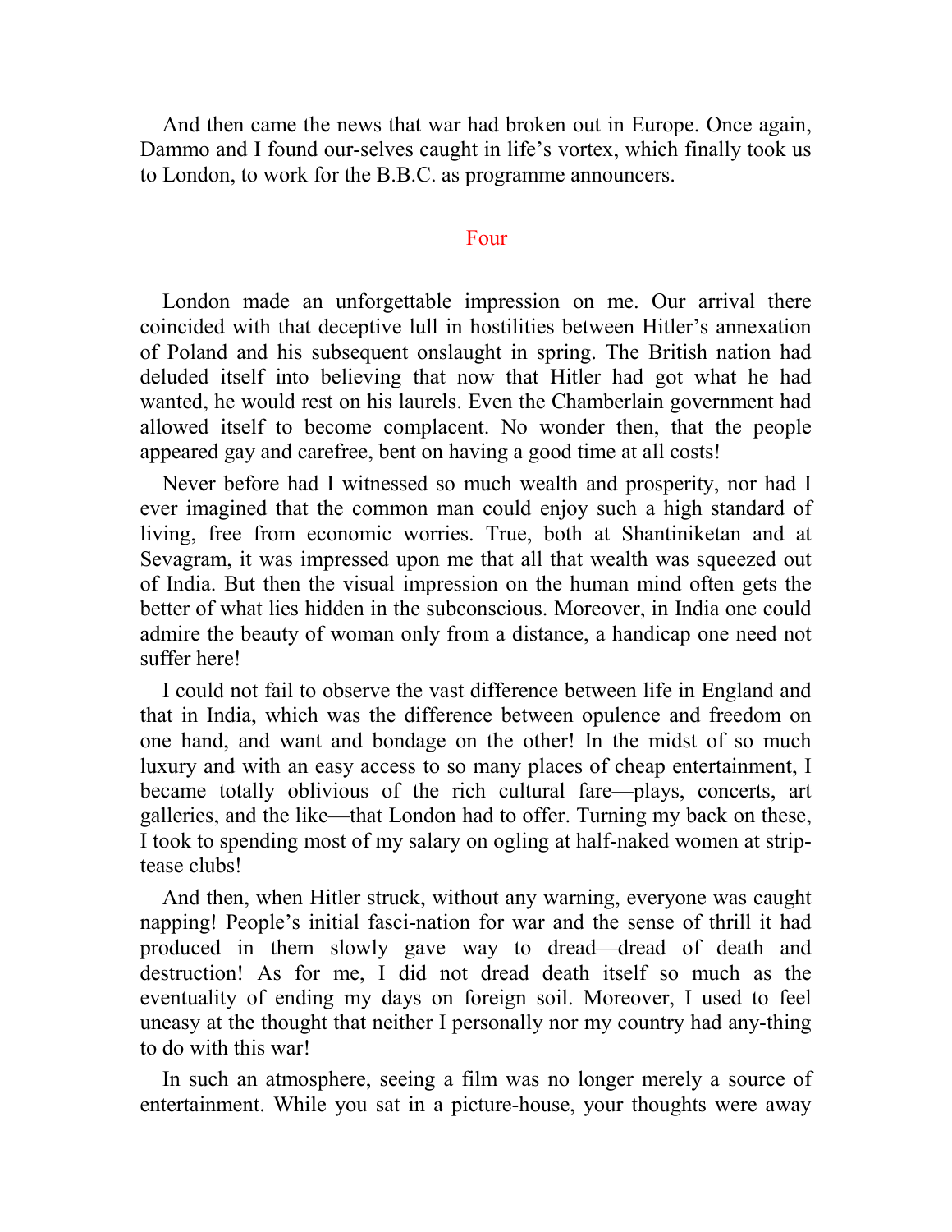And then came the news that war had broken out in Europe. Once again, Dammo and I found our-selves caught in life's vortex, which finally took us to London, to work for the B.B.C. as programme announcers.

## Four

London made an unforgettable impression on me. Our arrival there coincided with that deceptive lull in hostilities between Hitler's annexation of Poland and his subsequent onslaught in spring. The British nation had deluded itself into believing that now that Hitler had got what he had wanted, he would rest on his laurels. Even the Chamberlain government had allowed itself to become complacent. No wonder then, that the people appeared gay and carefree, bent on having a good time at all costs!

Never before had I witnessed so much wealth and prosperity, nor had I ever imagined that the common man could enjoy such a high standard of living, free from economic worries. True, both at Shantiniketan and at Sevagram, it was impressed upon me that all that wealth was squeezed out of India. But then the visual impression on the human mind often gets the better of what lies hidden in the subconscious. Moreover, in India one could admire the beauty of woman only from a distance, a handicap one need not suffer here!

I could not fail to observe the vast difference between life in England and that in India, which was the difference between opulence and freedom on one hand, and want and bondage on the other! In the midst of so much luxury and with an easy access to so many places of cheap entertainment, I became totally oblivious of the rich cultural fare—plays, concerts, art galleries, and the like—that London had to offer. Turning my back on these, I took to spending most of my salary on ogling at half-naked women at strip-tease clubs!

And then, when Hitler struck, without any warning, everyone was caught napping! People's initial fasci-nation for war and the sense of thrill it had produced in them slowly gave way to dread—dread of death and destruction! As for me, I did not dread death itself so much as the eventuality of ending my days on foreign soil. Moreover, I used to feel uneasy at the thought that neither I personally nor my country had any-thing to do with this war!

In such an atmosphere, seeing a film was no longer merely a source of entertainment. While you sat in a picture-house, your thoughts were away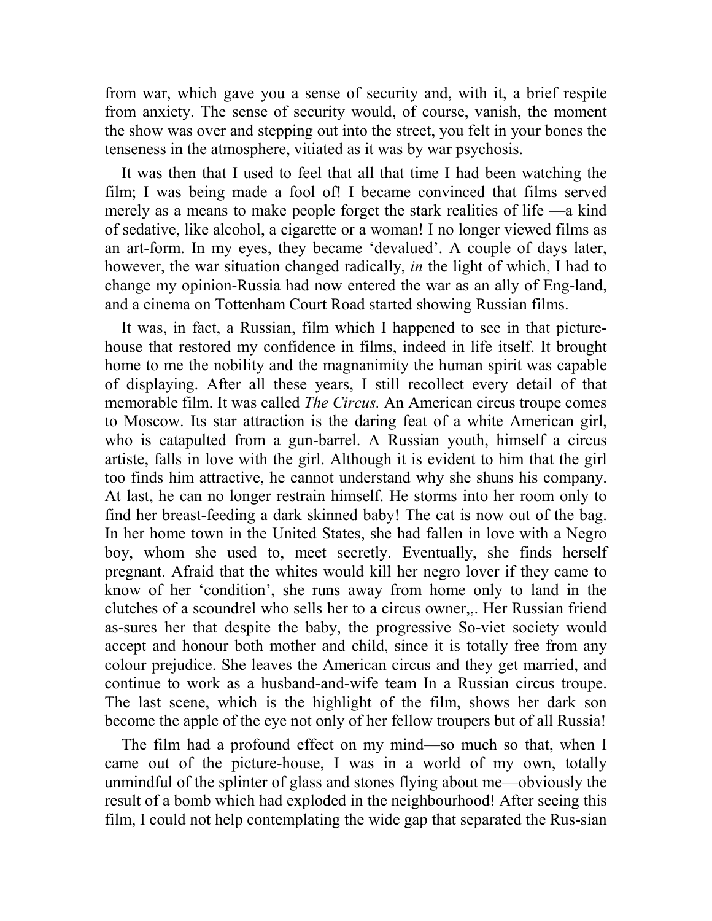from war, which gave you a sense of security and, with it, a brief respite from anxiety. The sense of security would, of course, vanish, the moment the show was over and stepping out into the street, you felt in your bones the tenseness in the atmosphere, vitiated as it was by war psychosis.

It was then that I used to feel that all that time I had been watching the film; I was being made a fool of! I became convinced that films served merely as a means to make people forget the stark realities of life —a kind of sedative, like alcohol, a cigarette or a woman! I no longer viewed films as an art-form. In my eyes, they became 'devalued'. A couple of days later, however, the war situation changed radically, *in* the light of which, I had to change my opinion-Russia had now entered the war as an ally of Eng-land, and a cinema on Tottenham Court Road started showing Russian films.

It was, in fact, a Russian, film which I happened to see in that picture-house that restored my confidence in films, indeed in life itself. It brought home to me the nobility and the magnanimity the human spirit was capable of displaying. After all these years, I still recollect every detail of that memorable film. It was called *The Circus.* An American circus troupe comes to Moscow. Its star attraction is the daring feat of a white American girl, who is catapulted from a gun-barrel. A Russian youth, himself a circus artiste, falls in love with the girl. Although it is evident to him that the girl too finds him attractive, he cannot understand why she shuns his company. At last, he can no longer restrain himself. He storms into her room only to find her breast-feeding a dark skinned baby! The cat is now out of the bag. In her home town in the United States, she had fallen in love with a Negro boy, whom she used to, meet secretly. Eventually, she finds herself pregnant. Afraid that the whites would kill her negro lover if they came to know of her 'condition', she runs away from home only to land in the clutches of a scoundrel who sells her to a circus owner,,. Her Russian friend as-sures her that despite the baby, the progressive So-viet society would accept and honour both mother and child, since it is totally free from any colour prejudice. She leaves the American circus and they get married, and continue to work as a husband-and-wife team In a Russian circus troupe. The last scene, which is the highlight of the film, shows her dark son become the apple of the eye not only of her fellow troupers but of all Russia!

The film had a profound effect on my mind—so much so that, when I came out of the picture-house, I was in a world of my own, totally unmindful of the splinter of glass and stones flying about me—obviously the result of a bomb which had exploded in the neighbourhood! After seeing this film, I could not help contemplating the wide gap that separated the Rus-sian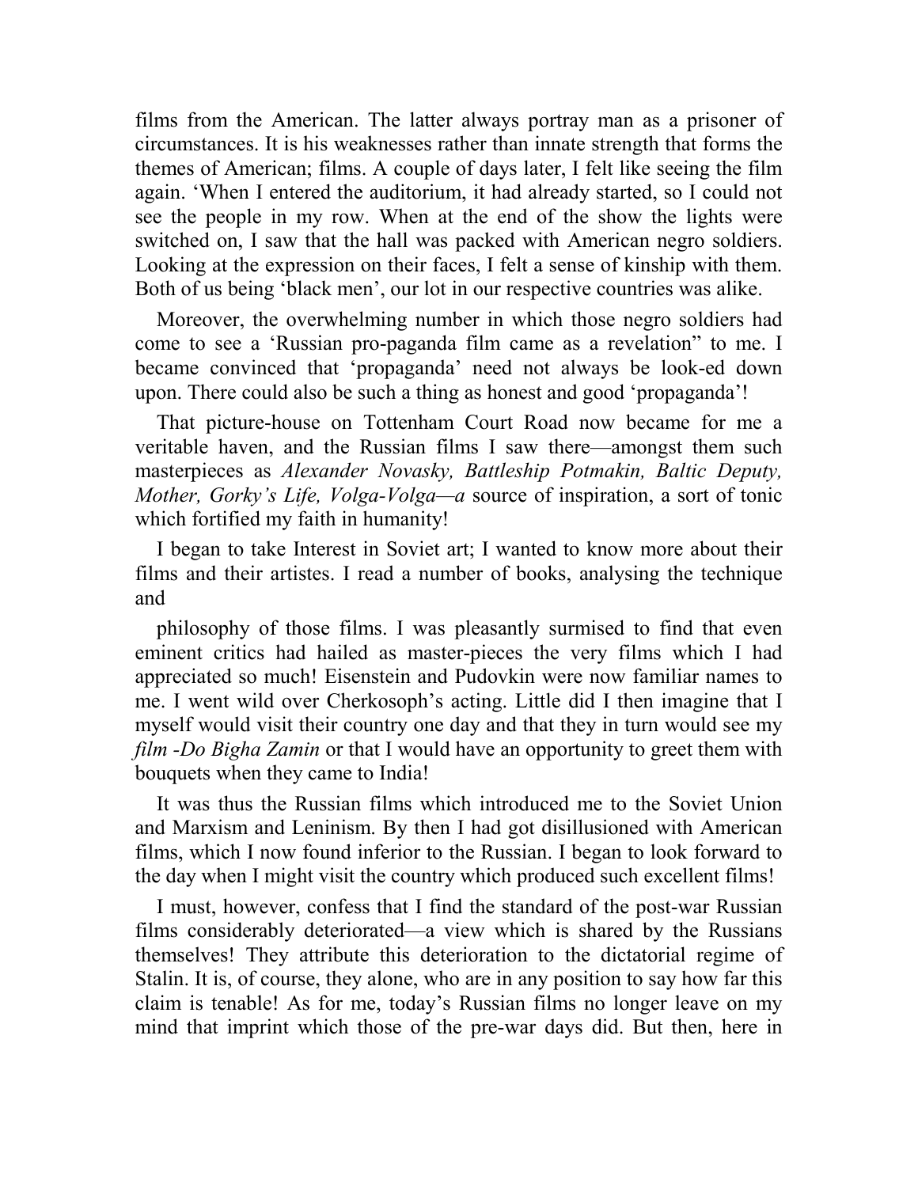films from the American. The latter always portray man as a prisoner of circumstances. It is his weaknesses rather than innate strength that forms the themes of American; films. A couple of days later, I felt like seeing the film again. 'When I entered the auditorium, it had already started, so I could not see the people in my row. When at the end of the show the lights were switched on, I saw that the hall was packed with American negro soldiers. Looking at the expression on their faces, I felt a sense of kinship with them. Both of us being 'black men', our lot in our respective countries was alike.

Moreover, the overwhelming number in which those negro soldiers had come to see a 'Russian pro-paganda film came as a revelation" to me. I became convinced that 'propaganda' need not always be look-ed down upon. There could also be such a thing as honest and good 'propaganda'!

That picture-house on Tottenham Court Road now became for me a veritable haven, and the Russian films I saw there—amongst them such masterpieces as *Alexander Novasky, Battleship Potmakin, Baltic Deputy, Mother, Gorky's Life, Volga-Volga—a* source of inspiration, a sort of tonic which fortified my faith in humanity!

I began to take Interest in Soviet art; I wanted to know more about their films and their artistes. I read a number of books, analysing the technique and

philosophy of those films. I was pleasantly surmised to find that even eminent critics had hailed as master-pieces the very films which I had appreciated so much! Eisenstein and Pudovkin were now familiar names to me. I went wild over Cherkosoph's acting. Little did I then imagine that I myself would visit their country one day and that they in turn would see my *film -Do Bigha Zamin* or that I would have an opportunity to greet them with bouquets when they came to India!

It was thus the Russian films which introduced me to the Soviet Union and Marxism and Leninism. By then I had got disillusioned with American films, which I now found inferior to the Russian. I began to look forward to the day when I might visit the country which produced such excellent films!

I must, however, confess that I find the standard of the post-war Russian films considerably deteriorated—a view which is shared by the Russians themselves! They attribute this deterioration to the dictatorial regime of Stalin. It is, of course, they alone, who are in any position to say how far this claim is tenable! As for me, today's Russian films no longer leave on my mind that imprint which those of the pre-war days did. But then, here in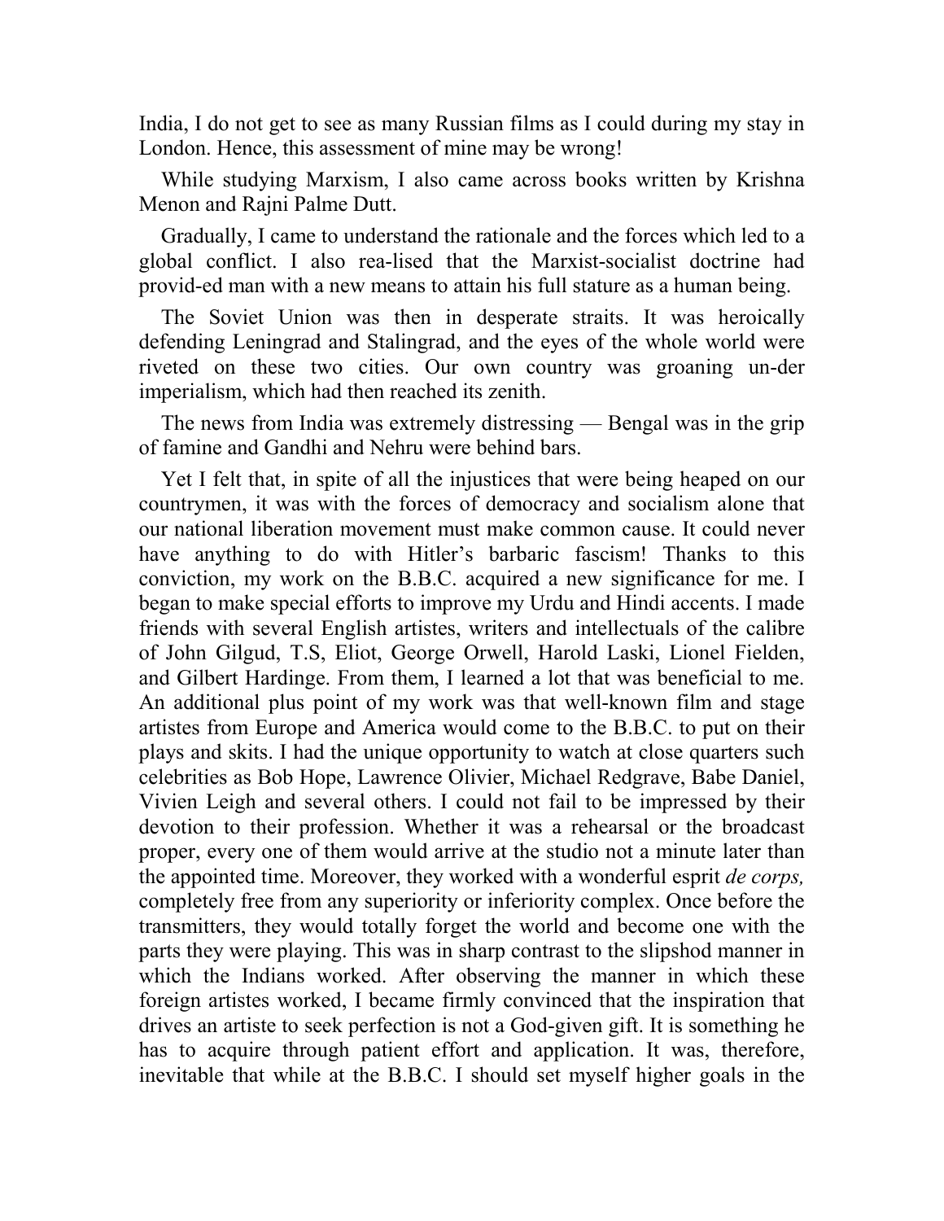India, I do not get to see as many Russian films as I could during my stay in London. Hence, this assessment of mine may be wrong!

While studying Marxism, I also came across books written by Krishna Menon and Rajni Palme Dutt.

Gradually, I came to understand the rationale and the forces which led to a global conflict. I also rea-lised that the Marxist-socialist doctrine had provid-ed man with a new means to attain his full stature as a human being.

The Soviet Union was then in desperate straits. It was heroically defending Leningrad and Stalingrad, and the eyes of the whole world were riveted on these two cities. Our own country was groaning un-der imperialism, which had then reached its zenith.

The news from India was extremely distressing — Bengal was in the grip of famine and Gandhi and Nehru were behind bars.

Yet I felt that, in spite of all the injustices that were being heaped on our countrymen, it was with the forces of democracy and socialism alone that our national liberation movement must make common cause. It could never have anything to do with Hitler's barbaric fascism! Thanks to this conviction, my work on the B.B.C. acquired a new significance for me. I began to make special efforts to improve my Urdu and Hindi accents. I made friends with several English artistes, writers and intellectuals of the calibre of John Gilgud, T.S, Eliot, George Orwell, Harold Laski, Lionel Fielden, and Gilbert Hardinge. From them, I learned a lot that was beneficial to me. An additional plus point of my work was that well-known film and stage artistes from Europe and America would come to the B.B.C. to put on their plays and skits. I had the unique opportunity to watch at close quarters such celebrities as Bob Hope, Lawrence Olivier, Michael Redgrave, Babe Daniel, Vivien Leigh and several others. I could not fail to be impressed by their devotion to their profession. Whether it was a rehearsal or the broadcast proper, every one of them would arrive at the studio not a minute later than the appointed time. Moreover, they worked with a wonderful esprit *de corps,* completely free from any superiority or inferiority complex. Once before the transmitters, they would totally forget the world and become one with the parts they were playing. This was in sharp contrast to the slipshod manner in which the Indians worked. After observing the manner in which these foreign artistes worked, I became firmly convinced that the inspiration that drives an artiste to seek perfection is not a God-given gift. It is something he has to acquire through patient effort and application. It was, therefore, inevitable that while at the B.B.C. I should set myself higher goals in the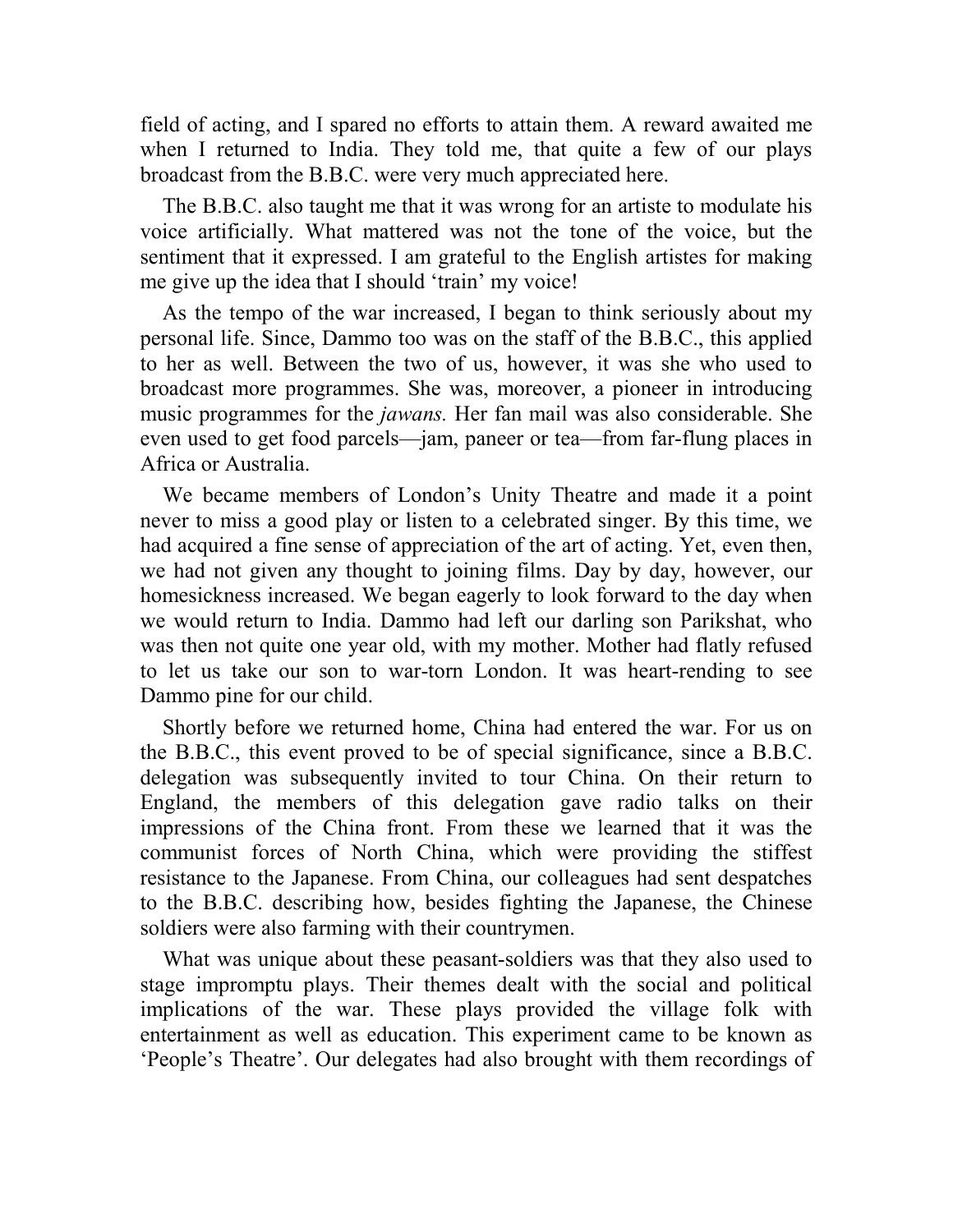field of acting, and I spared no efforts to attain them. A reward awaited me when I returned to India. They told me, that quite a few of our plays broadcast from the B.B.C. were very much appreciated here.

The B.B.C. also taught me that it was wrong for an artiste to modulate his voice artificially. What mattered was not the tone of the voice, but the sentiment that it expressed. I am grateful to the English artistes for making me give up the idea that I should 'train' my voice!

As the tempo of the war increased, I began to think seriously about my personal life. Since, Dammo too was on the staff of the B.B.C., this applied to her as well. Between the two of us, however, it was she who used to broadcast more programmes. She was, moreover, a pioneer in introducing music programmes for the *jawans.* Her fan mail was also considerable. She even used to get food parcels—jam, paneer or tea—from far-flung places in Africa or Australia.

We became members of London's Unity Theatre and made it a point never to miss a good play or listen to a celebrated singer. By this time, we had acquired a fine sense of appreciation of the art of acting. Yet, even then, we had not given any thought to joining films. Day by day, however, our homesickness increased. We began eagerly to look forward to the day when we would return to India. Dammo had left our darling son Parikshat, who was then not quite one year old, with my mother. Mother had flatly refused to let us take our son to war-torn London. It was heart-rending to see Dammo pine for our child.

Shortly before we returned home, China had entered the war. For us on the B.B.C., this event proved to be of special significance, since a B.B.C. delegation was subsequently invited to tour China. On their return to England, the members of this delegation gave radio talks on their impressions of the China front. From these we learned that it was the communist forces of North China, which were providing the stiffest resistance to the Japanese. From China, our colleagues had sent despatches to the B.B.C. describing how, besides fighting the Japanese, the Chinese soldiers were also farming with their countrymen.

What was unique about these peasant-soldiers was that they also used to stage impromptu plays. Their themes dealt with the social and political implications of the war. These plays provided the village folk with entertainment as well as education. This experiment came to be known as 'People's Theatre'. Our delegates had also brought with them recordings of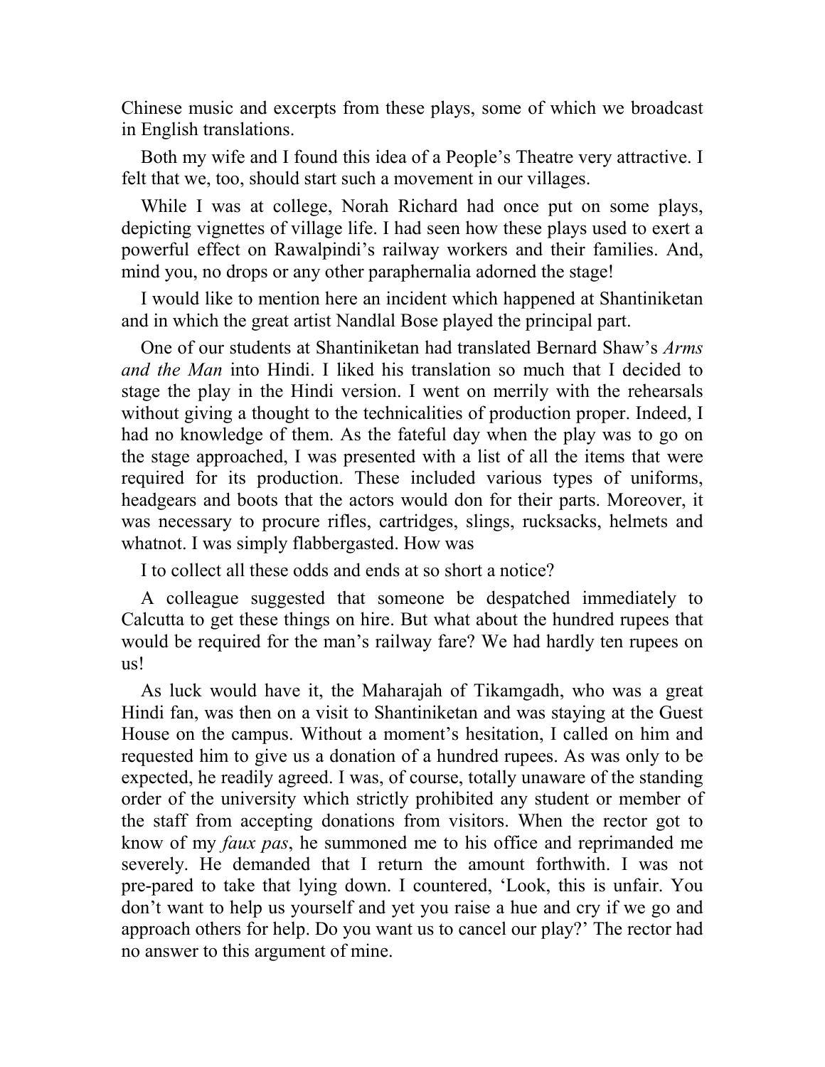Chinese music and excerpts from these plays, some of which we broadcast in English translations.

Both my wife and I found this idea of a People's Theatre very attractive. I felt that we, too, should start such a movement in our villages.

While I was at college, Norah Richard had once put on some plays, depicting vignettes of village life. I had seen how these plays used to exert a powerful effect on Rawalpindi's railway workers and their families. And, mind you, no drops or any other paraphernalia adorned the stage!

I would like to mention here an incident which happened at Shantiniketan and in which the great artist Nandlal Bose played the principal part.

One of our students at Shantiniketan had translated Bernard Shaw's *Arms and the Man* into Hindi. I liked his translation so much that I decided to stage the play in the Hindi version. I went on merrily with the rehearsals without giving a thought to the technicalities of production proper. Indeed, I had no knowledge of them. As the fateful day when the play was to go on the stage approached, I was presented with a list of all the items that were required for its production. These included various types of uniforms, headgears and boots that the actors would don for their parts. Moreover, it was necessary to procure rifles, cartridges, slings, rucksacks, helmets and whatnot. I was simply flabbergasted. How was I to collect all these odds and ends at so short a notice?

A colleague suggested that someone be despatched immediately to Calcutta to get these things on hire. But what about the hundred rupees that would be required for the man's railway fare? We had hardly ten rupees on us!

As luck would have it, the Maharajah of Tikamgadh, who was a great Hindi fan, was then on a visit to Shantiniketan and was staying at the Guest House on the campus. Without a moment's hesitation, I called on him and requested him to give us a donation of a hundred rupees. As was only to be expected, he readily agreed. I was, of course, totally unaware of the standing order of the university which strictly prohibited any student or member of the staff from accepting donations from visitors. When the rector got to know of my *faux pas*, he summoned me to his office and reprimanded me severely. He demanded that I return the amount forthwith. I was not pre-pared to take that lying down. I countered, 'Look, this is unfair. You don't want to help us yourself and yet you raise a hue and cry if we go and approach others for help. Do you want us to cancel our play?' The rector had no answer to this argument of mine.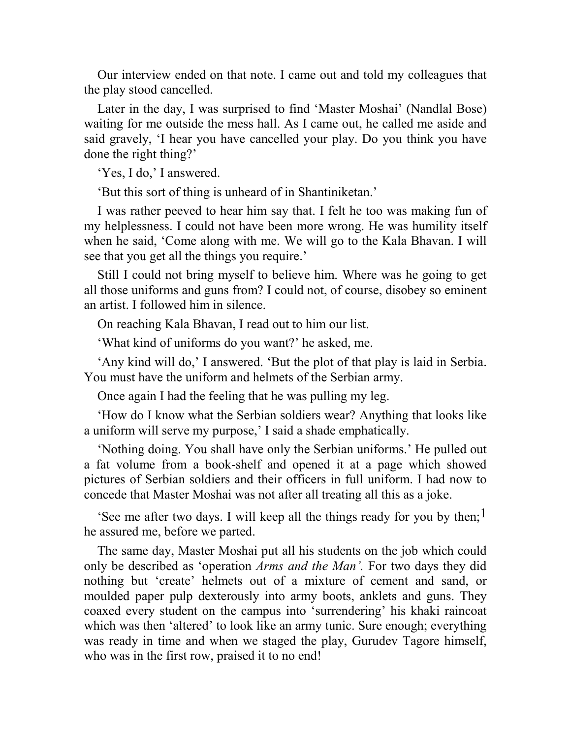Our interview ended on that note. I came out and told my colleagues that the play stood cancelled.

Later in the day, I was surprised to find 'Master Moshai' (Nandlal Bose) waiting for me outside the mess hall. As I came out, he called me aside and said gravely, 'I hear you have cancelled your play. Do you think you have done the right thing?'

'Yes, I do,' I answered.

'But this sort of thing is unheard of in Shantiniketan.'

I was rather peeved to hear him say that. I felt he too was making fun of my helplessness. I could not have been more wrong. He was humility itself when he said, 'Come along with me. We will go to the Kala Bhavan. I will see that you get all the things you require.'

Still I could not bring myself to believe him. Where was he going to get all those uniforms and guns from? I could not, of course, disobey so eminent an artist. I followed him in silence.

On reaching Kala Bhavan, I read out to him our list.

'What kind of uniforms do you want?' he asked, me.

'Any kind will do,' I answered. 'But the plot of that play is laid in Serbia. You must have the uniform and helmets of the Serbian army.

Once again I had the feeling that he was pulling my leg.

'How do I know what the Serbian soldiers wear? Anything that looks like a uniform will serve my purpose,' I said a shade emphatically.

'Nothing doing. You shall have only the Serbian uniforms.' He pulled out a fat volume from a book-shelf and opened it at a page which showed pictures of Serbian soldiers and their officers in full uniform. I had now to concede that Master Moshai was not after all treating all this as a joke.

'See me after two days. I will keep all the things ready for you by then;[1] he assured me, before we parted.

The same day, Master Moshai put all his students on the job which could only be described as 'operation *Arms and the Man'.* For two days they did nothing but 'create' helmets out of a mixture of cement and sand, or moulded paper pulp dexterously into army boots, anklets and guns. They coaxed every student on the campus into 'surrendering' his khaki raincoat which was then 'altered' to look like an army tunic. Sure enough; everything was ready in time and when we staged the play, Gurudev Tagore himself, who was in the first row, praised it to no end!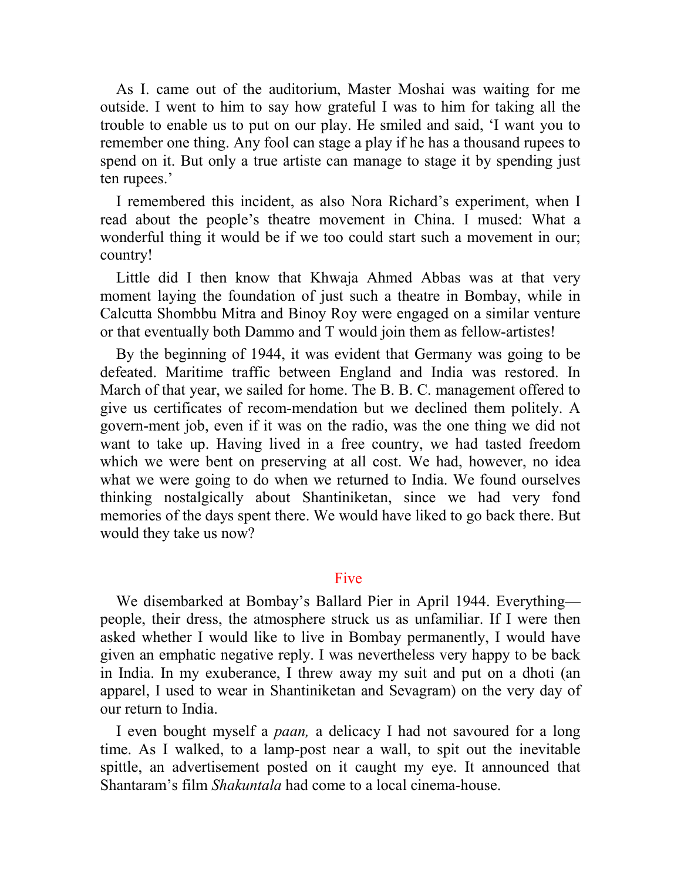As I. came out of the auditorium, Master Moshai was waiting for me outside. I went to him to say how grateful I was to him for taking all the trouble to enable us to put on our play. He smiled and said, 'I want you to remember one thing. Any fool can stage a play if he has a thousand rupees to spend on it. But only a true artiste can manage to stage it by spending just ten rupees.'

I remembered this incident, as also Nora Richard's experiment, when I read about the people's theatre movement in China. I mused: What a wonderful thing it would be if we too could start such a movement in our; country!

Little did I then know that Khwaja Ahmed Abbas was at that very moment laying the foundation of just such a theatre in Bombay, while in Calcutta Shombbu Mitra and Binoy Roy were engaged on a similar venture or that eventually both Dammo and T would join them as fellow-artistes!

By the beginning of 1944, it was evident that Germany was going to be defeated. Maritime traffic between England and India was restored. In March of that year, we sailed for home. The B. B. C. management offered to give us certificates of recom-mendation but we declined them politely. A govern-ment job, even if it was on the radio, was the one thing we did not want to take up. Having lived in a free country, we had tasted freedom which we were bent on preserving at all cost. We had, however, no idea what we were going to do when we returned to India. We found ourselves thinking nostalgically about Shantiniketan, since we had very fond memories of the days spent there. We would have liked to go back there. But would they take us now?

## Five

We disembarked at Bombay's Ballard Pier in April 1944. Everything—people, their dress, the atmosphere struck us as unfamiliar. If I were then asked whether I would like to live in Bombay permanently, I would have given an emphatic negative reply. I was nevertheless very happy to be back in India. In my exuberance, I threw away my suit and put on a dhoti (an apparel, I used to wear in Shantiniketan and Sevagram) on the very day of our return to India.

I even bought myself a *paan,* a delicacy I had not savoured for a long time. As I walked, to a lamp-post near a wall, to spit out the inevitable spittle, an advertisement posted on it caught my eye. It announced that Shantaram's film *Shakuntala* had come to a local cinema-house.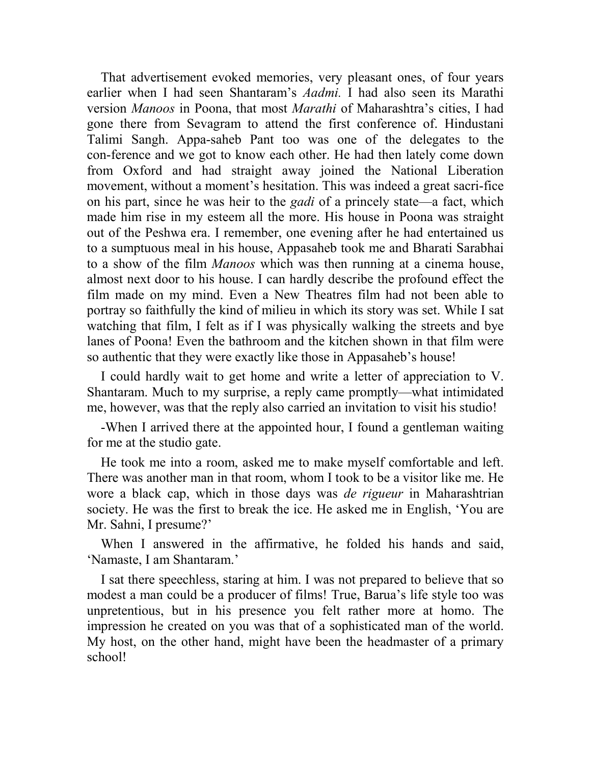That advertisement evoked memories, very pleasant ones, of four years earlier when I had seen Shantaram's *Aadmi.* I had also seen its Marathi version *Manoos* in Poona, that most *Marathi* of Maharashtra's cities, I had gone there from Sevagram to attend the first conference of. Hindustani Talimi Sangh. Appa-saheb Pant too was one of the delegates to the con-ference and we got to know each other. He had then lately come down from Oxford and had straight away joined the National Liberation movement, without a moment's hesitation. This was indeed a great sacri-fice on his part, since he was heir to the *gadi* of a princely state—a fact, which made him rise in my esteem all the more. His house in Poona was straight out of the Peshwa era. I remember, one evening after he had entertained us to a sumptuous meal in his house, Appasaheb took me and Bharati Sarabhai to a show of the film *Manoos* which was then running at a cinema house, almost next door to his house. I can hardly describe the profound effect the film made on my mind. Even a New Theatres film had not been able to portray so faithfully the kind of milieu in which its story was set. While I sat watching that film, I felt as if I was physically walking the streets and bye lanes of Poona! Even the bathroom and the kitchen shown in that film were so authentic that they were exactly like those in Appasaheb's house!

I could hardly wait to get home and write a letter of appreciation to V. Shantaram. Much to my surprise, a reply came promptly—what intimidated me, however, was that the reply also carried an invitation to visit his studio!

-When I arrived there at the appointed hour, I found a gentleman waiting for me at the studio gate.

He took me into a room, asked me to make myself comfortable and left. There was another man in that room, whom I took to be a visitor like me. He wore a black cap, which in those days was *de rigueur* in Maharashtrian society. He was the first to break the ice. He asked me in English, 'You are Mr. Sahni, I presume?'

When I answered in the affirmative, he folded his hands and said, 'Namaste, I am Shantaram.'

I sat there speechless, staring at him. I was not prepared to believe that so modest a man could be a producer of films! True, Barua's life style too was unpretentious, but in his presence you felt rather more at homo. The impression he created on you was that of a sophisticated man of the world. My host, on the other hand, might have been the headmaster of a primary school!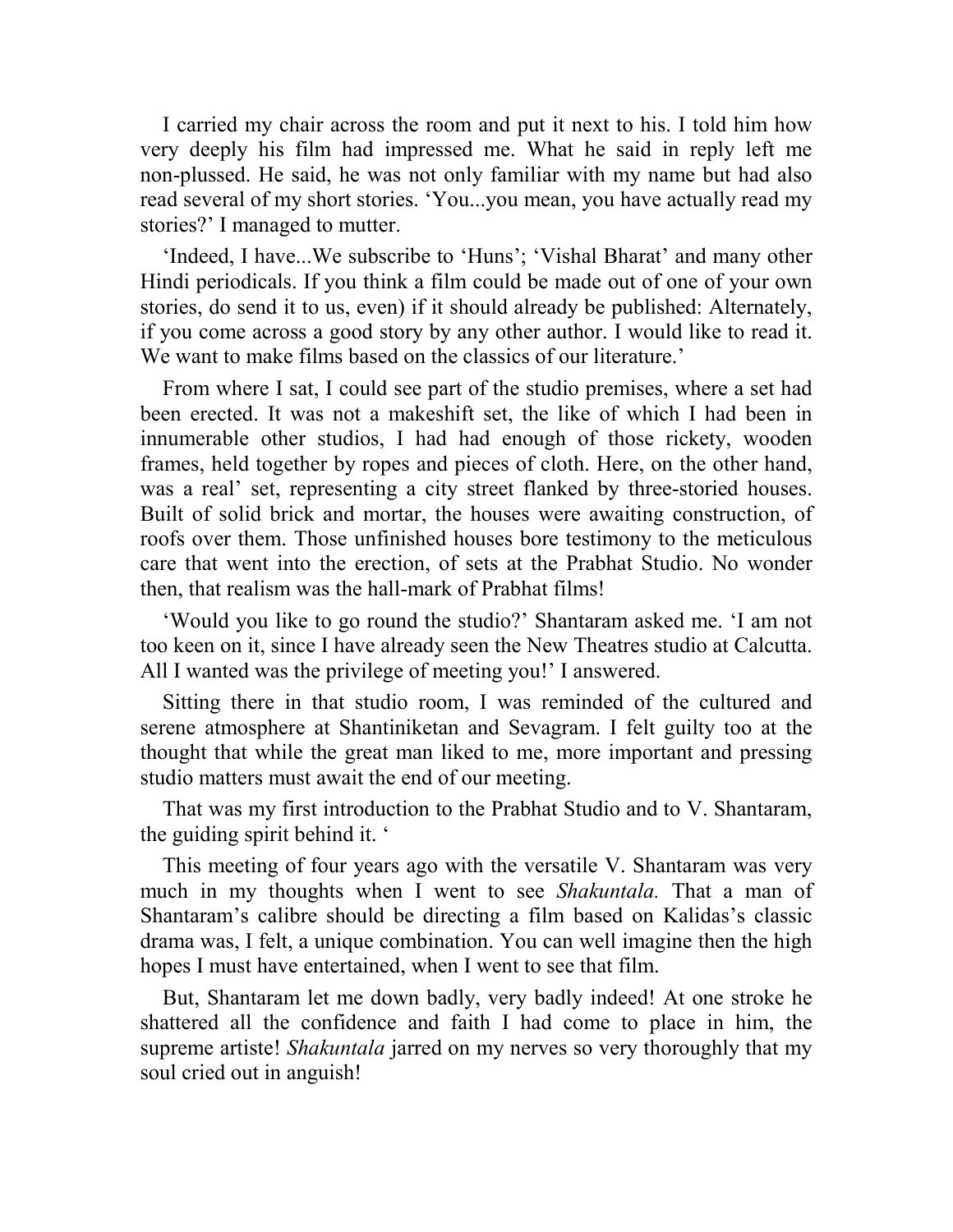I carried my chair across the room and put it next to his. I told him how very deeply his film had impressed me. What he said in reply left me non-plussed. He said, he was not only familiar with my name but had also read several of my short stories. 'You...you mean, you have actually read my stories?' I managed to mutter.

'Indeed, I have...We subscribe to 'Huns'; 'Vishal Bharat' and many other Hindi periodicals. If you think a film could be made out of one of your own stories, do send it to us, even) if it should already be published: Alternately, if you come across a good story by any other author. I would like to read it. We want to make films based on the classics of our literature.'

From where I sat, I could see part of the studio premises, where a set had been erected. It was not a makeshift set, the like of which I had been in innumerable other studios, I had had enough of those rickety, wooden frames, held together by ropes and pieces of cloth. Here, on the other hand, was a real' set, representing a city street flanked by three-storied houses. Built of solid brick and mortar, the houses were awaiting construction, of roofs over them. Those unfinished houses bore testimony to the meticulous care that went into the erection, of sets at the Prabhat Studio. No wonder then, that realism was the hall-mark of Prabhat films!

'Would you like to go round the studio?' Shantaram asked me. 'I am not too keen on it, since I have already seen the New Theatres studio at Calcutta. All I wanted was the privilege of meeting you!' I answered.

Sitting there in that studio room, I was reminded of the cultured and serene atmosphere at Shantiniketan and Sevagram. I felt guilty too at the thought that while the great man liked to me, more important and pressing studio matters must await the end of our meeting.

That was my first introduction to the Prabhat Studio and to V. Shantaram, the guiding spirit behind it. '

This meeting of four years ago with the versatile V. Shantaram was very much in my thoughts when I went to see *Shakuntala.* That a man of Shantaram's calibre should be directing a film based on Kalidas's classic drama was, I felt, a unique combination. You can well imagine then the high hopes I must have entertained, when I went to see that film.

But, Shantaram let me down badly, very badly indeed! At one stroke he shattered all the confidence and faith I had come to place in him, the supreme artiste! *Shakuntala* jarred on my nerves so very thoroughly that my soul cried out in anguish!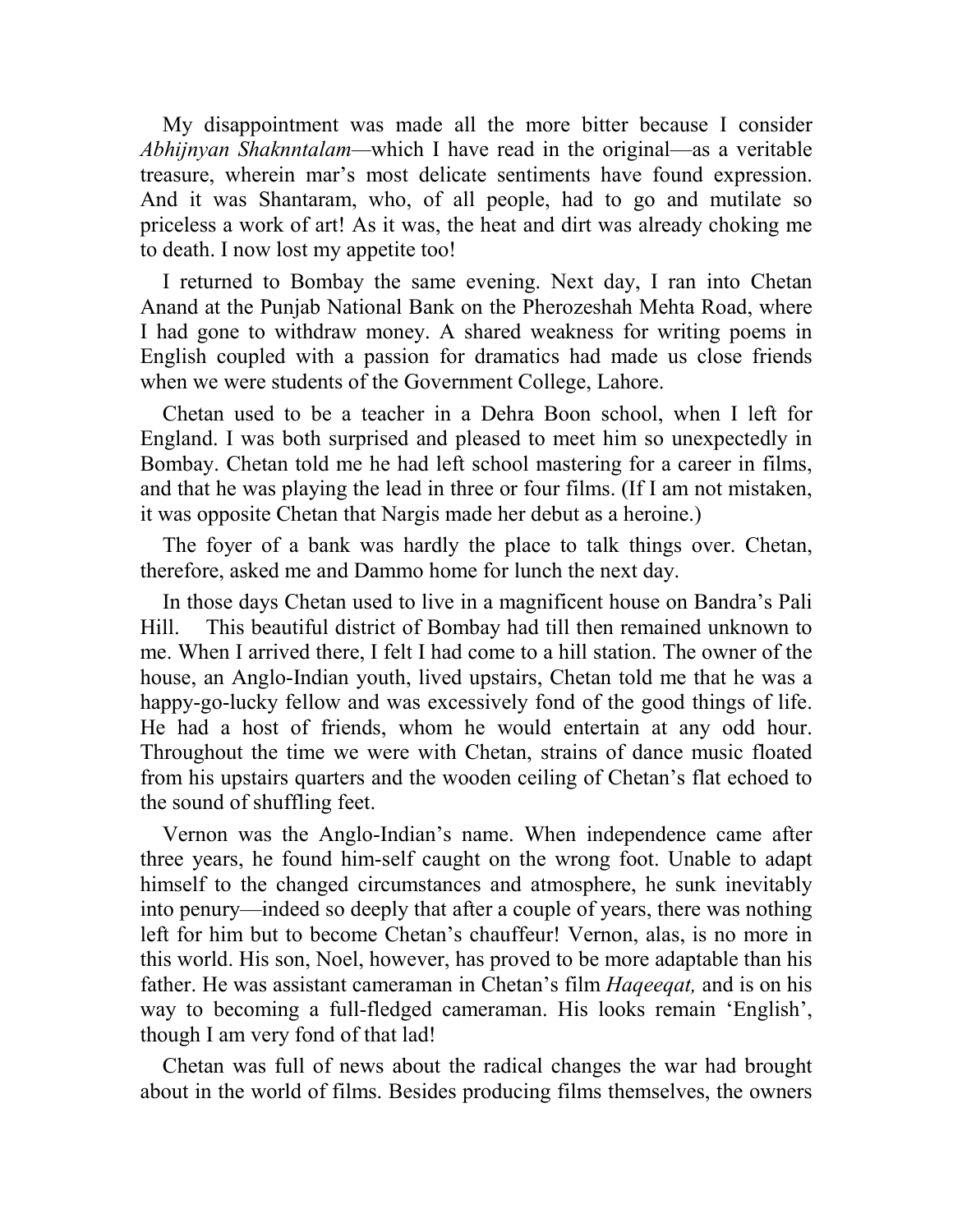My disappointment was made all the more bitter because I consider *Abhijnyan Shaknntalam*—which I have read in the original—as a veritable treasure, wherein mar's most delicate sentiments have found expression. And it was Shantaram, who, of all people, had to go and mutilate so priceless a work of art! As it was, the heat and dirt was already choking me to death. I now lost my appetite too!

I returned to Bombay the same evening. Next day, I ran into Chetan Anand at the Punjab National Bank on the Pherozeshah Mehta Road, where I had gone to withdraw money. A shared weakness for writing poems in English coupled with a passion for dramatics had made us close friends when we were students of the Government College, Lahore.

Chetan used to be a teacher in a Dehra Boon school, when I left for England. I was both surprised and pleased to meet him so unexpectedly in Bombay. Chetan told me he had left school mastering for a career in films, and that he was playing the lead in three or four films. (If I am not mistaken, it was opposite Chetan that Nargis made her debut as a heroine.)

The foyer of a bank was hardly the place to talk things over. Chetan, therefore, asked me and Dammo home for lunch the next day.

In those days Chetan used to live in a magnificent house on Bandra's Pali Hill. This beautiful district of Bombay had till then remained unknown to me. When I arrived there, I felt I had come to a hill station. The owner of the house, an Anglo-Indian youth, lived upstairs, Chetan told me that he was a happy-go-lucky fellow and was excessively fond of the good things of life. He had a host of friends, whom he would entertain at any odd hour. Throughout the time we were with Chetan, strains of dance music floated from his upstairs quarters and the wooden ceiling of Chetan's flat echoed to the sound of shuffling feet.

Vernon was the Anglo-Indian's name. When independence came after three years, he found him-self caught on the wrong foot. Unable to adapt himself to the changed circumstances and atmosphere, he sunk inevitably into penury—indeed so deeply that after a couple of years, there was nothing left for him but to become Chetan's chauffeur! Vernon, alas, is no more in this world. His son, Noel, however, has proved to be more adaptable than his father. He was assistant cameraman in Chetan's film *Haqeeqat,* and is on his way to becoming a full-fledged cameraman. His looks remain 'English', though I am very fond of that lad!

Chetan was full of news about the radical changes the war had brought about in the world of films. Besides producing films themselves, the owners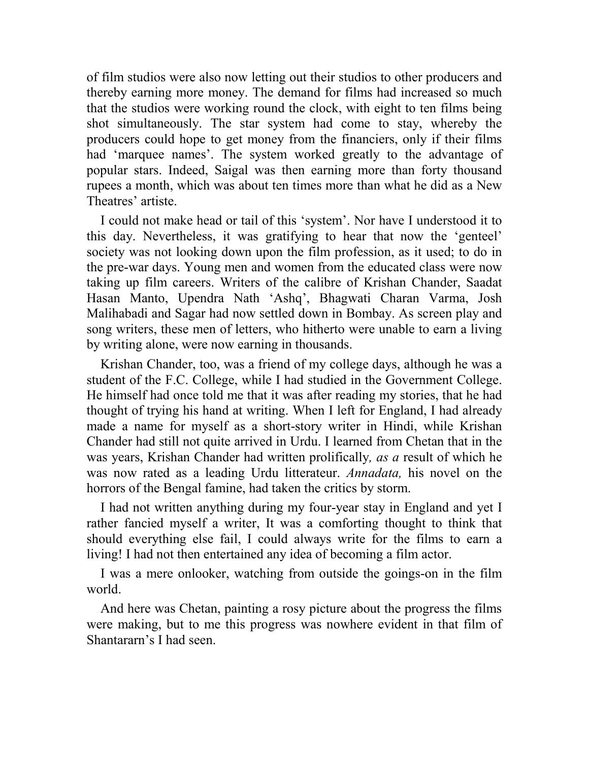of film studios were also now letting out their studios to other producers and thereby earning more money. The demand for films had increased so much that the studios were working round the clock, with eight to ten films being shot simultaneously. The star system had come to stay, whereby the producers could hope to get money from the financiers, only if their films had 'marquee names'. The system worked greatly to the advantage of popular stars. Indeed, Saigal was then earning more than forty thousand rupees a month, which was about ten times more than what he did as a New Theatres' artiste.

I could not make head or tail of this 'system'. Nor have I understood it to this day. Nevertheless, it was gratifying to hear that now the 'genteel' society was not looking down upon the film profession, as it used; to do in the pre-war days. Young men and women from the educated class were now taking up film careers. Writers of the calibre of Krishan Chander, Saadat Hasan Manto, Upendra Nath 'Ashq', Bhagwati Charan Varma, Josh Malihabadi and Sagar had now settled down in Bombay. As screen play and song writers, these men of letters, who hitherto were unable to earn a living by writing alone, were now earning in thousands.

Krishan Chander, too, was a friend of my college days, although he was a student of the F.C. College, while I had studied in the Government College. He himself had once told me that it was after reading my stories, that he had thought of trying his hand at writing. When I left for England, I had already made a name for myself as a short-story writer in Hindi, while Krishan Chander had still not quite arrived in Urdu. I learned from Chetan that in the was years, Krishan Chander had written prolifically*, as a* result of which he was now rated as a leading Urdu litterateur. *Annadata,* his novel on the horrors of the Bengal famine, had taken the critics by storm.

I had not written anything during my four-year stay in England and yet I rather fancied myself a writer, It was a comforting thought to think that should everything else fail, I could always write for the films to earn a living! I had not then entertained any idea of becoming a film actor.

I was a mere onlooker, watching from outside the goings-on in the film world.

And here was Chetan, painting a rosy picture about the progress the films were making, but to me this progress was nowhere evident in that film of Shantararn's I had seen.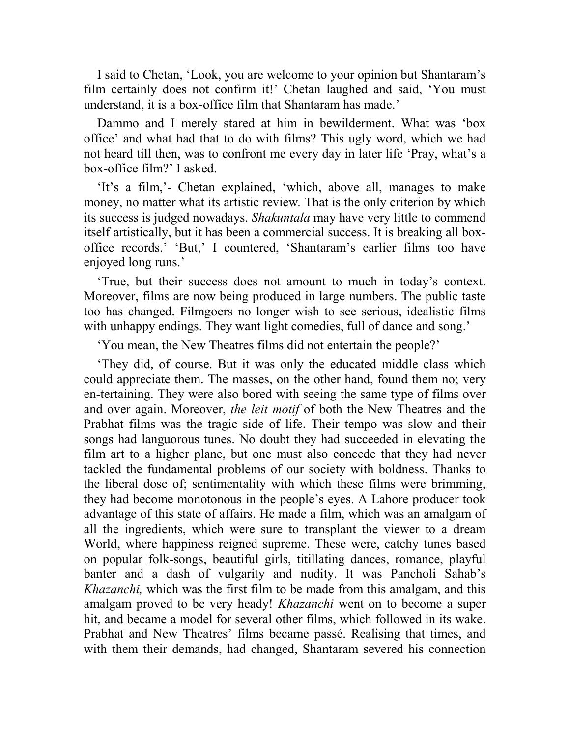I said to Chetan, 'Look, you are welcome to your opinion but Shantaram's film certainly does not confirm it!' Chetan laughed and said, 'You must understand, it is a box-office film that Shantaram has made.'

Dammo and I merely stared at him in bewilderment. What was 'box office' and what had that to do with films? This ugly word, which we had not heard till then, was to confront me every day in later life 'Pray, what's a box-office film?' I asked.

'It's a film,'- Chetan explained, 'which, above all, manages to make money, no matter what its artistic review. That is the only criterion by which its success is judged nowadays. *Shakuntala* may have very little to commend itself artistically, but it has been a commercial success. It is breaking all box-office records.' 'But,' I countered, 'Shantaram's earlier films too have enjoyed long runs.'

'True, but their success does not amount to much in today's context. Moreover, films are now being produced in large numbers. The public taste too has changed. Filmgoers no longer wish to see serious, idealistic films with unhappy endings. They want light comedies, full of dance and song.'

'You mean, the New Theatres films did not entertain the people?'

'They did, of course. But it was only the educated middle class which could appreciate them. The masses, on the other hand, found them no; very en-tertaining. They were also bored with seeing the same type of films over and over again. Moreover, *the leit motif* of both the New Theatres and the Prabhat films was the tragic side of life. Their tempo was slow and their songs had languorous tunes. No doubt they had succeeded in elevating the film art to a higher plane, but one must also concede that they had never tackled the fundamental problems of our society with boldness. Thanks to the liberal dose of; sentimentality with which these films were brimming, they had become monotonous in the people's eyes. A Lahore producer took advantage of this state of affairs. He made a film, which was an amalgam of all the ingredients, which were sure to transplant the viewer to a dream World, where happiness reigned supreme. These were, catchy tunes based on popular folk-songs, beautiful girls, titillating dances, romance, playful banter and a dash of vulgarity and nudity. It was Pancholi Sahab's *Khazanchi,* which was the first film to be made from this amalgam, and this amalgam proved to be very heady! *Khazanchi* went on to become a super hit, and became a model for several other films, which followed in its wake. Prabhat and New Theatres' films became passé. Realising that times, and with them their demands, had changed, Shantaram severed his connection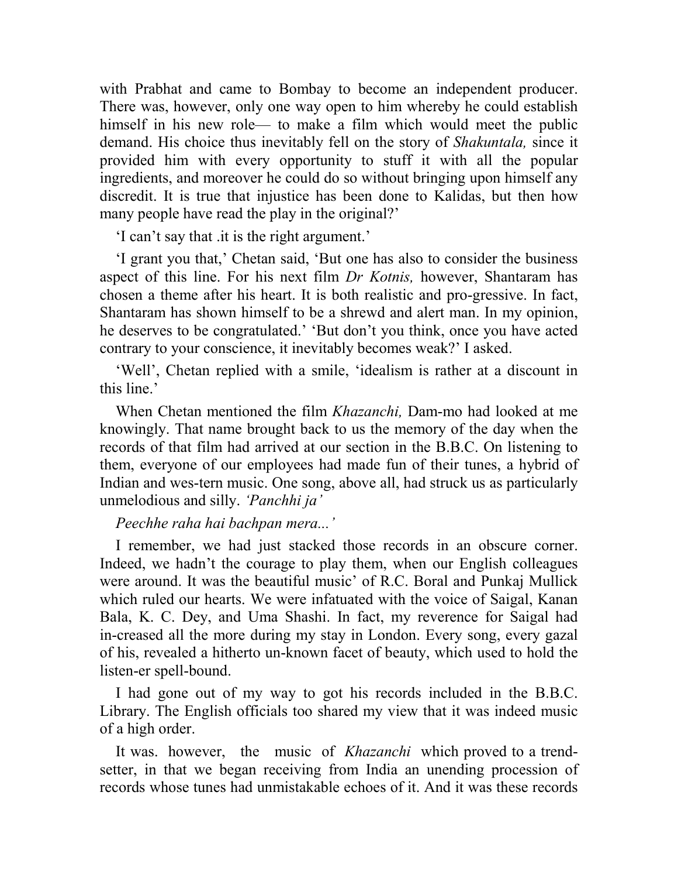with Prabhat and came to Bombay to become an independent producer. There was, however, only one way open to him whereby he could establish himself in his new role— to make a film which would meet the public demand. His choice thus inevitably fell on the story of *Shakuntala,* since it provided him with every opportunity to stuff it with all the popular ingredients, and moreover he could do so without bringing upon himself any discredit. It is true that injustice has been done to Kalidas, but then how many people have read the play in the original?'

'I can't say that .it is the right argument.'

'I grant you that,' Chetan said, 'But one has also to consider the business aspect of this line. For his next film *Dr Kotnis,* however, Shantaram has chosen a theme after his heart. It is both realistic and pro-gressive. In fact, Shantaram has shown himself to be a shrewd and alert man. In my opinion, he deserves to be congratulated.' 'But don't you think, once you have acted contrary to your conscience, it inevitably becomes weak?' I asked.

'Well', Chetan replied with a smile, 'idealism is rather at a discount in this line.'

When Chetan mentioned the film *Khazanchi,* Dam-mo had looked at me knowingly. That name brought back to us the memory of the day when the records of that film had arrived at our section in the B.B.C. On listening to them, everyone of our employees had made fun of their tunes, a hybrid of Indian and wes-tern music. One song, above all, had struck us as particularly unmelodious and silly. *'Panchhi ja'*

*Peechhe raha hai bachpan mera...'*

I remember, we had just stacked those records in an obscure corner. Indeed, we hadn't the courage to play them, when our English colleagues were around. It was the beautiful music' of R.C. Boral and Punkaj Mullick which ruled our hearts. We were infatuated with the voice of Saigal, Kanan Bala, K. C. Dey, and Uma Shashi. In fact, my reverence for Saigal had in-creased all the more during my stay in London. Every song, every gazal of his, revealed a hitherto un-known facet of beauty, which used to hold the listen-er spell-bound.

I had gone out of my way to got his records included in the B.B.C. Library. The English officials too shared my view that it was indeed music of a high order.

It was. however, the music of *Khazanchi* which proved to a trend-setter, in that we began receiving from India an unending procession of records whose tunes had unmistakable echoes of it. And it was these records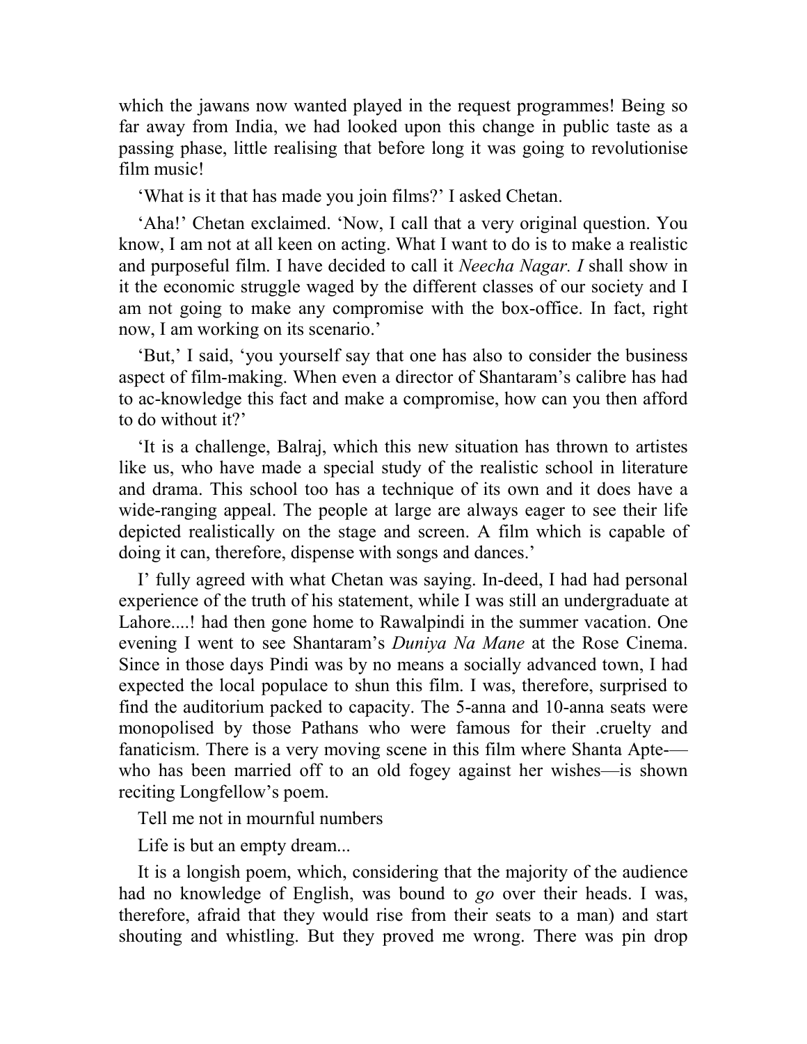which the jawans now wanted played in the request programmes! Being so far away from India, we had looked upon this change in public taste as a passing phase, little realising that before long it was going to revolutionise film music!

'What is it that has made you join films?' I asked Chetan.

'Aha!' Chetan exclaimed. 'Now, I call that a very original question. You know, I am not at all keen on acting. What I want to do is to make a realistic and purposeful film. I have decided to call it *Neecha Nagar. I* shall show in it the economic struggle waged by the different classes of our society and I am not going to make any compromise with the box-office. In fact, right now, I am working on its scenario.'

'But,' I said, 'you yourself say that one has also to consider the business aspect of film-making. When even a director of Shantaram's calibre has had to ac-knowledge this fact and make a compromise, how can you then afford to do without it?'

'It is a challenge, Balraj, which this new situation has thrown to artistes like us, who have made a special study of the realistic school in literature and drama. This school too has a technique of its own and it does have a wide-ranging appeal. The people at large are always eager to see their life depicted realistically on the stage and screen. A film which is capable of doing it can, therefore, dispense with songs and dances.'

I' fully agreed with what Chetan was saying. In-deed, I had had personal experience of the truth of his statement, while I was still an undergraduate at Lahore....! had then gone home to Rawalpindi in the summer vacation. One evening I went to see Shantaram's *Duniya Na Mane* at the Rose Cinema. Since in those days Pindi was by no means a socially advanced town, I had expected the local populace to shun this film. I was, therefore, surprised to find the auditorium packed to capacity. The 5-anna and 10-anna seats were monopolised by those Pathans who were famous for their .cruelty and fanaticism. There is a very moving scene in this film where Shanta Apte-— who has been married off to an old fogey against her wishes—is shown reciting Longfellow's poem.

Tell me not in mournful numbers

Life is but an empty dream...

It is a longish poem, which, considering that the majority of the audience had no knowledge of English, was bound to *go* over their heads. I was, therefore, afraid that they would rise from their seats to a man) and start shouting and whistling. But they proved me wrong. There was pin drop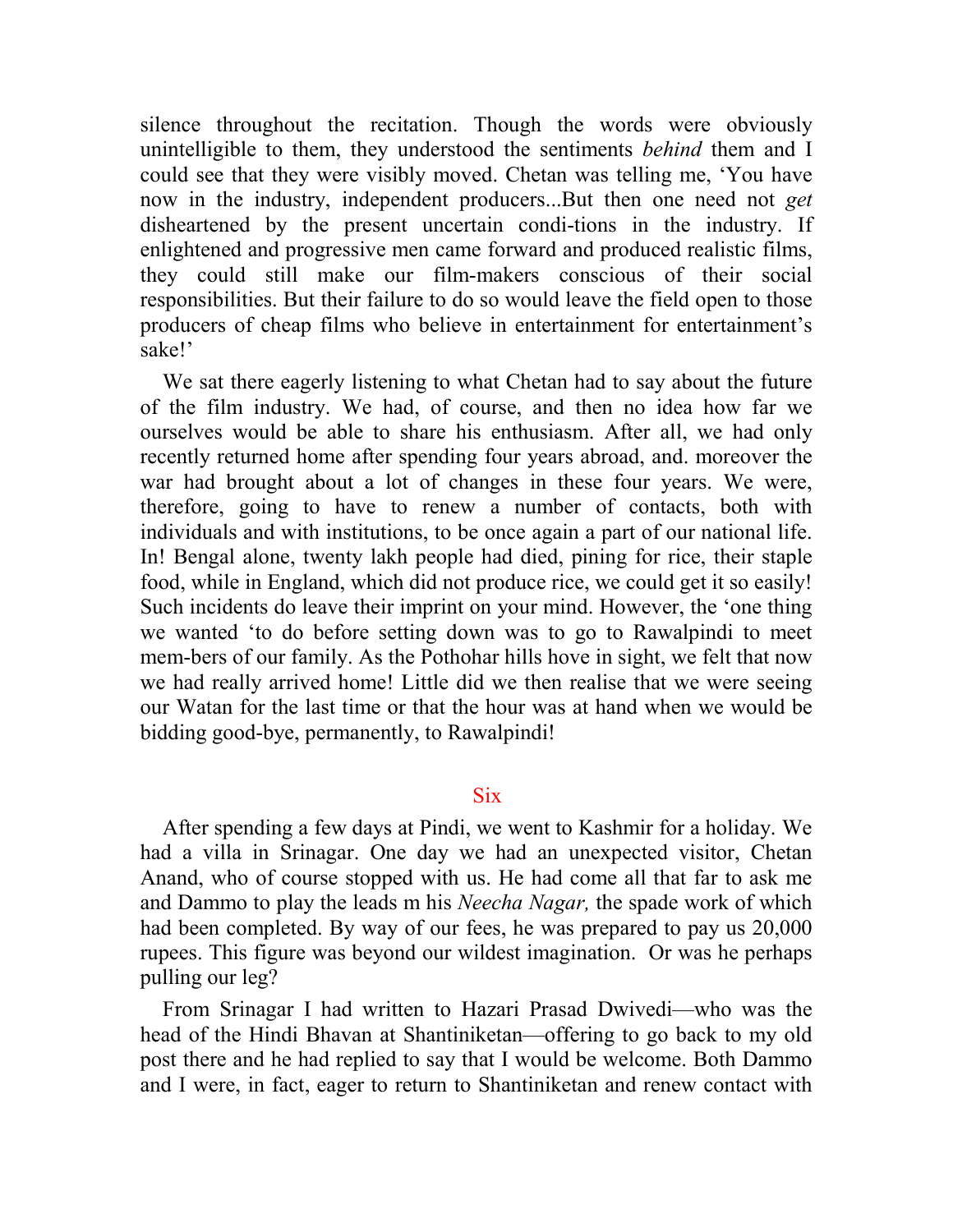silence throughout the recitation. Though the words were obviously unintelligible to them, they understood the sentiments *behind* them and I could see that they were visibly moved. Chetan was telling me, 'You have now in the industry, independent producers...But then one need not *get* disheartened by the present uncertain condi-tions in the industry. If enlightened and progressive men came forward and produced realistic films, they could still make our film-makers conscious of their social responsibilities. But their failure to do so would leave the field open to those producers of cheap films who believe in entertainment for entertainment's sake!'

We sat there eagerly listening to what Chetan had to say about the future of the film industry. We had, of course, and then no idea how far we ourselves would be able to share his enthusiasm. After all, we had only recently returned home after spending four years abroad, and. moreover the war had brought about a lot of changes in these four years. We were, therefore, going to have to renew a number of contacts, both with individuals and with institutions, to be once again a part of our national life. In! Bengal alone, twenty lakh people had died, pining for rice, their staple food, while in England, which did not produce rice, we could get it so easily! Such incidents do leave their imprint on your mind. However, the 'one thing we wanted 'to do before setting down was to go to Rawalpindi to meet mem-bers of our family. As the Pothohar hills hove in sight, we felt that now we had really arrived home! Little did we then realise that we were seeing our Watan for the last time or that the hour was at hand when we would be bidding good-bye, permanently, to Rawalpindi!

## Six

After spending a few days at Pindi, we went to Kashmir for a holiday. We had a villa in Srinagar. One day we had an unexpected visitor, Chetan Anand, who of course stopped with us. He had come all that far to ask me and Dammo to play the leads m his *Neecha Nagar,* the spade work of which had been completed. By way of our fees, he was prepared to pay us 20,000 rupees. This figure was beyond our wildest imagination. Or was he perhaps pulling our leg?

From Srinagar I had written to Hazari Prasad Dwivedi—who was the head of the Hindi Bhavan at Shantiniketan—offering to go back to my old post there and he had replied to say that I would be welcome. Both Dammo and I were, in fact, eager to return to Shantiniketan and renew contact with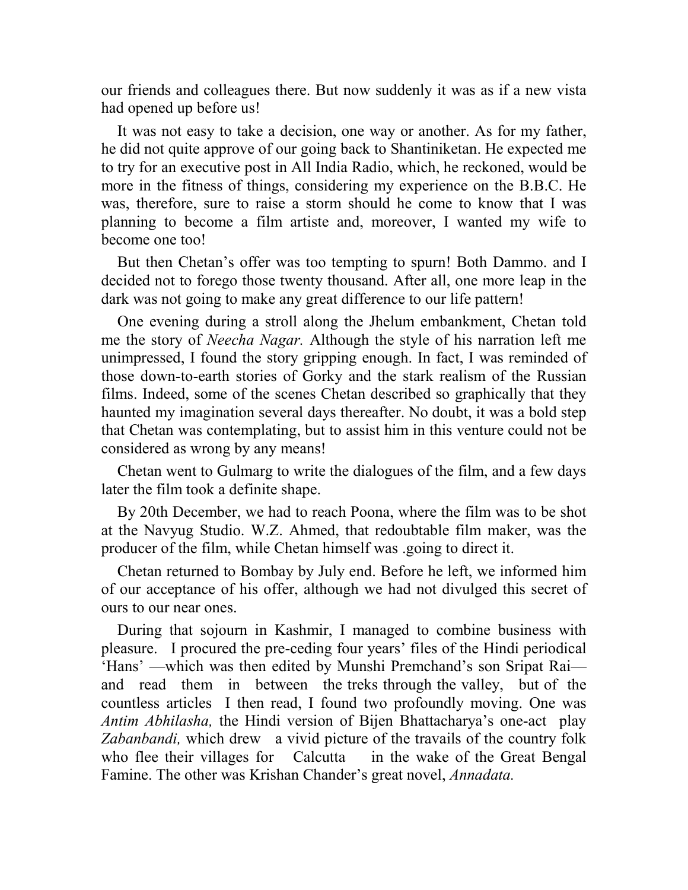our friends and colleagues there. But now suddenly it was as if a new vista had opened up before us!

It was not easy to take a decision, one way or another. As for my father, he did not quite approve of our going back to Shantiniketan. He expected me to try for an executive post in All India Radio, which, he reckoned, would be more in the fitness of things, considering my experience on the B.B.C. He was, therefore, sure to raise a storm should he come to know that I was planning to become a film artiste and, moreover, I wanted my wife to become one too!

But then Chetan's offer was too tempting to spurn! Both Dammo. and I decided not to forego those twenty thousand. After all, one more leap in the dark was not going to make any great difference to our life pattern!

One evening during a stroll along the Jhelum embankment, Chetan told me the story of *Neecha Nagar.* Although the style of his narration left me unimpressed, I found the story gripping enough. In fact, I was reminded of those down-to-earth stories of Gorky and the stark realism of the Russian films. Indeed, some of the scenes Chetan described so graphically that they haunted my imagination several days thereafter. No doubt, it was a bold step that Chetan was contemplating, but to assist him in this venture could not be considered as wrong by any means!

Chetan went to Gulmarg to write the dialogues of the film, and a few days later the film took a definite shape.

By 20th December, we had to reach Poona, where the film was to be shot at the Navyug Studio. W.Z. Ahmed, that redoubtable film maker, was the producer of the film, while Chetan himself was .going to direct it.

Chetan returned to Bombay by July end. Before he left, we informed him of our acceptance of his offer, although we had not divulged this secret of ours to our near ones.

During that sojourn in Kashmir, I managed to combine business with pleasure. I procured the pre-ceding four years' files of the Hindi periodical 'Hans' —which was then edited by Munshi Premchand's son Sripat Rai— and read them in between the treks through the valley, but of the countless articles I then read, I found two profoundly moving. One was *Antim Abhilasha,* the Hindi version of Bijen Bhattacharya's one-act play *Zabanbandi,* which drew a vivid picture of the travails of the country folk who flee their villages for Calcutta in the wake of the Great Bengal Famine. The other was Krishan Chander's great novel, *Annadata.*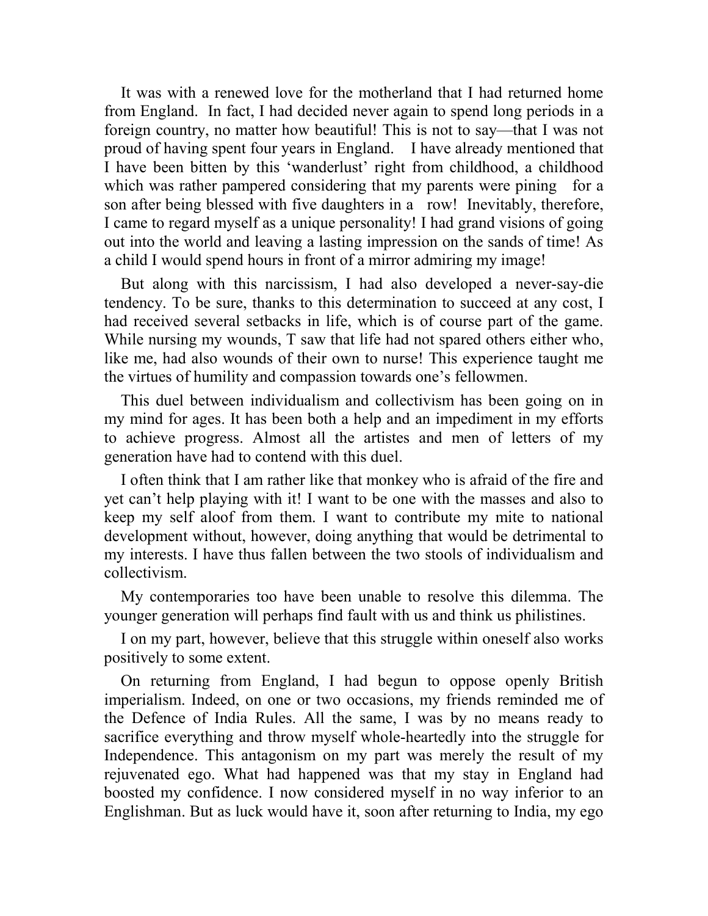It was with a renewed love for the motherland that I had returned home from England. In fact, I had decided never again to spend long periods in a foreign country, no matter how beautiful! This is not to say—that I was not proud of having spent four years in England. I have already mentioned that I have been bitten by this 'wanderlust' right from childhood, a childhood which was rather pampered considering that my parents were pining for a son after being blessed with five daughters in a row! Inevitably, therefore, I came to regard myself as a unique personality! I had grand visions of going out into the world and leaving a lasting impression on the sands of time! As a child I would spend hours in front of a mirror admiring my image!

But along with this narcissism, I had also developed a never-say-die tendency. To be sure, thanks to this determination to succeed at any cost, I had received several setbacks in life, which is of course part of the game. While nursing my wounds, T saw that life had not spared others either who, like me, had also wounds of their own to nurse! This experience taught me the virtues of humility and compassion towards one's fellowmen.

This duel between individualism and collectivism has been going on in my mind for ages. It has been both a help and an impediment in my efforts to achieve progress. Almost all the artistes and men of letters of my generation have had to contend with this duel.

I often think that I am rather like that monkey who is afraid of the fire and yet can't help playing with it! I want to be one with the masses and also to keep my self aloof from them. I want to contribute my mite to national development without, however, doing anything that would be detrimental to my interests. I have thus fallen between the two stools of individualism and collectivism.

My contemporaries too have been unable to resolve this dilemma. The younger generation will perhaps find fault with us and think us philistines.

I on my part, however, believe that this struggle within oneself also works positively to some extent.

On returning from England, I had begun to oppose openly British imperialism. Indeed, on one or two occasions, my friends reminded me of the Defence of India Rules. All the same, I was by no means ready to sacrifice everything and throw myself whole-heartedly into the struggle for Independence. This antagonism on my part was merely the result of my rejuvenated ego. What had happened was that my stay in England had boosted my confidence. I now considered myself in no way inferior to an Englishman. But as luck would have it, soon after returning to India, my ego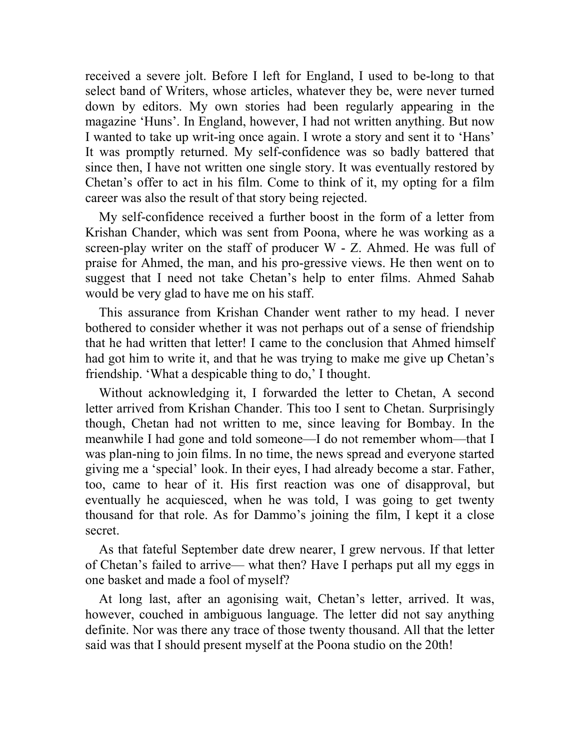received a severe jolt. Before I left for England, I used to be-long to that select band of Writers, whose articles, whatever they be, were never turned down by editors. My own stories had been regularly appearing in the magazine 'Huns'. In England, however, I had not written anything. But now I wanted to take up writ-ing once again. I wrote a story and sent it to 'Hans' It was promptly returned. My self-confidence was so badly battered that since then, I have not written one single story. It was eventually restored by Chetan's offer to act in his film. Come to think of it, my opting for a film career was also the result of that story being rejected.

My self-confidence received a further boost in the form of a letter from Krishan Chander, which was sent from Poona, where he was working as a screen-play writer on the staff of producer W - Z. Ahmed. He was full of praise for Ahmed, the man, and his pro-gressive views. He then went on to suggest that I need not take Chetan's help to enter films. Ahmed Sahab would be very glad to have me on his staff.

This assurance from Krishan Chander went rather to my head. I never bothered to consider whether it was not perhaps out of a sense of friendship that he had written that letter! I came to the conclusion that Ahmed himself had got him to write it, and that he was trying to make me give up Chetan's friendship. 'What a despicable thing to do,' I thought.

Without acknowledging it, I forwarded the letter to Chetan, A second letter arrived from Krishan Chander. This too I sent to Chetan. Surprisingly though, Chetan had not written to me, since leaving for Bombay. In the meanwhile I had gone and told someone—I do not remember whom—that I was plan-ning to join films. In no time, the news spread and everyone started giving me a 'special' look. In their eyes, I had already become a star. Father, too, came to hear of it. His first reaction was one of disapproval, but eventually he acquiesced, when he was told, I was going to get twenty thousand for that role. As for Dammo's joining the film, I kept it a close secret.

As that fateful September date drew nearer, I grew nervous. If that letter of Chetan's failed to arrive— what then? Have I perhaps put all my eggs in one basket and made a fool of myself?

At long last, after an agonising wait, Chetan's letter, arrived. It was, however, couched in ambiguous language. The letter did not say anything definite. Nor was there any trace of those twenty thousand. All that the letter said was that I should present myself at the Poona studio on the 20th!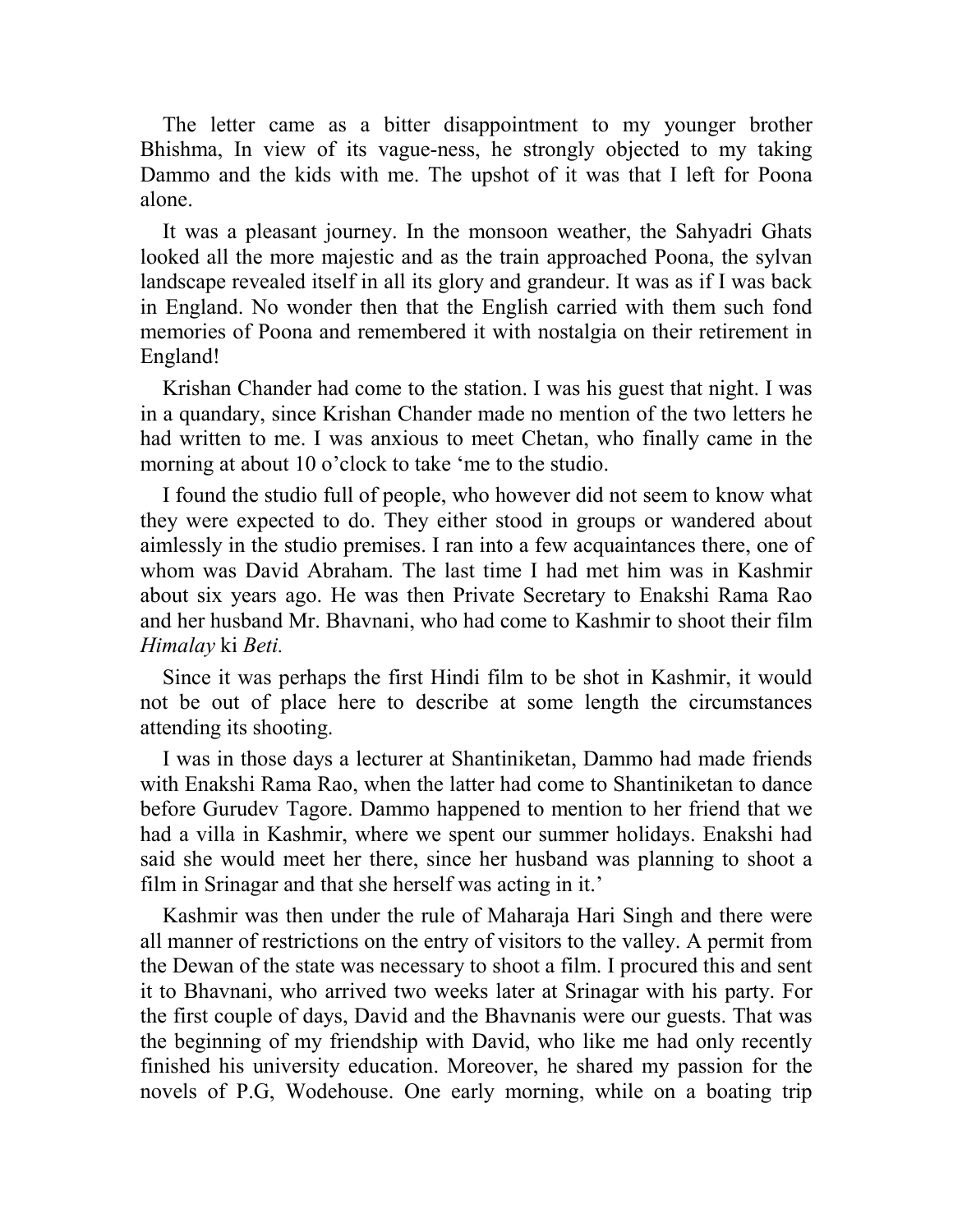The letter came as a bitter disappointment to my younger brother Bhishma, In view of its vague-ness, he strongly objected to my taking Dammo and the kids with me. The upshot of it was that I left for Poona alone.

It was a pleasant journey. In the monsoon weather, the Sahyadri Ghats looked all the more majestic and as the train approached Poona, the sylvan landscape revealed itself in all its glory and grandeur. It was as if I was back in England. No wonder then that the English carried with them such fond memories of Poona and remembered it with nostalgia on their retirement in England!

Krishan Chander had come to the station. I was his guest that night. I was in a quandary, since Krishan Chander made no mention of the two letters he had written to me. I was anxious to meet Chetan, who finally came in the morning at about 10 o'clock to take 'me to the studio.

I found the studio full of people, who however did not seem to know what they were expected to do. They either stood in groups or wandered about aimlessly in the studio premises. I ran into a few acquaintances there, one of whom was David Abraham. The last time I had met him was in Kashmir about six years ago. He was then Private Secretary to Enakshi Rama Rao and her husband Mr. Bhavnani, who had come to Kashmir to shoot their film *Himalay* ki *Beti.*

Since it was perhaps the first Hindi film to be shot in Kashmir, it would not be out of place here to describe at some length the circumstances attending its shooting.

I was in those days a lecturer at Shantiniketan, Dammo had made friends with Enakshi Rama Rao, when the latter had come to Shantiniketan to dance before Gurudev Tagore. Dammo happened to mention to her friend that we had a villa in Kashmir, where we spent our summer holidays. Enakshi had said she would meet her there, since her husband was planning to shoot a film in Srinagar and that she herself was acting in it.'

Kashmir was then under the rule of Maharaja Hari Singh and there were all manner of restrictions on the entry of visitors to the valley. A permit from the Dewan of the state was necessary to shoot a film. I procured this and sent it to Bhavnani, who arrived two weeks later at Srinagar with his party. For the first couple of days, David and the Bhavnanis were our guests. That was the beginning of my friendship with David, who like me had only recently finished his university education. Moreover, he shared my passion for the novels of P.G, Wodehouse. One early morning, while on a boating trip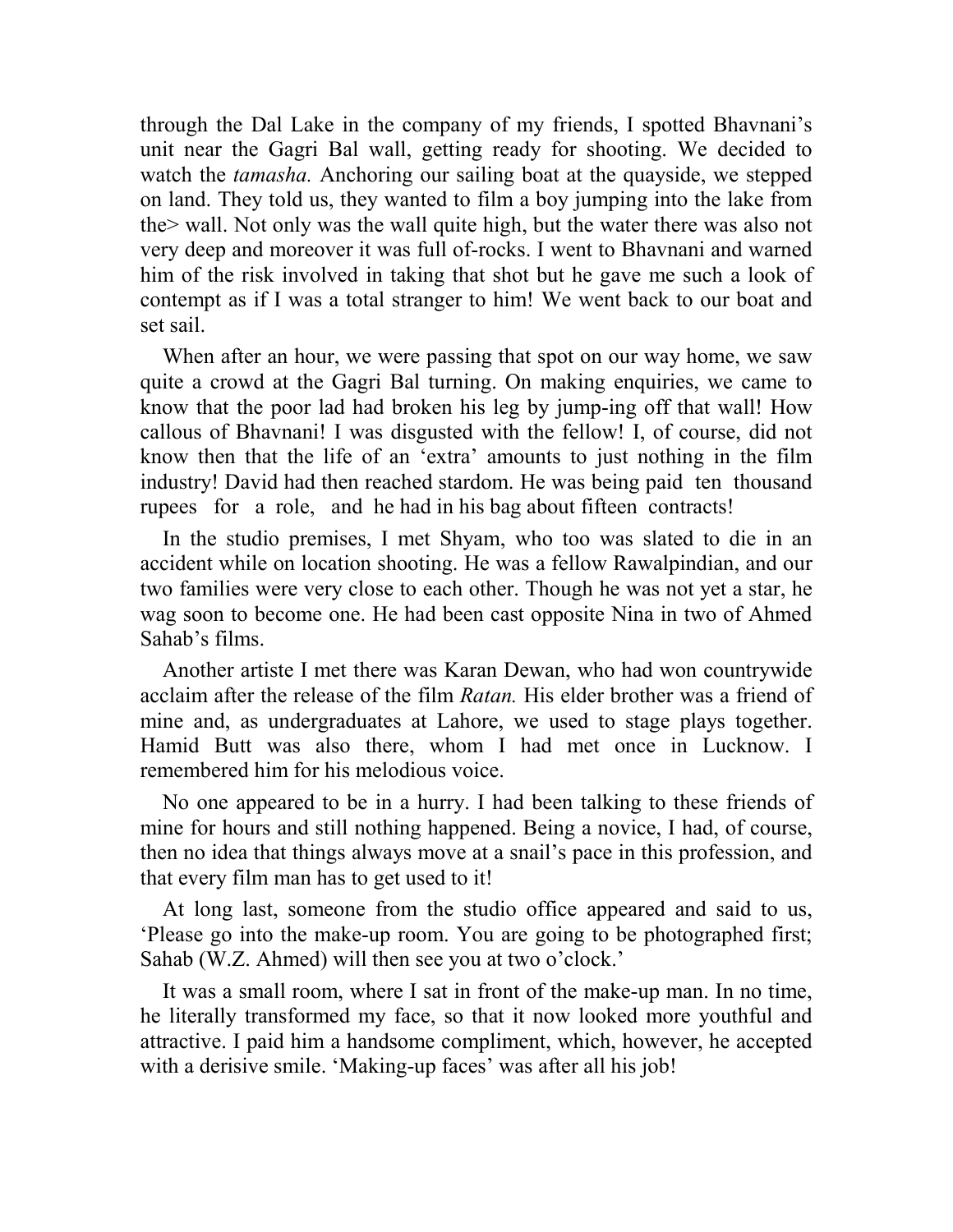through the Dal Lake in the company of my friends, I spotted Bhavnani's unit near the Gagri Bal wall, getting ready for shooting. We decided to watch the *tamasha.* Anchoring our sailing boat at the quayside, we stepped on land. They told us, they wanted to film a boy jumping into the lake from the> wall. Not only was the wall quite high, but the water there was also not very deep and moreover it was full of-rocks. I went to Bhavnani and warned him of the risk involved in taking that shot but he gave me such a look of contempt as if I was a total stranger to him! We went back to our boat and set sail.

When after an hour, we were passing that spot on our way home, we saw quite a crowd at the Gagri Bal turning. On making enquiries, we came to know that the poor lad had broken his leg by jump-ing off that wall! How callous of Bhavnani! I was disgusted with the fellow! I, of course, did not know then that the life of an 'extra' amounts to just nothing in the film industry! David had then reached stardom. He was being paid ten thousand rupees for a role, and he had in his bag about fifteen contracts!

In the studio premises, I met Shyam, who too was slated to die in an accident while on location shooting. He was a fellow Rawalpindian, and our two families were very close to each other. Though he was not yet a star, he wag soon to become one. He had been cast opposite Nina in two of Ahmed Sahab's films.

Another artiste I met there was Karan Dewan, who had won countrywide acclaim after the release of the film *Ratan.* His elder brother was a friend of mine and, as undergraduates at Lahore, we used to stage plays together. Hamid Butt was also there, whom I had met once in Lucknow. I remembered him for his melodious voice.

No one appeared to be in a hurry. I had been talking to these friends of mine for hours and still nothing happened. Being a novice, I had, of course, then no idea that things always move at a snail's pace in this profession, and that every film man has to get used to it!

At long last, someone from the studio office appeared and said to us, 'Please go into the make-up room. You are going to be photographed first; Sahab (W.Z. Ahmed) will then see you at two o'clock.'

It was a small room, where I sat in front of the make-up man. In no time, he literally transformed my face, so that it now looked more youthful and attractive. I paid him a handsome compliment, which, however, he accepted with a derisive smile. 'Making-up faces' was after all his job!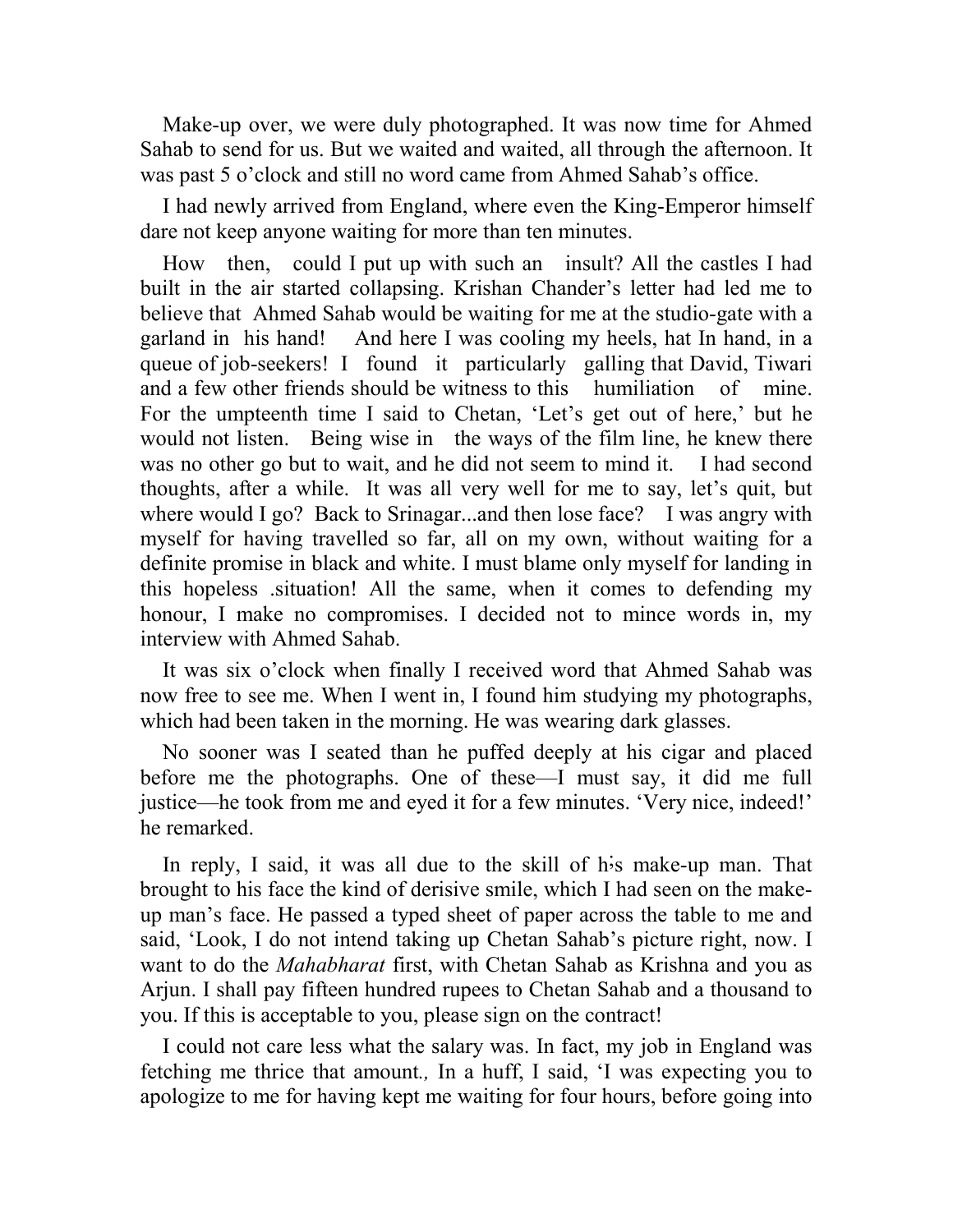Make-up over, we were duly photographed. It was now time for Ahmed Sahab to send for us. But we waited and waited, all through the afternoon. It was past 5 o'clock and still no word came from Ahmed Sahab's office.

I had newly arrived from England, where even the King-Emperor himself dare not keep anyone waiting for more than ten minutes.

How then, could I put up with such an insult? All the castles I had built in the air started collapsing. Krishan Chander's letter had led me to believe that Ahmed Sahab would be waiting for me at the studio-gate with a garland in his hand! And here I was cooling my heels, hat In hand, in a queue of job-seekers! I found it particularly galling that David, Tiwari and a few other friends should be witness to this humiliation of mine. For the umpteenth time I said to Chetan, 'Let's get out of here,' but he would not listen. Being wise in the ways of the film line, he knew there was no other go but to wait, and he did not seem to mind it. I had second thoughts, after a while. It was all very well for me to say, let's quit, but where would I go? Back to Srinagar...and then lose face? I was angry with myself for having travelled so far, all on my own, without waiting for a definite promise in black and white. I must blame only myself for landing in this hopeless .situation! All the same, when it comes to defending my honour, I make no compromises. I decided not to mince words in, my interview with Ahmed Sahab.

It was six o'clock when finally I received word that Ahmed Sahab was now free to see me. When I went in, I found him studying my photographs, which had been taken in the morning. He was wearing dark glasses.

No sooner was I seated than he puffed deeply at his cigar and placed before me the photographs. One of these—I must say, it did me full justice—he took from me and eyed it for a few minutes. 'Very nice, indeed!' he remarked.

In reply, I said, it was all due to the skill of his make-up man. That brought to his face the kind of derisive smile, which I had seen on the make-up man's face. He passed a typed sheet of paper across the table to me and said, 'Look, I do not intend taking up Chetan Sahab's picture right, now. I want to do the *Mahabharat* first, with Chetan Sahab as Krishna and you as Arjun. I shall pay fifteen hundred rupees to Chetan Sahab and a thousand to you. If this is acceptable to you, please sign on the contract!

I could not care less what the salary was. In fact, my job in England was fetching me thrice that amount., In a huff, I said, 'I was expecting you to apologize to me for having kept me waiting for four hours, before going into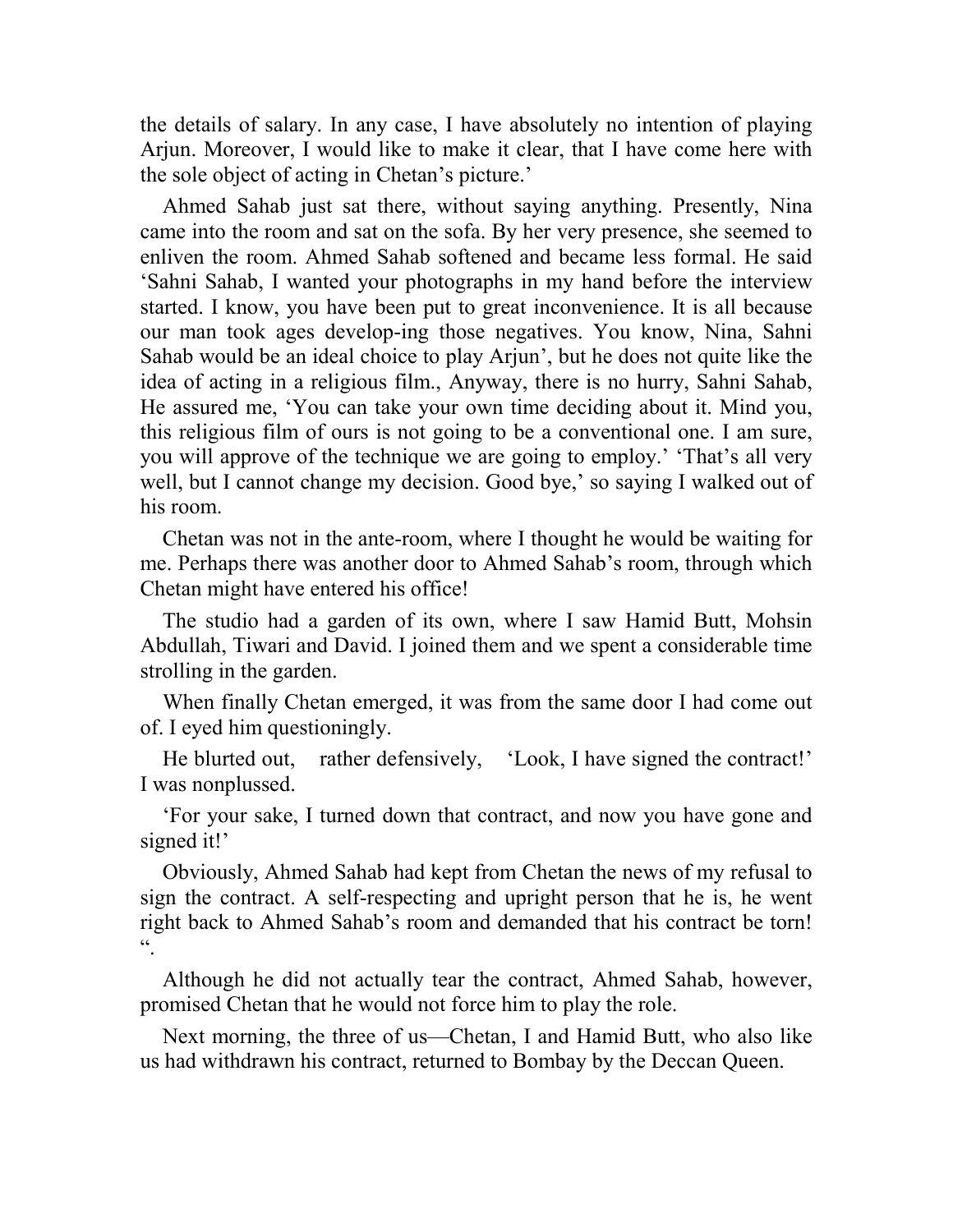the details of salary. In any case, I have absolutely no intention of playing Arjun. Moreover, I would like to make it clear, that I have come here with the sole object of acting in Chetan's picture.'

Ahmed Sahab just sat there, without saying anything. Presently, Nina came into the room and sat on the sofa. By her very presence, she seemed to enliven the room. Ahmed Sahab softened and became less formal. He said 'Sahni Sahab, I wanted your photographs in my hand before the interview started. I know, you have been put to great inconvenience. It is all because our man took ages develop-ing those negatives. You know, Nina, Sahni Sahab would be an ideal choice to play Arjun', but he does not quite like the idea of acting in a religious film., Anyway, there is no hurry, Sahni Sahab, He assured me, 'You can take your own time deciding about it. Mind you, this religious film of ours is not going to be a conventional one. I am sure, you will approve of the technique we are going to employ.' 'That's all very well, but I cannot change my decision. Good bye,' so saying I walked out of his room.

Chetan was not in the ante-room, where I thought he would be waiting for me. Perhaps there was another door to Ahmed Sahab's room, through which Chetan might have entered his office!

The studio had a garden of its own, where I saw Hamid Butt, Mohsin Abdullah, Tiwari and David. I joined them and we spent a considerable time strolling in the garden.

When finally Chetan emerged, it was from the same door I had come out of. I eyed him questioningly.

He blurted out, rather defensively, 'Look, I have signed the contract!' I was nonplussed.

'For your sake, I turned down that contract, and now you have gone and signed it!'

Obviously, Ahmed Sahab had kept from Chetan the news of my refusal to sign the contract. A self-respecting and upright person that he is, he went right back to Ahmed Sahab's room and demanded that his contract be torn! ".

Although he did not actually tear the contract, Ahmed Sahab, however, promised Chetan that he would not force him to play the role.

Next morning, the three of us—Chetan, I and Hamid Butt, who also like us had withdrawn his contract, returned to Bombay by the Deccan Queen.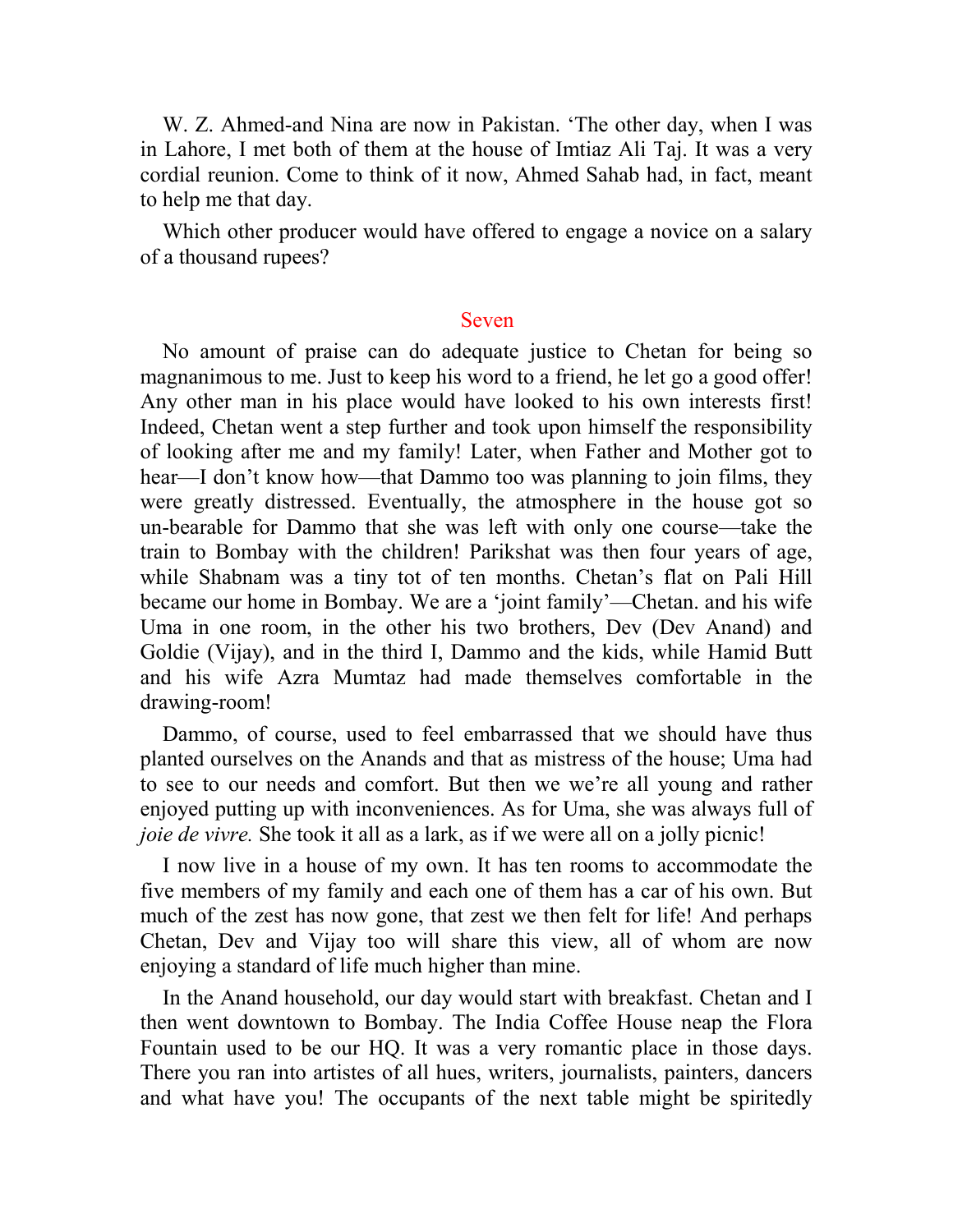W. Z. Ahmed-and Nina are now in Pakistan. 'The other day, when I was in Lahore, I met both of them at the house of Imtiaz Ali Taj. It was a very cordial reunion. Come to think of it now, Ahmed Sahab had, in fact, meant to help me that day.

Which other producer would have offered to engage a novice on a salary of a thousand rupees?

## Seven

No amount of praise can do adequate justice to Chetan for being so magnanimous to me. Just to keep his word to a friend, he let go a good offer! Any other man in his place would have looked to his own interests first! Indeed, Chetan went a step further and took upon himself the responsibility of looking after me and my family! Later, when Father and Mother got to hear—I don't know how—that Dammo too was planning to join films, they were greatly distressed. Eventually, the atmosphere in the house got so un-bearable for Dammo that she was left with only one course—take the train to Bombay with the children! Parikshat was then four years of age, while Shabnam was a tiny tot of ten months. Chetan's flat on Pali Hill became our home in Bombay. We are a 'joint family'—Chetan. and his wife Uma in one room, in the other his two brothers, Dev (Dev Anand) and Goldie (Vijay), and in the third I, Dammo and the kids, while Hamid Butt and his wife Azra Mumtaz had made themselves comfortable in the drawing-room!

Dammo, of course, used to feel embarrassed that we should have thus planted ourselves on the Anands and that as mistress of the house; Uma had to see to our needs and comfort. But then we we're all young and rather enjoyed putting up with inconveniences. As for Uma, she was always full of *joie de vivre.* She took it all as a lark, as if we were all on a jolly picnic!

I now live in a house of my own. It has ten rooms to accommodate the five members of my family and each one of them has a car of his own. But much of the zest has now gone, that zest we then felt for life! And perhaps Chetan, Dev and Vijay too will share this view, all of whom are now enjoying a standard of life much higher than mine.

In the Anand household, our day would start with breakfast. Chetan and I then went downtown to Bombay. The India Coffee House neap the Flora Fountain used to be our HQ. It was a very romantic place in those days. There you ran into artistes of all hues, writers, journalists, painters, dancers and what have you! The occupants of the next table might be spiritedly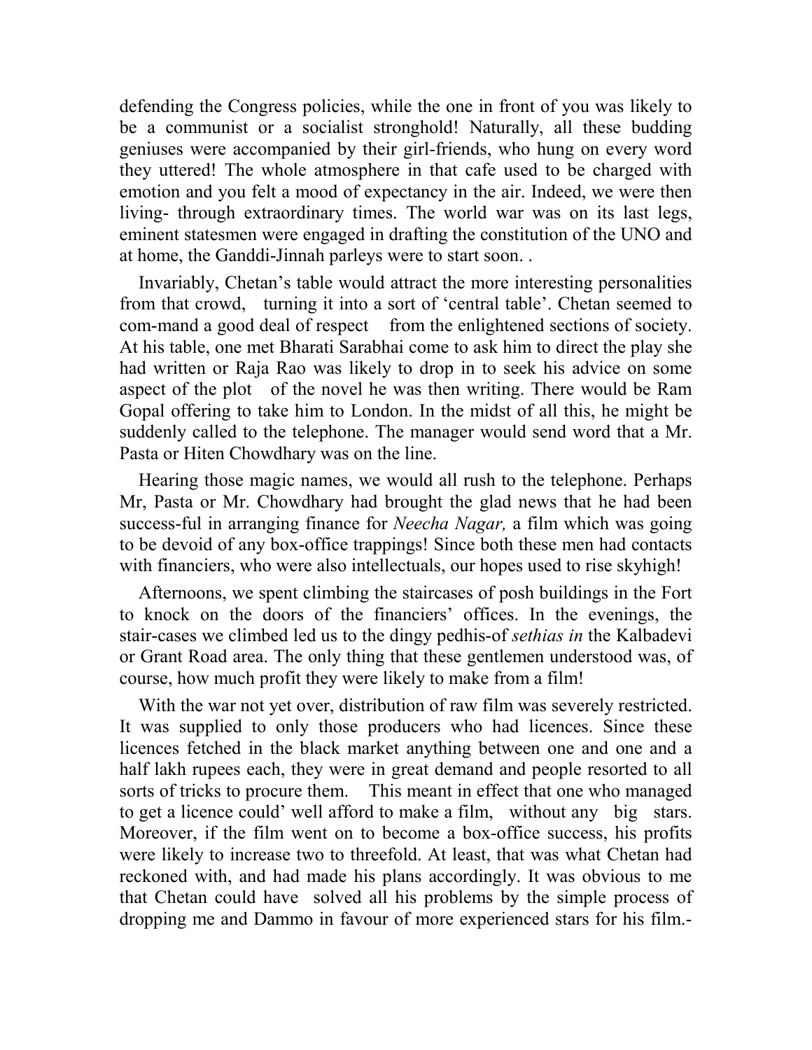defending the Congress policies, while the one in front of you was likely to be a communist or a socialist stronghold! Naturally, all these budding geniuses were accompanied by their girl-friends, who hung on every word they uttered! The whole atmosphere in that cafe used to be charged with emotion and you felt a mood of expectancy in the air. Indeed, we were then living- through extraordinary times. The world war was on its last legs, eminent statesmen were engaged in drafting the constitution of the UNO and at home, the Ganddi-Jinnah parleys were to start soon. .

Invariably, Chetan's table would attract the more interesting personalities from that crowd, turning it into a sort of 'central table'. Chetan seemed to com-mand a good deal of respect from the enlightened sections of society. At his table, one met Bharati Sarabhai come to ask him to direct the play she had written or Raja Rao was likely to drop in to seek his advice on some aspect of the plot of the novel he was then writing. There would be Ram Gopal offering to take him to London. In the midst of all this, he might be suddenly called to the telephone. The manager would send word that a Mr. Pasta or Hiten Chowdhary was on the line.

Hearing those magic names, we would all rush to the telephone. Perhaps Mr, Pasta or Mr. Chowdhary had brought the glad news that he had been success-ful in arranging finance for *Neecha Nagar,* a film which was going to be devoid of any box-office trappings! Since both these men had contacts with financiers, who were also intellectuals, our hopes used to rise skyhigh!

Afternoons, we spent climbing the staircases of posh buildings in the Fort to knock on the doors of the financiers' offices. In the evenings, the stair-cases we climbed led us to the dingy pedhis-of *sethias in* the Kalbadevi or Grant Road area. The only thing that these gentlemen understood was, of course, how much profit they were likely to make from a film!

With the war not yet over, distribution of raw film was severely restricted. It was supplied to only those producers who had licences. Since these licences fetched in the black market anything between one and one and a half lakh rupees each, they were in great demand and people resorted to all sorts of tricks to procure them. This meant in effect that one who managed to get a licence could' well afford to make a film, without any big stars. Moreover, if the film went on to become a box-office success, his profits were likely to increase two to threefold. At least, that was what Chetan had reckoned with, and had made his plans accordingly. It was obvious to me that Chetan could have solved all his problems by the simple process of dropping me and Dammo in favour of more experienced stars for his film.-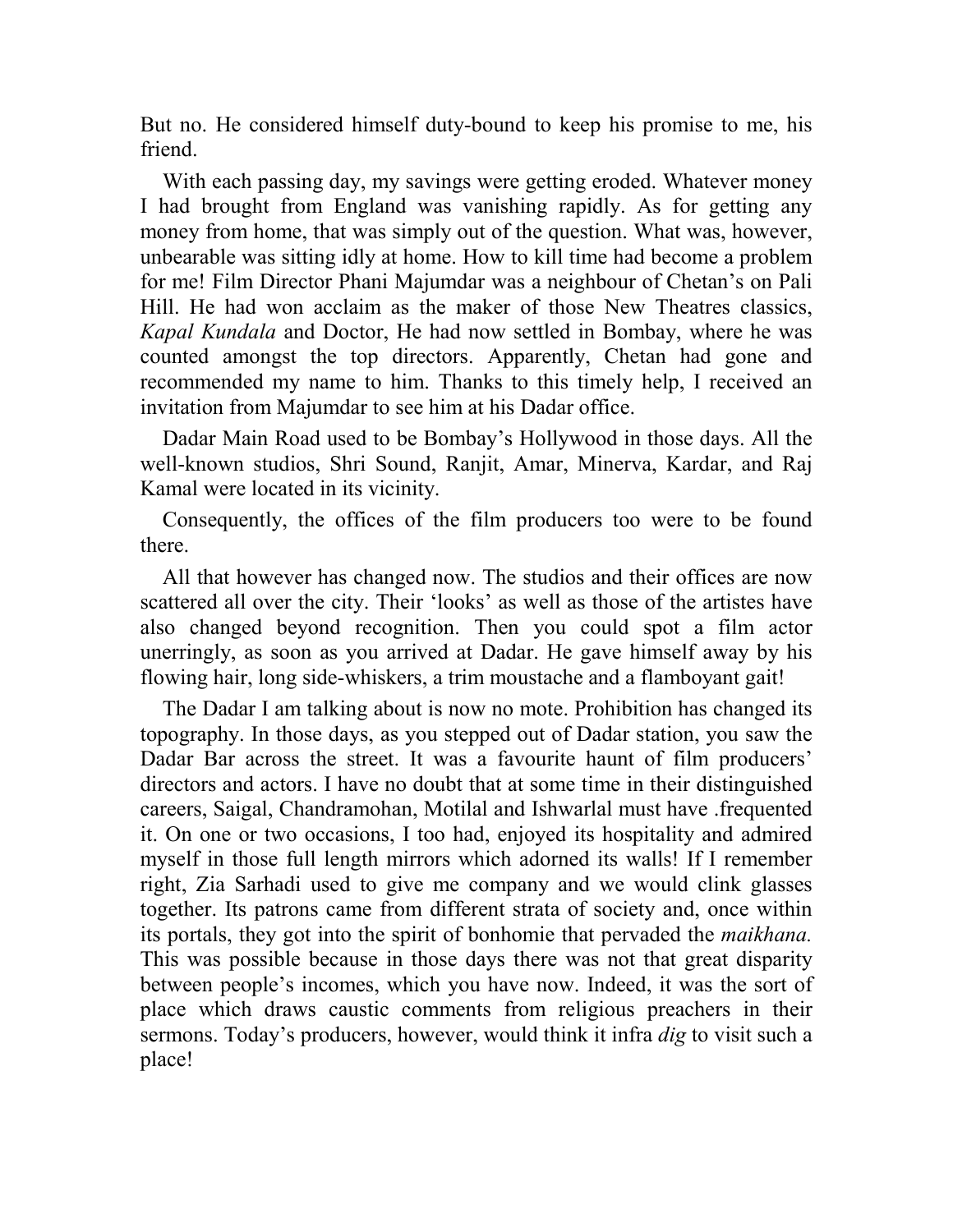But no. He considered himself duty-bound to keep his promise to me, his friend.

With each passing day, my savings were getting eroded. Whatever money I had brought from England was vanishing rapidly. As for getting any money from home, that was simply out of the question. What was, however, unbearable was sitting idly at home. How to kill time had become a problem for me! Film Director Phani Majumdar was a neighbour of Chetan's on Pali Hill. He had won acclaim as the maker of those New Theatres classics, *Kapal Kundala* and Doctor, He had now settled in Bombay, where he was counted amongst the top directors. Apparently, Chetan had gone and recommended my name to him. Thanks to this timely help, I received an invitation from Majumdar to see him at his Dadar office.

Dadar Main Road used to be Bombay's Hollywood in those days. All the well-known studios, Shri Sound, Ranjit, Amar, Minerva, Kardar, and Raj Kamal were located in its vicinity.

Consequently, the offices of the film producers too were to be found there.

All that however has changed now. The studios and their offices are now scattered all over the city. Their 'looks' as well as those of the artistes have also changed beyond recognition. Then you could spot a film actor unerringly, as soon as you arrived at Dadar. He gave himself away by his flowing hair, long side-whiskers, a trim moustache and a flamboyant gait!

The Dadar I am talking about is now no mote. Prohibition has changed its topography. In those days, as you stepped out of Dadar station, you saw the Dadar Bar across the street. It was a favourite haunt of film producers' directors and actors. I have no doubt that at some time in their distinguished careers, Saigal, Chandramohan, Motilal and Ishwarlal must have .frequented it. On one or two occasions, I too had, enjoyed its hospitality and admired myself in those full length mirrors which adorned its walls! If I remember right, Zia Sarhadi used to give me company and we would clink glasses together. Its patrons came from different strata of society and, once within its portals, they got into the spirit of bonhomie that pervaded the *maikhana.* This was possible because in those days there was not that great disparity between people's incomes, which you have now. Indeed, it was the sort of place which draws caustic comments from religious preachers in their sermons. Today's producers, however, would think it infra *dig* to visit such a place!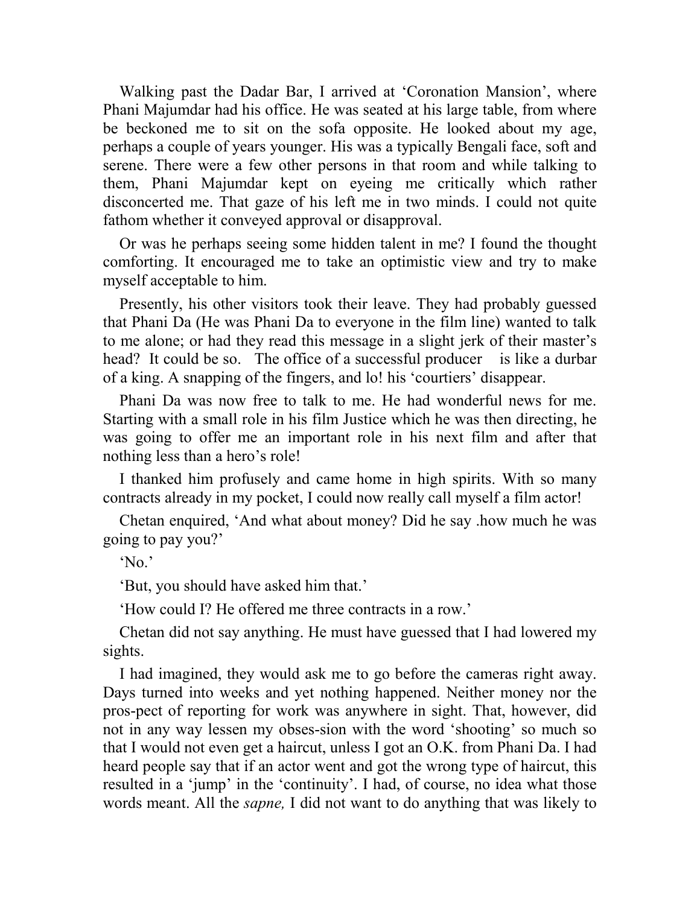Walking past the Dadar Bar, I arrived at 'Coronation Mansion', where Phani Majumdar had his office. He was seated at his large table, from where be beckoned me to sit on the sofa opposite. He looked about my age, perhaps a couple of years younger. His was a typically Bengali face, soft and serene. There were a few other persons in that room and while talking to them, Phani Majumdar kept on eyeing me critically which rather disconcerted me. That gaze of his left me in two minds. I could not quite fathom whether it conveyed approval or disapproval.

Or was he perhaps seeing some hidden talent in me? I found the thought comforting. It encouraged me to take an optimistic view and try to make myself acceptable to him.

Presently, his other visitors took their leave. They had probably guessed that Phani Da (He was Phani Da to everyone in the film line) wanted to talk to me alone; or had they read this message in a slight jerk of their master's head? It could be so. The office of a successful producer is like a durbar of a king. A snapping of the fingers, and lo! his 'courtiers' disappear.

Phani Da was now free to talk to me. He had wonderful news for me. Starting with a small role in his film Justice which he was then directing, he was going to offer me an important role in his next film and after that nothing less than a hero's role!

I thanked him profusely and came home in high spirits. With so many contracts already in my pocket, I could now really call myself a film actor!

Chetan enquired, 'And what about money? Did he say .how much he was going to pay you?'

'No.'

'But, you should have asked him that.'

'How could I? He offered me three contracts in a row.'

Chetan did not say anything. He must have guessed that I had lowered my sights.

I had imagined, they would ask me to go before the cameras right away. Days turned into weeks and yet nothing happened. Neither money nor the pros-pect of reporting for work was anywhere in sight. That, however, did not in any way lessen my obses-sion with the word 'shooting' so much so that I would not even get a haircut, unless I got an O.K. from Phani Da. I had heard people say that if an actor went and got the wrong type of haircut, this resulted in a 'jump' in the 'continuity'. I had, of course, no idea what those words meant. All the *sapne,* I did not want to do anything that was likely to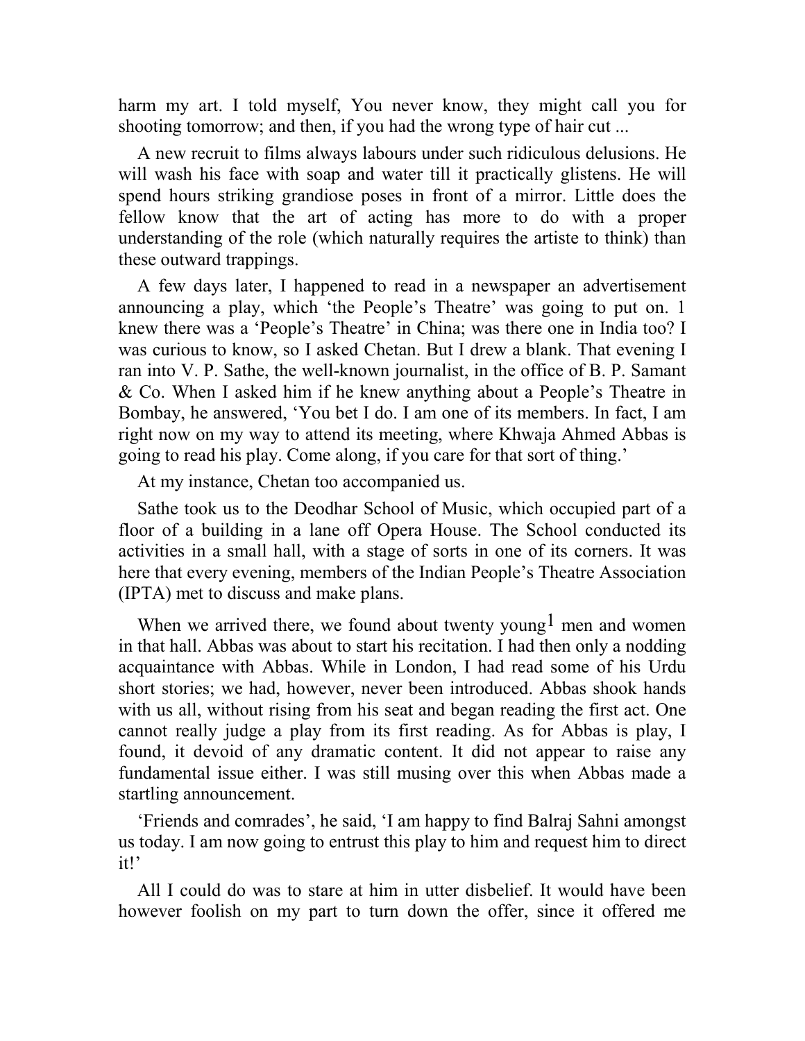harm my art. I told myself, You never know, they might call you for shooting tomorrow; and then, if you had the wrong type of hair cut ...

A new recruit to films always labours under such ridiculous delusions. He will wash his face with soap and water till it practically glistens. He will spend hours striking grandiose poses in front of a mirror. Little does the fellow know that the art of acting has more to do with a proper understanding of the role (which naturally requires the artiste to think) than these outward trappings.

A few days later, I happened to read in a newspaper an advertisement announcing a play, which 'the People's Theatre' was going to put on. 1 knew there was a 'People's Theatre' in China; was there one in India too? I was curious to know, so I asked Chetan. But I drew a blank. That evening I ran into V. P. Sathe, the well-known journalist, in the office of B. P. Samant & Co. When I asked him if he knew anything about a People's Theatre in Bombay, he answered, 'You bet I do. I am one of its members. In fact, I am right now on my way to attend its meeting, where Khwaja Ahmed Abbas is going to read his play. Come along, if you care for that sort of thing.'

At my instance, Chetan too accompanied us.

Sathe took us to the Deodhar School of Music, which occupied part of a floor of a building in a lane off Opera House. The School conducted its activities in a small hall, with a stage of sorts in one of its corners. It was here that every evening, members of the Indian People's Theatre Association (IPTA) met to discuss and make plans.

When we arrived there, we found about twenty young[1] men and women in that hall. Abbas was about to start his recitation. I had then only a nodding acquaintance with Abbas. While in London, I had read some of his Urdu short stories; we had, however, never been introduced. Abbas shook hands with us all, without rising from his seat and began reading the first act. One cannot really judge a play from its first reading. As for Abbas is play, I found, it devoid of any dramatic content. It did not appear to raise any fundamental issue either. I was still musing over this when Abbas made a startling announcement.

'Friends and comrades', he said, 'I am happy to find Balraj Sahni amongst us today. I am now going to entrust this play to him and request him to direct it!'

All I could do was to stare at him in utter disbelief. It would have been however foolish on my part to turn down the offer, since it offered me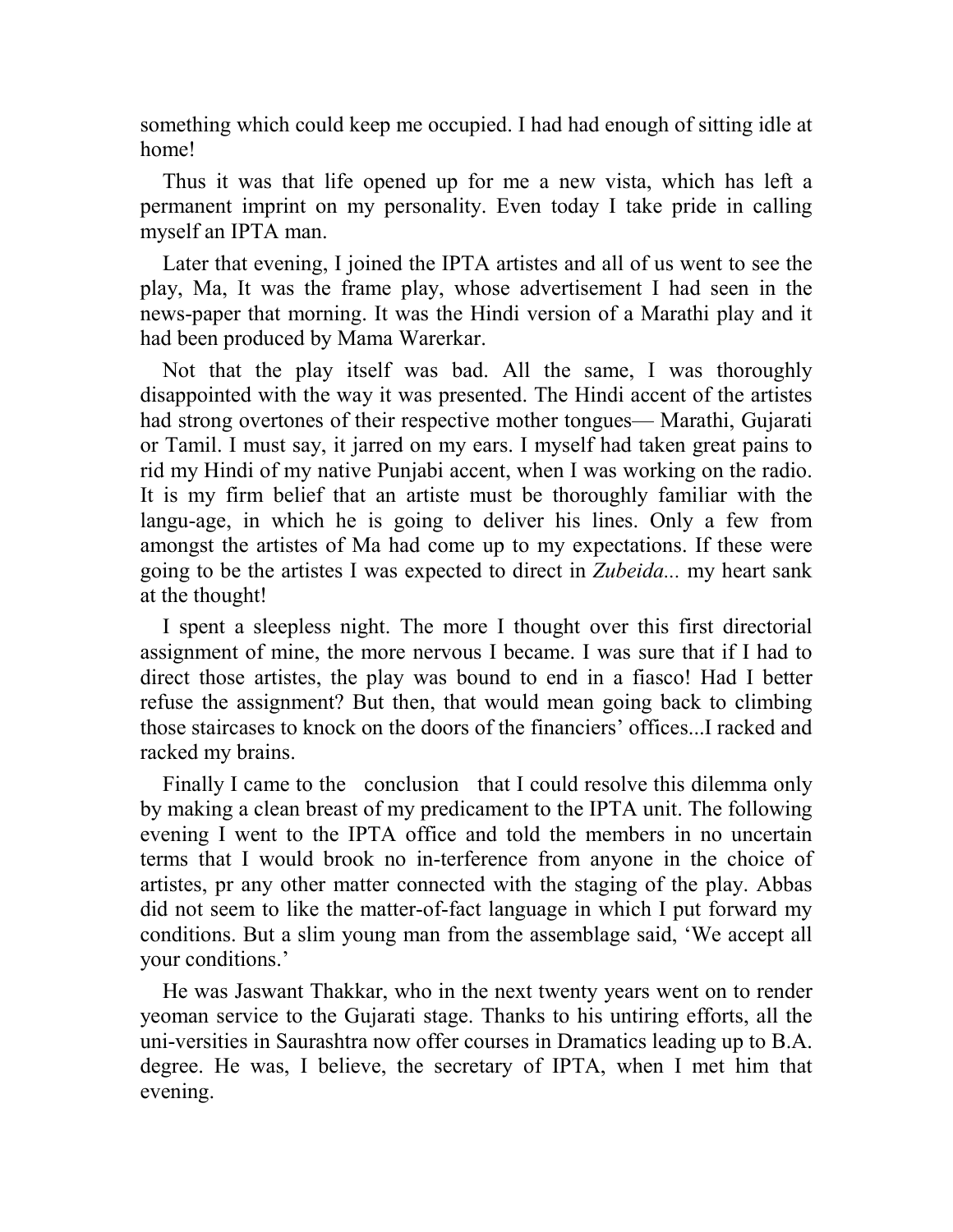something which could keep me occupied. I had had enough of sitting idle at home!

Thus it was that life opened up for me a new vista, which has left a permanent imprint on my personality. Even today I take pride in calling myself an IPTA man.

Later that evening, I joined the IPTA artistes and all of us went to see the play, Ma, It was the frame play, whose advertisement I had seen in the news-paper that morning. It was the Hindi version of a Marathi play and it had been produced by Mama Warerkar.

Not that the play itself was bad. All the same, I was thoroughly disappointed with the way it was presented. The Hindi accent of the artistes had strong overtones of their respective mother tongues— Marathi, Gujarati or Tamil. I must say, it jarred on my ears. I myself had taken great pains to rid my Hindi of my native Punjabi accent, when I was working on the radio. It is my firm belief that an artiste must be thoroughly familiar with the langu-age, in which he is going to deliver his lines. Only a few from amongst the artistes of Ma had come up to my expectations. If these were going to be the artistes I was expected to direct in *Zubeida...* my heart sank at the thought!

I spent a sleepless night. The more I thought over this first directorial assignment of mine, the more nervous I became. I was sure that if I had to direct those artistes, the play was bound to end in a fiasco! Had I better refuse the assignment? But then, that would mean going back to climbing those staircases to knock on the doors of the financiers' offices...I racked and racked my brains.

Finally I came to the conclusion that I could resolve this dilemma only by making a clean breast of my predicament to the IPTA unit. The following evening I went to the IPTA office and told the members in no uncertain terms that I would brook no in-terference from anyone in the choice of artistes, pr any other matter connected with the staging of the play. Abbas did not seem to like the matter-of-fact language in which I put forward my conditions. But a slim young man from the assemblage said, 'We accept all your conditions.'

He was Jaswant Thakkar, who in the next twenty years went on to render yeoman service to the Gujarati stage. Thanks to his untiring efforts, all the uni-versities in Saurashtra now offer courses in Dramatics leading up to B.A. degree. He was, I believe, the secretary of IPTA, when I met him that evening.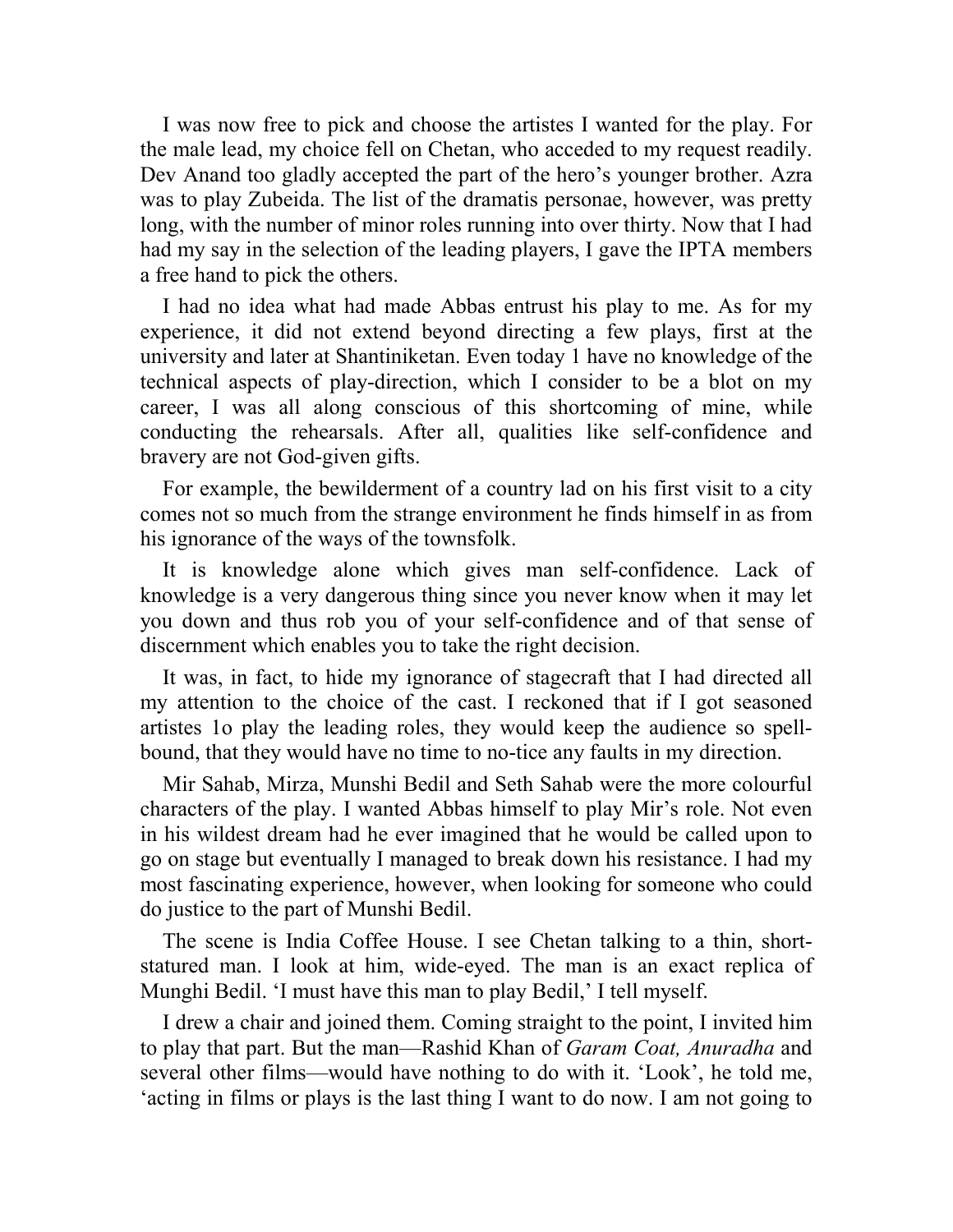I was now free to pick and choose the artistes I wanted for the play. For the male lead, my choice fell on Chetan, who acceded to my request readily. Dev Anand too gladly accepted the part of the hero's younger brother. Azra was to play Zubeida. The list of the dramatis personae, however, was pretty long, with the number of minor roles running into over thirty. Now that I had had my say in the selection of the leading players, I gave the IPTA members a free hand to pick the others.

I had no idea what had made Abbas entrust his play to me. As for my experience, it did not extend beyond directing a few plays, first at the university and later at Shantiniketan. Even today 1 have no knowledge of the technical aspects of play-direction, which I consider to be a blot on my career, I was all along conscious of this shortcoming of mine, while conducting the rehearsals. After all, qualities like self-confidence and bravery are not God-given gifts.

For example, the bewilderment of a country lad on his first visit to a city comes not so much from the strange environment he finds himself in as from his ignorance of the ways of the townsfolk.

It is knowledge alone which gives man self-confidence. Lack of knowledge is a very dangerous thing since you never know when it may let you down and thus rob you of your self-confidence and of that sense of discernment which enables you to take the right decision.

It was, in fact, to hide my ignorance of stagecraft that I had directed all my attention to the choice of the cast. I reckoned that if I got seasoned artistes 1o play the leading roles, they would keep the audience so spell-bound, that they would have no time to no-tice any faults in my direction.

Mir Sahab, Mirza, Munshi Bedil and Seth Sahab were the more colourful characters of the play. I wanted Abbas himself to play Mir's role. Not even in his wildest dream had he ever imagined that he would be called upon to go on stage but eventually I managed to break down his resistance. I had my most fascinating experience, however, when looking for someone who could do justice to the part of Munshi Bedil.

The scene is India Coffee House. I see Chetan talking to a thin, short-statured man. I look at him, wide-eyed. The man is an exact replica of Munghi Bedil. 'I must have this man to play Bedil,' I tell myself.

I drew a chair and joined them. Coming straight to the point, I invited him to play that part. But the man—Rashid Khan of *Garam Coat, Anuradha* and several other films—would have nothing to do with it. 'Look', he told me, 'acting in films or plays is the last thing I want to do now. I am not going to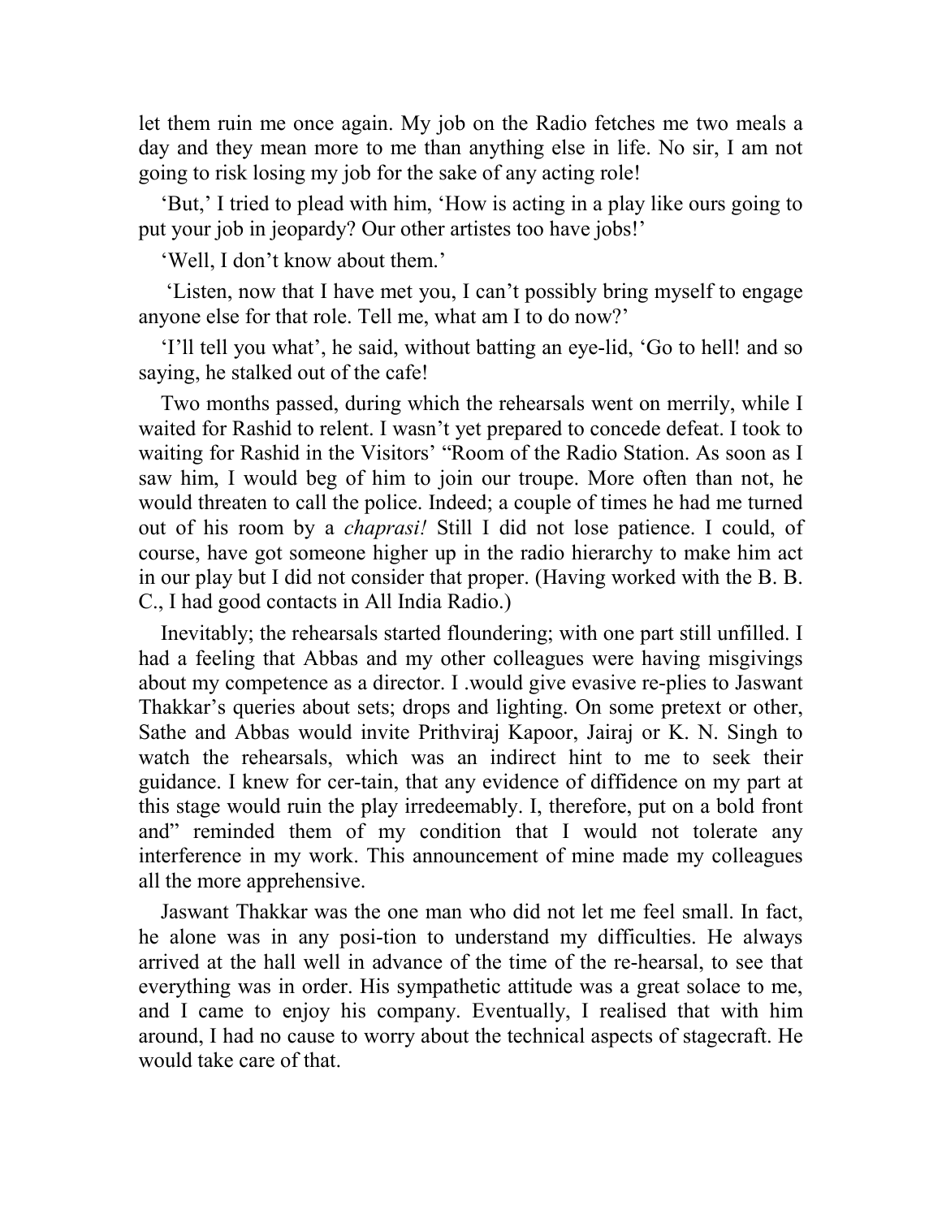let them ruin me once again. My job on the Radio fetches me two meals a day and they mean more to me than anything else in life. No sir, I am not going to risk losing my job for the sake of any acting role!

'But,' I tried to plead with him, 'How is acting in a play like ours going to put your job in jeopardy? Our other artistes too have jobs!'

'Well, I don't know about them.'

'Listen, now that I have met you, I can't possibly bring myself to engage anyone else for that role. Tell me, what am I to do now?'

'I'll tell you what', he said, without batting an eye-lid, 'Go to hell! and so saying, he stalked out of the cafe!

Two months passed, during which the rehearsals went on merrily, while I waited for Rashid to relent. I wasn't yet prepared to concede defeat. I took to waiting for Rashid in the Visitors' "Room of the Radio Station. As soon as I saw him, I would beg of him to join our troupe. More often than not, he would threaten to call the police. Indeed; a couple of times he had me turned out of his room by a *chaprasi!* Still I did not lose patience. I could, of course, have got someone higher up in the radio hierarchy to make him act in our play but I did not consider that proper. (Having worked with the B. B. C., I had good contacts in All India Radio.)

Inevitably; the rehearsals started floundering; with one part still unfilled. I had a feeling that Abbas and my other colleagues were having misgivings about my competence as a director. I .would give evasive re-plies to Jaswant Thakkar's queries about sets; drops and lighting. On some pretext or other, Sathe and Abbas would invite Prithviraj Kapoor, Jairaj or K. N. Singh to watch the rehearsals, which was an indirect hint to me to seek their guidance. I knew for cer-tain, that any evidence of diffidence on my part at this stage would ruin the play irredeemably. I, therefore, put on a bold front and" reminded them of my condition that I would not tolerate any interference in my work. This announcement of mine made my colleagues all the more apprehensive.

Jaswant Thakkar was the one man who did not let me feel small. In fact, he alone was in any posi-tion to understand my difficulties. He always arrived at the hall well in advance of the time of the re-hearsal, to see that everything was in order. His sympathetic attitude was a great solace to me, and I came to enjoy his company. Eventually, I realised that with him around, I had no cause to worry about the technical aspects of stagecraft. He would take care of that.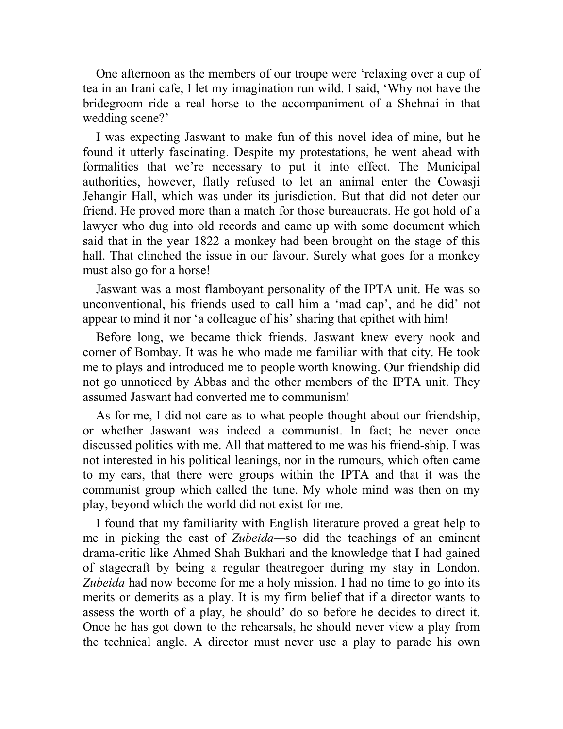One afternoon as the members of our troupe were 'relaxing over a cup of tea in an Irani cafe, I let my imagination run wild. I said, 'Why not have the bridegroom ride a real horse to the accompaniment of a Shehnai in that wedding scene?'

I was expecting Jaswant to make fun of this novel idea of mine, but he found it utterly fascinating. Despite my protestations, he went ahead with formalities that we're necessary to put it into effect. The Municipal authorities, however, flatly refused to let an animal enter the Cowasji Jehangir Hall, which was under its jurisdiction. But that did not deter our friend. He proved more than a match for those bureaucrats. He got hold of a lawyer who dug into old records and came up with some document which said that in the year 1822 a monkey had been brought on the stage of this hall. That clinched the issue in our favour. Surely what goes for a monkey must also go for a horse!

Jaswant was a most flamboyant personality of the IPTA unit. He was so unconventional, his friends used to call him a 'mad cap', and he did' not appear to mind it nor 'a colleague of his' sharing that epithet with him!

Before long, we became thick friends. Jaswant knew every nook and corner of Bombay. It was he who made me familiar with that city. He took me to plays and introduced me to people worth knowing. Our friendship did not go unnoticed by Abbas and the other members of the IPTA unit. They assumed Jaswant had converted me to communism!

As for me, I did not care as to what people thought about our friendship, or whether Jaswant was indeed a communist. In fact; he never once discussed politics with me. All that mattered to me was his friend-ship. I was not interested in his political leanings, nor in the rumours, which often came to my ears, that there were groups within the IPTA and that it was the communist group which called the tune. My whole mind was then on my play, beyond which the world did not exist for me.

I found that my familiarity with English literature proved a great help to me in picking the cast of *Zubeida*—so did the teachings of an eminent drama-critic like Ahmed Shah Bukhari and the knowledge that I had gained of stagecraft by being a regular theatregoer during my stay in London. *Zubeida* had now become for me a holy mission. I had no time to go into its merits or demerits as a play. It is my firm belief that if a director wants to assess the worth of a play, he should' do so before he decides to direct it. Once he has got down to the rehearsals, he should never view a play from the technical angle. A director must never use a play to parade his own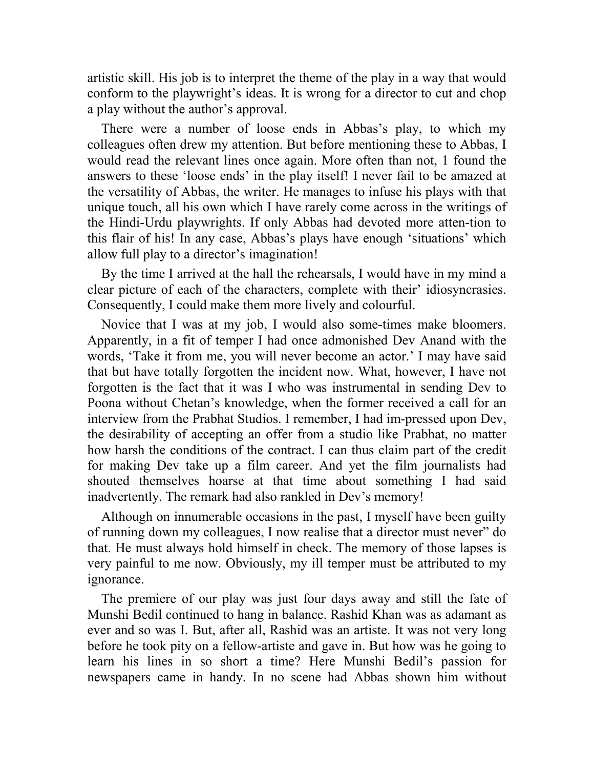artistic skill. His job is to interpret the theme of the play in a way that would conform to the playwright's ideas. It is wrong for a director to cut and chop a play without the author's approval.

There were a number of loose ends in Abbas's play, to which my colleagues often drew my attention. But before mentioning these to Abbas, I would read the relevant lines once again. More often than not, 1 found the answers to these 'loose ends' in the play itself! I never fail to be amazed at the versatility of Abbas, the writer. He manages to infuse his plays with that unique touch, all his own which I have rarely come across in the writings of the Hindi-Urdu playwrights. If only Abbas had devoted more atten-tion to this flair of his! In any case, Abbas's plays have enough 'situations' which allow full play to a director's imagination!

By the time I arrived at the hall the rehearsals, I would have in my mind a clear picture of each of the characters, complete with their' idiosyncrasies. Consequently, I could make them more lively and colourful.

Novice that I was at my job, I would also some-times make bloomers. Apparently, in a fit of temper I had once admonished Dev Anand with the words, 'Take it from me, you will never become an actor.' I may have said that but have totally forgotten the incident now. What, however, I have not forgotten is the fact that it was I who was instrumental in sending Dev to Poona without Chetan's knowledge, when the former received a call for an interview from the Prabhat Studios. I remember, I had im-pressed upon Dev, the desirability of accepting an offer from a studio like Prabhat, no matter how harsh the conditions of the contract. I can thus claim part of the credit for making Dev take up a film career. And yet the film journalists had shouted themselves hoarse at that time about something I had said inadvertently. The remark had also rankled in Dev's memory!

Although on innumerable occasions in the past, I myself have been guilty of running down my colleagues, I now realise that a director must never" do that. He must always hold himself in check. The memory of those lapses is very painful to me now. Obviously, my ill temper must be attributed to my ignorance.

The premiere of our play was just four days away and still the fate of Munshi Bedil continued to hang in balance. Rashid Khan was as adamant as ever and so was I. But, after all, Rashid was an artiste. It was not very long before he took pity on a fellow-artiste and gave in. But how was he going to learn his lines in so short a time? Here Munshi Bedil's passion for newspapers came in handy. In no scene had Abbas shown him without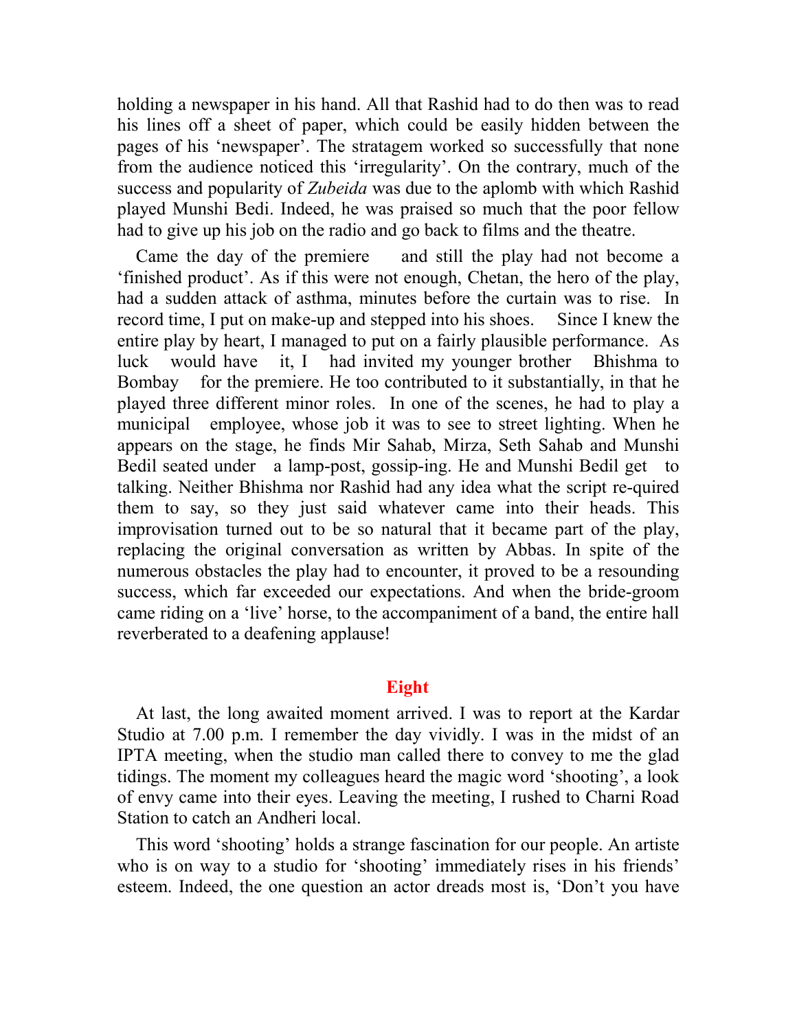holding a newspaper in his hand. All that Rashid had to do then was to read his lines off a sheet of paper, which could be easily hidden between the pages of his 'newspaper'. The stratagem worked so successfully that none from the audience noticed this 'irregularity'. On the contrary, much of the success and popularity of *Zubeida* was due to the aplomb with which Rashid played Munshi Bedi. Indeed, he was praised so much that the poor fellow had to give up his job on the radio and go back to films and the theatre.

Came the day of the premiere and still the play had not become a 'finished product'. As if this were not enough, Chetan, the hero of the play, had a sudden attack of asthma, minutes before the curtain was to rise. In record time, I put on make-up and stepped into his shoes. Since I knew the entire play by heart, I managed to put on a fairly plausible performance. As luck would have it, I had invited my younger brother Bhishma to Bombay for the premiere. He too contributed to it substantially, in that he played three different minor roles. In one of the scenes, he had to play a municipal employee, whose job it was to see to street lighting. When he appears on the stage, he finds Mir Sahab, Mirza, Seth Sahab and Munshi Bedil seated under a lamp-post, gossip-ing. He and Munshi Bedil get to talking. Neither Bhishma nor Rashid had any idea what the script re-quired them to say, so they just said whatever came into their heads. This improvisation turned out to be so natural that it became part of the play, replacing the original conversation as written by Abbas. In spite of the numerous obstacles the play had to encounter, it proved to be a resounding success, which far exceeded our expectations. And when the bride-groom came riding on a 'live' horse, to the accompaniment of a band, the entire hall reverberated to a deafening applause!

## Eight

At last, the long awaited moment arrived. I was to report at the Kardar Studio at 7.00 p.m. I remember the day vividly. I was in the midst of an IPTA meeting, when the studio man called there to convey to me the glad tidings. The moment my colleagues heard the magic word 'shooting', a look of envy came into their eyes. Leaving the meeting, I rushed to Charni Road Station to catch an Andheri local.

This word 'shooting' holds a strange fascination for our people. An artiste who is on way to a studio for 'shooting' immediately rises in his friends' esteem. Indeed, the one question an actor dreads most is, 'Don't you have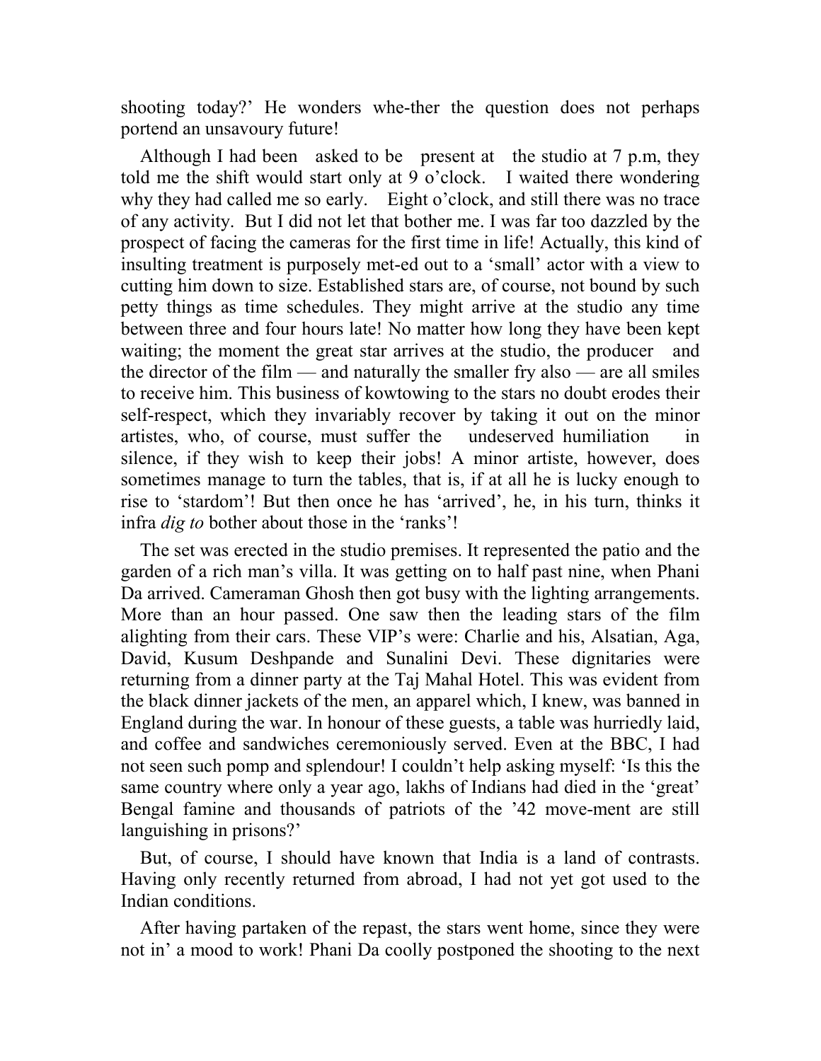shooting today?' He wonders whe-ther the question does not perhaps portend an unsavoury future!

Although I had been asked to be present at the studio at 7 p.m, they told me the shift would start only at 9 o'clock. I waited there wondering why they had called me so early. Eight o'clock, and still there was no trace of any activity. But I did not let that bother me. I was far too dazzled by the prospect of facing the cameras for the first time in life! Actually, this kind of insulting treatment is purposely met-ed out to a 'small' actor with a view to cutting him down to size. Established stars are, of course, not bound by such petty things as time schedules. They might arrive at the studio any time between three and four hours late! No matter how long they have been kept waiting; the moment the great star arrives at the studio, the producer and the director of the film — and naturally the smaller fry also — are all smiles to receive him. This business of kowtowing to the stars no doubt erodes their self-respect, which they invariably recover by taking it out on the minor artistes, who, of course, must suffer the undeserved humiliation in silence, if they wish to keep their jobs! A minor artiste, however, does sometimes manage to turn the tables, that is, if at all he is lucky enough to rise to 'stardom'! But then once he has 'arrived', he, in his turn, thinks it infra *dig to* bother about those in the 'ranks'!

The set was erected in the studio premises. It represented the patio and the garden of a rich man's villa. It was getting on to half past nine, when Phani Da arrived. Cameraman Ghosh then got busy with the lighting arrangements. More than an hour passed. One saw then the leading stars of the film alighting from their cars. These VIP's were: Charlie and his, Alsatian, Aga, David, Kusum Deshpande and Sunalini Devi. These dignitaries were returning from a dinner party at the Taj Mahal Hotel. This was evident from the black dinner jackets of the men, an apparel which, I knew, was banned in England during the war. In honour of these guests, a table was hurriedly laid, and coffee and sandwiches ceremoniously served. Even at the BBC, I had not seen such pomp and splendour! I couldn't help asking myself: 'Is this the same country where only a year ago, lakhs of Indians had died in the 'great' Bengal famine and thousands of patriots of the '42 move-ment are still languishing in prisons?'

But, of course, I should have known that India is a land of contrasts. Having only recently returned from abroad, I had not yet got used to the Indian conditions.

After having partaken of the repast, the stars went home, since they were not in' a mood to work! Phani Da coolly postponed the shooting to the next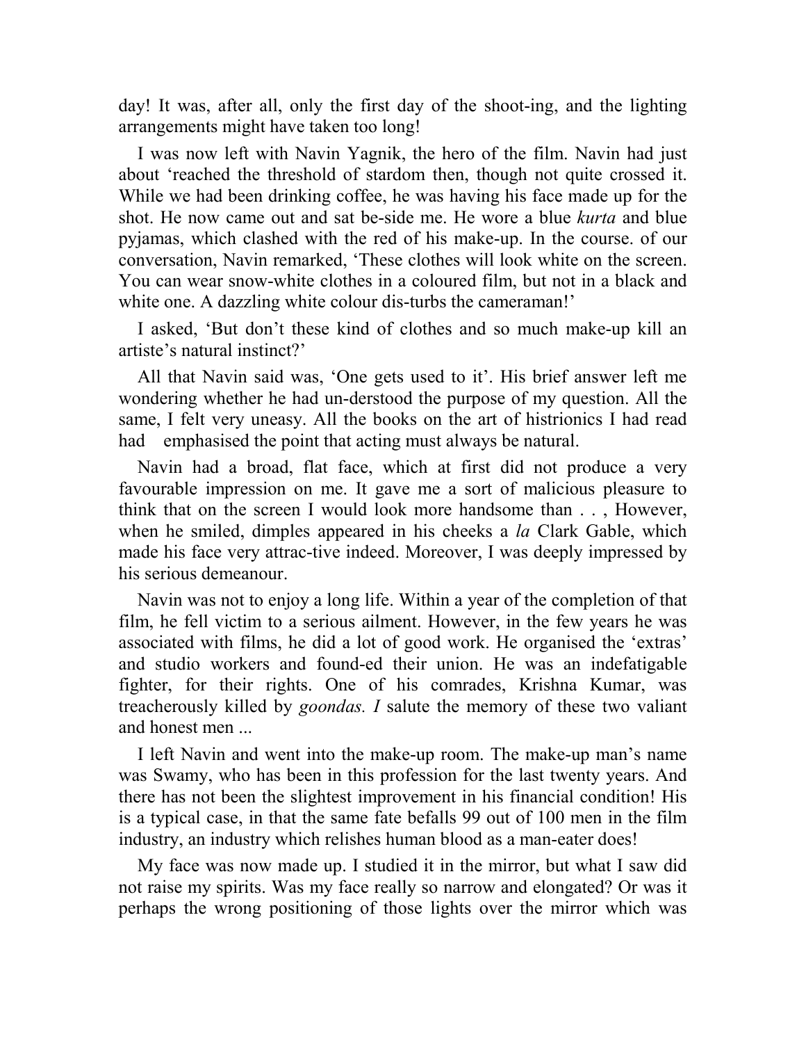day! It was, after all, only the first day of the shoot-ing, and the lighting arrangements might have taken too long!

I was now left with Navin Yagnik, the hero of the film. Navin had just about 'reached the threshold of stardom then, though not quite crossed it. While we had been drinking coffee, he was having his face made up for the shot. He now came out and sat be-side me. He wore a blue *kurta* and blue pyjamas, which clashed with the red of his make-up. In the course. of our conversation, Navin remarked, 'These clothes will look white on the screen. You can wear snow-white clothes in a coloured film, but not in a black and white one. A dazzling white colour dis-turbs the cameraman!'

I asked, 'But don't these kind of clothes and so much make-up kill an artiste's natural instinct?'

All that Navin said was, 'One gets used to it'. His brief answer left me wondering whether he had un-derstood the purpose of my question. All the same, I felt very uneasy. All the books on the art of histrionics I had read had emphasised the point that acting must always be natural.

Navin had a broad, flat face, which at first did not produce a very favourable impression on me. It gave me a sort of malicious pleasure to think that on the screen I would look more handsome than . . , However, when he smiled, dimples appeared in his cheeks a *la* Clark Gable, which made his face very attrac-tive indeed. Moreover, I was deeply impressed by his serious demeanour.

Navin was not to enjoy a long life. Within a year of the completion of that film, he fell victim to a serious ailment. However, in the few years he was associated with films, he did a lot of good work. He organised the 'extras' and studio workers and found-ed their union. He was an indefatigable fighter, for their rights. One of his comrades, Krishna Kumar, was treacherously killed by *goondas. I* salute the memory of these two valiant and honest men ...

I left Navin and went into the make-up room. The make-up man's name was Swamy, who has been in this profession for the last twenty years. And there has not been the slightest improvement in his financial condition! His is a typical case, in that the same fate befalls 99 out of 100 men in the film industry, an industry which relishes human blood as a man-eater does!

My face was now made up. I studied it in the mirror, but what I saw did not raise my spirits. Was my face really so narrow and elongated? Or was it perhaps the wrong positioning of those lights over the mirror which was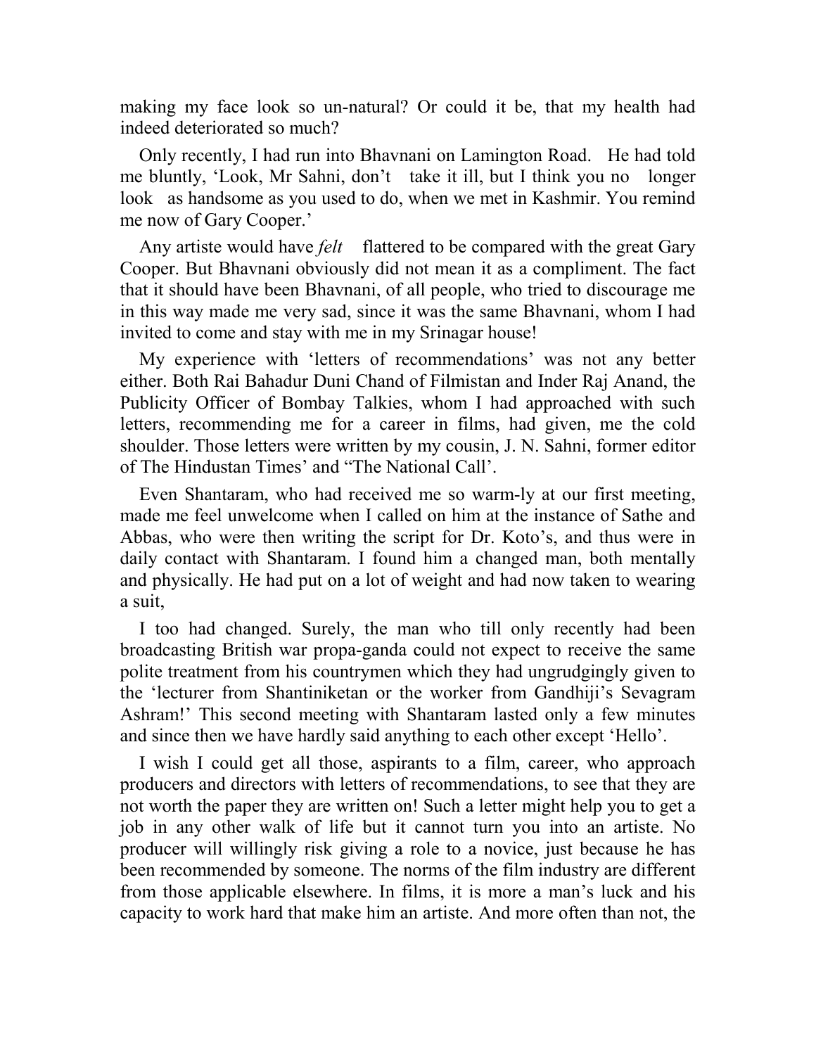making my face look so un-natural? Or could it be, that my health had indeed deteriorated so much?

Only recently, I had run into Bhavnani on Lamington Road. He had told me bluntly, 'Look, Mr Sahni, don't take it ill, but I think you no longer look as handsome as you used to do, when we met in Kashmir. You remind me now of Gary Cooper.'

Any artiste would have *felt* flattered to be compared with the great Gary Cooper. But Bhavnani obviously did not mean it as a compliment. The fact that it should have been Bhavnani, of all people, who tried to discourage me in this way made me very sad, since it was the same Bhavnani, whom I had invited to come and stay with me in my Srinagar house!

My experience with 'letters of recommendations' was not any better either. Both Rai Bahadur Duni Chand of Filmistan and Inder Raj Anand, the Publicity Officer of Bombay Talkies, whom I had approached with such letters, recommending me for a career in films, had given, me the cold shoulder. Those letters were written by my cousin, J. N. Sahni, former editor of The Hindustan Times' and "The National Call'.

Even Shantaram, who had received me so warm-ly at our first meeting, made me feel unwelcome when I called on him at the instance of Sathe and Abbas, who were then writing the script for Dr. Koto's, and thus were in daily contact with Shantaram. I found him a changed man, both mentally and physically. He had put on a lot of weight and had now taken to wearing a suit,

I too had changed. Surely, the man who till only recently had been broadcasting British war propa-ganda could not expect to receive the same polite treatment from his countrymen which they had ungrudgingly given to the 'lecturer from Shantiniketan or the worker from Gandhiji's Sevagram Ashram!' This second meeting with Shantaram lasted only a few minutes and since then we have hardly said anything to each other except 'Hello'.

I wish I could get all those, aspirants to a film, career, who approach producers and directors with letters of recommendations, to see that they are not worth the paper they are written on! Such a letter might help you to get a job in any other walk of life but it cannot turn you into an artiste. No producer will willingly risk giving a role to a novice, just because he has been recommended by someone. The norms of the film industry are different from those applicable elsewhere. In films, it is more a man's luck and his capacity to work hard that make him an artiste. And more often than not, the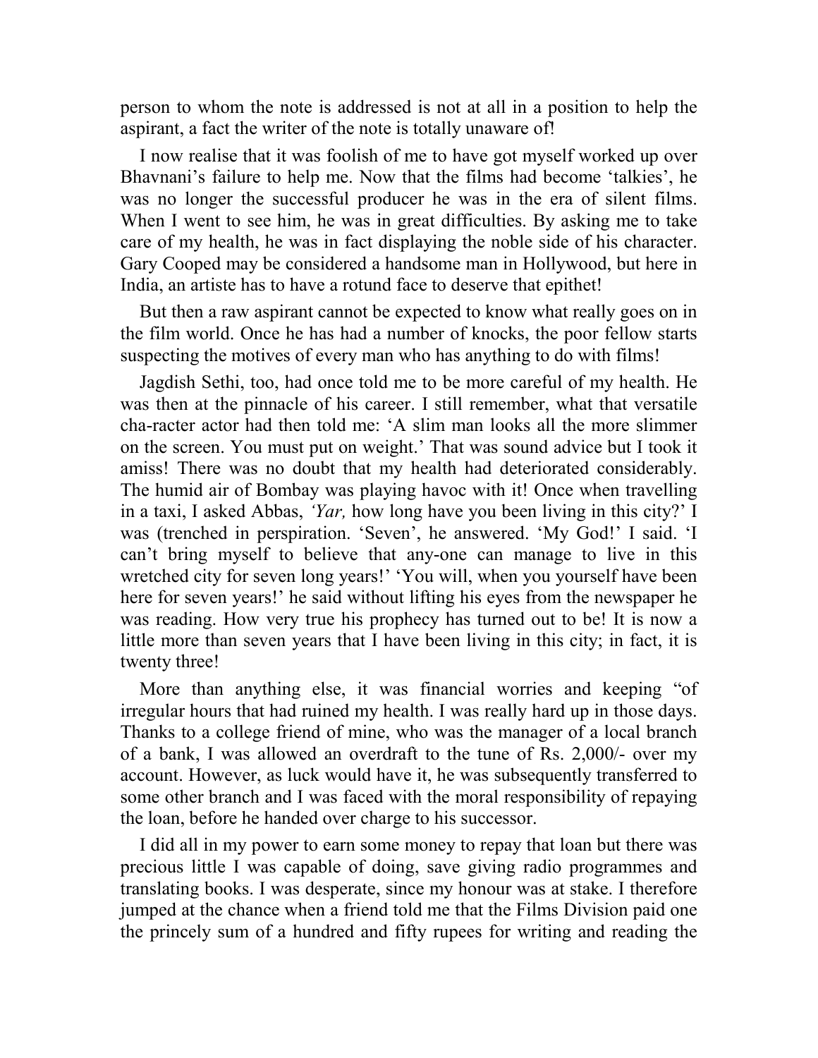person to whom the note is addressed is not at all in a position to help the aspirant, a fact the writer of the note is totally unaware of!

I now realise that it was foolish of me to have got myself worked up over Bhavnani's failure to help me. Now that the films had become 'talkies', he was no longer the successful producer he was in the era of silent films. When I went to see him, he was in great difficulties. By asking me to take care of my health, he was in fact displaying the noble side of his character. Gary Cooped may be considered a handsome man in Hollywood, but here in India, an artiste has to have a rotund face to deserve that epithet!

But then a raw aspirant cannot be expected to know what really goes on in the film world. Once he has had a number of knocks, the poor fellow starts suspecting the motives of every man who has anything to do with films!

Jagdish Sethi, too, had once told me to be more careful of my health. He was then at the pinnacle of his career. I still remember, what that versatile cha-racter actor had then told me: 'A slim man looks all the more slimmer on the screen. You must put on weight.' That was sound advice but I took it amiss! There was no doubt that my health had deteriorated considerably. The humid air of Bombay was playing havoc with it! Once when travelling in a taxi, I asked Abbas, *'Yar,* how long have you been living in this city?' I was (trenched in perspiration. 'Seven', he answered. 'My God!' I said. 'I can't bring myself to believe that any-one can manage to live in this wretched city for seven long years!' 'You will, when you yourself have been here for seven years!' he said without lifting his eyes from the newspaper he was reading. How very true his prophecy has turned out to be! It is now a little more than seven years that I have been living in this city; in fact, it is twenty three!

More than anything else, it was financial worries and keeping "of irregular hours that had ruined my health. I was really hard up in those days. Thanks to a college friend of mine, who was the manager of a local branch of a bank, I was allowed an overdraft to the tune of Rs. 2,000/- over my account. However, as luck would have it, he was subsequently transferred to some other branch and I was faced with the moral responsibility of repaying the loan, before he handed over charge to his successor.

I did all in my power to earn some money to repay that loan but there was precious little I was capable of doing, save giving radio programmes and translating books. I was desperate, since my honour was at stake. I therefore jumped at the chance when a friend told me that the Films Division paid one the princely sum of a hundred and fifty rupees for writing and reading the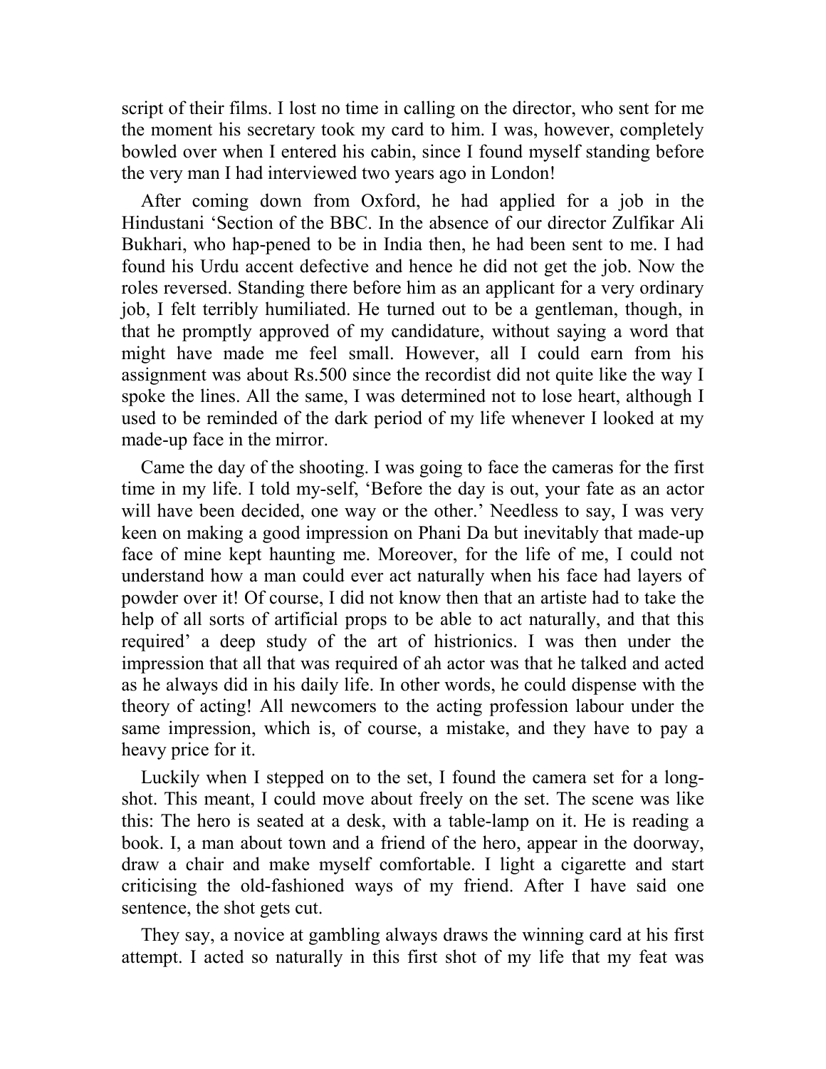script of their films. I lost no time in calling on the director, who sent for me the moment his secretary took my card to him. I was, however, completely bowled over when I entered his cabin, since I found myself standing before the very man I had interviewed two years ago in London!

After coming down from Oxford, he had applied for a job in the Hindustani 'Section of the BBC. In the absence of our director Zulfikar Ali Bukhari, who hap-pened to be in India then, he had been sent to me. I had found his Urdu accent defective and hence he did not get the job. Now the roles reversed. Standing there before him as an applicant for a very ordinary job, I felt terribly humiliated. He turned out to be a gentleman, though, in that he promptly approved of my candidature, without saying a word that might have made me feel small. However, all I could earn from his assignment was about Rs.500 since the recordist did not quite like the way I spoke the lines. All the same, I was determined not to lose heart, although I used to be reminded of the dark period of my life whenever I looked at my made-up face in the mirror.

Came the day of the shooting. I was going to face the cameras for the first time in my life. I told my-self, 'Before the day is out, your fate as an actor will have been decided, one way or the other.' Needless to say, I was very keen on making a good impression on Phani Da but inevitably that made-up face of mine kept haunting me. Moreover, for the life of me, I could not understand how a man could ever act naturally when his face had layers of powder over it! Of course, I did not know then that an artiste had to take the help of all sorts of artificial props to be able to act naturally, and that this required' a deep study of the art of histrionics. I was then under the impression that all that was required of ah actor was that he talked and acted as he always did in his daily life. In other words, he could dispense with the theory of acting! All newcomers to the acting profession labour under the same impression, which is, of course, a mistake, and they have to pay a heavy price for it.

Luckily when I stepped on to the set, I found the camera set for a long-shot. This meant, I could move about freely on the set. The scene was like this: The hero is seated at a desk, with a table-lamp on it. He is reading a book. I, a man about town and a friend of the hero, appear in the doorway, draw a chair and make myself comfortable. I light a cigarette and start criticising the old-fashioned ways of my friend. After I have said one sentence, the shot gets cut.

They say, a novice at gambling always draws the winning card at his first attempt. I acted so naturally in this first shot of my life that my feat was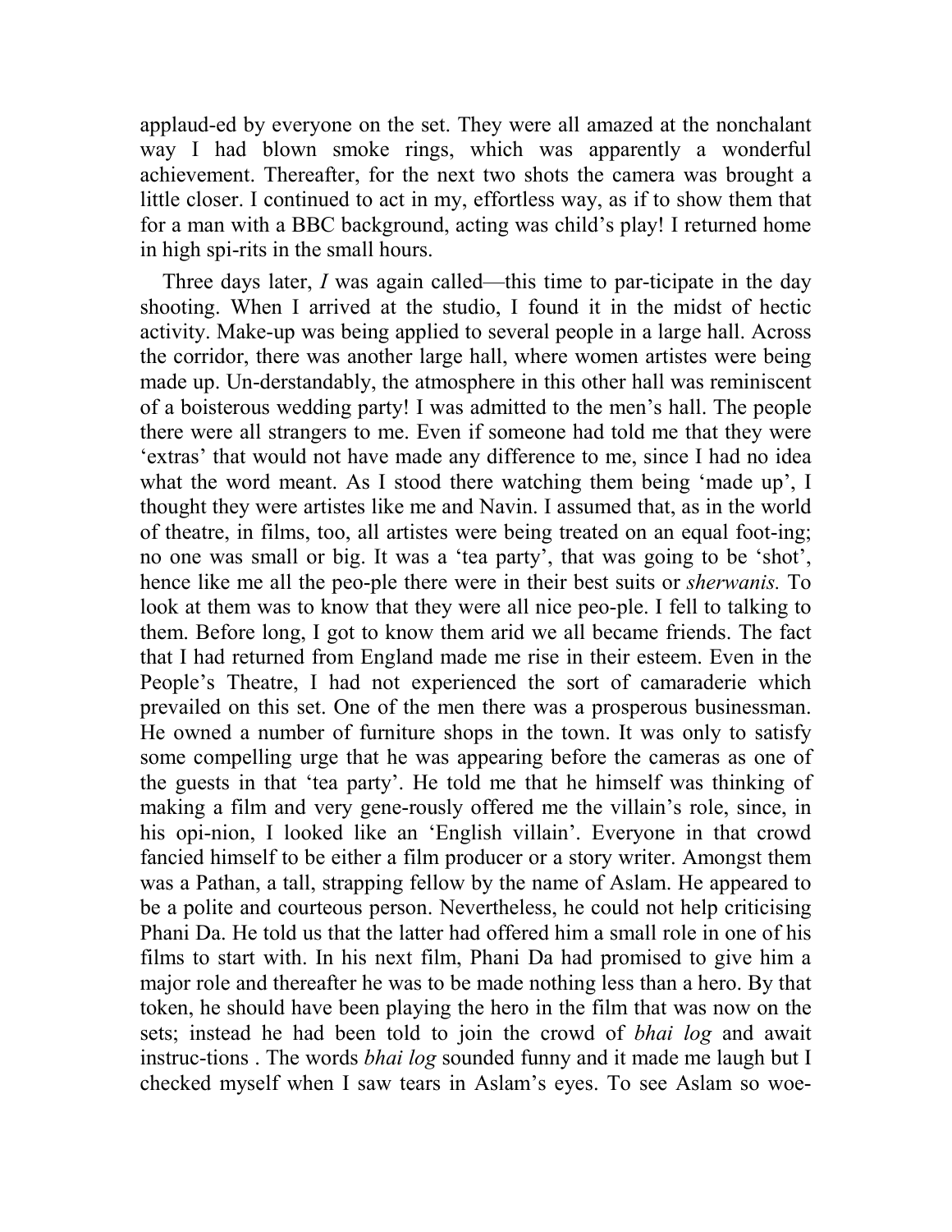applaud-ed by everyone on the set. They were all amazed at the nonchalant way I had blown smoke rings, which was apparently a wonderful achievement. Thereafter, for the next two shots the camera was brought a little closer. I continued to act in my, effortless way, as if to show them that for a man with a BBC background, acting was child's play! I returned home in high spi-rits in the small hours.

Three days later, *I* was again called—this time to par-ticipate in the day shooting. When I arrived at the studio, I found it in the midst of hectic activity. Make-up was being applied to several people in a large hall. Across the corridor, there was another large hall, where women artistes were being made up. Un-derstandably, the atmosphere in this other hall was reminiscent of a boisterous wedding party! I was admitted to the men's hall. The people there were all strangers to me. Even if someone had told me that they were 'extras' that would not have made any difference to me, since I had no idea what the word meant. As I stood there watching them being 'made up', I thought they were artistes like me and Navin. I assumed that, as in the world of theatre, in films, too, all artistes were being treated on an equal foot-ing; no one was small or big. It was a 'tea party', that was going to be 'shot', hence like me all the peo-ple there were in their best suits or *sherwanis.* To look at them was to know that they were all nice peo-ple. I fell to talking to them. Before long, I got to know them arid we all became friends. The fact that I had returned from England made me rise in their esteem. Even in the People's Theatre, I had not experienced the sort of camaraderie which prevailed on this set. One of the men there was a prosperous businessman. He owned a number of furniture shops in the town. It was only to satisfy some compelling urge that he was appearing before the cameras as one of the guests in that 'tea party'. He told me that he himself was thinking of making a film and very gene-rously offered me the villain's role, since, in his opi-nion, I looked like an 'English villain'. Everyone in that crowd fancied himself to be either a film producer or a story writer. Amongst them was a Pathan, a tall, strapping fellow by the name of Aslam. He appeared to be a polite and courteous person. Nevertheless, he could not help criticising Phani Da. He told us that the latter had offered him a small role in one of his films to start with. In his next film, Phani Da had promised to give him a major role and thereafter he was to be made nothing less than a hero. By that token, he should have been playing the hero in the film that was now on the sets; instead he had been told to join the crowd of *bhai log* and await instruc-tions . The words *bhai log* sounded funny and it made me laugh but I checked myself when I saw tears in Aslam's eyes. To see Aslam so woe-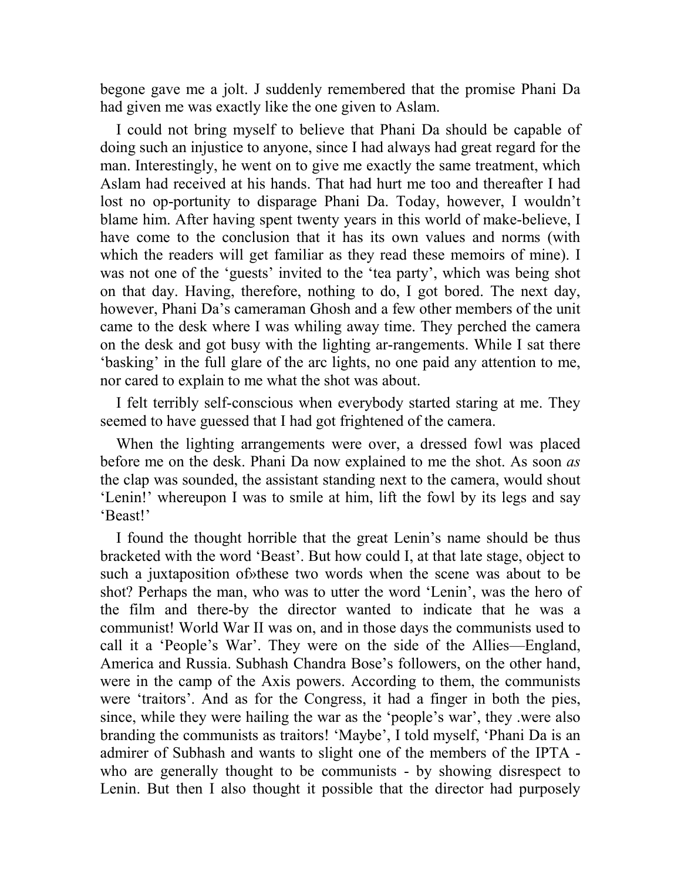begone gave me a jolt. J suddenly remembered that the promise Phani Da had given me was exactly like the one given to Aslam.

I could not bring myself to believe that Phani Da should be capable of doing such an injustice to anyone, since I had always had great regard for the man. Interestingly, he went on to give me exactly the same treatment, which Aslam had received at his hands. That had hurt me too and thereafter I had lost no op-portunity to disparage Phani Da. Today, however, I wouldn't blame him. After having spent twenty years in this world of make-believe, I have come to the conclusion that it has its own values and norms (with which the readers will get familiar as they read these memoirs of mine). I was not one of the 'guests' invited to the 'tea party', which was being shot on that day. Having, therefore, nothing to do, I got bored. The next day, however, Phani Da's cameraman Ghosh and a few other members of the unit came to the desk where I was whiling away time. They perched the camera on the desk and got busy with the lighting ar-rangements. While I sat there 'basking' in the full glare of the arc lights, no one paid any attention to me, nor cared to explain to me what the shot was about.

I felt terribly self-conscious when everybody started staring at me. They seemed to have guessed that I had got frightened of the camera.

When the lighting arrangements were over, a dressed fowl was placed before me on the desk. Phani Da now explained to me the shot. As soon *as* the clap was sounded, the assistant standing next to the camera, would shout 'Lenin!' whereupon I was to smile at him, lift the fowl by its legs and say 'Beast!'

I found the thought horrible that the great Lenin's name should be thus bracketed with the word 'Beast'. But how could I, at that late stage, object to such a juxtaposition of»these two words when the scene was about to be shot? Perhaps the man, who was to utter the word 'Lenin', was the hero of the film and there-by the director wanted to indicate that he was a communist! World War II was on, and in those days the communists used to call it a 'People's War'. They were on the side of the Allies—England, America and Russia. Subhash Chandra Bose's followers, on the other hand, were in the camp of the Axis powers. According to them, the communists were 'traitors'. And as for the Congress, it had a finger in both the pies, since, while they were hailing the war as the 'people's war', they .were also branding the communists as traitors! 'Maybe', I told myself, 'Phani Da is an admirer of Subhash and wants to slight one of the members of the IPTA - who are generally thought to be communists - by showing disrespect to Lenin. But then I also thought it possible that the director had purposely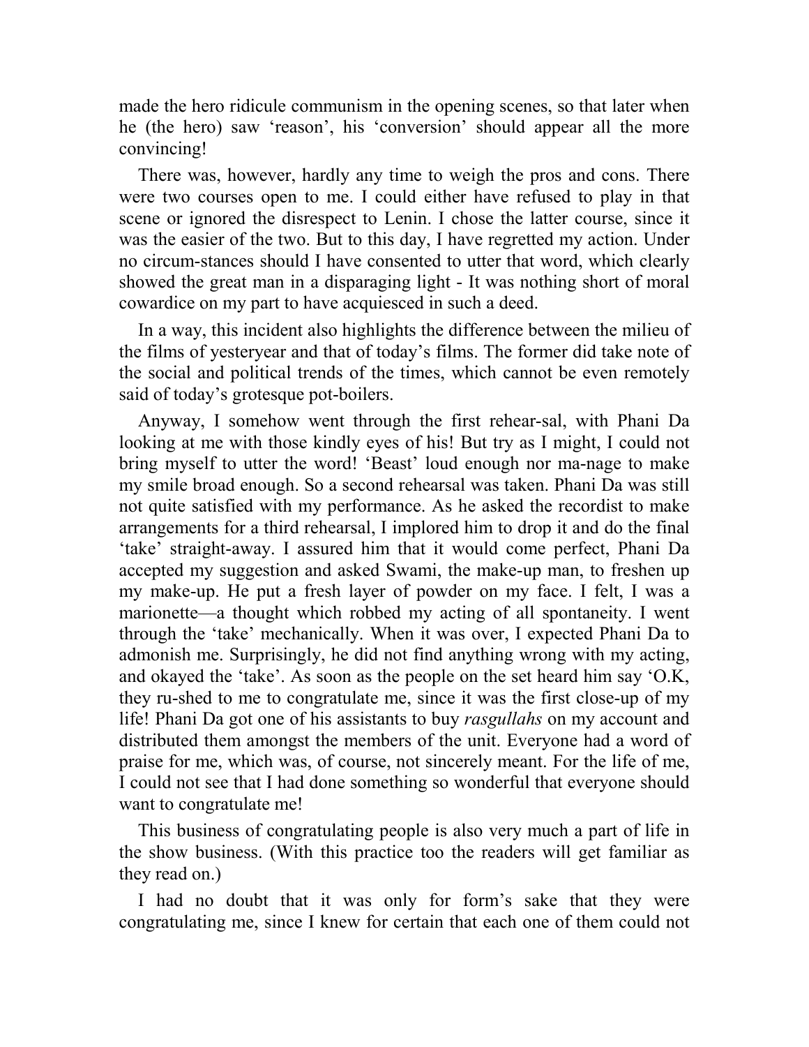made the hero ridicule communism in the opening scenes, so that later when he (the hero) saw 'reason', his 'conversion' should appear all the more convincing!

There was, however, hardly any time to weigh the pros and cons. There were two courses open to me. I could either have refused to play in that scene or ignored the disrespect to Lenin. I chose the latter course, since it was the easier of the two. But to this day, I have regretted my action. Under no circum-stances should I have consented to utter that word, which clearly showed the great man in a disparaging light - It was nothing short of moral cowardice on my part to have acquiesced in such a deed.

In a way, this incident also highlights the difference between the milieu of the films of yesteryear and that of today's films. The former did take note of the social and political trends of the times, which cannot be even remotely said of today's grotesque pot-boilers.

Anyway, I somehow went through the first rehear-sal, with Phani Da looking at me with those kindly eyes of his! But try as I might, I could not bring myself to utter the word! 'Beast' loud enough nor ma-nage to make my smile broad enough. So a second rehearsal was taken. Phani Da was still not quite satisfied with my performance. As he asked the recordist to make arrangements for a third rehearsal, I implored him to drop it and do the final 'take' straight-away. I assured him that it would come perfect, Phani Da accepted my suggestion and asked Swami, the make-up man, to freshen up my make-up. He put a fresh layer of powder on my face. I felt, I was a marionette—a thought which robbed my acting of all spontaneity. I went through the 'take' mechanically. When it was over, I expected Phani Da to admonish me. Surprisingly, he did not find anything wrong with my acting, and okayed the 'take'. As soon as the people on the set heard him say 'O.K, they ru-shed to me to congratulate me, since it was the first close-up of my life! Phani Da got one of his assistants to buy *rasgullahs* on my account and distributed them amongst the members of the unit. Everyone had a word of praise for me, which was, of course, not sincerely meant. For the life of me, I could not see that I had done something so wonderful that everyone should want to congratulate me!

This business of congratulating people is also very much a part of life in the show business. (With this practice too the readers will get familiar as they read on.)

I had no doubt that it was only for form's sake that they were congratulating me, since I knew for certain that each one of them could not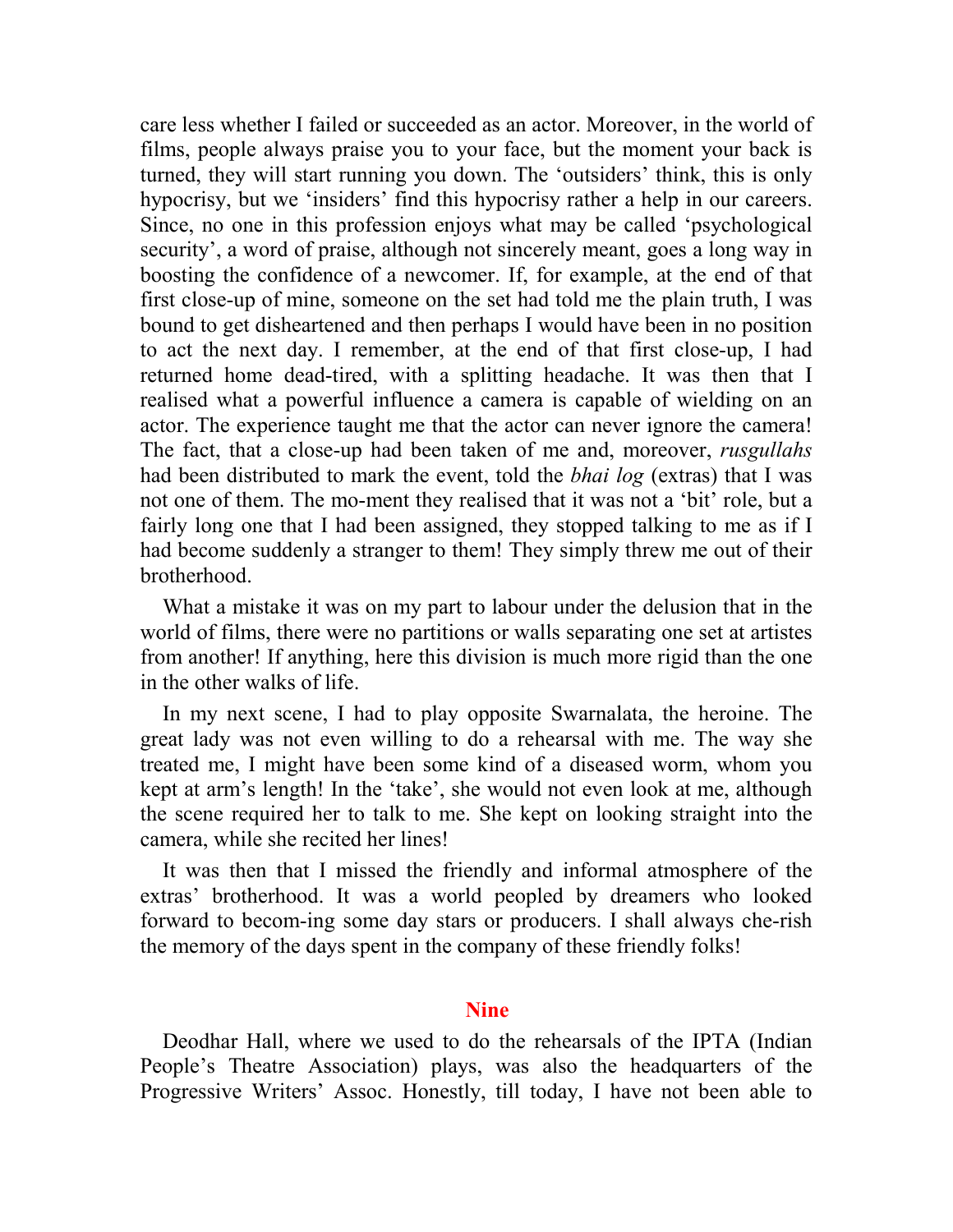care less whether I failed or succeeded as an actor. Moreover, in the world of films, people always praise you to your face, but the moment your back is turned, they will start running you down. The 'outsiders' think, this is only hypocrisy, but we 'insiders' find this hypocrisy rather a help in our careers. Since, no one in this profession enjoys what may be called 'psychological security', a word of praise, although not sincerely meant, goes a long way in boosting the confidence of a newcomer. If, for example, at the end of that first close-up of mine, someone on the set had told me the plain truth, I was bound to get disheartened and then perhaps I would have been in no position to act the next day. I remember, at the end of that first close-up, I had returned home dead-tired, with a splitting headache. It was then that I realised what a powerful influence a camera is capable of wielding on an actor. The experience taught me that the actor can never ignore the camera! The fact, that a close-up had been taken of me and, moreover, *rusgullahs* had been distributed to mark the event, told the *bhai log* (extras) that I was not one of them. The mo-ment they realised that it was not a 'bit' role, but a fairly long one that I had been assigned, they stopped talking to me as if I had become suddenly a stranger to them! They simply threw me out of their brotherhood.

What a mistake it was on my part to labour under the delusion that in the world of films, there were no partitions or walls separating one set at artistes from another! If anything, here this division is much more rigid than the one in the other walks of life.

In my next scene, I had to play opposite Swarnalata, the heroine. The great lady was not even willing to do a rehearsal with me. The way she treated me, I might have been some kind of a diseased worm, whom you kept at arm's length! In the 'take', she would not even look at me, although the scene required her to talk to me. She kept on looking straight into the camera, while she recited her lines!

It was then that I missed the friendly and informal atmosphere of the extras' brotherhood. It was a world peopled by dreamers who looked forward to becom-ing some day stars or producers. I shall always che-rish the memory of the days spent in the company of these friendly folks!

## Nine

Deodhar Hall, where we used to do the rehearsals of the IPTA (Indian People's Theatre Association) plays, was also the headquarters of the Progressive Writers' Assoc. Honestly, till today, I have not been able to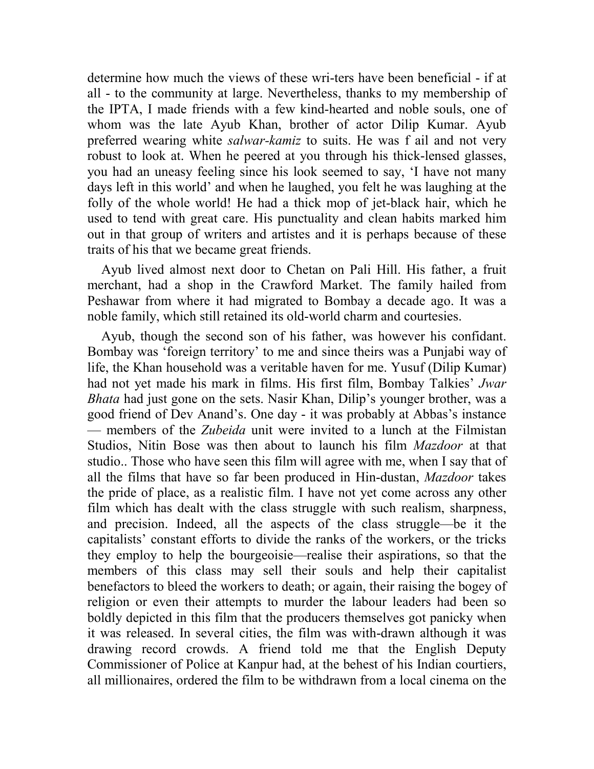determine how much the views of these wri-ters have been beneficial - if at all - to the community at large. Nevertheless, thanks to my membership of the IPTA, I made friends with a few kind-hearted and noble souls, one of whom was the late Ayub Khan, brother of actor Dilip Kumar. Ayub preferred wearing white *salwar-kamiz* to suits. He was f ail and not very robust to look at. When he peered at you through his thick-lensed glasses, you had an uneasy feeling since his look seemed to say, 'I have not many days left in this world' and when he laughed, you felt he was laughing at the folly of the whole world! He had a thick mop of jet-black hair, which he used to tend with great care. His punctuality and clean habits marked him out in that group of writers and artistes and it is perhaps because of these traits of his that we became great friends.

Ayub lived almost next door to Chetan on Pali Hill. His father, a fruit merchant, had a shop in the Crawford Market. The family hailed from Peshawar from where it had migrated to Bombay a decade ago. It was a noble family, which still retained its old-world charm and courtesies.

Ayub, though the second son of his father, was however his confidant. Bombay was 'foreign territory' to me and since theirs was a Punjabi way of life, the Khan household was a veritable haven for me. Yusuf (Dilip Kumar) had not yet made his mark in films. His first film, Bombay Talkies' *Jwar Bhata* had just gone on the sets. Nasir Khan, Dilip's younger brother, was a good friend of Dev Anand's. One day - it was probably at Abbas's instance — members of the *Zubeida* unit were invited to a lunch at the Filmistan Studios, Nitin Bose was then about to launch his film *Mazdoor* at that studio.. Those who have seen this film will agree with me, when I say that of all the films that have so far been produced in Hin-dustan, *Mazdoor* takes the pride of place, as a realistic film. I have not yet come across any other film which has dealt with the class struggle with such realism, sharpness, and precision. Indeed, all the aspects of the class struggle—be it the capitalists' constant efforts to divide the ranks of the workers, or the tricks they employ to help the bourgeoisie—realise their aspirations, so that the members of this class may sell their souls and help their capitalist benefactors to bleed the workers to death; or again, their raising the bogey of religion or even their attempts to murder the labour leaders had been so boldly depicted in this film that the producers themselves got panicky when it was released. In several cities, the film was with-drawn although it was drawing record crowds. A friend told me that the English Deputy Commissioner of Police at Kanpur had, at the behest of his Indian courtiers, all millionaires, ordered the film to be withdrawn from a local cinema on the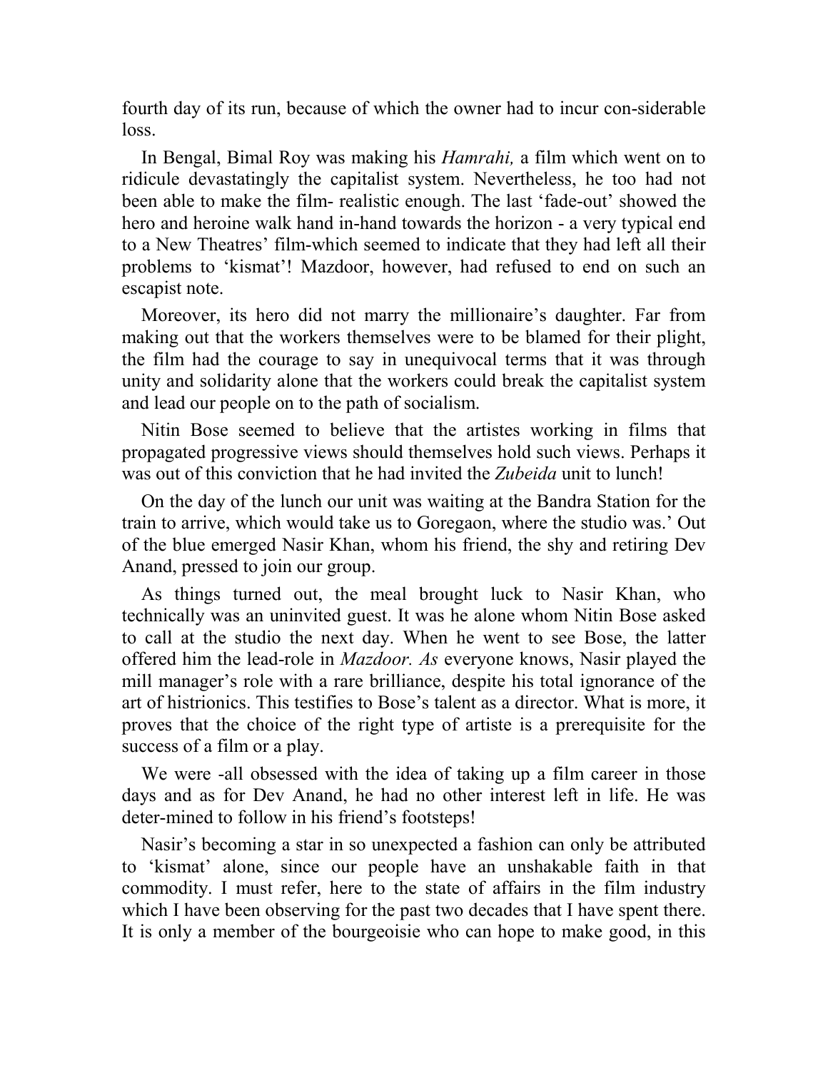fourth day of its run, because of which the owner had to incur con-siderable loss.

In Bengal, Bimal Roy was making his *Hamrahi,* a film which went on to ridicule devastatingly the capitalist system. Nevertheless, he too had not been able to make the film- realistic enough. The last 'fade-out' showed the hero and heroine walk hand in-hand towards the horizon - a very typical end to a New Theatres' film-which seemed to indicate that they had left all their problems to 'kismat'! Mazdoor, however, had refused to end on such an escapist note.

Moreover, its hero did not marry the millionaire's daughter. Far from making out that the workers themselves were to be blamed for their plight, the film had the courage to say in unequivocal terms that it was through unity and solidarity alone that the workers could break the capitalist system and lead our people on to the path of socialism.

Nitin Bose seemed to believe that the artistes working in films that propagated progressive views should themselves hold such views. Perhaps it was out of this conviction that he had invited the *Zubeida* unit to lunch!

On the day of the lunch our unit was waiting at the Bandra Station for the train to arrive, which would take us to Goregaon, where the studio was.' Out of the blue emerged Nasir Khan, whom his friend, the shy and retiring Dev Anand, pressed to join our group.

As things turned out, the meal brought luck to Nasir Khan, who technically was an uninvited guest. It was he alone whom Nitin Bose asked to call at the studio the next day. When he went to see Bose, the latter offered him the lead-role in *Mazdoor. As* everyone knows, Nasir played the mill manager's role with a rare brilliance, despite his total ignorance of the art of histrionics. This testifies to Bose's talent as a director. What is more, it proves that the choice of the right type of artiste is a prerequisite for the success of a film or a play.

We were -all obsessed with the idea of taking up a film career in those days and as for Dev Anand, he had no other interest left in life. He was deter-mined to follow in his friend's footsteps!

Nasir's becoming a star in so unexpected a fashion can only be attributed to 'kismat' alone, since our people have an unshakable faith in that commodity. I must refer, here to the state of affairs in the film industry which I have been observing for the past two decades that I have spent there. It is only a member of the bourgeoisie who can hope to make good, in this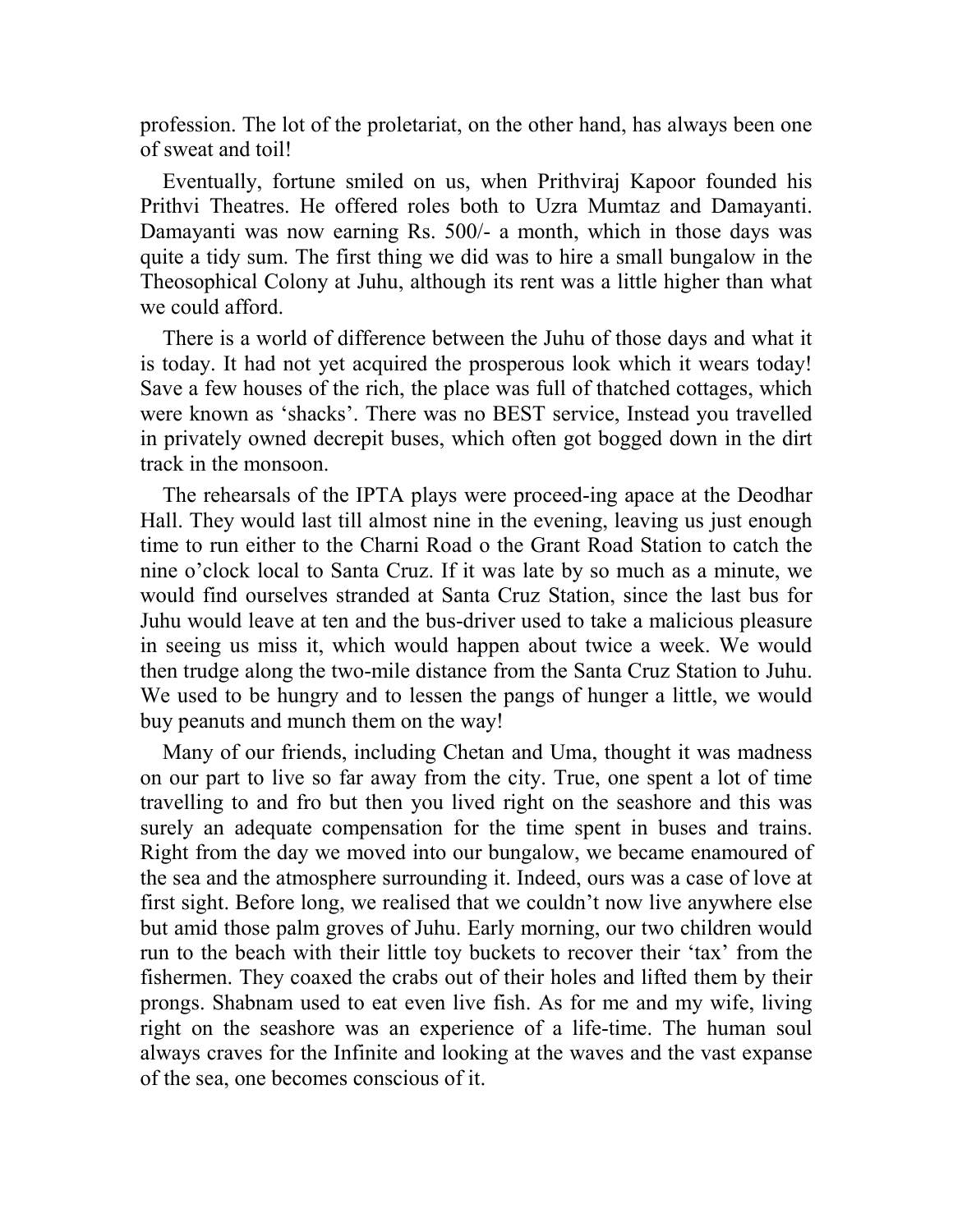profession. The lot of the proletariat, on the other hand, has always been one of sweat and toil!

Eventually, fortune smiled on us, when Prithviraj Kapoor founded his Prithvi Theatres. He offered roles both to Uzra Mumtaz and Damayanti. Damayanti was now earning Rs. 500/- a month, which in those days was quite a tidy sum. The first thing we did was to hire a small bungalow in the Theosophical Colony at Juhu, although its rent was a little higher than what we could afford.

There is a world of difference between the Juhu of those days and what it is today. It had not yet acquired the prosperous look which it wears today! Save a few houses of the rich, the place was full of thatched cottages, which were known as 'shacks'. There was no BEST service, Instead you travelled in privately owned decrepit buses, which often got bogged down in the dirt track in the monsoon.

The rehearsals of the IPTA plays were proceed-ing apace at the Deodhar Hall. They would last till almost nine in the evening, leaving us just enough time to run either to the Charni Road o the Grant Road Station to catch the nine o'clock local to Santa Cruz. If it was late by so much as a minute, we would find ourselves stranded at Santa Cruz Station, since the last bus for Juhu would leave at ten and the bus-driver used to take a malicious pleasure in seeing us miss it, which would happen about twice a week. We would then trudge along the two-mile distance from the Santa Cruz Station to Juhu. We used to be hungry and to lessen the pangs of hunger a little, we would buy peanuts and munch them on the way!

Many of our friends, including Chetan and Uma, thought it was madness on our part to live so far away from the city. True, one spent a lot of time travelling to and fro but then you lived right on the seashore and this was surely an adequate compensation for the time spent in buses and trains. Right from the day we moved into our bungalow, we became enamoured of the sea and the atmosphere surrounding it. Indeed, ours was a case of love at first sight. Before long, we realised that we couldn't now live anywhere else but amid those palm groves of Juhu. Early morning, our two children would run to the beach with their little toy buckets to recover their 'tax' from the fishermen. They coaxed the crabs out of their holes and lifted them by their prongs. Shabnam used to eat even live fish. As for me and my wife, living right on the seashore was an experience of a life-time. The human soul always craves for the Infinite and looking at the waves and the vast expanse of the sea, one becomes conscious of it.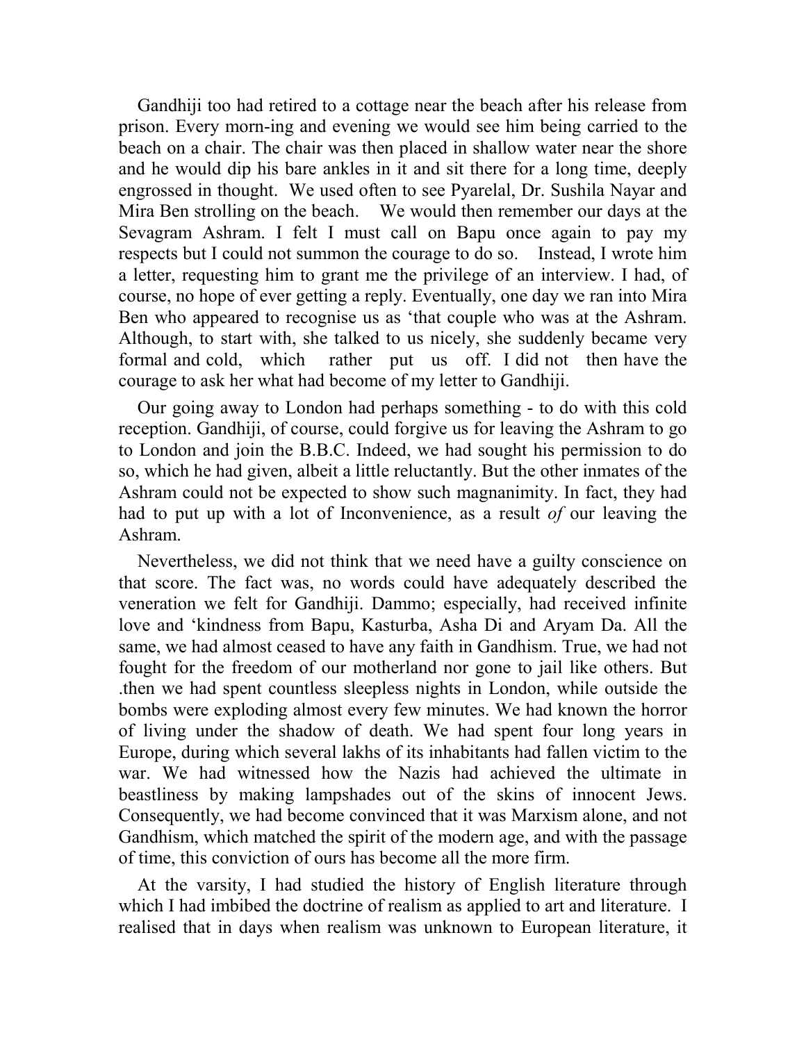Gandhiji too had retired to a cottage near the beach after his release from prison. Every morn-ing and evening we would see him being carried to the beach on a chair. The chair was then placed in shallow water near the shore and he would dip his bare ankles in it and sit there for a long time, deeply engrossed in thought. We used often to see Pyarelal, Dr. Sushila Nayar and Mira Ben strolling on the beach. We would then remember our days at the Sevagram Ashram. I felt I must call on Bapu once again to pay my respects but I could not summon the courage to do so. Instead, I wrote him a letter, requesting him to grant me the privilege of an interview. I had, of course, no hope of ever getting a reply. Eventually, one day we ran into Mira Ben who appeared to recognise us as 'that couple who was at the Ashram. Although, to start with, she talked to us nicely, she suddenly became very formal and cold, which rather put us off. I did not then have the courage to ask her what had become of my letter to Gandhiji.

Our going away to London had perhaps something - to do with this cold reception. Gandhiji, of course, could forgive us for leaving the Ashram to go to London and join the B.B.C. Indeed, we had sought his permission to do so, which he had given, albeit a little reluctantly. But the other inmates of the Ashram could not be expected to show such magnanimity. In fact, they had had to put up with a lot of Inconvenience, as a result *of* our leaving the Ashram.

Nevertheless, we did not think that we need have a guilty conscience on that score. The fact was, no words could have adequately described the veneration we felt for Gandhiji. Dammo; especially, had received infinite love and 'kindness from Bapu, Kasturba, Asha Di and Aryam Da. All the same, we had almost ceased to have any faith in Gandhism. True, we had not fought for the freedom of our motherland nor gone to jail like others. But .then we had spent countless sleepless nights in London, while outside the bombs were exploding almost every few minutes. We had known the horror of living under the shadow of death. We had spent four long years in Europe, during which several lakhs of its inhabitants had fallen victim to the war. We had witnessed how the Nazis had achieved the ultimate in beastliness by making lampshades out of the skins of innocent Jews. Consequently, we had become convinced that it was Marxism alone, and not Gandhism, which matched the spirit of the modern age, and with the passage of time, this conviction of ours has become all the more firm.

At the varsity, I had studied the history of English literature through which I had imbibed the doctrine of realism as applied to art and literature. I realised that in days when realism was unknown to European literature, it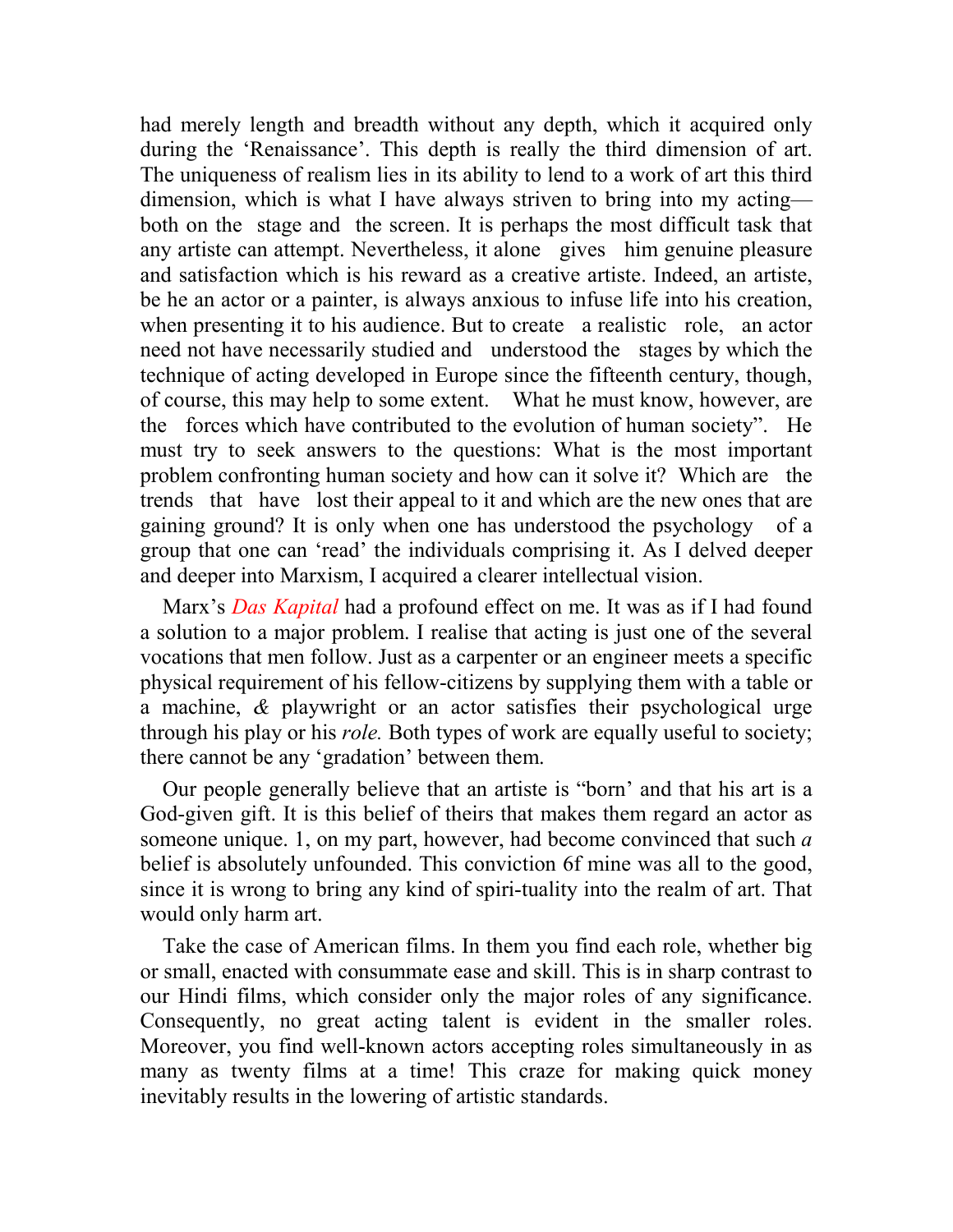had merely length and breadth without any depth, which it acquired only during the 'Renaissance'. This depth is really the third dimension of art. The uniqueness of realism lies in its ability to lend to a work of art this third dimension, which is what I have always striven to bring into my acting—both on the stage and the screen. It is perhaps the most difficult task that any artiste can attempt. Nevertheless, it alone gives him genuine pleasure and satisfaction which is his reward as a creative artiste. Indeed, an artiste, be he an actor or a painter, is always anxious to infuse life into his creation, when presenting it to his audience. But to create a realistic role, an actor need not have necessarily studied and understood the stages by which the technique of acting developed in Europe since the fifteenth century, though, of course, this may help to some extent. What he must know, however, are the forces which have contributed to the evolution of human society". He must try to seek answers to the questions: What is the most important problem confronting human society and how can it solve it? Which are the trends that have lost their appeal to it and which are the new ones that are gaining ground? It is only when one has understood the psychology of a group that one can 'read' the individuals comprising it. As I delved deeper and deeper into Marxism, I acquired a clearer intellectual vision.

Marx's *Das Kapital* had a profound effect on me. It was as if I had found a solution to a major problem. I realise that acting is just one of the several vocations that men follow. Just as a carpenter or an engineer meets a specific physical requirement of his fellow-citizens by supplying them with a table or a machine, & playwright or an actor satisfies their psychological urge through his play or his *role.* Both types of work are equally useful to society; there cannot be any 'gradation' between them.

Our people generally believe that an artiste is "born' and that his art is a God-given gift. It is this belief of theirs that makes them regard an actor as someone unique. 1, on my part, however, had become convinced that such *a* belief is absolutely unfounded. This conviction 6f mine was all to the good, since it is wrong to bring any kind of spiri-tuality into the realm of art. That would only harm art.

Take the case of American films. In them you find each role, whether big or small, enacted with consummate ease and skill. This is in sharp contrast to our Hindi films, which consider only the major roles of any significance. Consequently, no great acting talent is evident in the smaller roles. Moreover, you find well-known actors accepting roles simultaneously in as many as twenty films at a time! This craze for making quick money inevitably results in the lowering of artistic standards.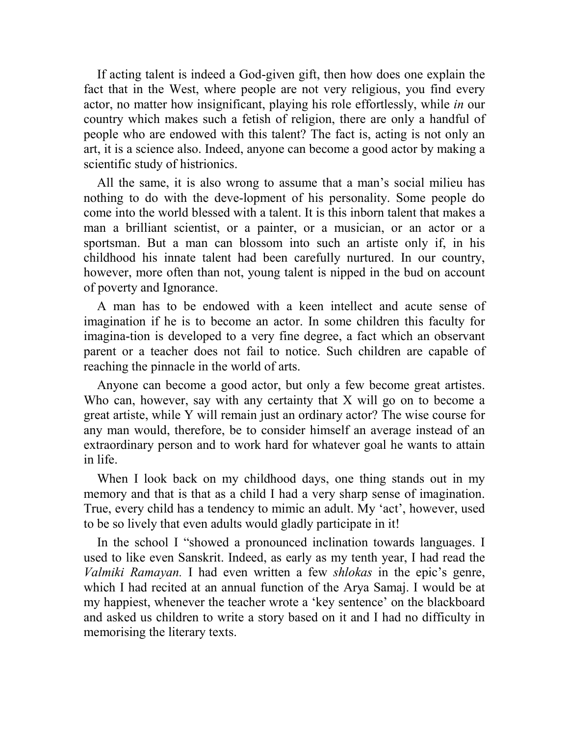If acting talent is indeed a God-given gift, then how does one explain the fact that in the West, where people are not very religious, you find every actor, no matter how insignificant, playing his role effortlessly, while *in* our country which makes such a fetish of religion, there are only a handful of people who are endowed with this talent? The fact is, acting is not only an art, it is a science also. Indeed, anyone can become a good actor by making a scientific study of histrionics.

All the same, it is also wrong to assume that a man's social milieu has nothing to do with the deve-lopment of his personality. Some people do come into the world blessed with a talent. It is this inborn talent that makes a man a brilliant scientist, or a painter, or a musician, or an actor or a sportsman. But a man can blossom into such an artiste only if, in his childhood his innate talent had been carefully nurtured. In our country, however, more often than not, young talent is nipped in the bud on account of poverty and Ignorance.

A man has to be endowed with a keen intellect and acute sense of imagination if he is to become an actor. In some children this faculty for imagina-tion is developed to a very fine degree, a fact which an observant parent or a teacher does not fail to notice. Such children are capable of reaching the pinnacle in the world of arts.

Anyone can become a good actor, but only a few become great artistes. Who can, however, say with any certainty that X will go on to become a great artiste, while Y will remain just an ordinary actor? The wise course for any man would, therefore, be to consider himself an average instead of an extraordinary person and to work hard for whatever goal he wants to attain in life.

When I look back on my childhood days, one thing stands out in my memory and that is that as a child I had a very sharp sense of imagination. True, every child has a tendency to mimic an adult. My 'act', however, used to be so lively that even adults would gladly participate in it!

In the school I "showed a pronounced inclination towards languages. I used to like even Sanskrit. Indeed, as early as my tenth year, I had read the *Valmiki Ramayan.* I had even written a few *shlokas* in the epic's genre, which I had recited at an annual function of the Arya Samaj. I would be at my happiest, whenever the teacher wrote a 'key sentence' on the blackboard and asked us children to write a story based on it and I had no difficulty in memorising the literary texts.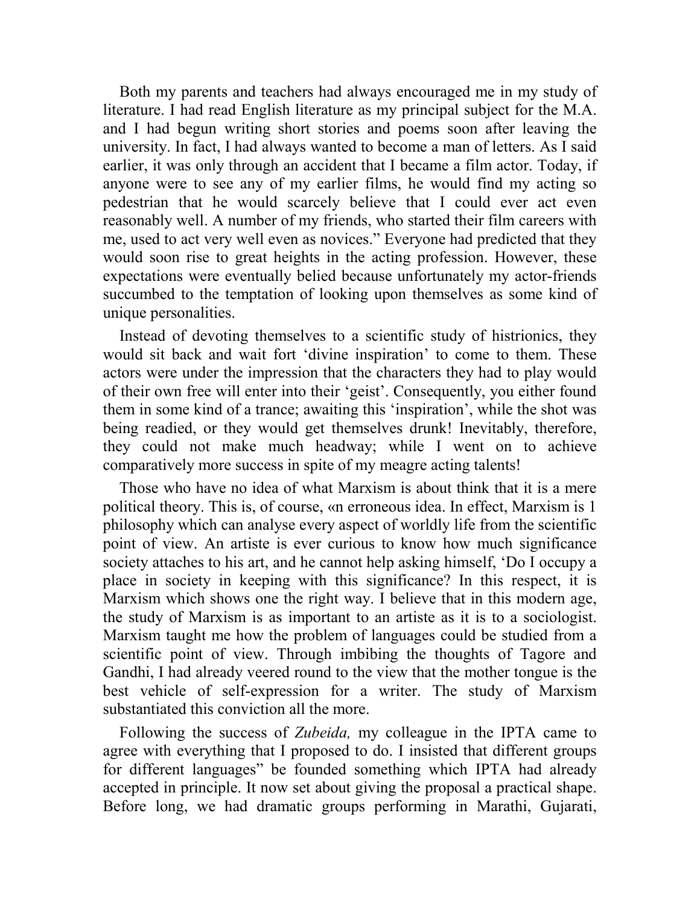Both my parents and teachers had always encouraged me in my study of literature. I had read English literature as my principal subject for the M.A. and I had begun writing short stories and poems soon after leaving the university. In fact, I had always wanted to become a man of letters. As I said earlier, it was only through an accident that I became a film actor. Today, if anyone were to see any of my earlier films, he would find my acting so pedestrian that he would scarcely believe that I could ever act even reasonably well. A number of my friends, who started their film careers with me, used to act very well even as novices." Everyone had predicted that they would soon rise to great heights in the acting profession. However, these expectations were eventually belied because unfortunately my actor-friends succumbed to the temptation of looking upon themselves as some kind of unique personalities.

Instead of devoting themselves to a scientific study of histrionics, they would sit back and wait fort 'divine inspiration' to come to them. These actors were under the impression that the characters they had to play would of their own free will enter into their 'geist'. Consequently, you either found them in some kind of a trance; awaiting this 'inspiration', while the shot was being readied, or they would get themselves drunk! Inevitably, therefore, they could not make much headway; while I went on to achieve comparatively more success in spite of my meagre acting talents!

Those who have no idea of what Marxism is about think that it is a mere political theory. This is, of course, «n erroneous idea. In effect, Marxism is 1 philosophy which can analyse every aspect of worldly life from the scientific point of view. An artiste is ever curious to know how much significance society attaches to his art, and he cannot help asking himself, 'Do I occupy a place in society in keeping with this significance? In this respect, it is Marxism which shows one the right way. I believe that in this modern age, the study of Marxism is as important to an artiste as it is to a sociologist. Marxism taught me how the problem of languages could be studied from a scientific point of view. Through imbibing the thoughts of Tagore and Gandhi, I had already veered round to the view that the mother tongue is the best vehicle of self-expression for a writer. The study of Marxism substantiated this conviction all the more.

Following the success of *Zubeida,* my colleague in the IPTA came to agree with everything that I proposed to do. I insisted that different groups for different languages" be founded something which IPTA had already accepted in principle. It now set about giving the proposal a practical shape. Before long, we had dramatic groups performing in Marathi, Gujarati,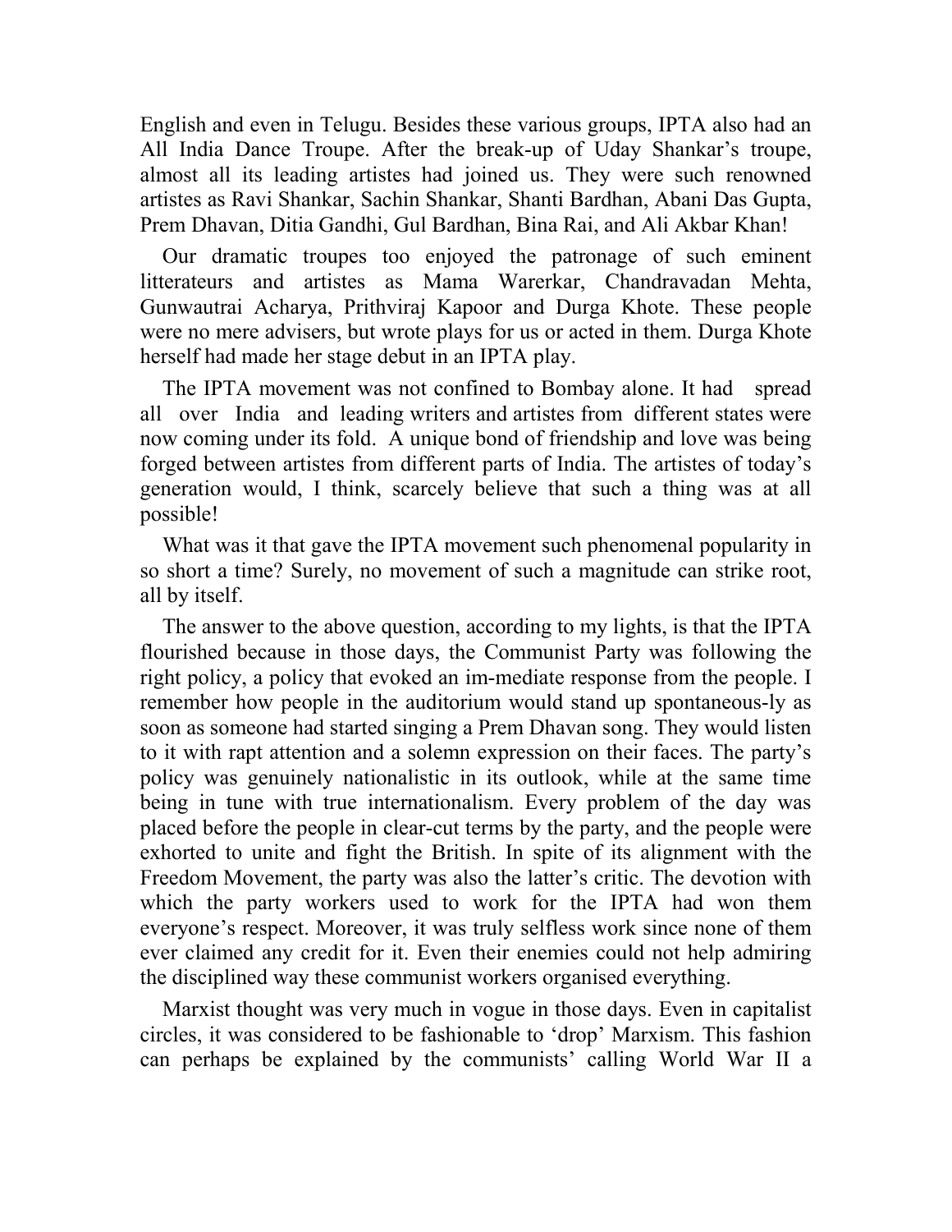English and even in Telugu. Besides these various groups, IPTA also had an All India Dance Troupe. After the break-up of Uday Shankar's troupe, almost all its leading artistes had joined us. They were such renowned artistes as Ravi Shankar, Sachin Shankar, Shanti Bardhan, Abani Das Gupta, Prem Dhavan, Ditia Gandhi, Gul Bardhan, Bina Rai, and Ali Akbar Khan!

Our dramatic troupes too enjoyed the patronage of such eminent litterateurs and artistes as Mama Warerkar, Chandravadan Mehta, Gunwautrai Acharya, Prithviraj Kapoor and Durga Khote. These people were no mere advisers, but wrote plays for us or acted in them. Durga Khote herself had made her stage debut in an IPTA play.

The IPTA movement was not confined to Bombay alone. It had spread all over India and leading writers and artistes from different states were now coming under its fold. A unique bond of friendship and love was being forged between artistes from different parts of India. The artistes of today's generation would, I think, scarcely believe that such a thing was at all possible!

What was it that gave the IPTA movement such phenomenal popularity in so short a time? Surely, no movement of such a magnitude can strike root, all by itself.

The answer to the above question, according to my lights, is that the IPTA flourished because in those days, the Communist Party was following the right policy, a policy that evoked an im-mediate response from the people. I remember how people in the auditorium would stand up spontaneous-ly as soon as someone had started singing a Prem Dhavan song. They would listen to it with rapt attention and a solemn expression on their faces. The party's policy was genuinely nationalistic in its outlook, while at the same time being in tune with true internationalism. Every problem of the day was placed before the people in clear-cut terms by the party, and the people were exhorted to unite and fight the British. In spite of its alignment with the Freedom Movement, the party was also the latter's critic. The devotion with which the party workers used to work for the IPTA had won them everyone's respect. Moreover, it was truly selfless work since none of them ever claimed any credit for it. Even their enemies could not help admiring the disciplined way these communist workers organised everything.

Marxist thought was very much in vogue in those days. Even in capitalist circles, it was considered to be fashionable to 'drop' Marxism. This fashion can perhaps be explained by the communists' calling World War II a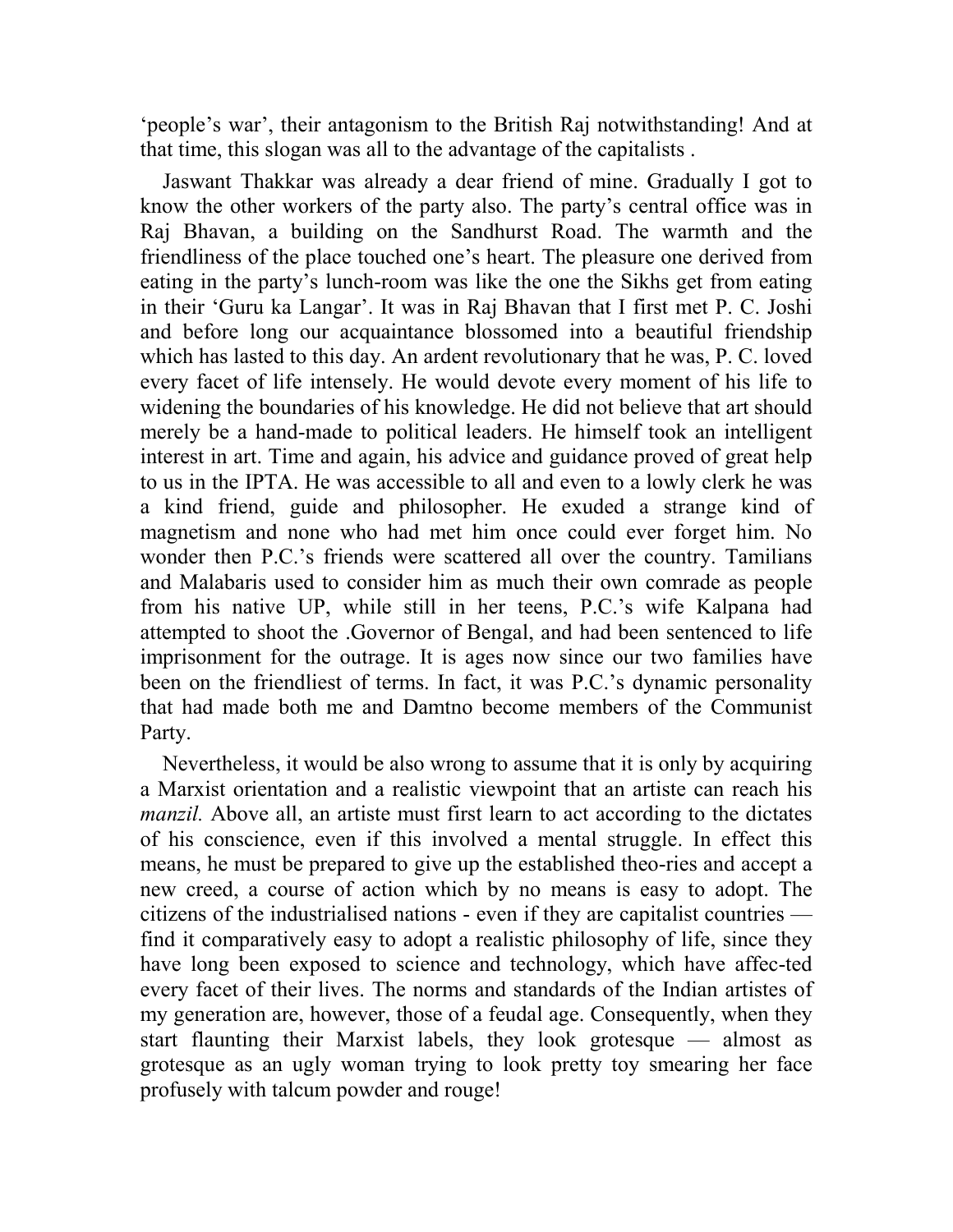'people's war', their antagonism to the British Raj notwithstanding! And at that time, this slogan was all to the advantage of the capitalists .

Jaswant Thakkar was already a dear friend of mine. Gradually I got to know the other workers of the party also. The party's central office was in Raj Bhavan, a building on the Sandhurst Road. The warmth and the friendliness of the place touched one's heart. The pleasure one derived from eating in the party's lunch-room was like the one the Sikhs get from eating in their 'Guru ka Langar'. It was in Raj Bhavan that I first met P. C. Joshi and before long our acquaintance blossomed into a beautiful friendship which has lasted to this day. An ardent revolutionary that he was, P. C. loved every facet of life intensely. He would devote every moment of his life to widening the boundaries of his knowledge. He did not believe that art should merely be a hand-made to political leaders. He himself took an intelligent interest in art. Time and again, his advice and guidance proved of great help to us in the IPTA. He was accessible to all and even to a lowly clerk he was a kind friend, guide and philosopher. He exuded a strange kind of magnetism and none who had met him once could ever forget him. No wonder then P.C.'s friends were scattered all over the country. Tamilians and Malabaris used to consider him as much their own comrade as people from his native UP, while still in her teens, P.C.'s wife Kalpana had attempted to shoot the .Governor of Bengal, and had been sentenced to life imprisonment for the outrage. It is ages now since our two families have been on the friendliest of terms. In fact, it was P.C.'s dynamic personality that had made both me and Damtno become members of the Communist Party.

Nevertheless, it would be also wrong to assume that it is only by acquiring a Marxist orientation and a realistic viewpoint that an artiste can reach his *manzil.* Above all, an artiste must first learn to act according to the dictates of his conscience, even if this involved a mental struggle. In effect this means, he must be prepared to give up the established theo-ries and accept a new creed, a course of action which by no means is easy to adopt. The citizens of the industrialised nations - even if they are capitalist countries — find it comparatively easy to adopt a realistic philosophy of life, since they have long been exposed to science and technology, which have affec-ted every facet of their lives. The norms and standards of the Indian artistes of my generation are, however, those of a feudal age. Consequently, when they start flaunting their Marxist labels, they look grotesque — almost as grotesque as an ugly woman trying to look pretty toy smearing her face profusely with talcum powder and rouge!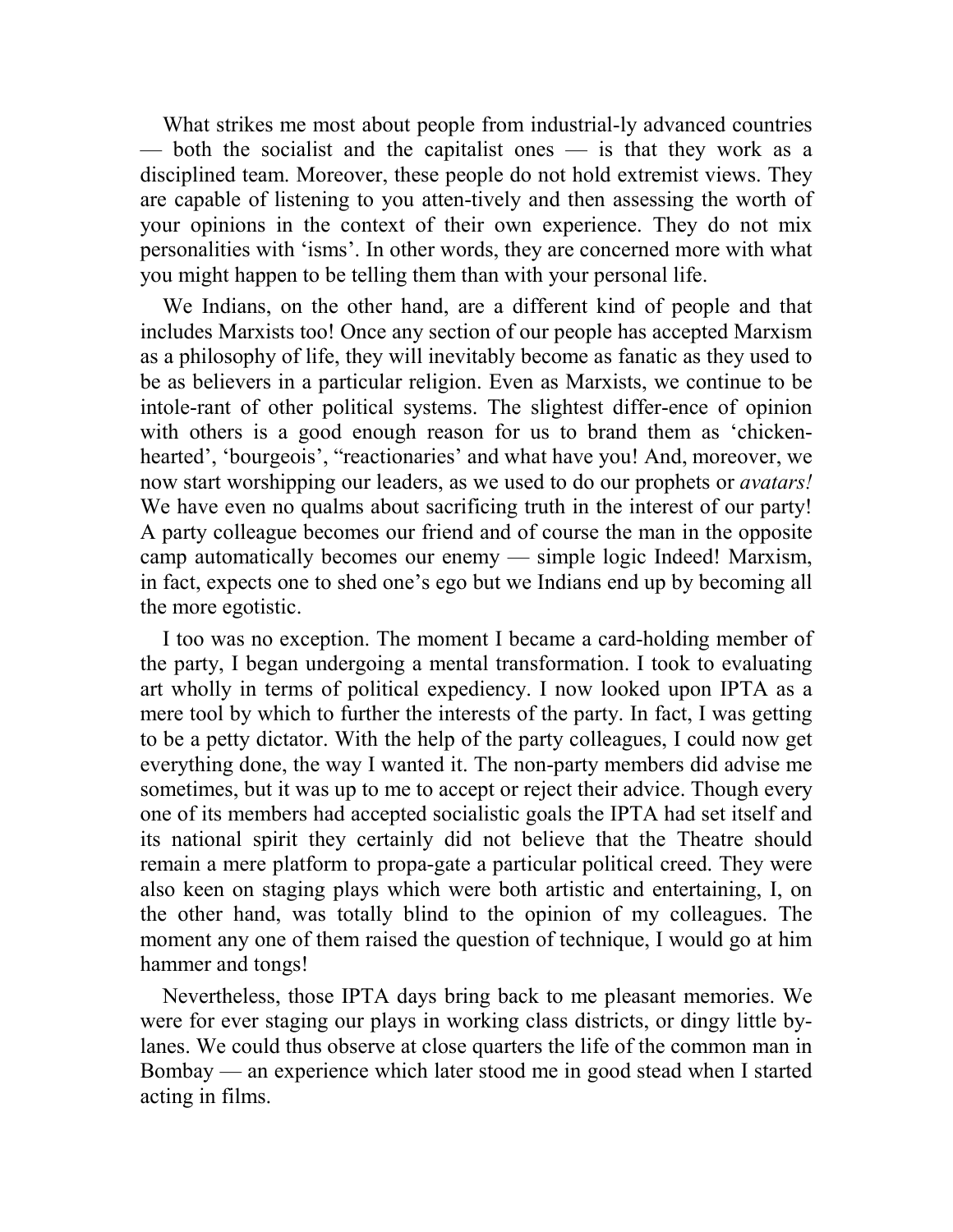What strikes me most about people from industrial-ly advanced countries — both the socialist and the capitalist ones — is that they work as a disciplined team. Moreover, these people do not hold extremist views. They are capable of listening to you atten-tively and then assessing the worth of your opinions in the context of their own experience. They do not mix personalities with 'isms'. In other words, they are concerned more with what you might happen to be telling them than with your personal life.

We Indians, on the other hand, are a different kind of people and that includes Marxists too! Once any section of our people has accepted Marxism as a philosophy of life, they will inevitably become as fanatic as they used to be as believers in a particular religion. Even as Marxists, we continue to be intole-rant of other political systems. The slightest differ-ence of opinion with others is a good enough reason for us to brand them as 'chicken-hearted', 'bourgeois', "reactionaries' and what have you! And, moreover, we now start worshipping our leaders, as we used to do our prophets or *avatars!* We have even no qualms about sacrificing truth in the interest of our party! A party colleague becomes our friend and of course the man in the opposite camp automatically becomes our enemy — simple logic Indeed! Marxism, in fact, expects one to shed one's ego but we Indians end up by becoming all the more egotistic.

I too was no exception. The moment I became a card-holding member of the party, I began undergoing a mental transformation. I took to evaluating art wholly in terms of political expediency. I now looked upon IPTA as a mere tool by which to further the interests of the party. In fact, I was getting to be a petty dictator. With the help of the party colleagues, I could now get everything done, the way I wanted it. The non-party members did advise me sometimes, but it was up to me to accept or reject their advice. Though every one of its members had accepted socialistic goals the IPTA had set itself and its national spirit they certainly did not believe that the Theatre should remain a mere platform to propa-gate a particular political creed. They were also keen on staging plays which were both artistic and entertaining, I, on the other hand, was totally blind to the opinion of my colleagues. The moment any one of them raised the question of technique, I would go at him hammer and tongs!

Nevertheless, those IPTA days bring back to me pleasant memories. We were for ever staging our plays in working class districts, or dingy little by-lanes. We could thus observe at close quarters the life of the common man in Bombay — an experience which later stood me in good stead when I started acting in films.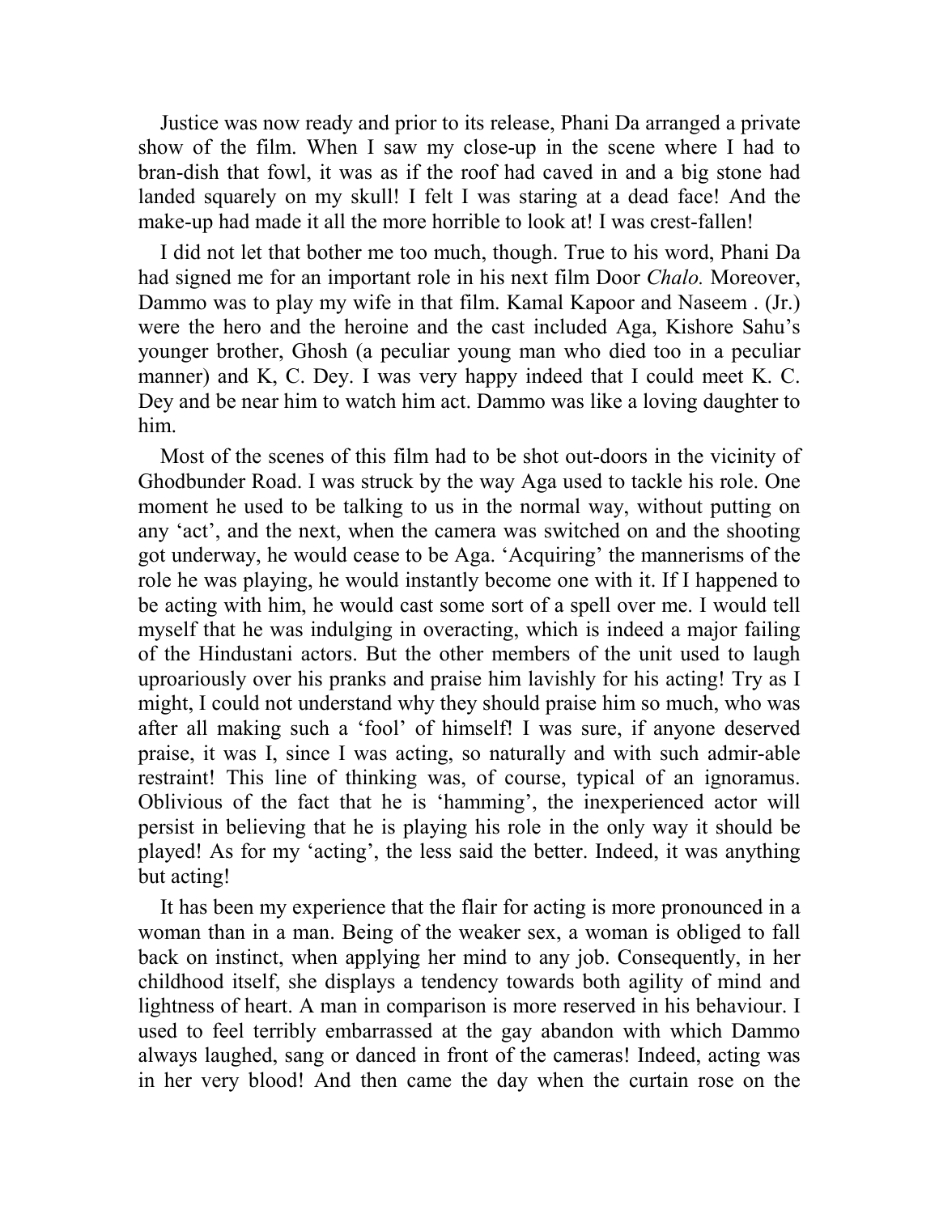Justice was now ready and prior to its release, Phani Da arranged a private show of the film. When I saw my close-up in the scene where I had to bran-dish that fowl, it was as if the roof had caved in and a big stone had landed squarely on my skull! I felt I was staring at a dead face! And the make-up had made it all the more horrible to look at! I was crest-fallen!

I did not let that bother me too much, though. True to his word, Phani Da had signed me for an important role in his next film Door *Chalo.* Moreover, Dammo was to play my wife in that film. Kamal Kapoor and Naseem . (Jr.) were the hero and the heroine and the cast included Aga, Kishore Sahu's younger brother, Ghosh (a peculiar young man who died too in a peculiar manner) and K, C. Dey. I was very happy indeed that I could meet K. C. Dey and be near him to watch him act. Dammo was like a loving daughter to him.

Most of the scenes of this film had to be shot out-doors in the vicinity of Ghodbunder Road. I was struck by the way Aga used to tackle his role. One moment he used to be talking to us in the normal way, without putting on any 'act', and the next, when the camera was switched on and the shooting got underway, he would cease to be Aga. 'Acquiring' the mannerisms of the role he was playing, he would instantly become one with it. If I happened to be acting with him, he would cast some sort of a spell over me. I would tell myself that he was indulging in overacting, which is indeed a major failing of the Hindustani actors. But the other members of the unit used to laugh uproariously over his pranks and praise him lavishly for his acting! Try as I might, I could not understand why they should praise him so much, who was after all making such a 'fool' of himself! I was sure, if anyone deserved praise, it was I, since I was acting, so naturally and with such admir-able restraint! This line of thinking was, of course, typical of an ignoramus. Oblivious of the fact that he is 'hamming', the inexperienced actor will persist in believing that he is playing his role in the only way it should be played! As for my 'acting', the less said the better. Indeed, it was anything but acting!

It has been my experience that the flair for acting is more pronounced in a woman than in a man. Being of the weaker sex, a woman is obliged to fall back on instinct, when applying her mind to any job. Consequently, in her childhood itself, she displays a tendency towards both agility of mind and lightness of heart. A man in comparison is more reserved in his behaviour. I used to feel terribly embarrassed at the gay abandon with which Dammo always laughed, sang or danced in front of the cameras! Indeed, acting was in her very blood! And then came the day when the curtain rose on the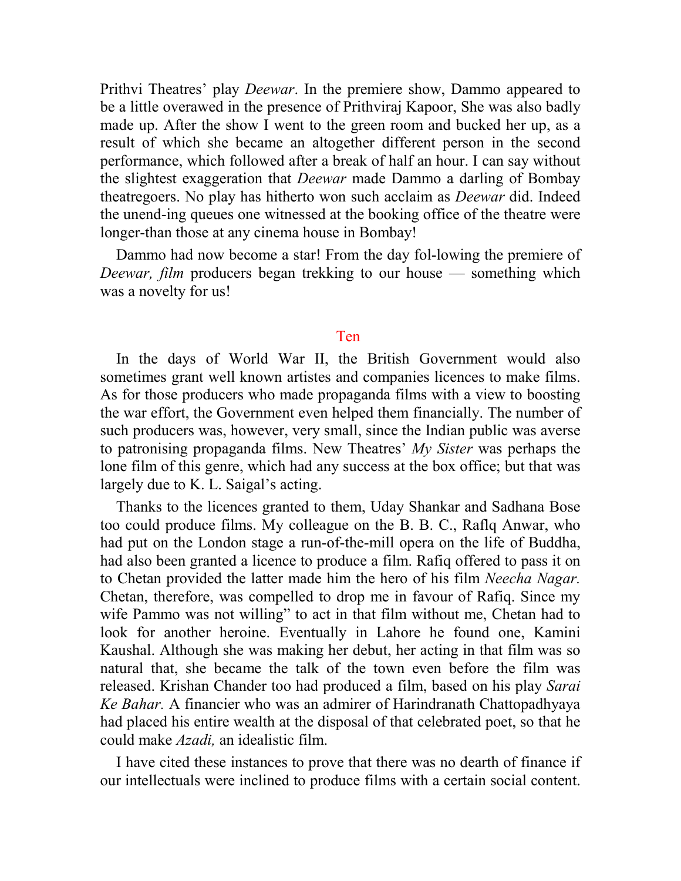Prithvi Theatres' play *Deewar*. In the premiere show, Dammo appeared to be a little overawed in the presence of Prithviraj Kapoor, She was also badly made up. After the show I went to the green room and bucked her up, as a result of which she became an altogether different person in the second performance, which followed after a break of half an hour. I can say without the slightest exaggeration that *Deewar* made Dammo a darling of Bombay theatregoers. No play has hitherto won such acclaim as *Deewar* did. Indeed the unend-ing queues one witnessed at the booking office of the theatre were longer-than those at any cinema house in Bombay!

Dammo had now become a star! From the day fol-lowing the premiere of *Deewar, film* producers began trekking to our house — something which was a novelty for us!

## Ten

In the days of World War II, the British Government would also sometimes grant well known artistes and companies licences to make films. As for those producers who made propaganda films with a view to boosting the war effort, the Government even helped them financially. The number of such producers was, however, very small, since the Indian public was averse to patronising propaganda films. New Theatres' *My Sister* was perhaps the lone film of this genre, which had any success at the box office; but that was largely due to K. L. Saigal's acting.

Thanks to the licences granted to them, Uday Shankar and Sadhana Bose too could produce films. My colleague on the B. B. C., Raflq Anwar, who had put on the London stage a run-of-the-mill opera on the life of Buddha, had also been granted a licence to produce a film. Rafiq offered to pass it on to Chetan provided the latter made him the hero of his film *Neecha Nagar.* Chetan, therefore, was compelled to drop me in favour of Rafiq. Since my wife Pammo was not willing" to act in that film without me, Chetan had to look for another heroine. Eventually in Lahore he found one, Kamini Kaushal. Although she was making her debut, her acting in that film was so natural that, she became the talk of the town even before the film was released. Krishan Chander too had produced a film, based on his play *Sarai Ke Bahar.* A financier who was an admirer of Harindranath Chattopadhyaya had placed his entire wealth at the disposal of that celebrated poet, so that he could make *Azadi,* an idealistic film.

I have cited these instances to prove that there was no dearth of finance if our intellectuals were inclined to produce films with a certain social content.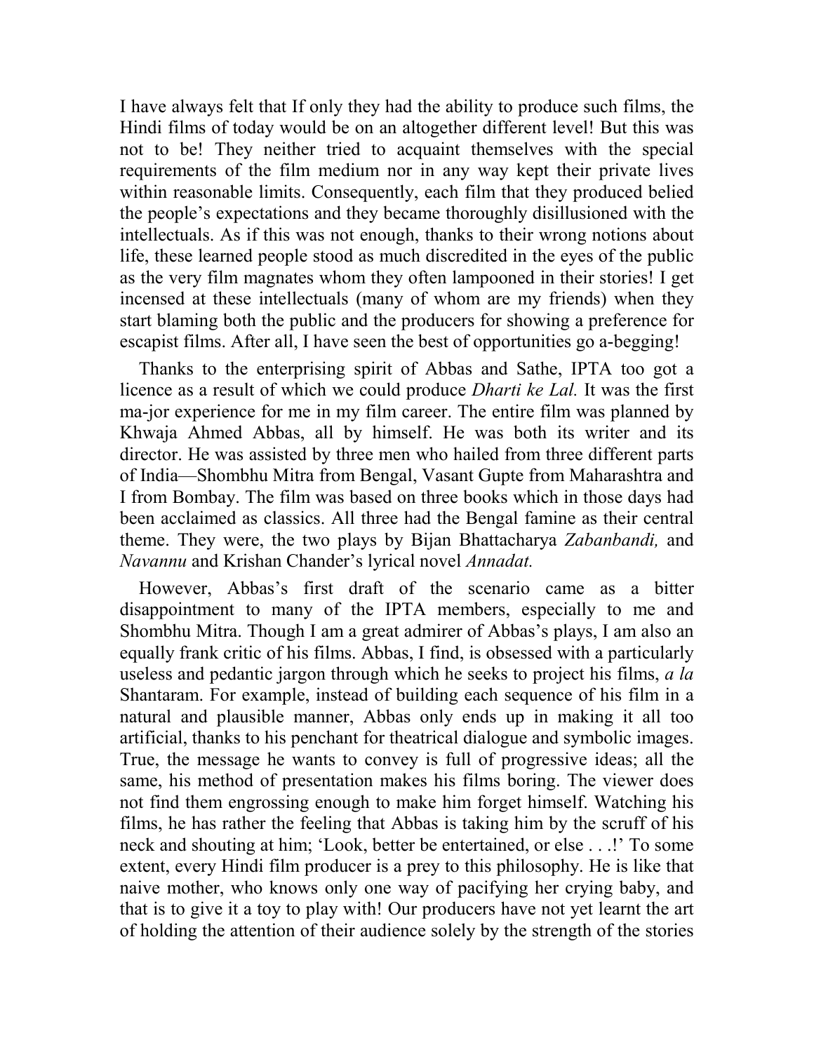I have always felt that If only they had the ability to produce such films, the Hindi films of today would be on an altogether different level! But this was not to be! They neither tried to acquaint themselves with the special requirements of the film medium nor in any way kept their private lives within reasonable limits. Consequently, each film that they produced belied the people's expectations and they became thoroughly disillusioned with the intellectuals. As if this was not enough, thanks to their wrong notions about life, these learned people stood as much discredited in the eyes of the public as the very film magnates whom they often lampooned in their stories! I get incensed at these intellectuals (many of whom are my friends) when they start blaming both the public and the producers for showing a preference for escapist films. After all, I have seen the best of opportunities go a-begging!

Thanks to the enterprising spirit of Abbas and Sathe, IPTA too got a licence as a result of which we could produce *Dharti ke Lal.* It was the first ma-jor experience for me in my film career. The entire film was planned by Khwaja Ahmed Abbas, all by himself. He was both its writer and its director. He was assisted by three men who hailed from three different parts of India—Shombhu Mitra from Bengal, Vasant Gupte from Maharashtra and I from Bombay. The film was based on three books which in those days had been acclaimed as classics. All three had the Bengal famine as their central theme. They were, the two plays by Bijan Bhattacharya *Zabanbandi,* and *Navannu* and Krishan Chander's lyrical novel *Annadat.*

However, Abbas's first draft of the scenario came as a bitter disappointment to many of the IPTA members, especially to me and Shombhu Mitra. Though I am a great admirer of Abbas's plays, I am also an equally frank critic of his films. Abbas, I find, is obsessed with a particularly useless and pedantic jargon through which he seeks to project his films, *a la* Shantaram. For example, instead of building each sequence of his film in a natural and plausible manner, Abbas only ends up in making it all too artificial, thanks to his penchant for theatrical dialogue and symbolic images. True, the message he wants to convey is full of progressive ideas; all the same, his method of presentation makes his films boring. The viewer does not find them engrossing enough to make him forget himself. Watching his films, he has rather the feeling that Abbas is taking him by the scruff of his neck and shouting at him; 'Look, better be entertained, or else . . .!' To some extent, every Hindi film producer is a prey to this philosophy. He is like that naive mother, who knows only one way of pacifying her crying baby, and that is to give it a toy to play with! Our producers have not yet learnt the art of holding the attention of their audience solely by the strength of the stories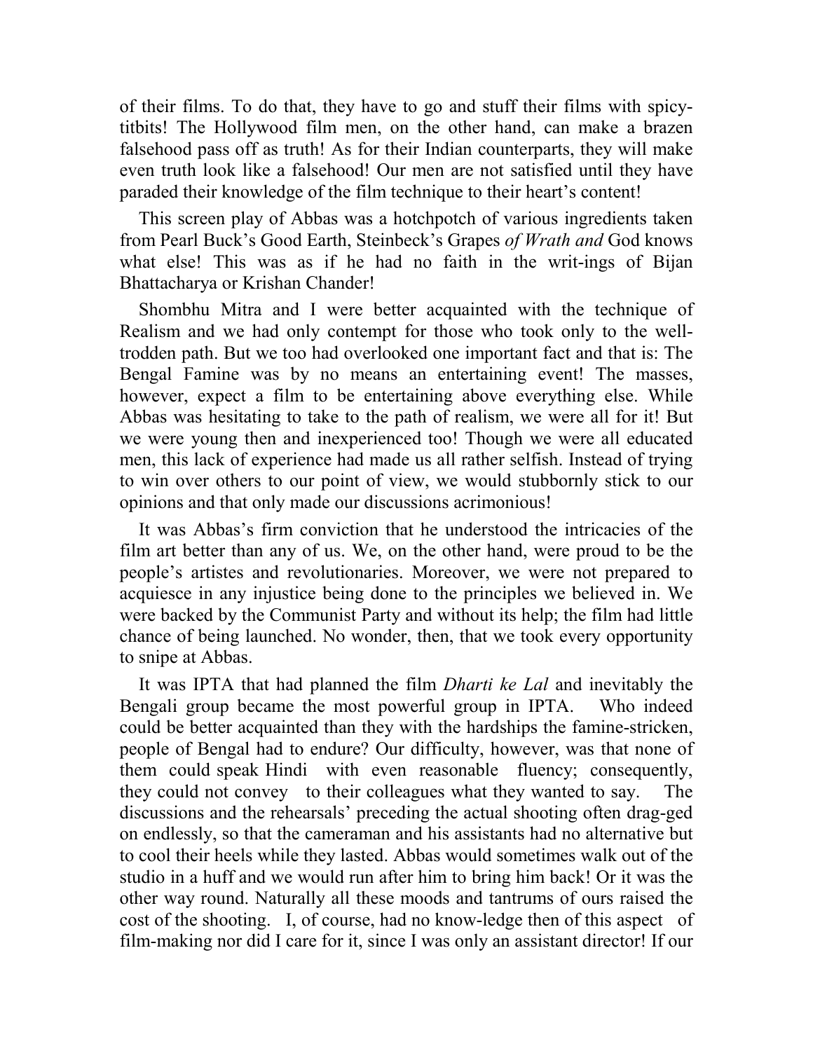of their films. To do that, they have to go and stuff their films with spicy-titbits! The Hollywood film men, on the other hand, can make a brazen falsehood pass off as truth! As for their Indian counterparts, they will make even truth look like a falsehood! Our men are not satisfied until they have paraded their knowledge of the film technique to their heart's content!

This screen play of Abbas was a hotchpotch of various ingredients taken from Pearl Buck's Good Earth, Steinbeck's Grapes *of Wrath and* God knows what else! This was as if he had no faith in the writ-ings of Bijan Bhattacharya or Krishan Chander!

Shombhu Mitra and I were better acquainted with the technique of Realism and we had only contempt for those who took only to the well-trodden path. But we too had overlooked one important fact and that is: The Bengal Famine was by no means an entertaining event! The masses, however, expect a film to be entertaining above everything else. While Abbas was hesitating to take to the path of realism, we were all for it! But we were young then and inexperienced too! Though we were all educated men, this lack of experience had made us all rather selfish. Instead of trying to win over others to our point of view, we would stubbornly stick to our opinions and that only made our discussions acrimonious!

It was Abbas's firm conviction that he understood the intricacies of the film art better than any of us. We, on the other hand, were proud to be the people's artistes and revolutionaries. Moreover, we were not prepared to acquiesce in any injustice being done to the principles we believed in. We were backed by the Communist Party and without its help; the film had little chance of being launched. No wonder, then, that we took every opportunity to snipe at Abbas.

It was IPTA that had planned the film *Dharti ke Lal* and inevitably the Bengali group became the most powerful group in IPTA. Who indeed could be better acquainted than they with the hardships the famine-stricken, people of Bengal had to endure? Our difficulty, however, was that none of them could speak Hindi with even reasonable fluency; consequently, they could not convey to their colleagues what they wanted to say. The discussions and the rehearsals' preceding the actual shooting often drag-ged on endlessly, so that the cameraman and his assistants had no alternative but to cool their heels while they lasted. Abbas would sometimes walk out of the studio in a huff and we would run after him to bring him back! Or it was the other way round. Naturally all these moods and tantrums of ours raised the cost of the shooting. I, of course, had no know-ledge then of this aspect of film-making nor did I care for it, since I was only an assistant director! If our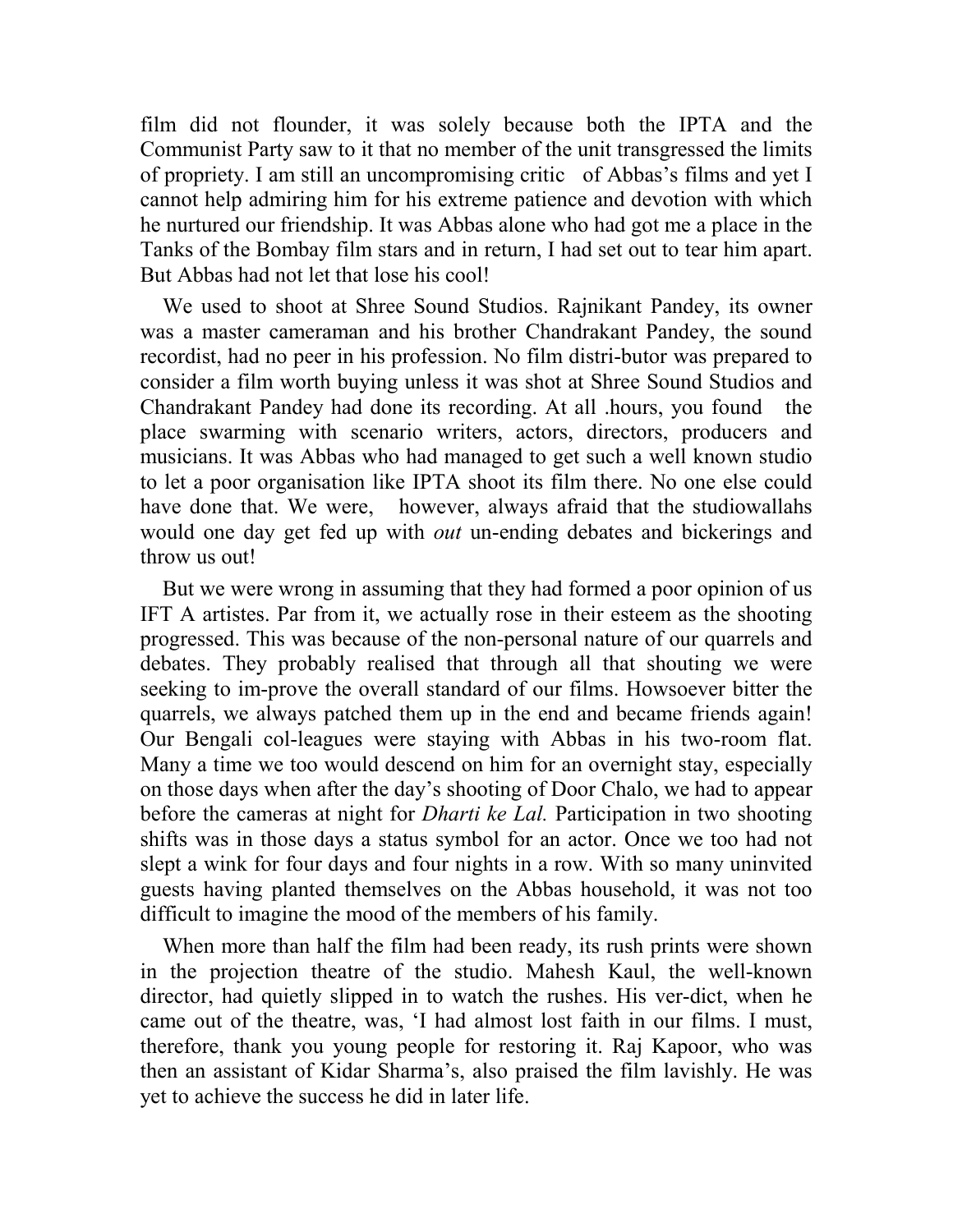film did not flounder, it was solely because both the IPTA and the Communist Party saw to it that no member of the unit transgressed the limits of propriety. I am still an uncompromising critic of Abbas's films and yet I cannot help admiring him for his extreme patience and devotion with which he nurtured our friendship. It was Abbas alone who had got me a place in the Tanks of the Bombay film stars and in return, I had set out to tear him apart. But Abbas had not let that lose his cool!

We used to shoot at Shree Sound Studios. Rajnikant Pandey, its owner was a master cameraman and his brother Chandrakant Pandey, the sound recordist, had no peer in his profession. No film distri-butor was prepared to consider a film worth buying unless it was shot at Shree Sound Studios and Chandrakant Pandey had done its recording. At all .hours, you found the place swarming with scenario writers, actors, directors, producers and musicians. It was Abbas who had managed to get such a well known studio to let a poor organisation like IPTA shoot its film there. No one else could have done that. We were, however, always afraid that the studiowallahs would one day get fed up with *out* un-ending debates and bickerings and throw us out!

But we were wrong in assuming that they had formed a poor opinion of us IFT A artistes. Par from it, we actually rose in their esteem as the shooting progressed. This was because of the non-personal nature of our quarrels and debates. They probably realised that through all that shouting we were seeking to im-prove the overall standard of our films. Howsoever bitter the quarrels, we always patched them up in the end and became friends again! Our Bengali col-leagues were staying with Abbas in his two-room flat. Many a time we too would descend on him for an overnight stay, especially on those days when after the day's shooting of Door Chalo, we had to appear before the cameras at night for *Dharti ke Lal.* Participation in two shooting shifts was in those days a status symbol for an actor. Once we too had not slept a wink for four days and four nights in a row. With so many uninvited guests having planted themselves on the Abbas household, it was not too difficult to imagine the mood of the members of his family.

When more than half the film had been ready, its rush prints were shown in the projection theatre of the studio. Mahesh Kaul, the well-known director, had quietly slipped in to watch the rushes. His ver-dict, when he came out of the theatre, was, 'I had almost lost faith in our films. I must, therefore, thank you young people for restoring it. Raj Kapoor, who was then an assistant of Kidar Sharma's, also praised the film lavishly. He was yet to achieve the success he did in later life.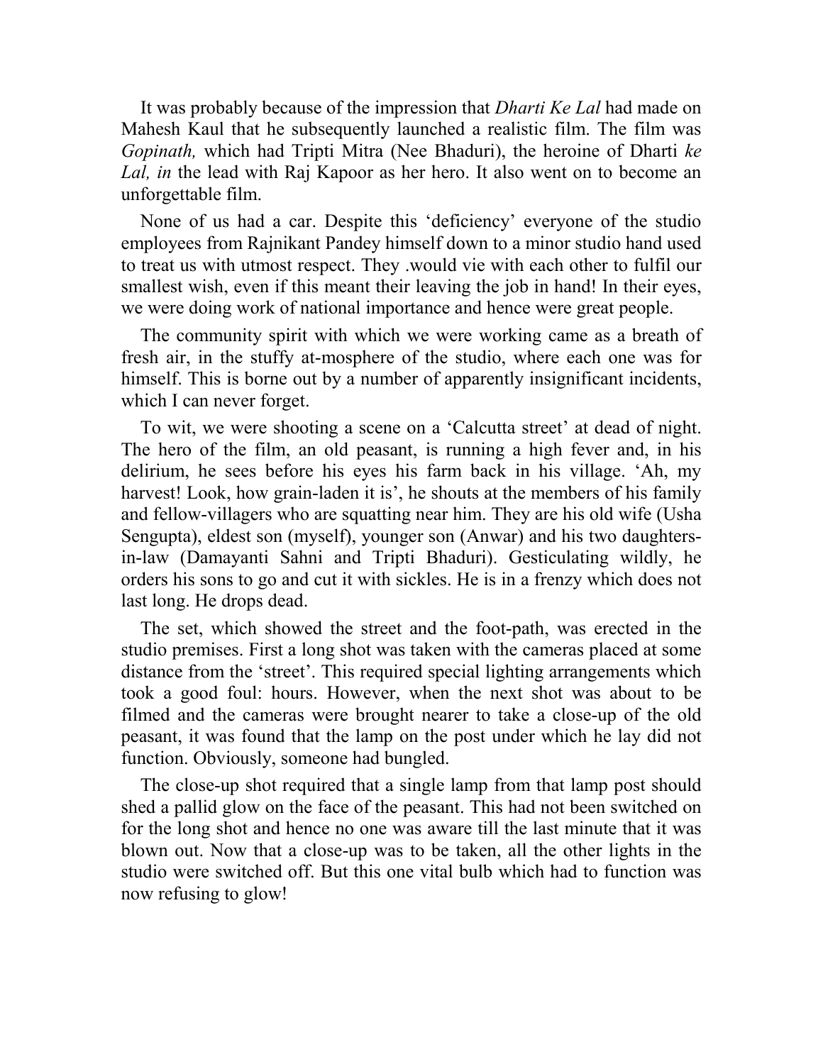It was probably because of the impression that *Dharti Ke Lal* had made on Mahesh Kaul that he subsequently launched a realistic film. The film was *Gopinath,* which had Tripti Mitra (Nee Bhaduri), the heroine of Dharti *ke Lal, in* the lead with Raj Kapoor as her hero. It also went on to become an unforgettable film.

None of us had a car. Despite this 'deficiency' everyone of the studio employees from Rajnikant Pandey himself down to a minor studio hand used to treat us with utmost respect. They .would vie with each other to fulfil our smallest wish, even if this meant their leaving the job in hand! In their eyes, we were doing work of national importance and hence were great people.

The community spirit with which we were working came as a breath of fresh air, in the stuffy at-mosphere of the studio, where each one was for himself. This is borne out by a number of apparently insignificant incidents, which I can never forget.

To wit, we were shooting a scene on a 'Calcutta street' at dead of night. The hero of the film, an old peasant, is running a high fever and, in his delirium, he sees before his eyes his farm back in his village. 'Ah, my harvest! Look, how grain-laden it is', he shouts at the members of his family and fellow-villagers who are squatting near him. They are his old wife (Usha Sengupta), eldest son (myself), younger son (Anwar) and his two daughters-in-law (Damayanti Sahni and Tripti Bhaduri). Gesticulating wildly, he orders his sons to go and cut it with sickles. He is in a frenzy which does not last long. He drops dead.

The set, which showed the street and the foot-path, was erected in the studio premises. First a long shot was taken with the cameras placed at some distance from the 'street'. This required special lighting arrangements which took a good foul: hours. However, when the next shot was about to be filmed and the cameras were brought nearer to take a close-up of the old peasant, it was found that the lamp on the post under which he lay did not function. Obviously, someone had bungled.

The close-up shot required that a single lamp from that lamp post should shed a pallid glow on the face of the peasant. This had not been switched on for the long shot and hence no one was aware till the last minute that it was blown out. Now that a close-up was to be taken, all the other lights in the studio were switched off. But this one vital bulb which had to function was now refusing to glow!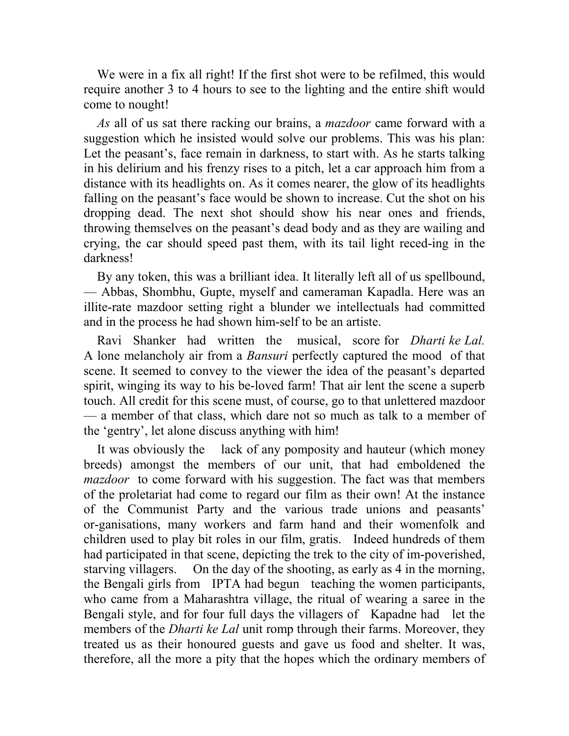We were in a fix all right! If the first shot were to be refilmed, this would require another 3 to 4 hours to see to the lighting and the entire shift would come to nought!

*As* all of us sat there racking our brains, a *mazdoor* came forward with a suggestion which he insisted would solve our problems. This was his plan: Let the peasant's, face remain in darkness, to start with. As he starts talking in his delirium and his frenzy rises to a pitch, let a car approach him from a distance with its headlights on. As it comes nearer, the glow of its headlights falling on the peasant's face would be shown to increase. Cut the shot on his dropping dead. The next shot should show his near ones and friends, throwing themselves on the peasant's dead body and as they are wailing and crying, the car should speed past them, with its tail light reced-ing in the darkness!

By any token, this was a brilliant idea. It literally left all of us spellbound, — Abbas, Shombhu, Gupte, myself and cameraman Kapadla. Here was an illite-rate mazdoor setting right a blunder we intellectuals had committed and in the process he had shown him-self to be an artiste.

Ravi Shanker had written the musical, score for *Dharti ke Lal.* A lone melancholy air from a *Bansuri* perfectly captured the mood of that scene. It seemed to convey to the viewer the idea of the peasant's departed spirit, winging its way to his be-loved farm! That air lent the scene a superb touch. All credit for this scene must, of course, go to that unlettered mazdoor — a member of that class, which dare not so much as talk to a member of the 'gentry', let alone discuss anything with him!

It was obviously the lack of any pomposity and hauteur (which money breeds) amongst the members of our unit, that had emboldened the *mazdoor* to come forward with his suggestion. The fact was that members of the proletariat had come to regard our film as their own! At the instance of the Communist Party and the various trade unions and peasants' or-ganisations, many workers and farm hand and their womenfolk and children used to play bit roles in our film, gratis. Indeed hundreds of them had participated in that scene, depicting the trek to the city of im-poverished, starving villagers. On the day of the shooting, as early as 4 in the morning, the Bengali girls from IPTA had begun teaching the women participants, who came from a Maharashtra village, the ritual of wearing a saree in the Bengali style, and for four full days the villagers of Kapadne had let the members of the *Dharti ke Lal* unit romp through their farms. Moreover, they treated us as their honoured guests and gave us food and shelter. It was, therefore, all the more a pity that the hopes which the ordinary members of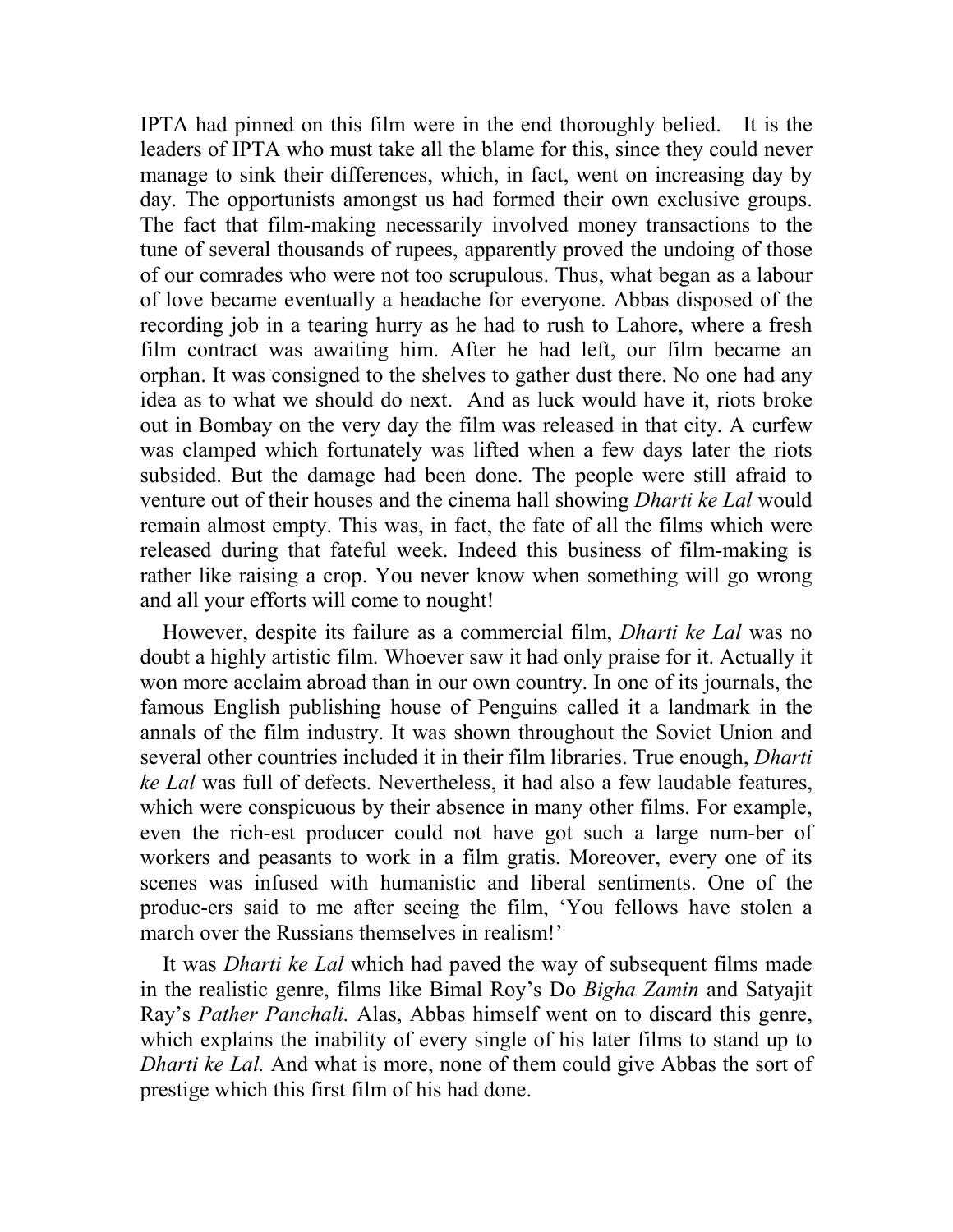IPTA had pinned on this film were in the end thoroughly belied. It is the leaders of IPTA who must take all the blame for this, since they could never manage to sink their differences, which, in fact, went on increasing day by day. The opportunists amongst us had formed their own exclusive groups. The fact that film-making necessarily involved money transactions to the tune of several thousands of rupees, apparently proved the undoing of those of our comrades who were not too scrupulous. Thus, what began as a labour of love became eventually a headache for everyone. Abbas disposed of the recording job in a tearing hurry as he had to rush to Lahore, where a fresh film contract was awaiting him. After he had left, our film became an orphan. It was consigned to the shelves to gather dust there. No one had any idea as to what we should do next. And as luck would have it, riots broke out in Bombay on the very day the film was released in that city. A curfew was clamped which fortunately was lifted when a few days later the riots subsided. But the damage had been done. The people were still afraid to venture out of their houses and the cinema hall showing *Dharti ke Lal* would remain almost empty. This was, in fact, the fate of all the films which were released during that fateful week. Indeed this business of film-making is rather like raising a crop. You never know when something will go wrong and all your efforts will come to nought!

However, despite its failure as a commercial film, *Dharti ke Lal* was no doubt a highly artistic film. Whoever saw it had only praise for it. Actually it won more acclaim abroad than in our own country. In one of its journals, the famous English publishing house of Penguins called it a landmark in the annals of the film industry. It was shown throughout the Soviet Union and several other countries included it in their film libraries. True enough, *Dharti ke Lal* was full of defects. Nevertheless, it had also a few laudable features, which were conspicuous by their absence in many other films. For example, even the rich-est producer could not have got such a large num-ber of workers and peasants to work in a film gratis. Moreover, every one of its scenes was infused with humanistic and liberal sentiments. One of the produc-ers said to me after seeing the film, 'You fellows have stolen a march over the Russians themselves in realism!'

It was *Dharti ke Lal* which had paved the way of subsequent films made in the realistic genre, films like Bimal Roy's Do *Bigha Zamin* and Satyajit Ray's *Pather Panchali.* Alas, Abbas himself went on to discard this genre, which explains the inability of every single of his later films to stand up to *Dharti ke Lal.* And what is more, none of them could give Abbas the sort of prestige which this first film of his had done.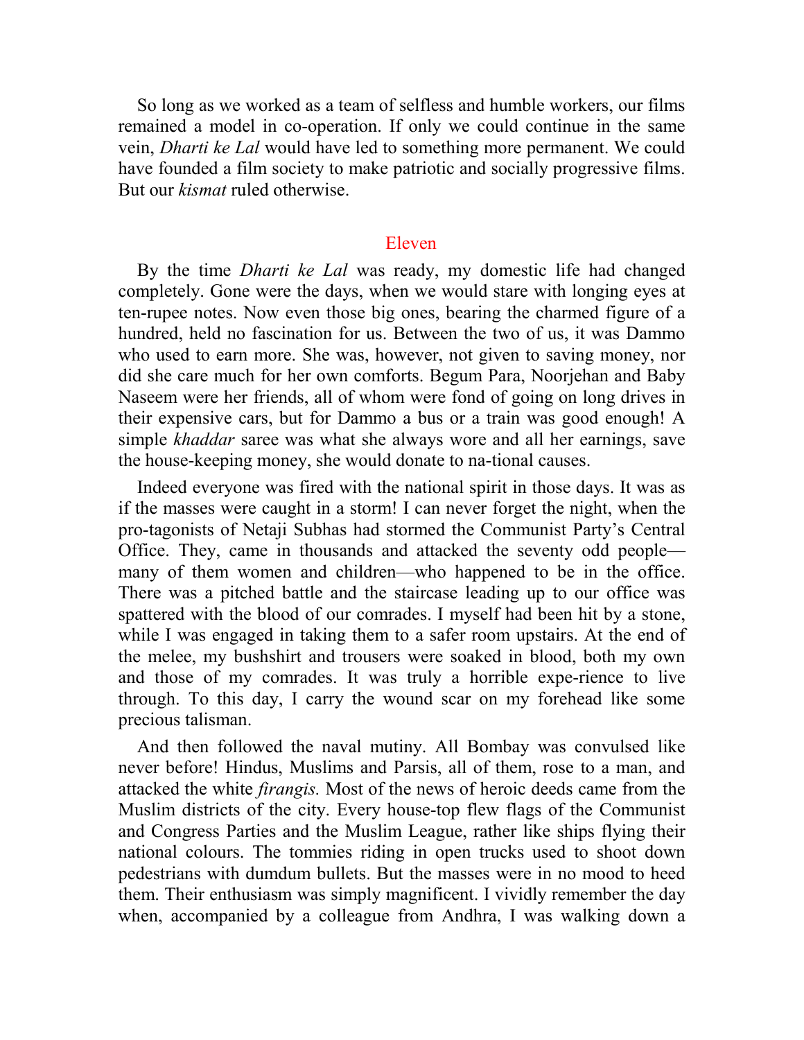So long as we worked as a team of selfless and humble workers, our films remained a model in co-operation. If only we could continue in the same vein, *Dharti ke Lal* would have led to something more permanent. We could have founded a film society to make patriotic and socially progressive films. But our *kismat* ruled otherwise.

## Eleven

By the time *Dharti ke Lal* was ready, my domestic life had changed completely. Gone were the days, when we would stare with longing eyes at ten-rupee notes. Now even those big ones, bearing the charmed figure of a hundred, held no fascination for us. Between the two of us, it was Dammo who used to earn more. She was, however, not given to saving money, nor did she care much for her own comforts. Begum Para, Noorjehan and Baby Naseem were her friends, all of whom were fond of going on long drives in their expensive cars, but for Dammo a bus or a train was good enough! A simple *khaddar* saree was what she always wore and all her earnings, save the house-keeping money, she would donate to na-tional causes.

Indeed everyone was fired with the national spirit in those days. It was as if the masses were caught in a storm! I can never forget the night, when the pro-tagonists of Netaji Subhas had stormed the Communist Party's Central Office. They, came in thousands and attacked the seventy odd people—many of them women and children—who happened to be in the office. There was a pitched battle and the staircase leading up to our office was spattered with the blood of our comrades. I myself had been hit by a stone, while I was engaged in taking them to a safer room upstairs. At the end of the melee, my bushshirt and trousers were soaked in blood, both my own and those of my comrades. It was truly a horrible expe-rience to live through. To this day, I carry the wound scar on my forehead like some precious talisman.

And then followed the naval mutiny. All Bombay was convulsed like never before! Hindus, Muslims and Parsis, all of them, rose to a man, and attacked the white *firangis.* Most of the news of heroic deeds came from the Muslim districts of the city. Every house-top flew flags of the Communist and Congress Parties and the Muslim League, rather like ships flying their national colours. The tommies riding in open trucks used to shoot down pedestrians with dumdum bullets. But the masses were in no mood to heed them. Their enthusiasm was simply magnificent. I vividly remember the day when, accompanied by a colleague from Andhra, I was walking down a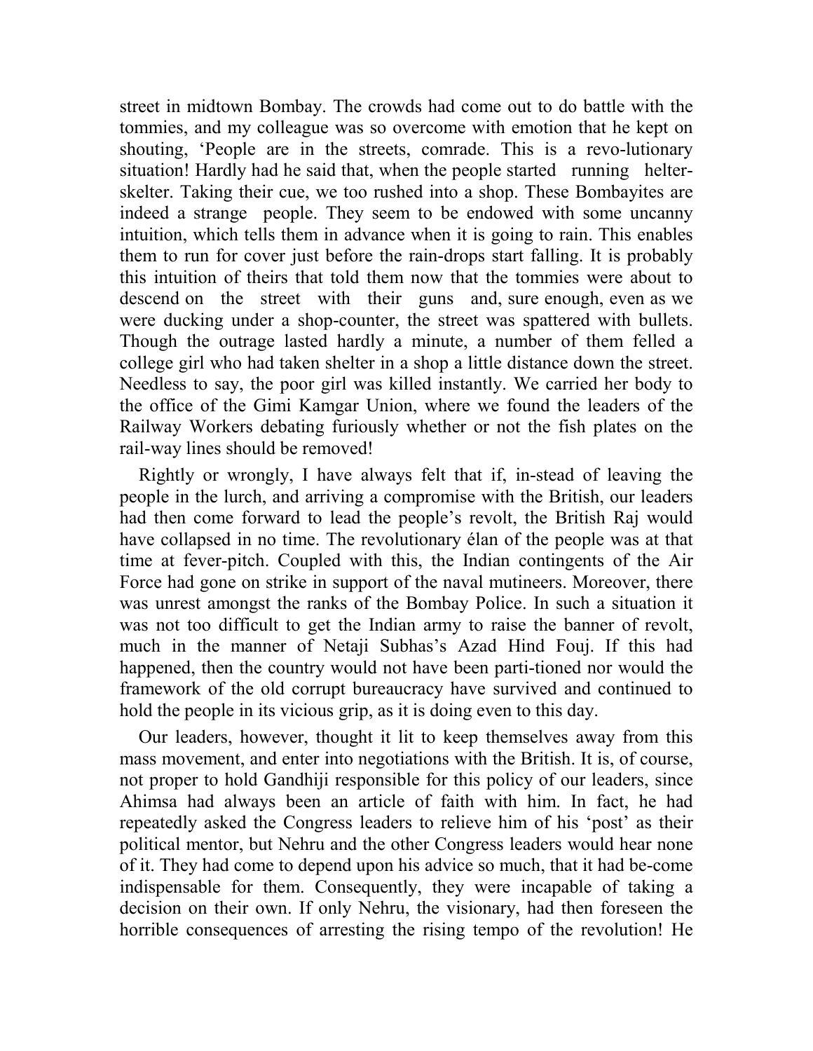street in midtown Bombay. The crowds had come out to do battle with the tommies, and my colleague was so overcome with emotion that he kept on shouting, 'People are in the streets, comrade. This is a revo-lutionary situation! Hardly had he said that, when the people started running helter-skelter. Taking their cue, we too rushed into a shop. These Bombayites are indeed a strange people. They seem to be endowed with some uncanny intuition, which tells them in advance when it is going to rain. This enables them to run for cover just before the rain-drops start falling. It is probably this intuition of theirs that told them now that the tommies were about to descend on the street with their guns and, sure enough, even as we were ducking under a shop-counter, the street was spattered with bullets. Though the outrage lasted hardly a minute, a number of them felled a college girl who had taken shelter in a shop a little distance down the street. Needless to say, the poor girl was killed instantly. We carried her body to the office of the Gimi Kamgar Union, where we found the leaders of the Railway Workers debating furiously whether or not the fish plates on the rail-way lines should be removed!

Rightly or wrongly, I have always felt that if, in-stead of leaving the people in the lurch, and arriving a compromise with the British, our leaders had then come forward to lead the people's revolt, the British Raj would have collapsed in no time. The revolutionary élan of the people was at that time at fever-pitch. Coupled with this, the Indian contingents of the Air Force had gone on strike in support of the naval mutineers. Moreover, there was unrest amongst the ranks of the Bombay Police. In such a situation it was not too difficult to get the Indian army to raise the banner of revolt, much in the manner of Netaji Subhas's Azad Hind Fouj. If this had happened, then the country would not have been parti-tioned nor would the framework of the old corrupt bureaucracy have survived and continued to hold the people in its vicious grip, as it is doing even to this day.

Our leaders, however, thought it lit to keep themselves away from this mass movement, and enter into negotiations with the British. It is, of course, not proper to hold Gandhiji responsible for this policy of our leaders, since Ahimsa had always been an article of faith with him. In fact, he had repeatedly asked the Congress leaders to relieve him of his 'post' as their political mentor, but Nehru and the other Congress leaders would hear none of it. They had come to depend upon his advice so much, that it had be-come indispensable for them. Consequently, they were incapable of taking a decision on their own. If only Nehru, the visionary, had then foreseen the horrible consequences of arresting the rising tempo of the revolution! He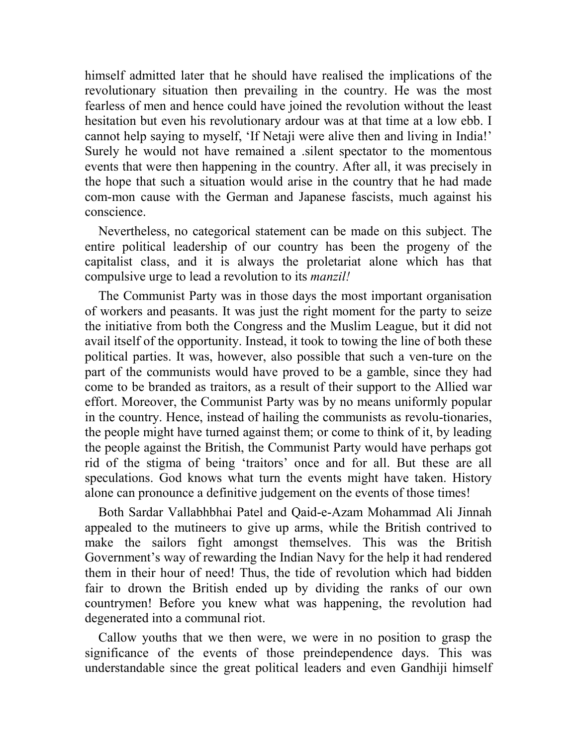himself admitted later that he should have realised the implications of the revolutionary situation then prevailing in the country. He was the most fearless of men and hence could have joined the revolution without the least hesitation but even his revolutionary ardour was at that time at a low ebb. I cannot help saying to myself, 'If Netaji were alive then and living in India!' Surely he would not have remained a .silent spectator to the momentous events that were then happening in the country. After all, it was precisely in the hope that such a situation would arise in the country that he had made com-mon cause with the German and Japanese fascists, much against his conscience.

Nevertheless, no categorical statement can be made on this subject. The entire political leadership of our country has been the progeny of the capitalist class, and it is always the proletariat alone which has that compulsive urge to lead a revolution to its *manzil!*

The Communist Party was in those days the most important organisation of workers and peasants. It was just the right moment for the party to seize the initiative from both the Congress and the Muslim League, but it did not avail itself of the opportunity. Instead, it took to towing the line of both these political parties. It was, however, also possible that such a ven-ture on the part of the communists would have proved to be a gamble, since they had come to be branded as traitors, as a result of their support to the Allied war effort. Moreover, the Communist Party was by no means uniformly popular in the country. Hence, instead of hailing the communists as revolu-tionaries, the people might have turned against them; or come to think of it, by leading the people against the British, the Communist Party would have perhaps got rid of the stigma of being 'traitors' once and for all. But these are all speculations. God knows what turn the events might have taken. History alone can pronounce a definitive judgement on the events of those times!

Both Sardar Vallabhbhai Patel and Qaid-e-Azam Mohammad Ali Jinnah appealed to the mutineers to give up arms, while the British contrived to make the sailors fight amongst themselves. This was the British Government's way of rewarding the Indian Navy for the help it had rendered them in their hour of need! Thus, the tide of revolution which had bidden fair to drown the British ended up by dividing the ranks of our own countrymen! Before you knew what was happening, the revolution had degenerated into a communal riot.

Callow youths that we then were, we were in no position to grasp the significance of the events of those preindependence days. This was understandable since the great political leaders and even Gandhiji himself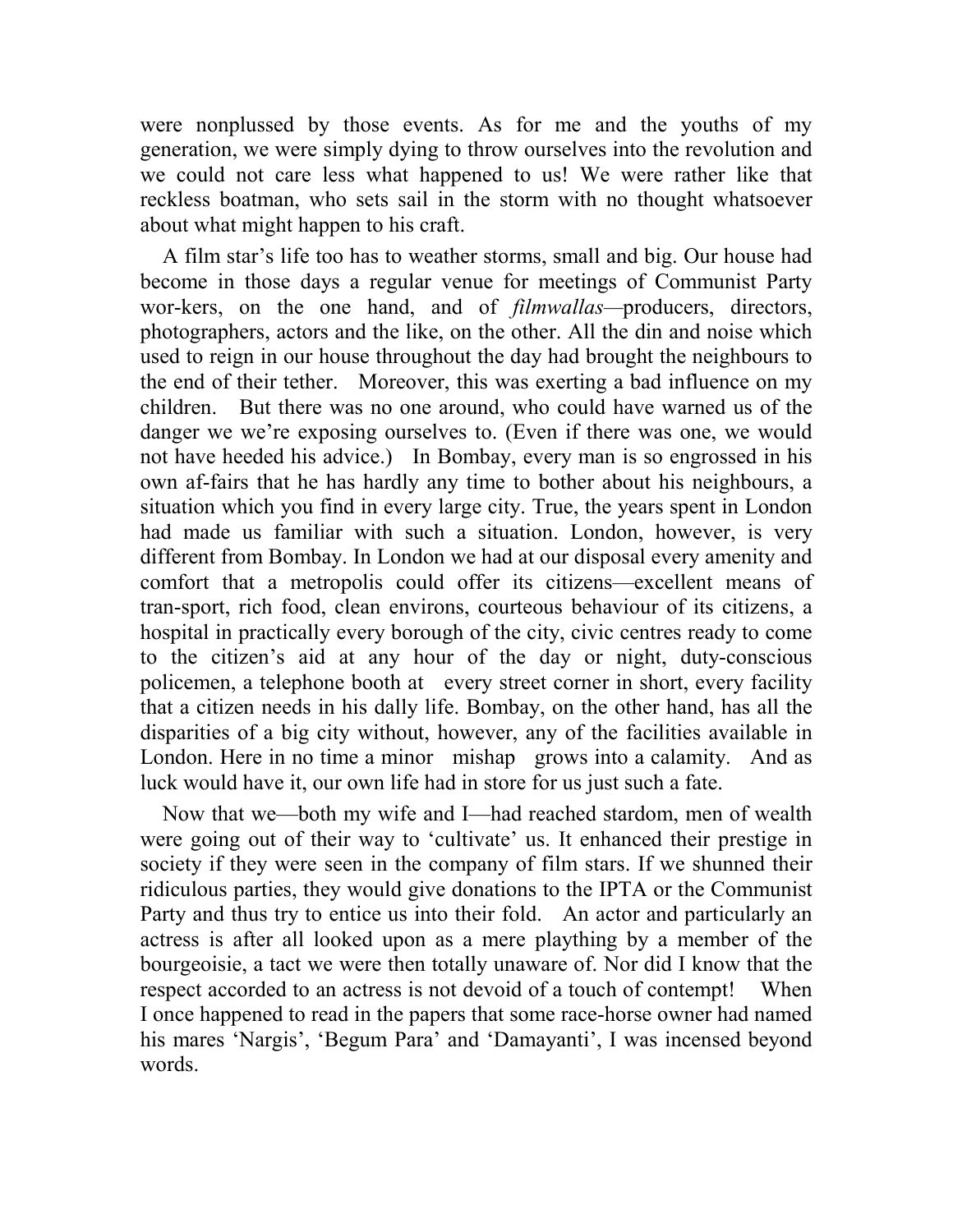were nonplussed by those events. As for me and the youths of my generation, we were simply dying to throw ourselves into the revolution and we could not care less what happened to us! We were rather like that reckless boatman, who sets sail in the storm with no thought whatsoever about what might happen to his craft.

A film star's life too has to weather storms, small and big. Our house had become in those days a regular venue for meetings of Communist Party wor-kers, on the one hand, and of *filmwallas*—producers, directors, photographers, actors and the like, on the other. All the din and noise which used to reign in our house throughout the day had brought the neighbours to the end of their tether. Moreover, this was exerting a bad influence on my children. But there was no one around, who could have warned us of the danger we we're exposing ourselves to. (Even if there was one, we would not have heeded his advice.) In Bombay, every man is so engrossed in his own af-fairs that he has hardly any time to bother about his neighbours, a situation which you find in every large city. True, the years spent in London had made us familiar with such a situation. London, however, is very different from Bombay. In London we had at our disposal every amenity and comfort that a metropolis could offer its citizens—excellent means of tran-sport, rich food, clean environs, courteous behaviour of its citizens, a hospital in practically every borough of the city, civic centres ready to come to the citizen's aid at any hour of the day or night, duty-conscious policemen, a telephone booth at every street corner in short, every facility that a citizen needs in his dally life. Bombay, on the other hand, has all the disparities of a big city without, however, any of the facilities available in London. Here in no time a minor mishap grows into a calamity. And as luck would have it, our own life had in store for us just such a fate.

Now that we—both my wife and I—had reached stardom, men of wealth were going out of their way to 'cultivate' us. It enhanced their prestige in society if they were seen in the company of film stars. If we shunned their ridiculous parties, they would give donations to the IPTA or the Communist Party and thus try to entice us into their fold. An actor and particularly an actress is after all looked upon as a mere plaything by a member of the bourgeoisie, a tact we were then totally unaware of. Nor did I know that the respect accorded to an actress is not devoid of a touch of contempt! When I once happened to read in the papers that some race-horse owner had named his mares 'Nargis', 'Begum Para' and 'Damayanti', I was incensed beyond words.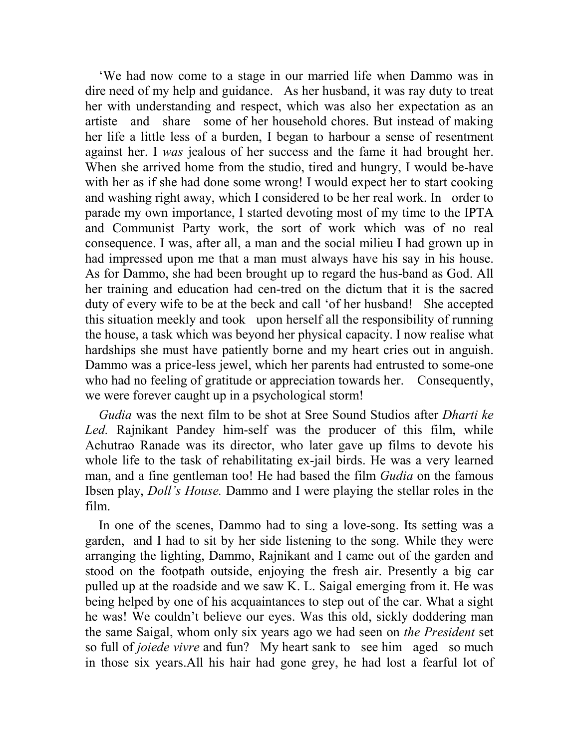'We had now come to a stage in our married life when Dammo was in dire need of my help and guidance. As her husband, it was ray duty to treat her with understanding and respect, which was also her expectation as an artiste and share some of her household chores. But instead of making her life a little less of a burden, I began to harbour a sense of resentment against her. I *was* jealous of her success and the fame it had brought her. When she arrived home from the studio, tired and hungry, I would be-have with her as if she had done some wrong! I would expect her to start cooking and washing right away, which I considered to be her real work. In order to parade my own importance, I started devoting most of my time to the IPTA and Communist Party work, the sort of work which was of no real consequence. I was, after all, a man and the social milieu I had grown up in had impressed upon me that a man must always have his say in his house. As for Dammo, she had been brought up to regard the hus-band as God. All her training and education had cen-tred on the dictum that it is the sacred duty of every wife to be at the beck and call 'of her husband! She accepted this situation meekly and took upon herself all the responsibility of running the house, a task which was beyond her physical capacity. I now realise what hardships she must have patiently borne and my heart cries out in anguish. Dammo was a price-less jewel, which her parents had entrusted to some-one who had no feeling of gratitude or appreciation towards her. Consequently, we were forever caught up in a psychological storm!

*Gudia* was the next film to be shot at Sree Sound Studios after *Dharti ke Led.* Rajnikant Pandey him-self was the producer of this film, while Achutrao Ranade was its director, who later gave up films to devote his whole life to the task of rehabilitating ex-jail birds. He was a very learned man, and a fine gentleman too! He had based the film *Gudia* on the famous Ibsen play, *Doll's House.* Dammo and I were playing the stellar roles in the film.

In one of the scenes, Dammo had to sing a love-song. Its setting was a garden, and I had to sit by her side listening to the song. While they were arranging the lighting, Dammo, Rajnikant and I came out of the garden and stood on the footpath outside, enjoying the fresh air. Presently a big car pulled up at the roadside and we saw K. L. Saigal emerging from it. He was being helped by one of his acquaintances to step out of the car. What a sight he was! We couldn't believe our eyes. Was this old, sickly doddering man the same Saigal, whom only six years ago we had seen on *the President* set so full of *joiede vivre* and fun? My heart sank to see him aged so much in those six years.All his hair had gone grey, he had lost a fearful lot of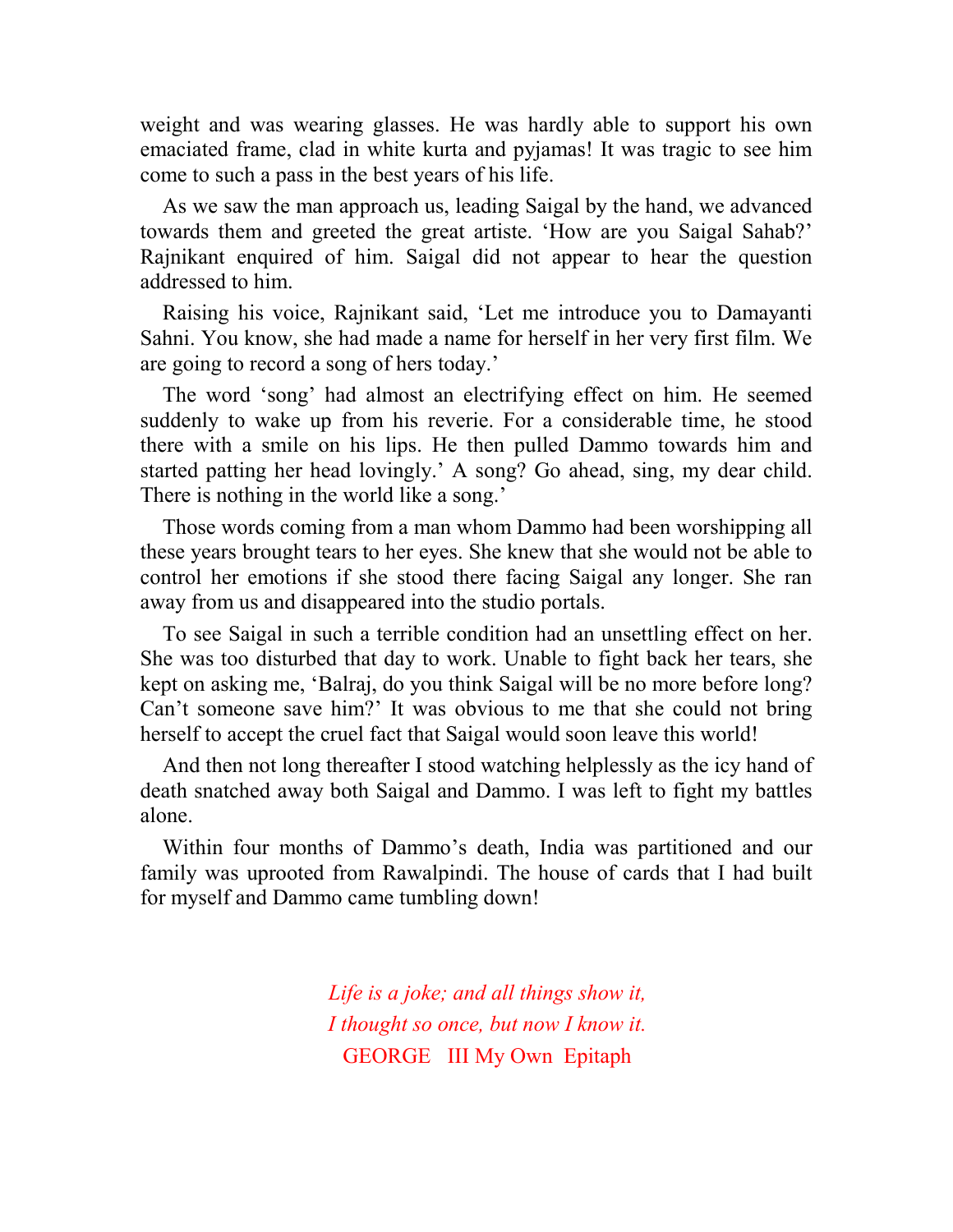weight and was wearing glasses. He was hardly able to support his own emaciated frame, clad in white kurta and pyjamas! It was tragic to see him come to such a pass in the best years of his life.

As we saw the man approach us, leading Saigal by the hand, we advanced towards them and greeted the great artiste. 'How are you Saigal Sahab?' Rajnikant enquired of him. Saigal did not appear to hear the question addressed to him.

Raising his voice, Rajnikant said, 'Let me introduce you to Damayanti Sahni. You know, she had made a name for herself in her very first film. We are going to record a song of hers today.'

The word 'song' had almost an electrifying effect on him. He seemed suddenly to wake up from his reverie. For a considerable time, he stood there with a smile on his lips. He then pulled Dammo towards him and started patting her head lovingly.' A song? Go ahead, sing, my dear child. There is nothing in the world like a song.'

Those words coming from a man whom Dammo had been worshipping all these years brought tears to her eyes. She knew that she would not be able to control her emotions if she stood there facing Saigal any longer. She ran away from us and disappeared into the studio portals.

To see Saigal in such a terrible condition had an unsettling effect on her. She was too disturbed that day to work. Unable to fight back her tears, she kept on asking me, 'Balraj, do you think Saigal will be no more before long? Can't someone save him?' It was obvious to me that she could not bring herself to accept the cruel fact that Saigal would soon leave this world!

And then not long thereafter I stood watching helplessly as the icy hand of death snatched away both Saigal and Dammo. I was left to fight my battles alone.

Within four months of Dammo's death, India was partitioned and our family was uprooted from Rawalpindi. The house of cards that I had built for myself and Dammo came tumbling down!

*Life is a joke; and all things show it,*
*I thought so once, but now I know it.*
GEORGE III My Own Epitaph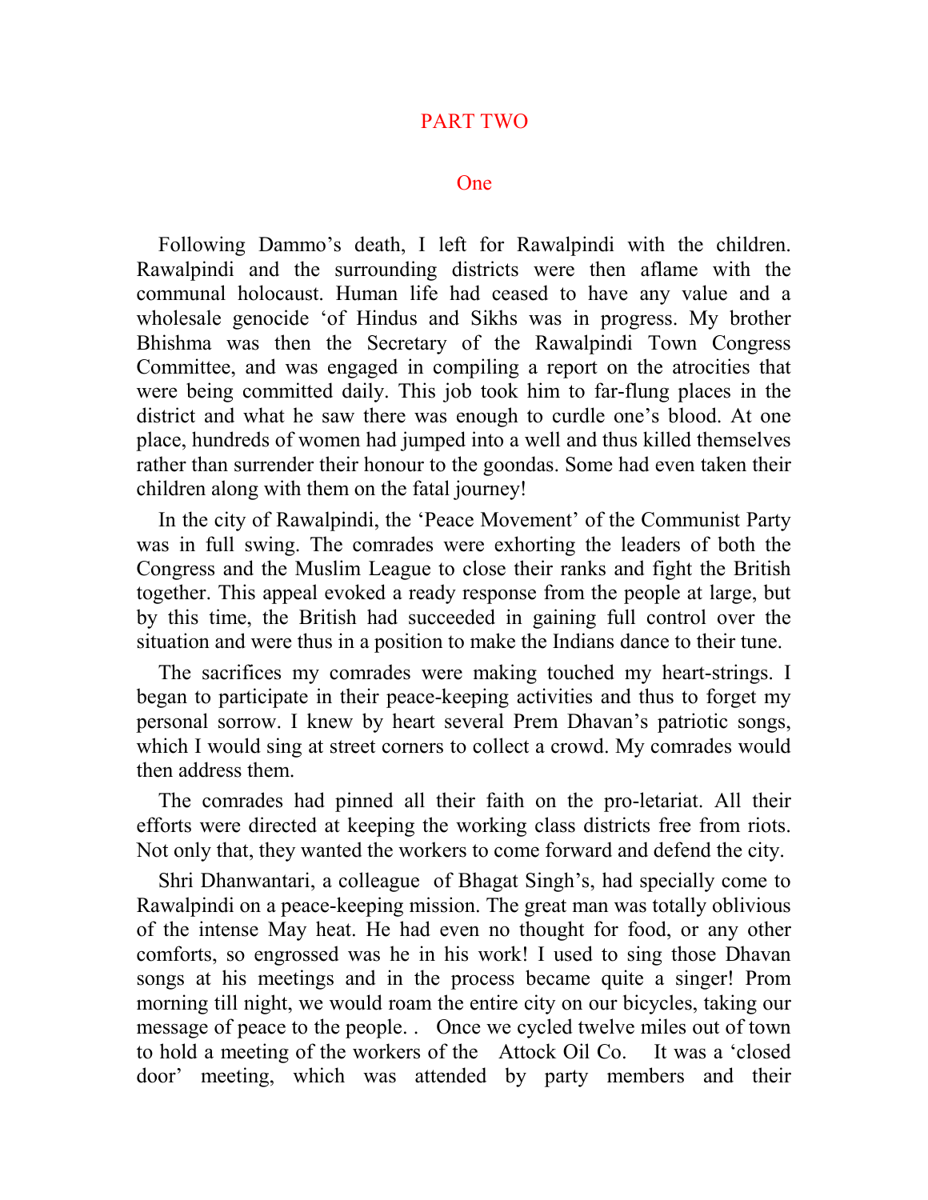# PART TWO

## One

Following Dammo's death, I left for Rawalpindi with the children. Rawalpindi and the surrounding districts were then aflame with the communal holocaust. Human life had ceased to have any value and a wholesale genocide 'of Hindus and Sikhs was in progress. My brother Bhishma was then the Secretary of the Rawalpindi Town Congress Committee, and was engaged in compiling a report on the atrocities that were being committed daily. This job took him to far-flung places in the district and what he saw there was enough to curdle one's blood. At one place, hundreds of women had jumped into a well and thus killed themselves rather than surrender their honour to the goondas. Some had even taken their children along with them on the fatal journey!

In the city of Rawalpindi, the 'Peace Movement' of the Communist Party was in full swing. The comrades were exhorting the leaders of both the Congress and the Muslim League to close their ranks and fight the British together. This appeal evoked a ready response from the people at large, but by this time, the British had succeeded in gaining full control over the situation and were thus in a position to make the Indians dance to their tune.

The sacrifices my comrades were making touched my heart-strings. I began to participate in their peace-keeping activities and thus to forget my personal sorrow. I knew by heart several Prem Dhavan's patriotic songs, which I would sing at street corners to collect a crowd. My comrades would then address them.

The comrades had pinned all their faith on the pro-letariat. All their efforts were directed at keeping the working class districts free from riots. Not only that, they wanted the workers to come forward and defend the city.

Shri Dhanwantari, a colleague of Bhagat Singh's, had specially come to Rawalpindi on a peace-keeping mission. The great man was totally oblivious of the intense May heat. He had even no thought for food, or any other comforts, so engrossed was he in his work! I used to sing those Dhavan songs at his meetings and in the process became quite a singer! Prom morning till night, we would roam the entire city on our bicycles, taking our message of peace to the people. . Once we cycled twelve miles out of town to hold a meeting of the workers of the Attock Oil Co. It was a 'closed door' meeting, which was attended by party members and their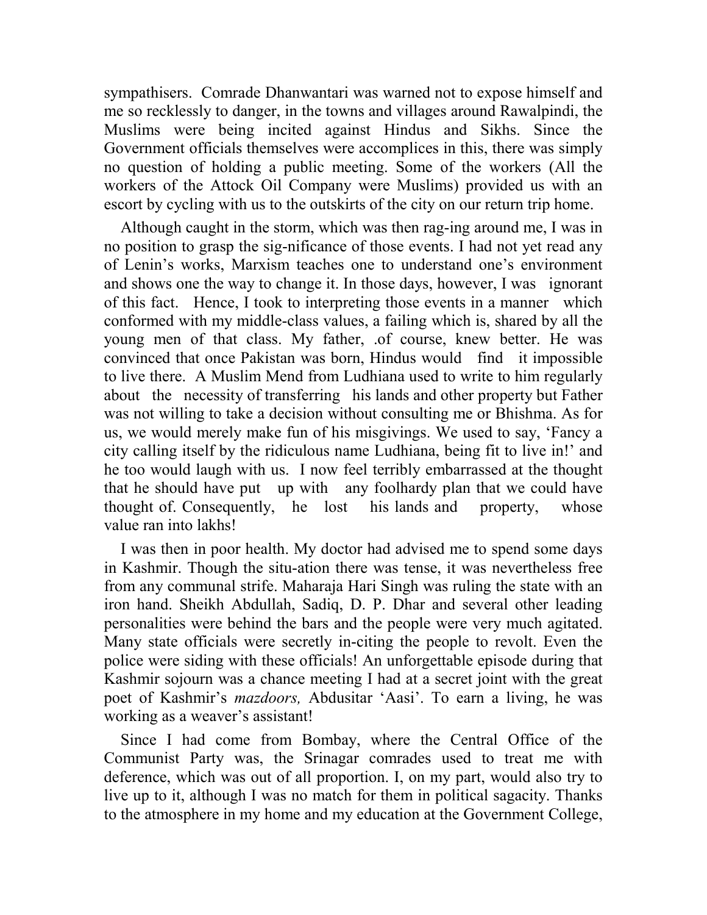sympathisers. Comrade Dhanwantari was warned not to expose himself and me so recklessly to danger, in the towns and villages around Rawalpindi, the Muslims were being incited against Hindus and Sikhs. Since the Government officials themselves were accomplices in this, there was simply no question of holding a public meeting. Some of the workers (All the workers of the Attock Oil Company were Muslims) provided us with an escort by cycling with us to the outskirts of the city on our return trip home.

Although caught in the storm, which was then rag-ing around me, I was in no position to grasp the sig-nificance of those events. I had not yet read any of Lenin's works, Marxism teaches one to understand one's environment and shows one the way to change it. In those days, however, I was ignorant of this fact. Hence, I took to interpreting those events in a manner which conformed with my middle-class values, a failing which is, shared by all the young men of that class. My father, .of course, knew better. He was convinced that once Pakistan was born, Hindus would find it impossible to live there. A Muslim Mend from Ludhiana used to write to him regularly about the necessity of transferring his lands and other property but Father was not willing to take a decision without consulting me or Bhishma. As for us, we would merely make fun of his misgivings. We used to say, 'Fancy a city calling itself by the ridiculous name Ludhiana, being fit to live in!' and he too would laugh with us. I now feel terribly embarrassed at the thought that he should have put up with any foolhardy plan that we could have thought of. Consequently, he lost his lands and property, whose value ran into lakhs!

I was then in poor health. My doctor had advised me to spend some days in Kashmir. Though the situ-ation there was tense, it was nevertheless free from any communal strife. Maharaja Hari Singh was ruling the state with an iron hand. Sheikh Abdullah, Sadiq, D. P. Dhar and several other leading personalities were behind the bars and the people were very much agitated. Many state officials were secretly in-citing the people to revolt. Even the police were siding with these officials! An unforgettable episode during that Kashmir sojourn was a chance meeting I had at a secret joint with the great poet of Kashmir's *mazdoors,* Abdusitar 'Aasi'. To earn a living, he was working as a weaver's assistant!

Since I had come from Bombay, where the Central Office of the Communist Party was, the Srinagar comrades used to treat me with deference, which was out of all proportion. I, on my part, would also try to live up to it, although I was no match for them in political sagacity. Thanks to the atmosphere in my home and my education at the Government College,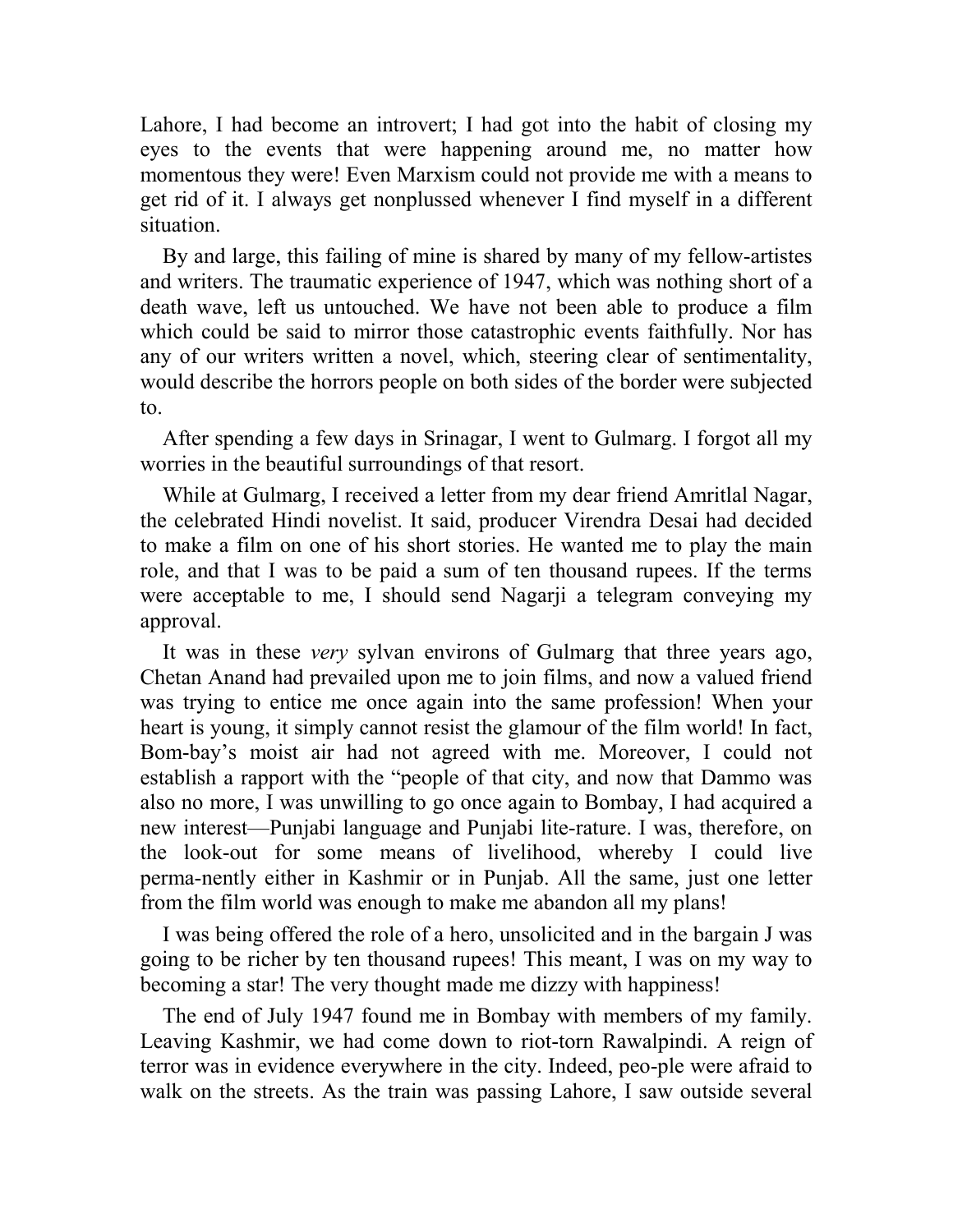Lahore, I had become an introvert; I had got into the habit of closing my eyes to the events that were happening around me, no matter how momentous they were! Even Marxism could not provide me with a means to get rid of it. I always get nonplussed whenever I find myself in a different situation.

By and large, this failing of mine is shared by many of my fellow-artistes and writers. The traumatic experience of 1947, which was nothing short of a death wave, left us untouched. We have not been able to produce a film which could be said to mirror those catastrophic events faithfully. Nor has any of our writers written a novel, which, steering clear of sentimentality, would describe the horrors people on both sides of the border were subjected to.

After spending a few days in Srinagar, I went to Gulmarg. I forgot all my worries in the beautiful surroundings of that resort.

While at Gulmarg, I received a letter from my dear friend Amritlal Nagar, the celebrated Hindi novelist. It said, producer Virendra Desai had decided to make a film on one of his short stories. He wanted me to play the main role, and that I was to be paid a sum of ten thousand rupees. If the terms were acceptable to me, I should send Nagarji a telegram conveying my approval.

It was in these *very* sylvan environs of Gulmarg that three years ago, Chetan Anand had prevailed upon me to join films, and now a valued friend was trying to entice me once again into the same profession! When your heart is young, it simply cannot resist the glamour of the film world! In fact, Bom-bay's moist air had not agreed with me. Moreover, I could not establish a rapport with the "people of that city, and now that Dammo was also no more, I was unwilling to go once again to Bombay, I had acquired a new interest—Punjabi language and Punjabi lite-rature. I was, therefore, on the look-out for some means of livelihood, whereby I could live perma-nently either in Kashmir or in Punjab. All the same, just one letter from the film world was enough to make me abandon all my plans!

I was being offered the role of a hero, unsolicited and in the bargain J was going to be richer by ten thousand rupees! This meant, I was on my way to becoming a star! The very thought made me dizzy with happiness!

The end of July 1947 found me in Bombay with members of my family. Leaving Kashmir, we had come down to riot-torn Rawalpindi. A reign of terror was in evidence everywhere in the city. Indeed, peo-ple were afraid to walk on the streets. As the train was passing Lahore, I saw outside several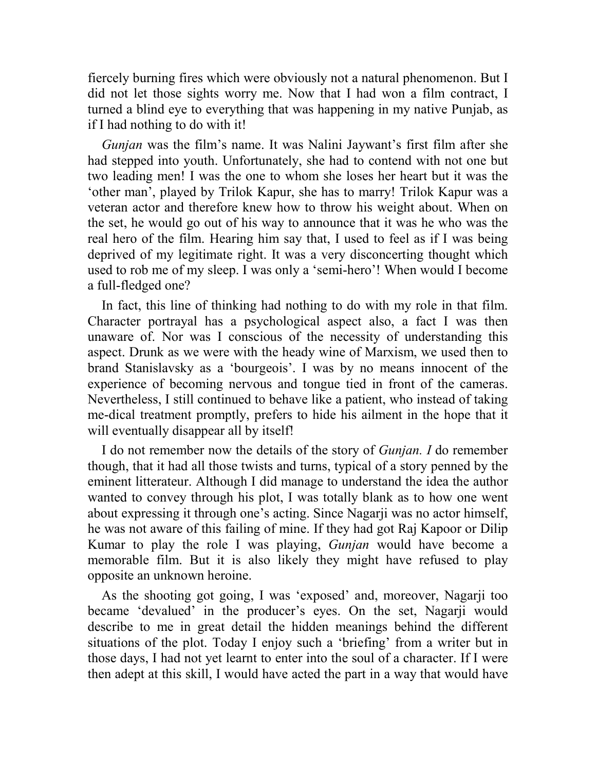fiercely burning fires which were obviously not a natural phenomenon. But I did not let those sights worry me. Now that I had won a film contract, I turned a blind eye to everything that was happening in my native Punjab, as if I had nothing to do with it!

*Gunjan* was the film's name. It was Nalini Jaywant's first film after she had stepped into youth. Unfortunately, she had to contend with not one but two leading men! I was the one to whom she loses her heart but it was the 'other man', played by Trilok Kapur, she has to marry! Trilok Kapur was a veteran actor and therefore knew how to throw his weight about. When on the set, he would go out of his way to announce that it was he who was the real hero of the film. Hearing him say that, I used to feel as if I was being deprived of my legitimate right. It was a very disconcerting thought which used to rob me of my sleep. I was only a 'semi-hero'! When would I become a full-fledged one?

In fact, this line of thinking had nothing to do with my role in that film. Character portrayal has a psychological aspect also, a fact I was then unaware of. Nor was I conscious of the necessity of understanding this aspect. Drunk as we were with the heady wine of Marxism, we used then to brand Stanislavsky as a 'bourgeois'. I was by no means innocent of the experience of becoming nervous and tongue tied in front of the cameras. Nevertheless, I still continued to behave like a patient, who instead of taking me-dical treatment promptly, prefers to hide his ailment in the hope that it will eventually disappear all by itself!

I do not remember now the details of the story of *Gunjan. I* do remember though, that it had all those twists and turns, typical of a story penned by the eminent litterateur. Although I did manage to understand the idea the author wanted to convey through his plot, I was totally blank as to how one went about expressing it through one's acting. Since Nagarji was no actor himself, he was not aware of this failing of mine. If they had got Raj Kapoor or Dilip Kumar to play the role I was playing, *Gunjan* would have become a memorable film. But it is also likely they might have refused to play opposite an unknown heroine.

As the shooting got going, I was 'exposed' and, moreover, Nagarji too became 'devalued' in the producer's eyes. On the set, Nagarji would describe to me in great detail the hidden meanings behind the different situations of the plot. Today I enjoy such a 'briefing' from a writer but in those days, I had not yet learnt to enter into the soul of a character. If I were then adept at this skill, I would have acted the part in a way that would have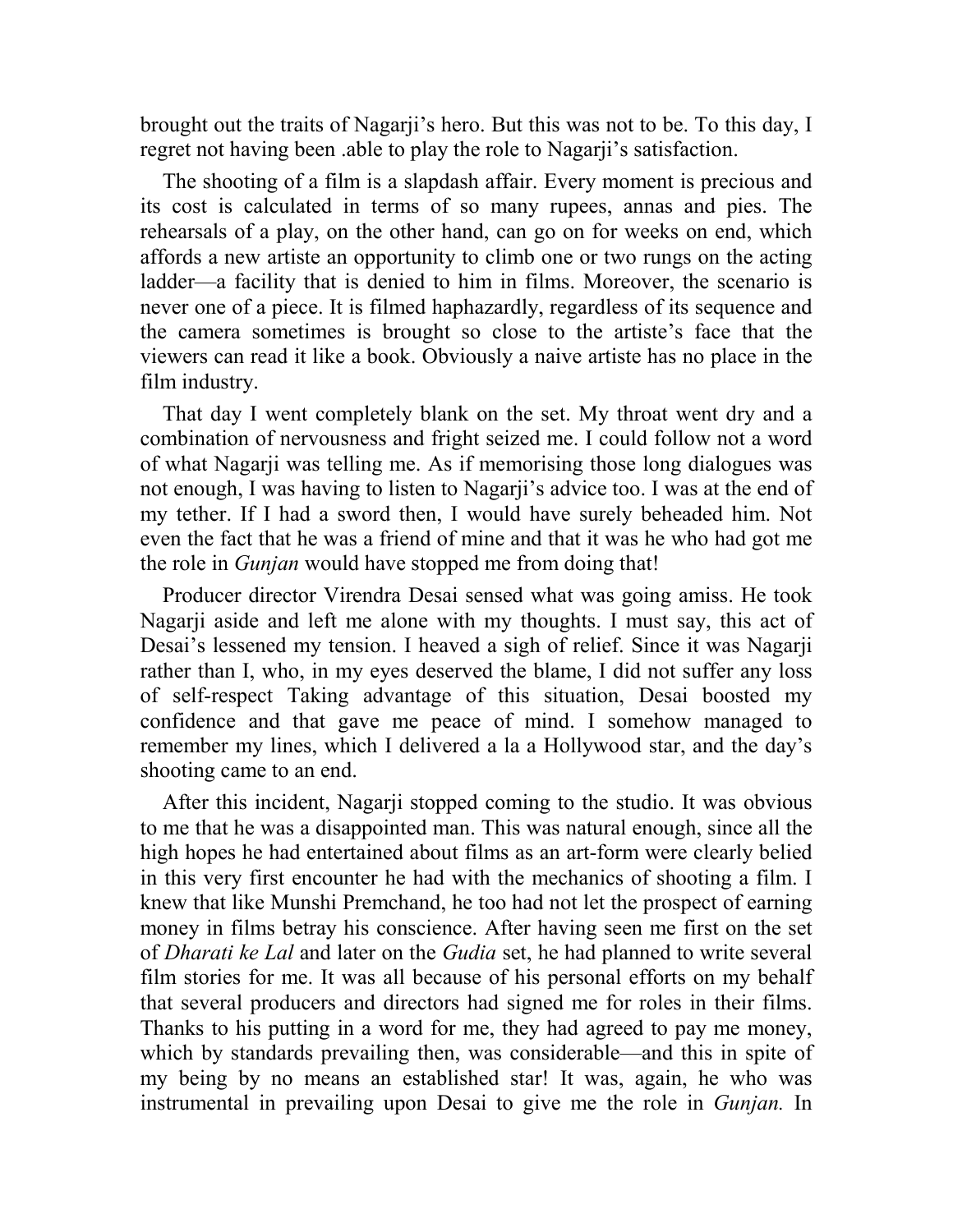brought out the traits of Nagarji's hero. But this was not to be. To this day, I regret not having been .able to play the role to Nagarji's satisfaction.

The shooting of a film is a slapdash affair. Every moment is precious and its cost is calculated in terms of so many rupees, annas and pies. The rehearsals of a play, on the other hand, can go on for weeks on end, which affords a new artiste an opportunity to climb one or two rungs on the acting ladder—a facility that is denied to him in films. Moreover, the scenario is never one of a piece. It is filmed haphazardly, regardless of its sequence and the camera sometimes is brought so close to the artiste's face that the viewers can read it like a book. Obviously a naive artiste has no place in the film industry.

That day I went completely blank on the set. My throat went dry and a combination of nervousness and fright seized me. I could follow not a word of what Nagarji was telling me. As if memorising those long dialogues was not enough, I was having to listen to Nagarji's advice too. I was at the end of my tether. If I had a sword then, I would have surely beheaded him. Not even the fact that he was a friend of mine and that it was he who had got me the role in *Gunjan* would have stopped me from doing that!

Producer director Virendra Desai sensed what was going amiss. He took Nagarji aside and left me alone with my thoughts. I must say, this act of Desai's lessened my tension. I heaved a sigh of relief. Since it was Nagarji rather than I, who, in my eyes deserved the blame, I did not suffer any loss of self-respect Taking advantage of this situation, Desai boosted my confidence and that gave me peace of mind. I somehow managed to remember my lines, which I delivered a la a Hollywood star, and the day's shooting came to an end.

After this incident, Nagarji stopped coming to the studio. It was obvious to me that he was a disappointed man. This was natural enough, since all the high hopes he had entertained about films as an art-form were clearly belied in this very first encounter he had with the mechanics of shooting a film. I knew that like Munshi Premchand, he too had not let the prospect of earning money in films betray his conscience. After having seen me first on the set of *Dharati ke Lal* and later on the *Gudia* set, he had planned to write several film stories for me. It was all because of his personal efforts on my behalf that several producers and directors had signed me for roles in their films. Thanks to his putting in a word for me, they had agreed to pay me money, which by standards prevailing then, was considerable—and this in spite of my being by no means an established star! It was, again, he who was instrumental in prevailing upon Desai to give me the role in *Gunjan.* In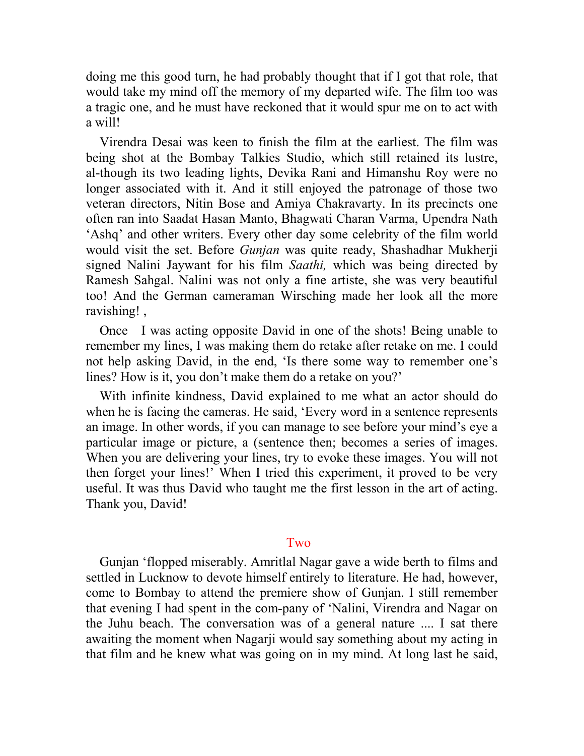doing me this good turn, he had probably thought that if I got that role, that would take my mind off the memory of my departed wife. The film too was a tragic one, and he must have reckoned that it would spur me on to act with a will!

Virendra Desai was keen to finish the film at the earliest. The film was being shot at the Bombay Talkies Studio, which still retained its lustre, al-though its two leading lights, Devika Rani and Himanshu Roy were no longer associated with it. And it still enjoyed the patronage of those two veteran directors, Nitin Bose and Amiya Chakravarty. In its precincts one often ran into Saadat Hasan Manto, Bhagwati Charan Varma, Upendra Nath 'Ashq' and other writers. Every other day some celebrity of the film world would visit the set. Before *Gunjan* was quite ready, Shashadhar Mukherji signed Nalini Jaywant for his film *Saathi,* which was being directed by Ramesh Sahgal. Nalini was not only a fine artiste, she was very beautiful too! And the German cameraman Wirsching made her look all the more ravishing! ,

Once I was acting opposite David in one of the shots! Being unable to remember my lines, I was making them do retake after retake on me. I could not help asking David, in the end, 'Is there some way to remember one's lines? How is it, you don't make them do a retake on you?'

With infinite kindness, David explained to me what an actor should do when he is facing the cameras. He said, 'Every word in a sentence represents an image. In other words, if you can manage to see before your mind's eye a particular image or picture, a (sentence then; becomes a series of images. When you are delivering your lines, try to evoke these images. You will not then forget your lines!' When I tried this experiment, it proved to be very useful. It was thus David who taught me the first lesson in the art of acting. Thank you, David!

## Two

Gunjan 'flopped miserably. Amritlal Nagar gave a wide berth to films and settled in Lucknow to devote himself entirely to literature. He had, however, come to Bombay to attend the premiere show of Gunjan. I still remember that evening I had spent in the com-pany of 'Nalini, Virendra and Nagar on the Juhu beach. The conversation was of a general nature .... I sat there awaiting the moment when Nagarji would say something about my acting in that film and he knew what was going on in my mind. At long last he said,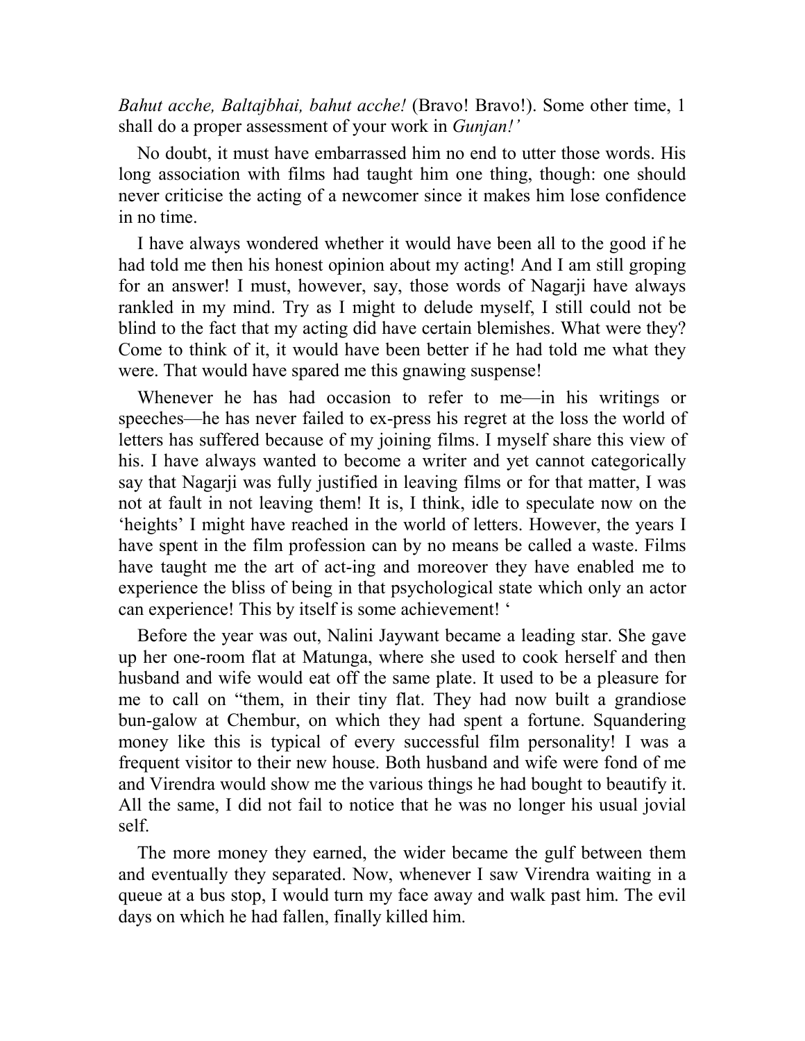*Bahut acche, Baltajbhai, bahut acche!* (Bravo! Bravo!). Some other time, 1 shall do a proper assessment of your work in *Gunjan!'*

No doubt, it must have embarrassed him no end to utter those words. His long association with films had taught him one thing, though: one should never criticise the acting of a newcomer since it makes him lose confidence in no time.

I have always wondered whether it would have been all to the good if he had told me then his honest opinion about my acting! And I am still groping for an answer! I must, however, say, those words of Nagarji have always rankled in my mind. Try as I might to delude myself, I still could not be blind to the fact that my acting did have certain blemishes. What were they? Come to think of it, it would have been better if he had told me what they were. That would have spared me this gnawing suspense!

Whenever he has had occasion to refer to me—in his writings or speeches—he has never failed to ex-press his regret at the loss the world of letters has suffered because of my joining films. I myself share this view of his. I have always wanted to become a writer and yet cannot categorically say that Nagarji was fully justified in leaving films or for that matter, I was not at fault in not leaving them! It is, I think, idle to speculate now on the 'heights' I might have reached in the world of letters. However, the years I have spent in the film profession can by no means be called a waste. Films have taught me the art of act-ing and moreover they have enabled me to experience the bliss of being in that psychological state which only an actor can experience! This by itself is some achievement! '

Before the year was out, Nalini Jaywant became a leading star. She gave up her one-room flat at Matunga, where she used to cook herself and then husband and wife would eat off the same plate. It used to be a pleasure for me to call on "them, in their tiny flat. They had now built a grandiose bun-galow at Chembur, on which they had spent a fortune. Squandering money like this is typical of every successful film personality! I was a frequent visitor to their new house. Both husband and wife were fond of me and Virendra would show me the various things he had bought to beautify it. All the same, I did not fail to notice that he was no longer his usual jovial self.

The more money they earned, the wider became the gulf between them and eventually they separated. Now, whenever I saw Virendra waiting in a queue at a bus stop, I would turn my face away and walk past him. The evil days on which he had fallen, finally killed him.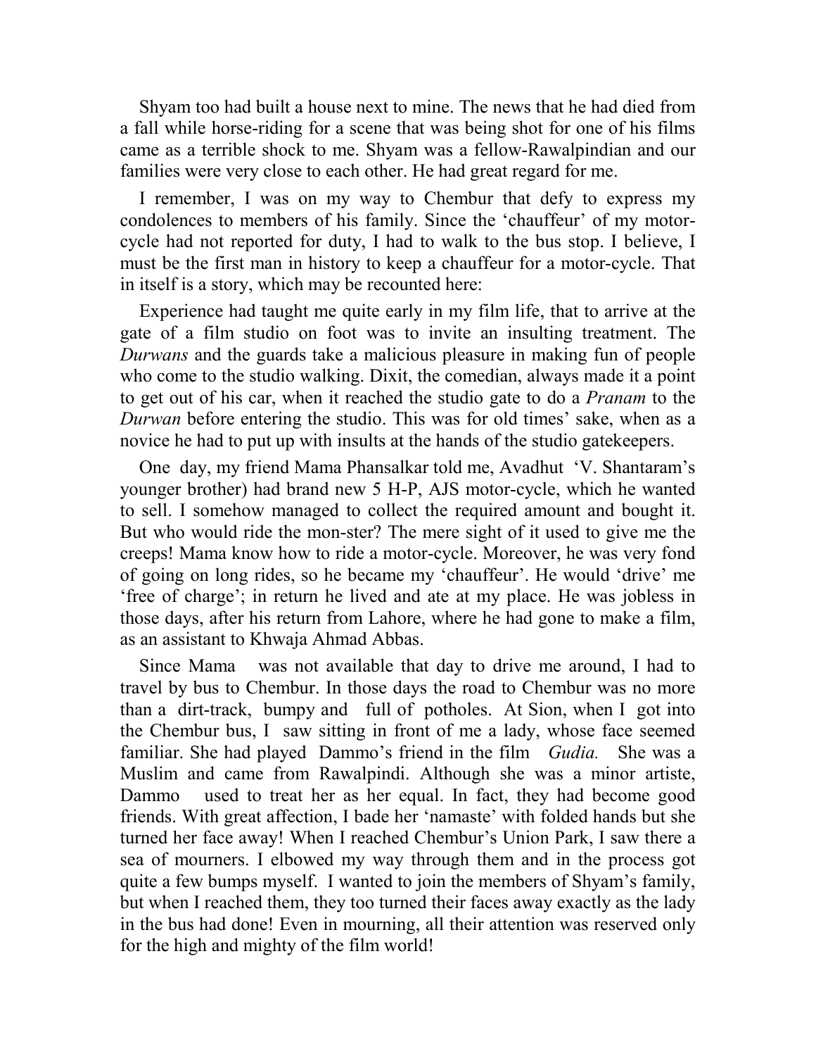Shyam too had built a house next to mine. The news that he had died from a fall while horse-riding for a scene that was being shot for one of his films came as a terrible shock to me. Shyam was a fellow-Rawalpindian and our families were very close to each other. He had great regard for me.

I remember, I was on my way to Chembur that defy to express my condolences to members of his family. Since the 'chauffeur' of my motor-cycle had not reported for duty, I had to walk to the bus stop. I believe, I must be the first man in history to keep a chauffeur for a motor-cycle. That in itself is a story, which may be recounted here:

Experience had taught me quite early in my film life, that to arrive at the gate of a film studio on foot was to invite an insulting treatment. The *Durwans* and the guards take a malicious pleasure in making fun of people who come to the studio walking. Dixit, the comedian, always made it a point to get out of his car, when it reached the studio gate to do a *Pranam* to the *Durwan* before entering the studio. This was for old times' sake, when as a novice he had to put up with insults at the hands of the studio gatekeepers.

One day, my friend Mama Phansalkar told me, Avadhut 'V. Shantaram's younger brother) had brand new 5 H-P, AJS motor-cycle, which he wanted to sell. I somehow managed to collect the required amount and bought it. But who would ride the mon-ster? The mere sight of it used to give me the creeps! Mama know how to ride a motor-cycle. Moreover, he was very fond of going on long rides, so he became my 'chauffeur'. He would 'drive' me 'free of charge'; in return he lived and ate at my place. He was jobless in those days, after his return from Lahore, where he had gone to make a film, as an assistant to Khwaja Ahmad Abbas.

Since Mama was not available that day to drive me around, I had to travel by bus to Chembur. In those days the road to Chembur was no more than a dirt-track, bumpy and full of potholes. At Sion, when I got into the Chembur bus, I saw sitting in front of me a lady, whose face seemed familiar. She had played Dammo's friend in the film *Gudia.* She was a Muslim and came from Rawalpindi. Although she was a minor artiste, Dammo used to treat her as her equal. In fact, they had become good friends. With great affection, I bade her 'namaste' with folded hands but she turned her face away! When I reached Chembur's Union Park, I saw there a sea of mourners. I elbowed my way through them and in the process got quite a few bumps myself. I wanted to join the members of Shyam's family, but when I reached them, they too turned their faces away exactly as the lady in the bus had done! Even in mourning, all their attention was reserved only for the high and mighty of the film world!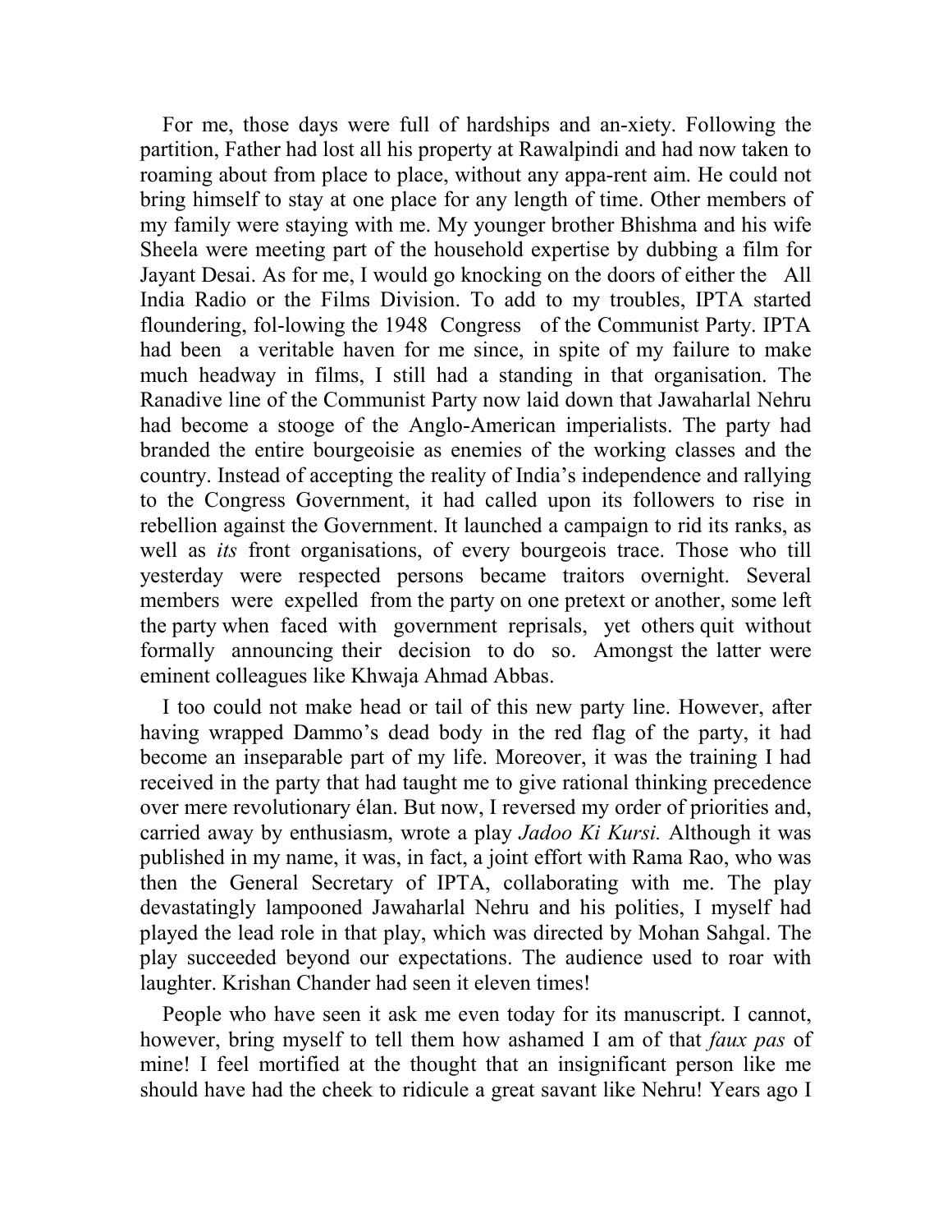For me, those days were full of hardships and an-xiety. Following the partition, Father had lost all his property at Rawalpindi and had now taken to roaming about from place to place, without any appa-rent aim. He could not bring himself to stay at one place for any length of time. Other members of my family were staying with me. My younger brother Bhishma and his wife Sheela were meeting part of the household expertise by dubbing a film for Jayant Desai. As for me, I would go knocking on the doors of either the All India Radio or the Films Division. To add to my troubles, IPTA started floundering, fol-lowing the 1948 Congress of the Communist Party. IPTA had been a veritable haven for me since, in spite of my failure to make much headway in films, I still had a standing in that organisation. The Ranadive line of the Communist Party now laid down that Jawaharlal Nehru had become a stooge of the Anglo-American imperialists. The party had branded the entire bourgeoisie as enemies of the working classes and the country. Instead of accepting the reality of India's independence and rallying to the Congress Government, it had called upon its followers to rise in rebellion against the Government. It launched a campaign to rid its ranks, as well as *its* front organisations, of every bourgeois trace. Those who till yesterday were respected persons became traitors overnight. Several members were expelled from the party on one pretext or another, some left the party when faced with government reprisals, yet others quit without formally announcing their decision to do so. Amongst the latter were eminent colleagues like Khwaja Ahmad Abbas.

I too could not make head or tail of this new party line. However, after having wrapped Dammo's dead body in the red flag of the party, it had become an inseparable part of my life. Moreover, it was the training I had received in the party that had taught me to give rational thinking precedence over mere revolutionary élan. But now, I reversed my order of priorities and, carried away by enthusiasm, wrote a play *Jadoo Ki Kursi.* Although it was published in my name, it was, in fact, a joint effort with Rama Rao, who was then the General Secretary of IPTA, collaborating with me. The play devastatingly lampooned Jawaharlal Nehru and his polities, I myself had played the lead role in that play, which was directed by Mohan Sahgal. The play succeeded beyond our expectations. The audience used to roar with laughter. Krishan Chander had seen it eleven times!

People who have seen it ask me even today for its manuscript. I cannot, however, bring myself to tell them how ashamed I am of that *faux pas* of mine! I feel mortified at the thought that an insignificant person like me should have had the cheek to ridicule a great savant like Nehru! Years ago I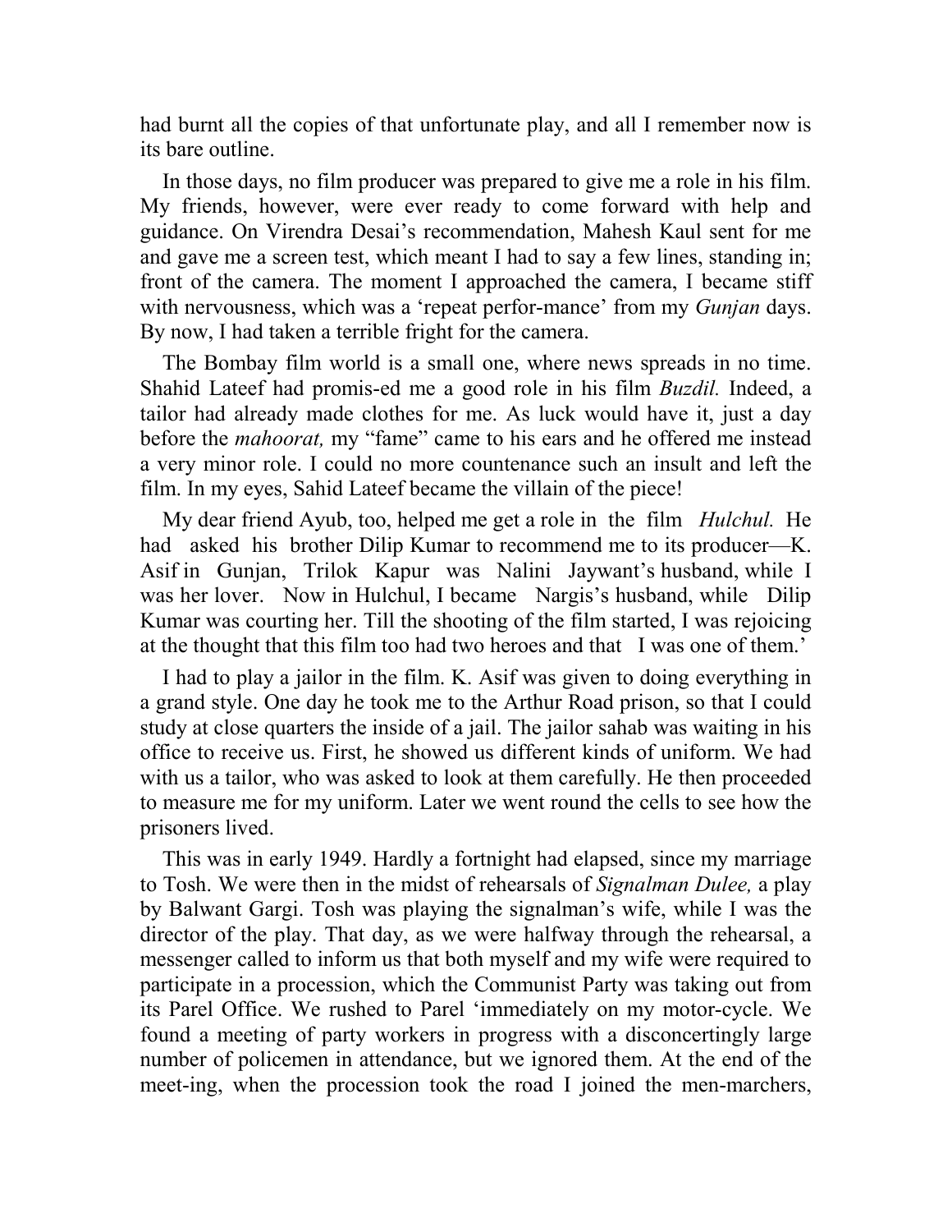had burnt all the copies of that unfortunate play, and all I remember now is its bare outline.

In those days, no film producer was prepared to give me a role in his film. My friends, however, were ever ready to come forward with help and guidance. On Virendra Desai's recommendation, Mahesh Kaul sent for me and gave me a screen test, which meant I had to say a few lines, standing in; front of the camera. The moment I approached the camera, I became stiff with nervousness, which was a 'repeat perfor-mance' from my *Gunjan* days. By now, I had taken a terrible fright for the camera.

The Bombay film world is a small one, where news spreads in no time. Shahid Lateef had promis-ed me a good role in his film *Buzdil.* Indeed, a tailor had already made clothes for me. As luck would have it, just a day before the *mahoorat,* my "fame" came to his ears and he offered me instead a very minor role. I could no more countenance such an insult and left the film. In my eyes, Sahid Lateef became the villain of the piece!

My dear friend Ayub, too, helped me get a role in the film *Hulchul.* He had asked his brother Dilip Kumar to recommend me to its producer—K. Asif in Gunjan, Trilok Kapur was Nalini Jaywant's husband, while I was her lover. Now in Hulchul, I became Nargis's husband, while Dilip Kumar was courting her. Till the shooting of the film started, I was rejoicing at the thought that this film too had two heroes and that I was one of them.'

I had to play a jailor in the film. K. Asif was given to doing everything in a grand style. One day he took me to the Arthur Road prison, so that I could study at close quarters the inside of a jail. The jailor sahab was waiting in his office to receive us. First, he showed us different kinds of uniform. We had with us a tailor, who was asked to look at them carefully. He then proceeded to measure me for my uniform. Later we went round the cells to see how the prisoners lived.

This was in early 1949. Hardly a fortnight had elapsed, since my marriage to Tosh. We were then in the midst of rehearsals of *Signalman Dulee,* a play by Balwant Gargi. Tosh was playing the signalman's wife, while I was the director of the play. That day, as we were halfway through the rehearsal, a messenger called to inform us that both myself and my wife were required to participate in a procession, which the Communist Party was taking out from its Parel Office. We rushed to Parel 'immediately on my motor-cycle. We found a meeting of party workers in progress with a disconcertingly large number of policemen in attendance, but we ignored them. At the end of the meet-ing, when the procession took the road I joined the men-marchers,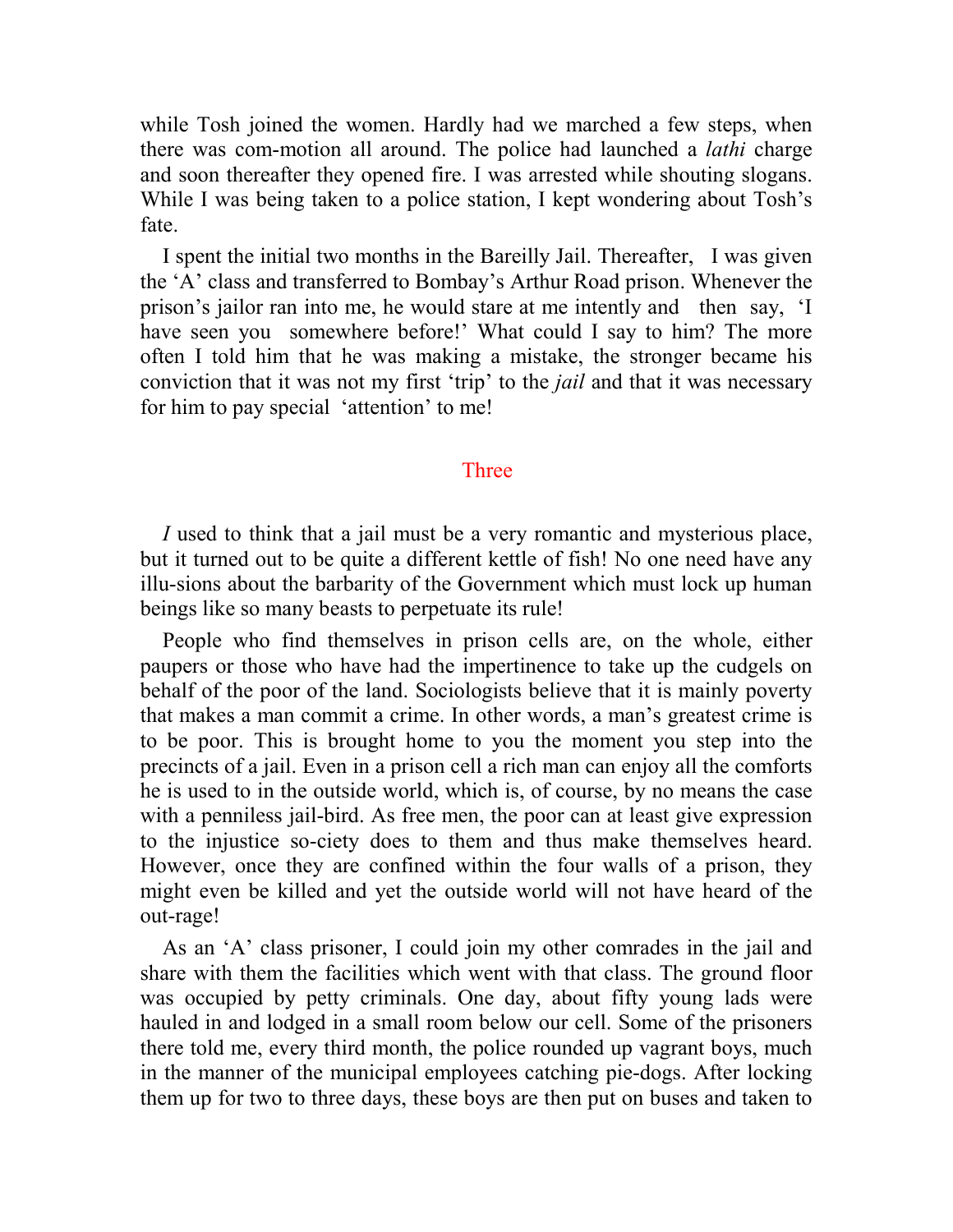while Tosh joined the women. Hardly had we marched a few steps, when there was com-motion all around. The police had launched a *lathi* charge and soon thereafter they opened fire. I was arrested while shouting slogans. While I was being taken to a police station, I kept wondering about Tosh's fate.

I spent the initial two months in the Bareilly Jail. Thereafter, I was given the 'A' class and transferred to Bombay's Arthur Road prison. Whenever the prison's jailor ran into me, he would stare at me intently and then say, 'I have seen you somewhere before!' What could I say to him? The more often I told him that he was making a mistake, the stronger became his conviction that it was not my first 'trip' to the *jail* and that it was necessary for him to pay special 'attention' to me!

## Three

*I* used to think that a jail must be a very romantic and mysterious place, but it turned out to be quite a different kettle of fish! No one need have any illu-sions about the barbarity of the Government which must lock up human beings like so many beasts to perpetuate its rule!

People who find themselves in prison cells are, on the whole, either paupers or those who have had the impertinence to take up the cudgels on behalf of the poor of the land. Sociologists believe that it is mainly poverty that makes a man commit a crime. In other words, a man's greatest crime is to be poor. This is brought home to you the moment you step into the precincts of a jail. Even in a prison cell a rich man can enjoy all the comforts he is used to in the outside world, which is, of course, by no means the case with a penniless jail-bird. As free men, the poor can at least give expression to the injustice so-ciety does to them and thus make themselves heard. However, once they are confined within the four walls of a prison, they might even be killed and yet the outside world will not have heard of the out-rage!

As an 'A' class prisoner, I could join my other comrades in the jail and share with them the facilities which went with that class. The ground floor was occupied by petty criminals. One day, about fifty young lads were hauled in and lodged in a small room below our cell. Some of the prisoners there told me, every third month, the police rounded up vagrant boys, much in the manner of the municipal employees catching pie-dogs. After locking them up for two to three days, these boys are then put on buses and taken to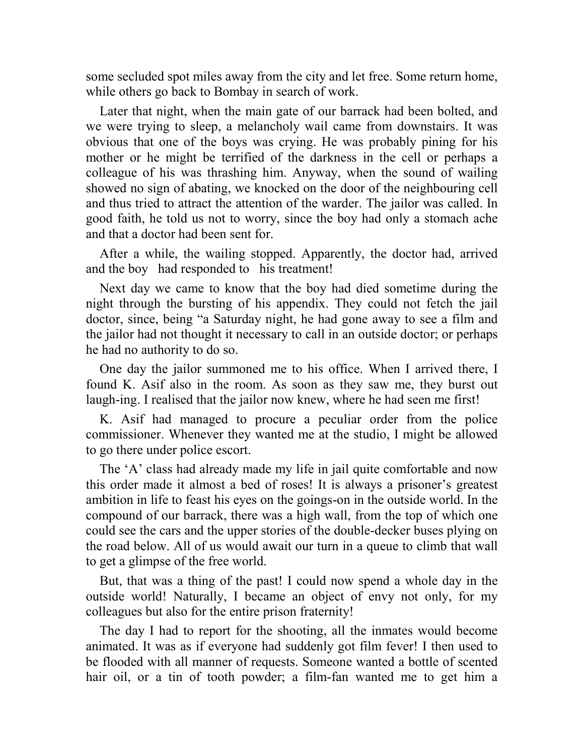some secluded spot miles away from the city and let free. Some return home, while others go back to Bombay in search of work.

Later that night, when the main gate of our barrack had been bolted, and we were trying to sleep, a melancholy wail came from downstairs. It was obvious that one of the boys was crying. He was probably pining for his mother or he might be terrified of the darkness in the cell or perhaps a colleague of his was thrashing him. Anyway, when the sound of wailing showed no sign of abating, we knocked on the door of the neighbouring cell and thus tried to attract the attention of the warder. The jailor was called. In good faith, he told us not to worry, since the boy had only a stomach ache and that a doctor had been sent for.

After a while, the wailing stopped. Apparently, the doctor had, arrived and the boy had responded to his treatment!

Next day we came to know that the boy had died sometime during the night through the bursting of his appendix. They could not fetch the jail doctor, since, being "a Saturday night, he had gone away to see a film and the jailor had not thought it necessary to call in an outside doctor; or perhaps he had no authority to do so.

One day the jailor summoned me to his office. When I arrived there, I found K. Asif also in the room. As soon as they saw me, they burst out laugh-ing. I realised that the jailor now knew, where he had seen me first!

K. Asif had managed to procure a peculiar order from the police commissioner. Whenever they wanted me at the studio, I might be allowed to go there under police escort.

The 'A' class had already made my life in jail quite comfortable and now this order made it almost a bed of roses! It is always a prisoner's greatest ambition in life to feast his eyes on the goings-on in the outside world. In the compound of our barrack, there was a high wall, from the top of which one could see the cars and the upper stories of the double-decker buses plying on the road below. All of us would await our turn in a queue to climb that wall to get a glimpse of the free world.

But, that was a thing of the past! I could now spend a whole day in the outside world! Naturally, I became an object of envy not only, for my colleagues but also for the entire prison fraternity!

The day I had to report for the shooting, all the inmates would become animated. It was as if everyone had suddenly got film fever! I then used to be flooded with all manner of requests. Someone wanted a bottle of scented hair oil, or a tin of tooth powder; a film-fan wanted me to get him a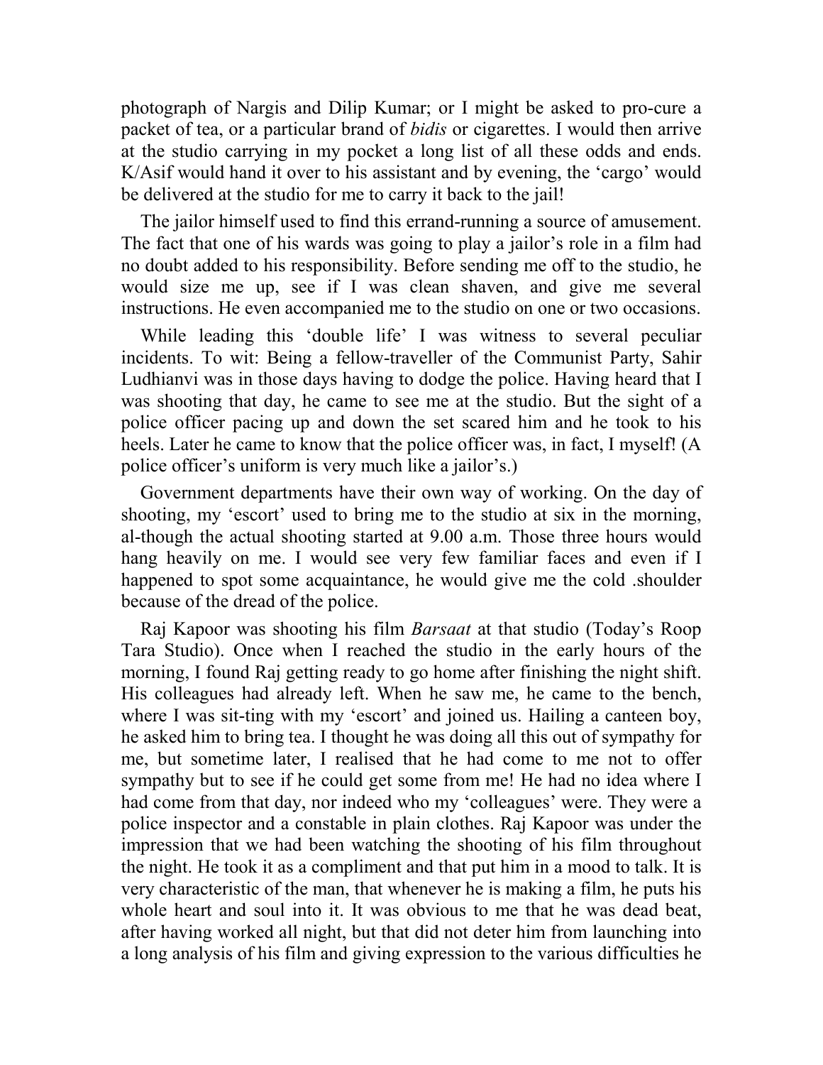photograph of Nargis and Dilip Kumar; or I might be asked to pro-cure a packet of tea, or a particular brand of *bidis* or cigarettes. I would then arrive at the studio carrying in my pocket a long list of all these odds and ends. K/Asif would hand it over to his assistant and by evening, the 'cargo' would be delivered at the studio for me to carry it back to the jail!

The jailor himself used to find this errand-running a source of amusement. The fact that one of his wards was going to play a jailor's role in a film had no doubt added to his responsibility. Before sending me off to the studio, he would size me up, see if I was clean shaven, and give me several instructions. He even accompanied me to the studio on one or two occasions.

While leading this 'double life' I was witness to several peculiar incidents. To wit: Being a fellow-traveller of the Communist Party, Sahir Ludhianvi was in those days having to dodge the police. Having heard that I was shooting that day, he came to see me at the studio. But the sight of a police officer pacing up and down the set scared him and he took to his heels. Later he came to know that the police officer was, in fact, I myself! (A police officer's uniform is very much like a jailor's.)

Government departments have their own way of working. On the day of shooting, my 'escort' used to bring me to the studio at six in the morning, al-though the actual shooting started at 9.00 a.m. Those three hours would hang heavily on me. I would see very few familiar faces and even if I happened to spot some acquaintance, he would give me the cold .shoulder because of the dread of the police.

Raj Kapoor was shooting his film *Barsaat* at that studio (Today's Roop Tara Studio). Once when I reached the studio in the early hours of the morning, I found Raj getting ready to go home after finishing the night shift. His colleagues had already left. When he saw me, he came to the bench, where I was sit-ting with my 'escort' and joined us. Hailing a canteen boy, he asked him to bring tea. I thought he was doing all this out of sympathy for me, but sometime later, I realised that he had come to me not to offer sympathy but to see if he could get some from me! He had no idea where I had come from that day, nor indeed who my 'colleagues' were. They were a police inspector and a constable in plain clothes. Raj Kapoor was under the impression that we had been watching the shooting of his film throughout the night. He took it as a compliment and that put him in a mood to talk. It is very characteristic of the man, that whenever he is making a film, he puts his whole heart and soul into it. It was obvious to me that he was dead beat, after having worked all night, but that did not deter him from launching into a long analysis of his film and giving expression to the various difficulties he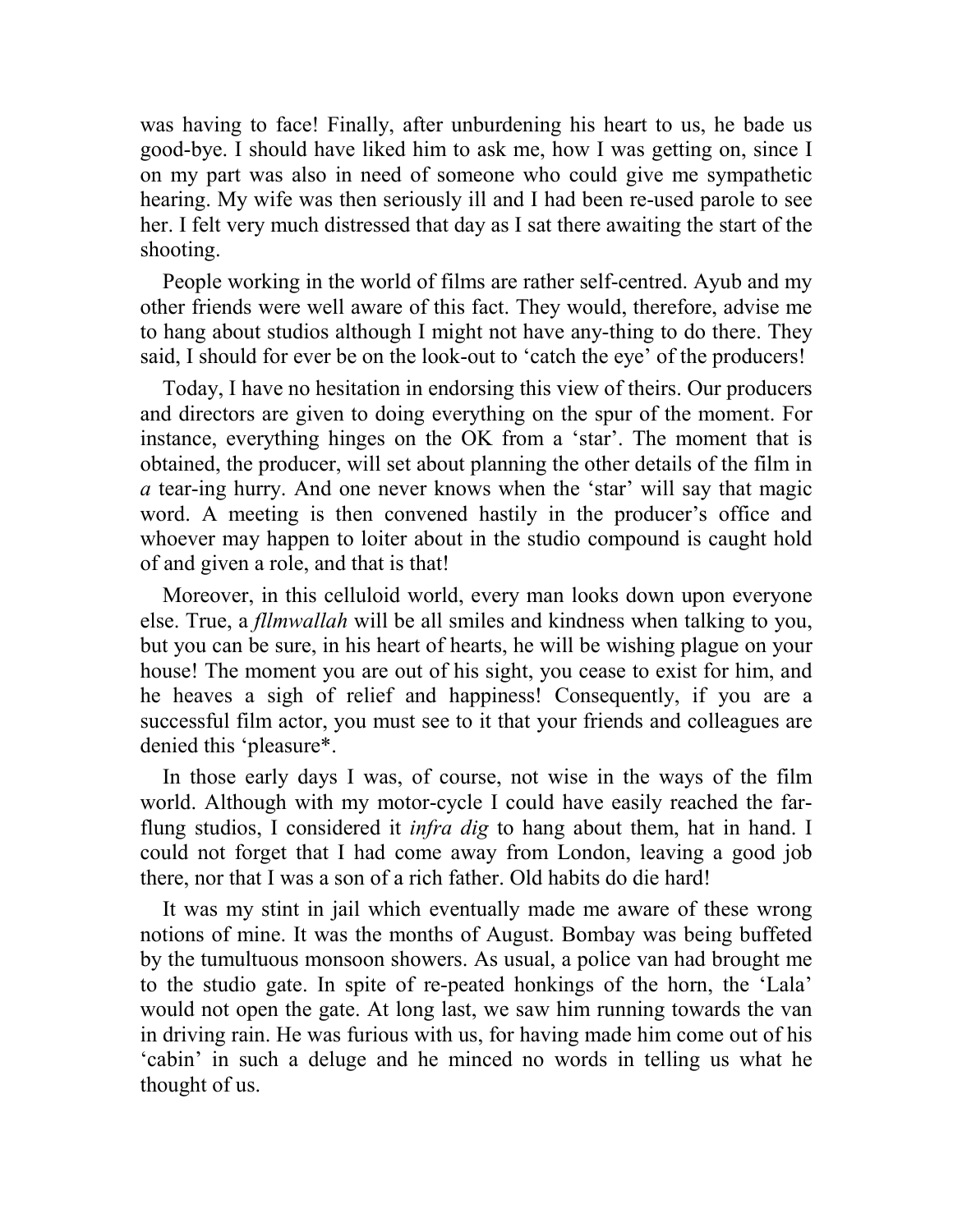was having to face! Finally, after unburdening his heart to us, he bade us good-bye. I should have liked him to ask me, how I was getting on, since I on my part was also in need of someone who could give me sympathetic hearing. My wife was then seriously ill and I had been re-used parole to see her. I felt very much distressed that day as I sat there awaiting the start of the shooting.

People working in the world of films are rather self-centred. Ayub and my other friends were well aware of this fact. They would, therefore, advise me to hang about studios although I might not have any-thing to do there. They said, I should for ever be on the look-out to 'catch the eye' of the producers!

Today, I have no hesitation in endorsing this view of theirs. Our producers and directors are given to doing everything on the spur of the moment. For instance, everything hinges on the OK from a 'star'. The moment that is obtained, the producer, will set about planning the other details of the film in *a* tear-ing hurry. And one never knows when the 'star' will say that magic word. A meeting is then convened hastily in the producer's office and whoever may happen to loiter about in the studio compound is caught hold of and given a role, and that is that!

Moreover, in this celluloid world, every man looks down upon everyone else. True, a *fllmwallah* will be all smiles and kindness when talking to you, but you can be sure, in his heart of hearts, he will be wishing plague on your house! The moment you are out of his sight, you cease to exist for him, and he heaves a sigh of relief and happiness! Consequently, if you are a successful film actor, you must see to it that your friends and colleagues are denied this 'pleasure*.

In those early days I was, of course, not wise in the ways of the film world. Although with my motor-cycle I could have easily reached the far-flung studios, I considered it *infra dig* to hang about them, hat in hand. I could not forget that I had come away from London, leaving a good job there, nor that I was a son of a rich father. Old habits do die hard!

It was my stint in jail which eventually made me aware of these wrong notions of mine. It was the months of August. Bombay was being buffeted by the tumultuous monsoon showers. As usual, a police van had brought me to the studio gate. In spite of re-peated honkings of the horn, the 'Lala' would not open the gate. At long last, we saw him running towards the van in driving rain. He was furious with us, for having made him come out of his 'cabin' in such a deluge and he minced no words in telling us what he thought of us.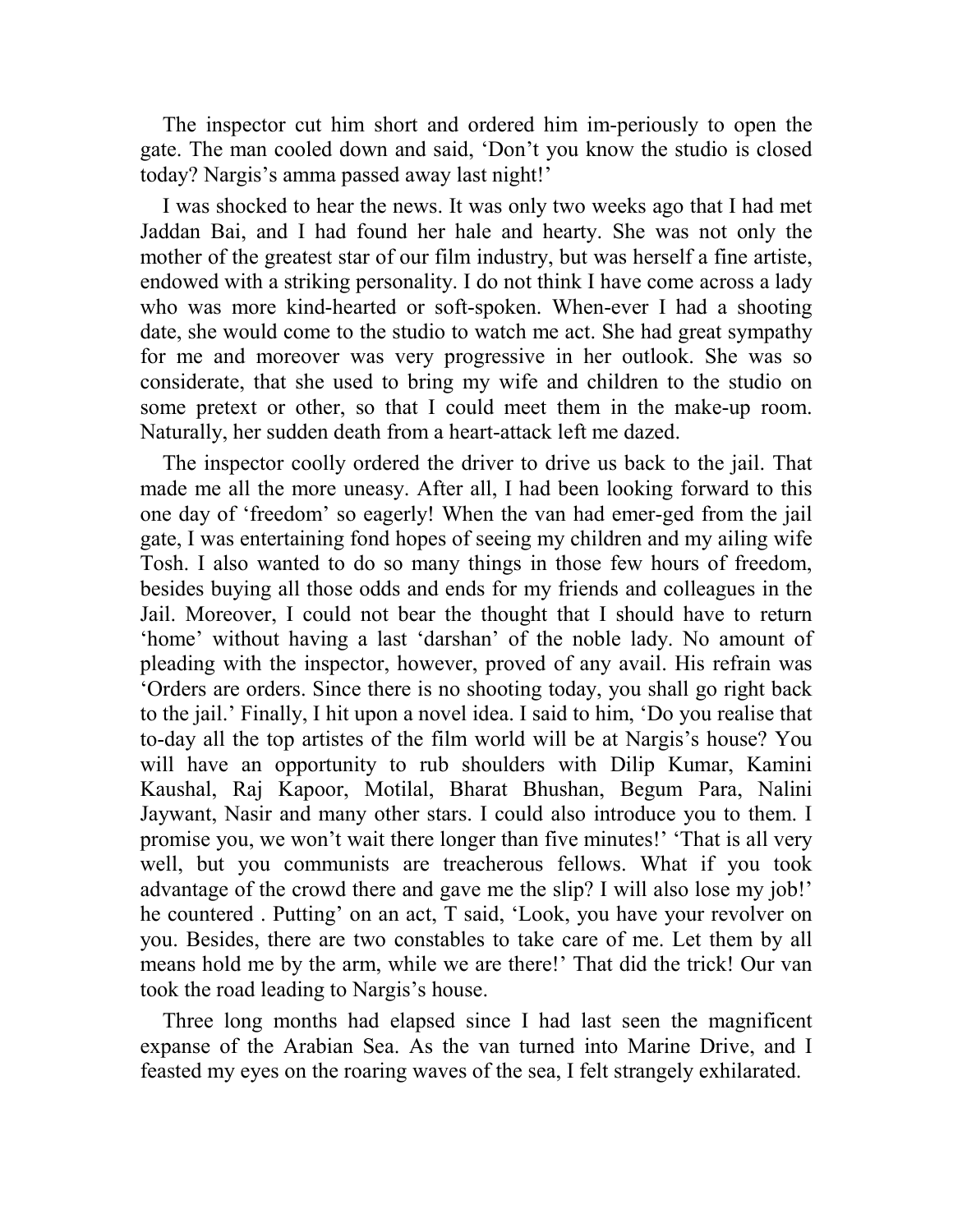The inspector cut him short and ordered him im-periously to open the gate. The man cooled down and said, 'Don't you know the studio is closed today? Nargis's amma passed away last night!'

I was shocked to hear the news. It was only two weeks ago that I had met Jaddan Bai, and I had found her hale and hearty. She was not only the mother of the greatest star of our film industry, but was herself a fine artiste, endowed with a striking personality. I do not think I have come across a lady who was more kind-hearted or soft-spoken. When-ever I had a shooting date, she would come to the studio to watch me act. She had great sympathy for me and moreover was very progressive in her outlook. She was so considerate, that she used to bring my wife and children to the studio on some pretext or other, so that I could meet them in the make-up room. Naturally, her sudden death from a heart-attack left me dazed.

The inspector coolly ordered the driver to drive us back to the jail. That made me all the more uneasy. After all, I had been looking forward to this one day of 'freedom' so eagerly! When the van had emer-ged from the jail gate, I was entertaining fond hopes of seeing my children and my ailing wife Tosh. I also wanted to do so many things in those few hours of freedom, besides buying all those odds and ends for my friends and colleagues in the Jail. Moreover, I could not bear the thought that I should have to return 'home' without having a last 'darshan' of the noble lady. No amount of pleading with the inspector, however, proved of any avail. His refrain was 'Orders are orders. Since there is no shooting today, you shall go right back to the jail.' Finally, I hit upon a novel idea. I said to him, 'Do you realise that to-day all the top artistes of the film world will be at Nargis's house? You will have an opportunity to rub shoulders with Dilip Kumar, Kamini Kaushal, Raj Kapoor, Motilal, Bharat Bhushan, Begum Para, Nalini Jaywant, Nasir and many other stars. I could also introduce you to them. I promise you, we won't wait there longer than five minutes!' 'That is all very well, but you communists are treacherous fellows. What if you took advantage of the crowd there and gave me the slip? I will also lose my job!' he countered . Putting' on an act, T said, 'Look, you have your revolver on you. Besides, there are two constables to take care of me. Let them by all means hold me by the arm, while we are there!' That did the trick! Our van took the road leading to Nargis's house.

Three long months had elapsed since I had last seen the magnificent expanse of the Arabian Sea. As the van turned into Marine Drive, and I feasted my eyes on the roaring waves of the sea, I felt strangely exhilarated.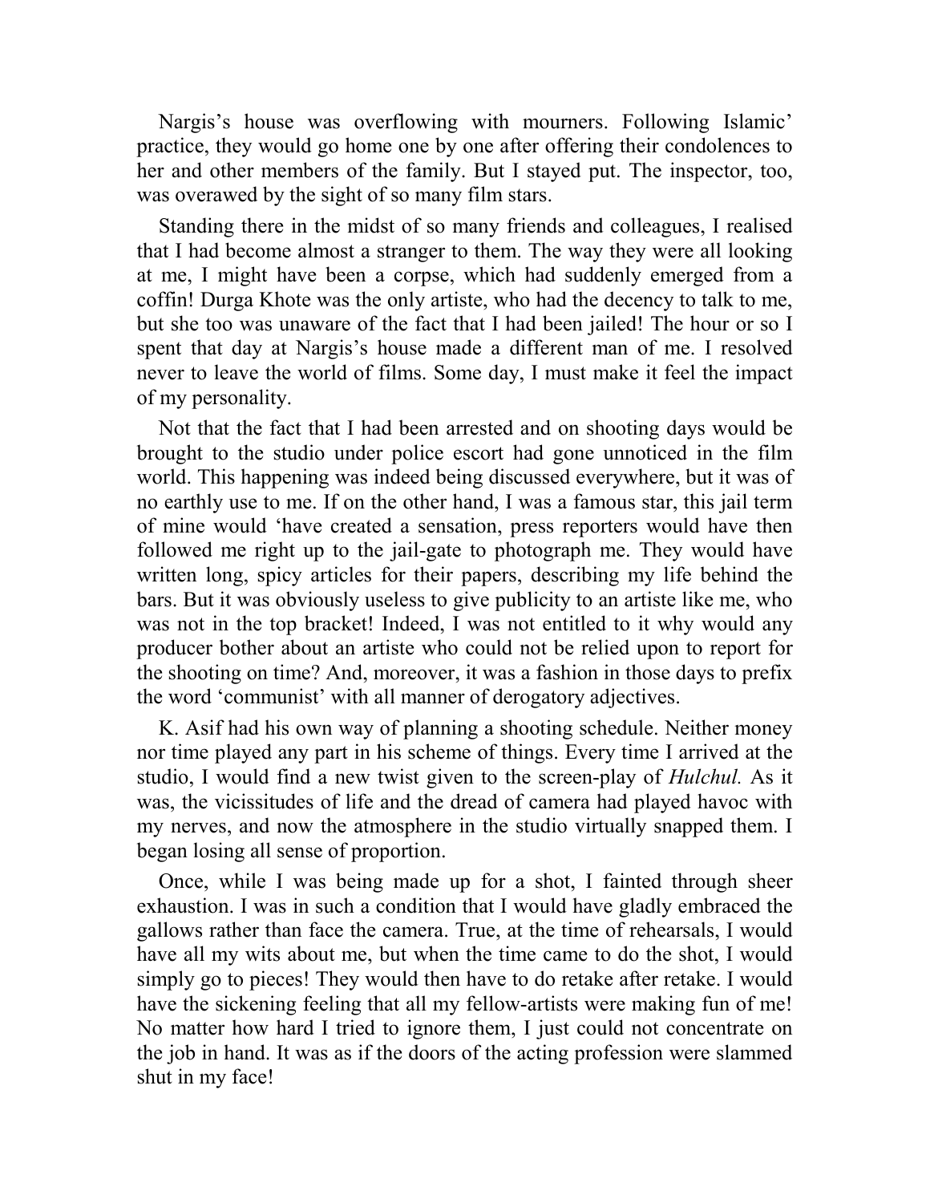Nargis's house was overflowing with mourners. Following Islamic' practice, they would go home one by one after offering their condolences to her and other members of the family. But I stayed put. The inspector, too, was overawed by the sight of so many film stars.

Standing there in the midst of so many friends and colleagues, I realised that I had become almost a stranger to them. The way they were all looking at me, I might have been a corpse, which had suddenly emerged from a coffin! Durga Khote was the only artiste, who had the decency to talk to me, but she too was unaware of the fact that I had been jailed! The hour or so I spent that day at Nargis's house made a different man of me. I resolved never to leave the world of films. Some day, I must make it feel the impact of my personality.

Not that the fact that I had been arrested and on shooting days would be brought to the studio under police escort had gone unnoticed in the film world. This happening was indeed being discussed everywhere, but it was of no earthly use to me. If on the other hand, I was a famous star, this jail term of mine would 'have created a sensation, press reporters would have then followed me right up to the jail-gate to photograph me. They would have written long, spicy articles for their papers, describing my life behind the bars. But it was obviously useless to give publicity to an artiste like me, who was not in the top bracket! Indeed, I was not entitled to it why would any producer bother about an artiste who could not be relied upon to report for the shooting on time? And, moreover, it was a fashion in those days to prefix the word 'communist' with all manner of derogatory adjectives.

K. Asif had his own way of planning a shooting schedule. Neither money nor time played any part in his scheme of things. Every time I arrived at the studio, I would find a new twist given to the screen-play of *Hulchul.* As it was, the vicissitudes of life and the dread of camera had played havoc with my nerves, and now the atmosphere in the studio virtually snapped them. I began losing all sense of proportion.

Once, while I was being made up for a shot, I fainted through sheer exhaustion. I was in such a condition that I would have gladly embraced the gallows rather than face the camera. True, at the time of rehearsals, I would have all my wits about me, but when the time came to do the shot, I would simply go to pieces! They would then have to do retake after retake. I would have the sickening feeling that all my fellow-artists were making fun of me! No matter how hard I tried to ignore them, I just could not concentrate on the job in hand. It was as if the doors of the acting profession were slammed shut in my face!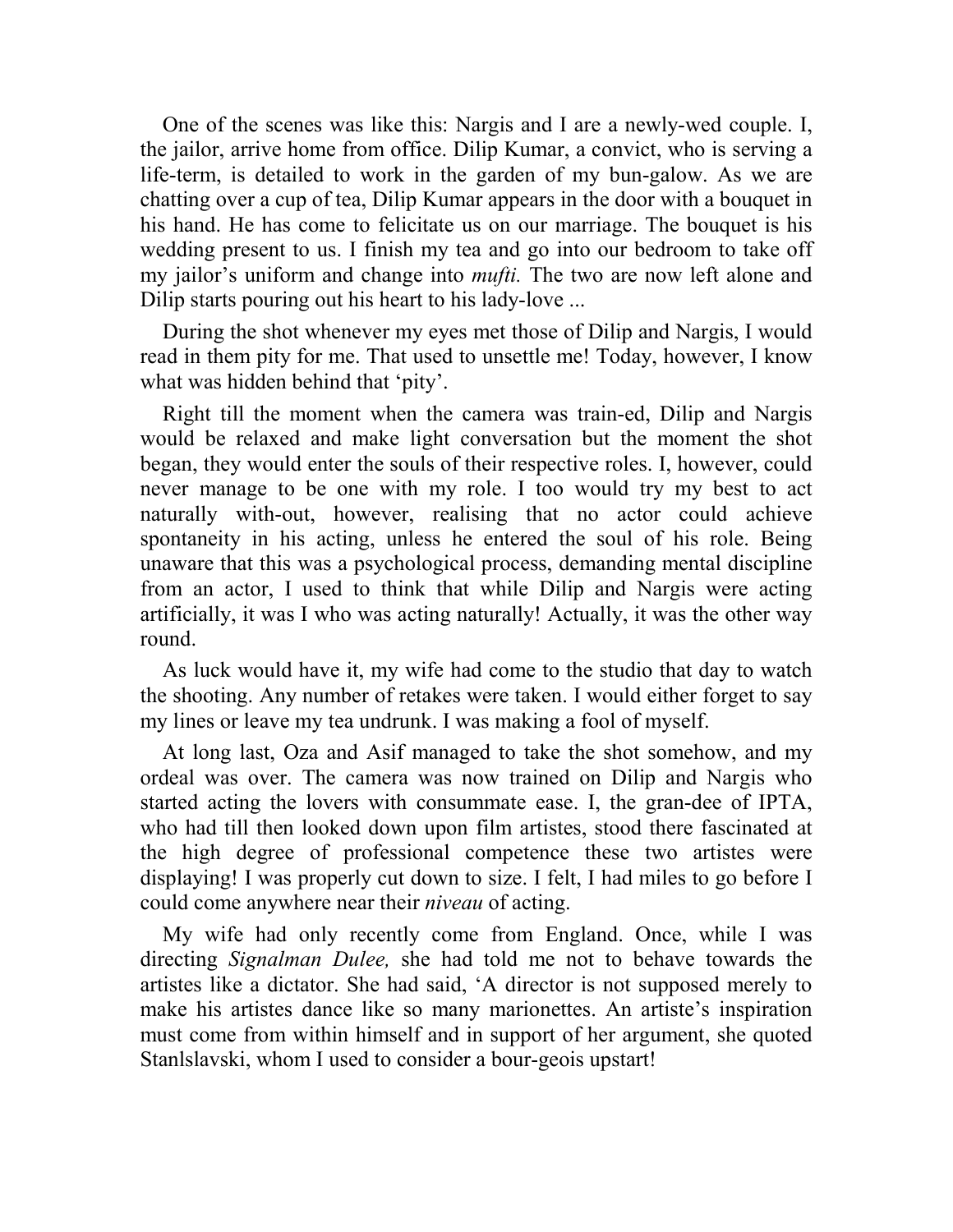One of the scenes was like this: Nargis and I are a newly-wed couple. I, the jailor, arrive home from office. Dilip Kumar, a convict, who is serving a life-term, is detailed to work in the garden of my bun-galow. As we are chatting over a cup of tea, Dilip Kumar appears in the door with a bouquet in his hand. He has come to felicitate us on our marriage. The bouquet is his wedding present to us. I finish my tea and go into our bedroom to take off my jailor's uniform and change into *mufti.* The two are now left alone and Dilip starts pouring out his heart to his lady-love ...

During the shot whenever my eyes met those of Dilip and Nargis, I would read in them pity for me. That used to unsettle me! Today, however, I know what was hidden behind that 'pity'.

Right till the moment when the camera was train-ed, Dilip and Nargis would be relaxed and make light conversation but the moment the shot began, they would enter the souls of their respective roles. I, however, could never manage to be one with my role. I too would try my best to act naturally with-out, however, realising that no actor could achieve spontaneity in his acting, unless he entered the soul of his role. Being unaware that this was a psychological process, demanding mental discipline from an actor, I used to think that while Dilip and Nargis were acting artificially, it was I who was acting naturally! Actually, it was the other way round.

As luck would have it, my wife had come to the studio that day to watch the shooting. Any number of retakes were taken. I would either forget to say my lines or leave my tea undrunk. I was making a fool of myself.

At long last, Oza and Asif managed to take the shot somehow, and my ordeal was over. The camera was now trained on Dilip and Nargis who started acting the lovers with consummate ease. I, the gran-dee of IPTA, who had till then looked down upon film artistes, stood there fascinated at the high degree of professional competence these two artistes were displaying! I was properly cut down to size. I felt, I had miles to go before I could come anywhere near their *niveau* of acting.

My wife had only recently come from England. Once, while I was directing *Signalman Dulee,* she had told me not to behave towards the artistes like a dictator. She had said, 'A director is not supposed merely to make his artistes dance like so many marionettes. An artiste's inspiration must come from within himself and in support of her argument, she quoted Stanlslavski, whom I used to consider a bour-geois upstart!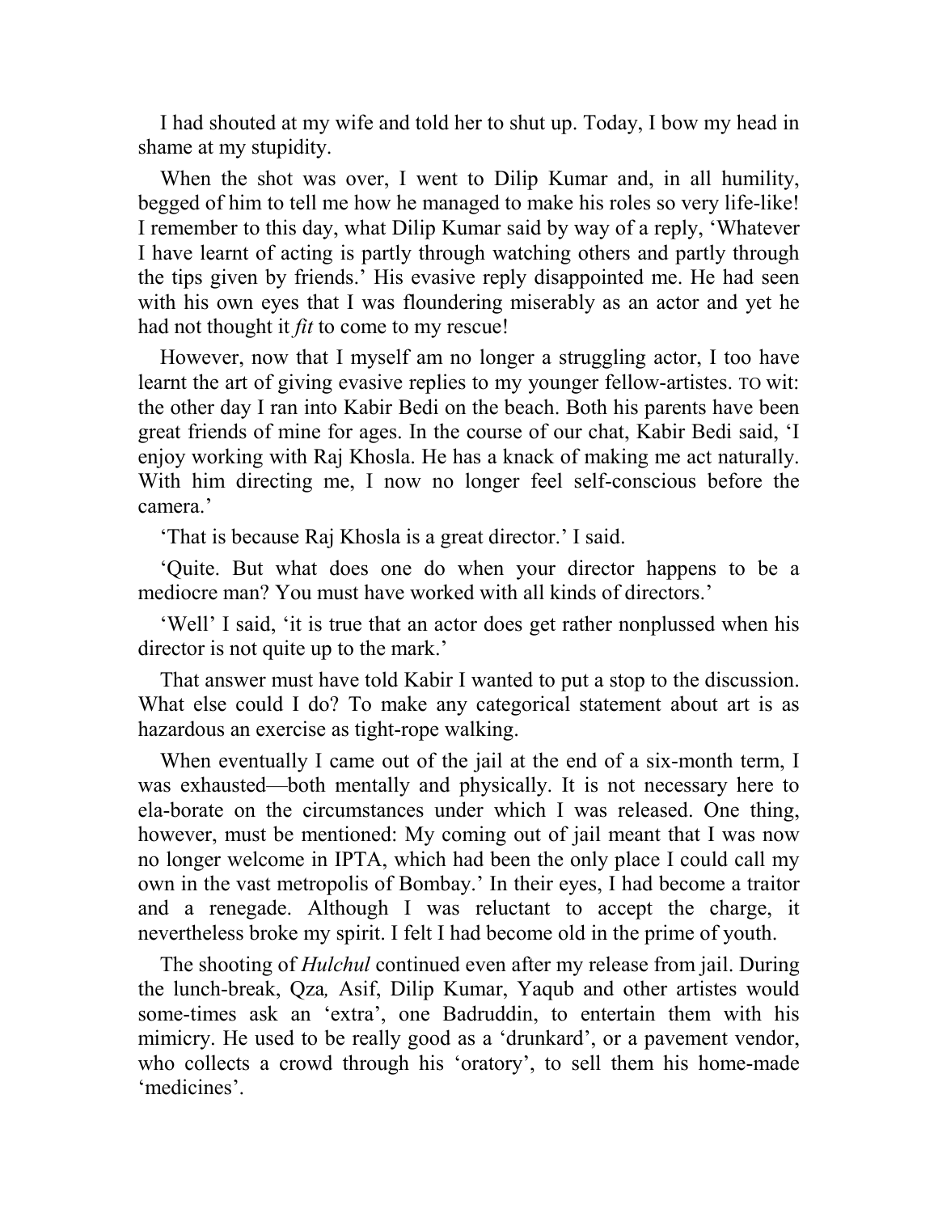I had shouted at my wife and told her to shut up. Today, I bow my head in shame at my stupidity.

When the shot was over, I went to Dilip Kumar and, in all humility, begged of him to tell me how he managed to make his roles so very life-like! I remember to this day, what Dilip Kumar said by way of a reply, 'Whatever I have learnt of acting is partly through watching others and partly through the tips given by friends.' His evasive reply disappointed me. He had seen with his own eyes that I was floundering miserably as an actor and yet he had not thought it *fit* to come to my rescue!

However, now that I myself am no longer a struggling actor, I too have learnt the art of giving evasive replies to my younger fellow-artistes. TO wit: the other day I ran into Kabir Bedi on the beach. Both his parents have been great friends of mine for ages. In the course of our chat, Kabir Bedi said, 'I enjoy working with Raj Khosla. He has a knack of making me act naturally. With him directing me, I now no longer feel self-conscious before the camera.'

'That is because Raj Khosla is a great director.' I said.

'Quite. But what does one do when your director happens to be a mediocre man? You must have worked with all kinds of directors.'

'Well' I said, 'it is true that an actor does get rather nonplussed when his director is not quite up to the mark.'

That answer must have told Kabir I wanted to put a stop to the discussion. What else could I do? To make any categorical statement about art is as hazardous an exercise as tight-rope walking.

When eventually I came out of the jail at the end of a six-month term, I was exhausted—both mentally and physically. It is not necessary here to ela-borate on the circumstances under which I was released. One thing, however, must be mentioned: My coming out of jail meant that I was now no longer welcome in IPTA, which had been the only place I could call my own in the vast metropolis of Bombay.' In their eyes, I had become a traitor and a renegade. Although I was reluctant to accept the charge, it nevertheless broke my spirit. I felt I had become old in the prime of youth.

The shooting of *Hulchul* continued even after my release from jail. During the lunch-break, Qza*,* Asif, Dilip Kumar, Yaqub and other artistes would some-times ask an 'extra', one Badruddin, to entertain them with his mimicry. He used to be really good as a 'drunkard', or a pavement vendor, who collects a crowd through his 'oratory', to sell them his home-made 'medicines'.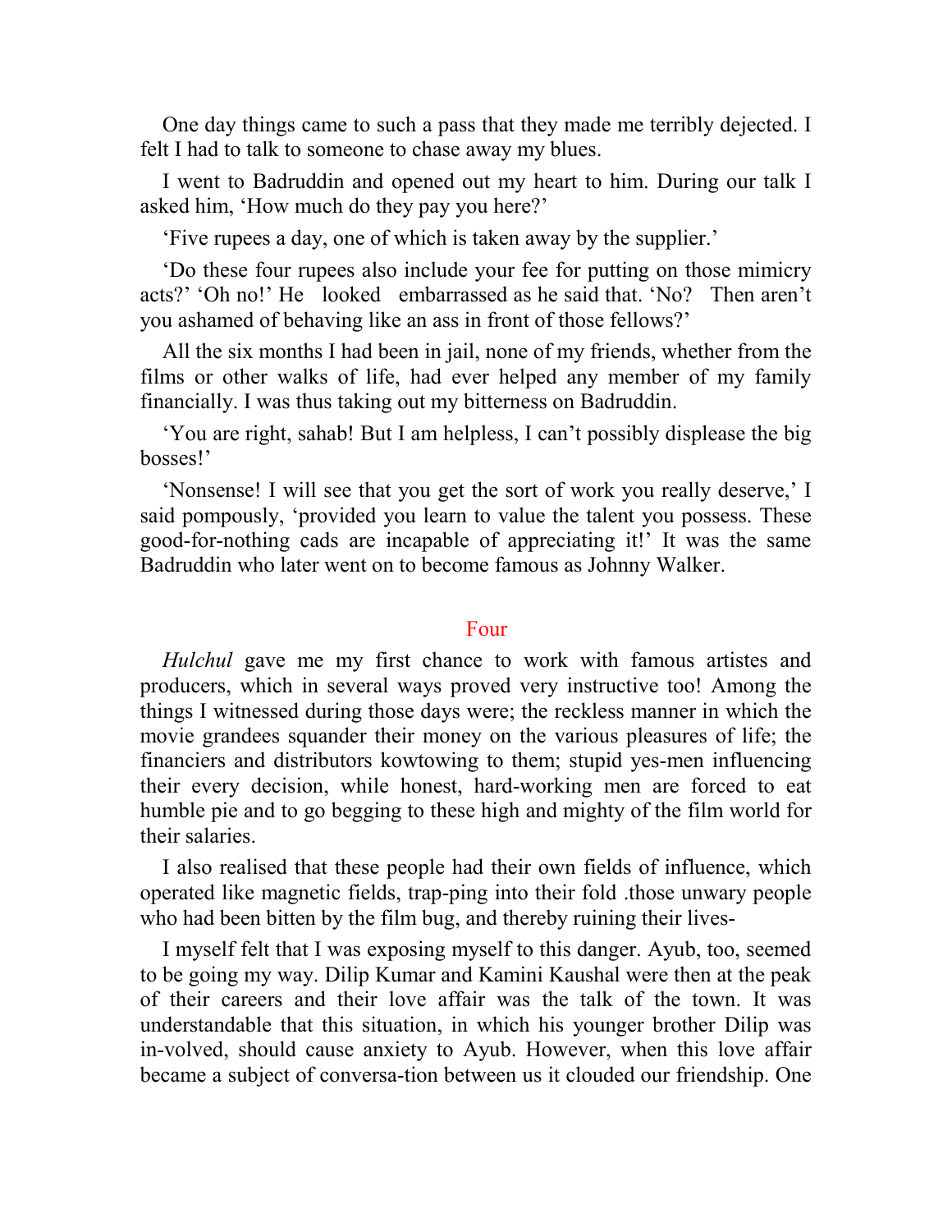One day things came to such a pass that they made me terribly dejected. I felt I had to talk to someone to chase away my blues.

I went to Badruddin and opened out my heart to him. During our talk I asked him, 'How much do they pay you here?'

'Five rupees a day, one of which is taken away by the supplier.'

'Do these four rupees also include your fee for putting on those mimicry acts?' 'Oh no!' He looked embarrassed as he said that. 'No? Then aren't you ashamed of behaving like an ass in front of those fellows?'

All the six months I had been in jail, none of my friends, whether from the films or other walks of life, had ever helped any member of my family financially. I was thus taking out my bitterness on Badruddin.

'You are right, sahab! But I am helpless, I can't possibly displease the big bosses!'

'Nonsense! I will see that you get the sort of work you really deserve,' I said pompously, 'provided you learn to value the talent you possess. These good-for-nothing cads are incapable of appreciating it!' It was the same Badruddin who later went on to become famous as Johnny Walker.

## Four

*Hulchul* gave me my first chance to work with famous artistes and producers, which in several ways proved very instructive too! Among the things I witnessed during those days were; the reckless manner in which the movie grandees squander their money on the various pleasures of life; the financiers and distributors kowtowing to them; stupid yes-men influencing their every decision, while honest, hard-working men are forced to eat humble pie and to go begging to these high and mighty of the film world for their salaries.

I also realised that these people had their own fields of influence, which operated like magnetic fields, trap-ping into their fold .those unwary people who had been bitten by the film bug, and thereby ruining their lives-

I myself felt that I was exposing myself to this danger. Ayub, too, seemed to be going my way. Dilip Kumar and Kamini Kaushal were then at the peak of their careers and their love affair was the talk of the town. It was understandable that this situation, in which his younger brother Dilip was in-volved, should cause anxiety to Ayub. However, when this love affair became a subject of conversa-tion between us it clouded our friendship. One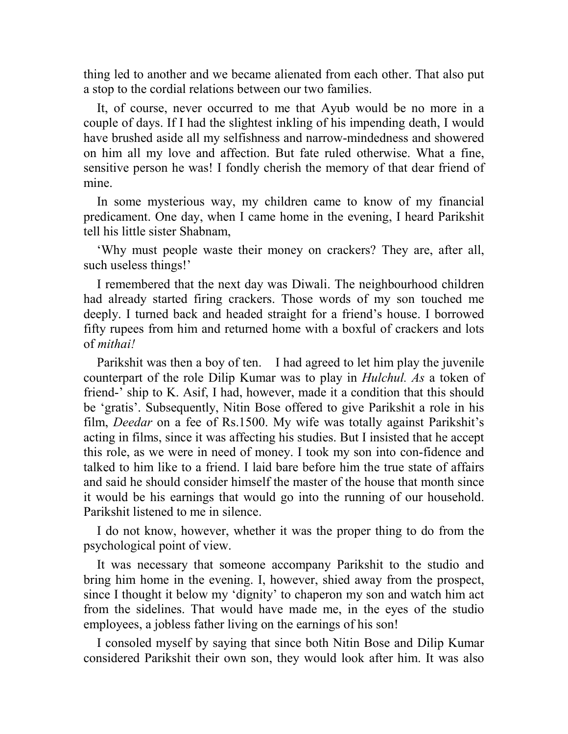thing led to another and we became alienated from each other. That also put a stop to the cordial relations between our two families.

It, of course, never occurred to me that Ayub would be no more in a couple of days. If I had the slightest inkling of his impending death, I would have brushed aside all my selfishness and narrow-mindedness and showered on him all my love and affection. But fate ruled otherwise. What a fine, sensitive person he was! I fondly cherish the memory of that dear friend of mine.

In some mysterious way, my children came to know of my financial predicament. One day, when I came home in the evening, I heard Parikshit tell his little sister Shabnam,

'Why must people waste their money on crackers? They are, after all, such useless things!'

I remembered that the next day was Diwali. The neighbourhood children had already started firing crackers. Those words of my son touched me deeply. I turned back and headed straight for a friend's house. I borrowed fifty rupees from him and returned home with a boxful of crackers and lots of *mithai!*

Parikshit was then a boy of ten. I had agreed to let him play the juvenile counterpart of the role Dilip Kumar was to play in *Hulchul. As* a token of friend-' ship to K. Asif, I had, however, made it a condition that this should be 'gratis'. Subsequently, Nitin Bose offered to give Parikshit a role in his film, *Deedar* on a fee of Rs.1500. My wife was totally against Parikshit's acting in films, since it was affecting his studies. But I insisted that he accept this role, as we were in need of money. I took my son into con-fidence and talked to him like to a friend. I laid bare before him the true state of affairs and said he should consider himself the master of the house that month since it would be his earnings that would go into the running of our household. Parikshit listened to me in silence.

I do not know, however, whether it was the proper thing to do from the psychological point of view.

It was necessary that someone accompany Parikshit to the studio and bring him home in the evening. I, however, shied away from the prospect, since I thought it below my 'dignity' to chaperon my son and watch him act from the sidelines. That would have made me, in the eyes of the studio employees, a jobless father living on the earnings of his son!

I consoled myself by saying that since both Nitin Bose and Dilip Kumar considered Parikshit their own son, they would look after him. It was also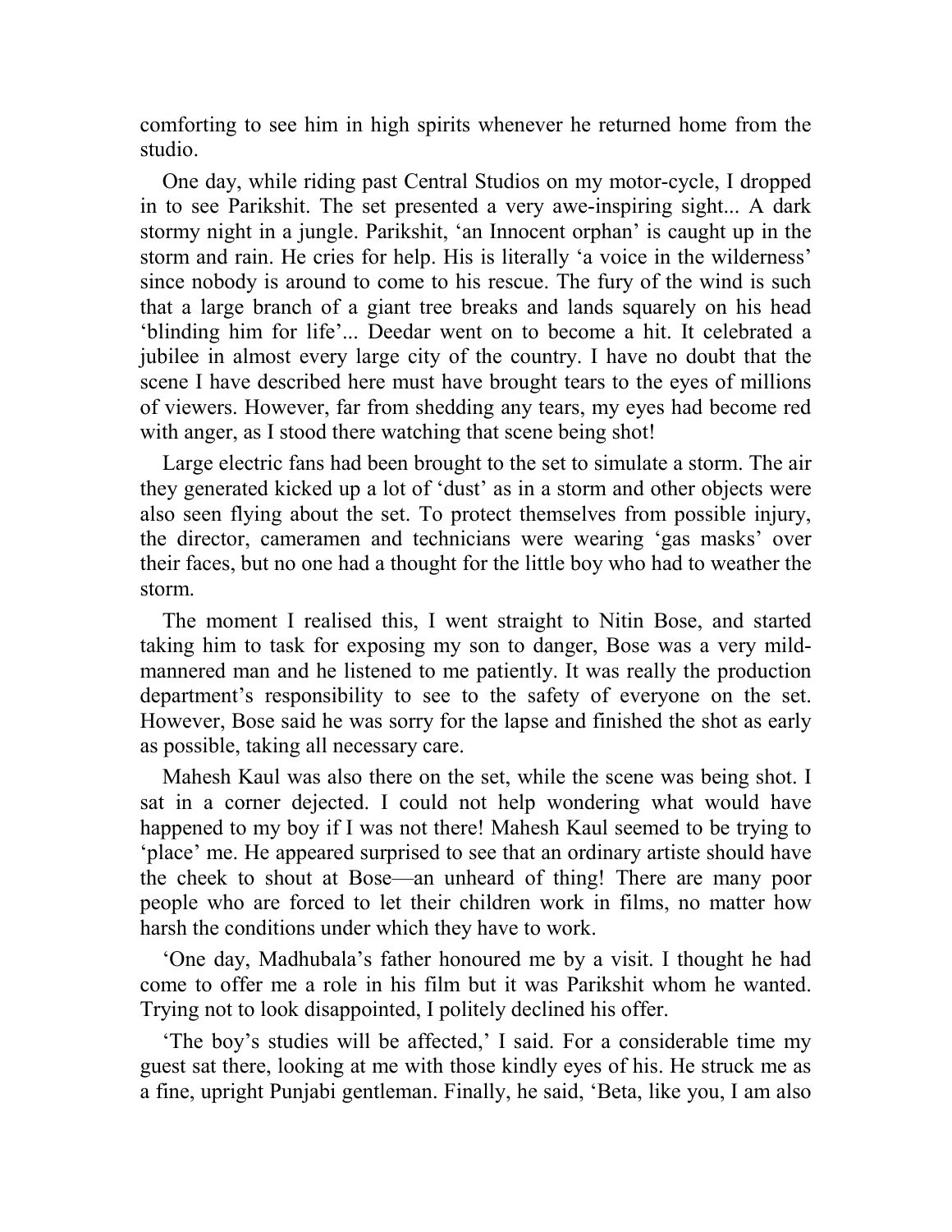comforting to see him in high spirits whenever he returned home from the studio.

One day, while riding past Central Studios on my motor-cycle, I dropped in to see Parikshit. The set presented a very awe-inspiring sight... A dark stormy night in a jungle. Parikshit, 'an Innocent orphan' is caught up in the storm and rain. He cries for help. His is literally 'a voice in the wilderness' since nobody is around to come to his rescue. The fury of the wind is such that a large branch of a giant tree breaks and lands squarely on his head 'blinding him for life'... Deedar went on to become a hit. It celebrated a jubilee in almost every large city of the country. I have no doubt that the scene I have described here must have brought tears to the eyes of millions of viewers. However, far from shedding any tears, my eyes had become red with anger, as I stood there watching that scene being shot!

Large electric fans had been brought to the set to simulate a storm. The air they generated kicked up a lot of 'dust' as in a storm and other objects were also seen flying about the set. To protect themselves from possible injury, the director, cameramen and technicians were wearing 'gas masks' over their faces, but no one had a thought for the little boy who had to weather the storm.

The moment I realised this, I went straight to Nitin Bose, and started taking him to task for exposing my son to danger, Bose was a very mild-mannered man and he listened to me patiently. It was really the production department's responsibility to see to the safety of everyone on the set. However, Bose said he was sorry for the lapse and finished the shot as early as possible, taking all necessary care.

Mahesh Kaul was also there on the set, while the scene was being shot. I sat in a corner dejected. I could not help wondering what would have happened to my boy if I was not there! Mahesh Kaul seemed to be trying to 'place' me. He appeared surprised to see that an ordinary artiste should have the cheek to shout at Bose—an unheard of thing! There are many poor people who are forced to let their children work in films, no matter how harsh the conditions under which they have to work.

'One day, Madhubala's father honoured me by a visit. I thought he had come to offer me a role in his film but it was Parikshit whom he wanted. Trying not to look disappointed, I politely declined his offer.

'The boy's studies will be affected,' I said. For a considerable time my guest sat there, looking at me with those kindly eyes of his. He struck me as a fine, upright Punjabi gentleman. Finally, he said, 'Beta, like you, I am also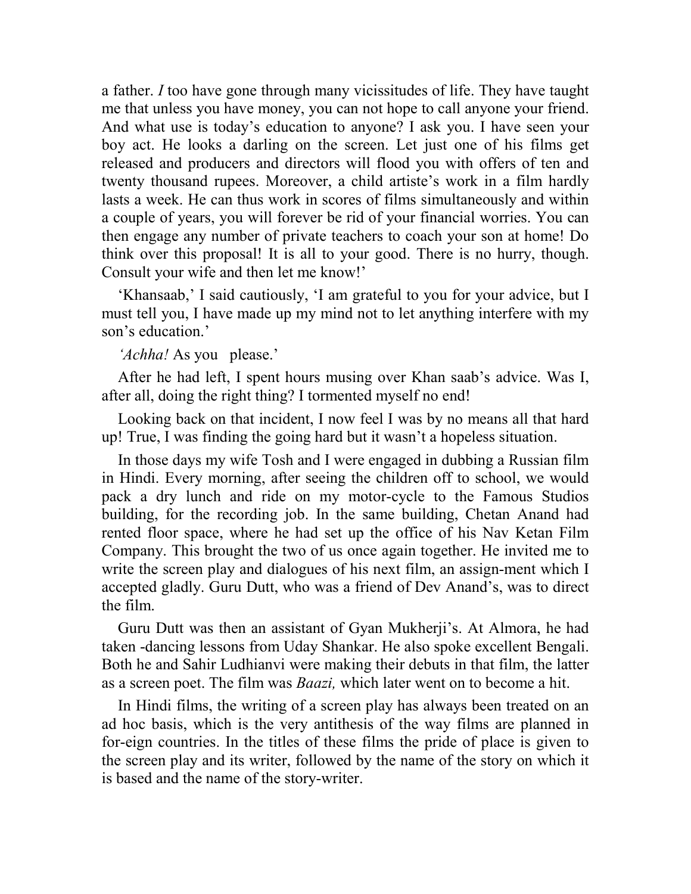a father. *I* too have gone through many vicissitudes of life. They have taught me that unless you have money, you can not hope to call anyone your friend. And what use is today's education to anyone? I ask you. I have seen your boy act. He looks a darling on the screen. Let just one of his films get released and producers and directors will flood you with offers of ten and twenty thousand rupees. Moreover, a child artiste's work in a film hardly lasts a week. He can thus work in scores of films simultaneously and within a couple of years, you will forever be rid of your financial worries. You can then engage any number of private teachers to coach your son at home! Do think over this proposal! It is all to your good. There is no hurry, though. Consult your wife and then let me know!'

'Khansaab,' I said cautiously, 'I am grateful to you for your advice, but I must tell you, I have made up my mind not to let anything interfere with my son's education.'

*'Achha!* As you please.'

After he had left, I spent hours musing over Khan saab's advice. Was I, after all, doing the right thing? I tormented myself no end!

Looking back on that incident, I now feel I was by no means all that hard up! True, I was finding the going hard but it wasn't a hopeless situation.

In those days my wife Tosh and I were engaged in dubbing a Russian film in Hindi. Every morning, after seeing the children off to school, we would pack a dry lunch and ride on my motor-cycle to the Famous Studios building, for the recording job. In the same building, Chetan Anand had rented floor space, where he had set up the office of his Nav Ketan Film Company. This brought the two of us once again together. He invited me to write the screen play and dialogues of his next film, an assign-ment which I accepted gladly. Guru Dutt, who was a friend of Dev Anand's, was to direct the film.

Guru Dutt was then an assistant of Gyan Mukherji's. At Almora, he had taken -dancing lessons from Uday Shankar. He also spoke excellent Bengali. Both he and Sahir Ludhianvi were making their debuts in that film, the latter as a screen poet. The film was *Baazi,* which later went on to become a hit.

In Hindi films, the writing of a screen play has always been treated on an ad hoc basis, which is the very antithesis of the way films are planned in for-eign countries. In the titles of these films the pride of place is given to the screen play and its writer, followed by the name of the story on which it is based and the name of the story-writer.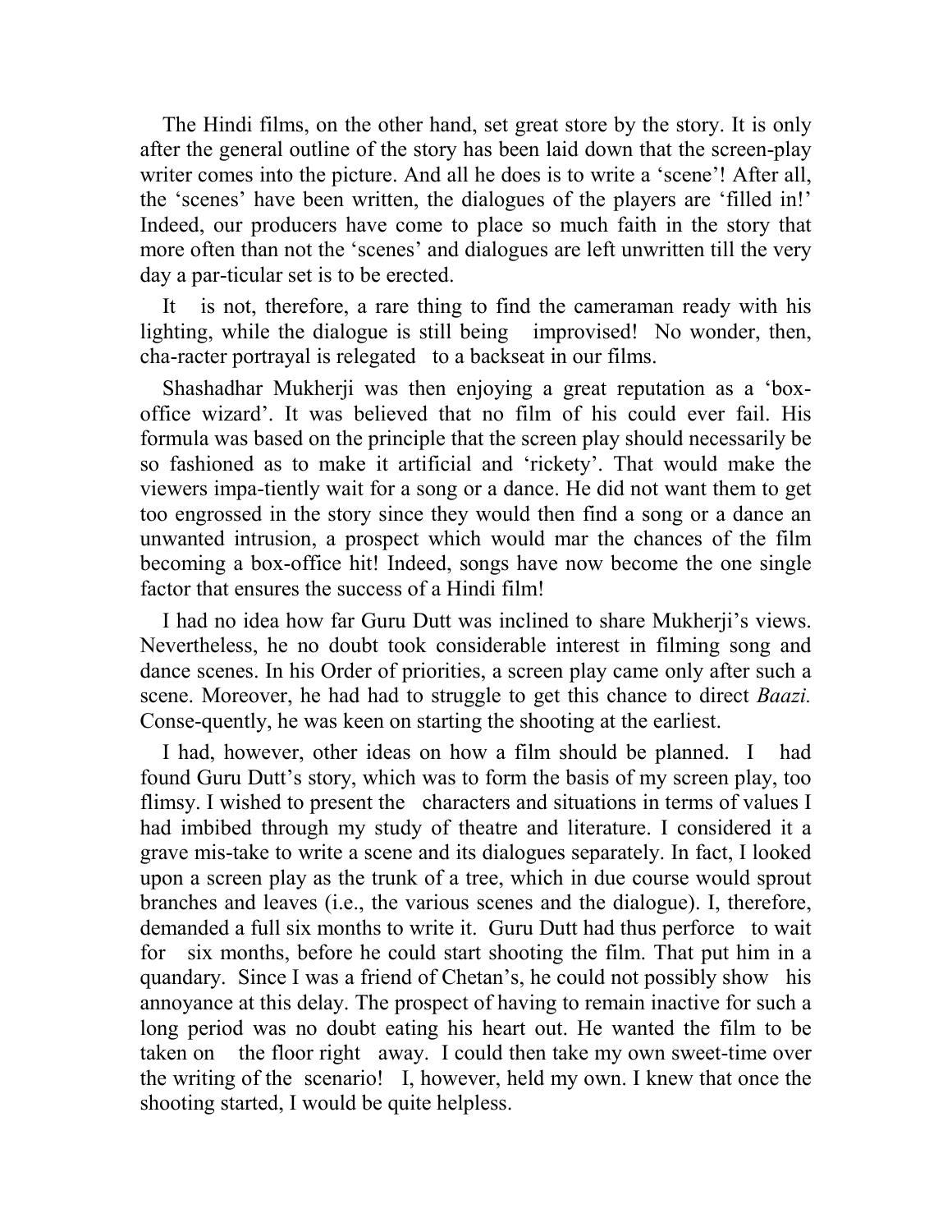The Hindi films, on the other hand, set great store by the story. It is only after the general outline of the story has been laid down that the screen-play writer comes into the picture. And all he does is to write a 'scene'! After all, the 'scenes' have been written, the dialogues of the players are 'filled in!' Indeed, our producers have come to place so much faith in the story that more often than not the 'scenes' and dialogues are left unwritten till the very day a par-ticular set is to be erected.

It is not, therefore, a rare thing to find the cameraman ready with his lighting, while the dialogue is still being improvised! No wonder, then, cha-racter portrayal is relegated to a backseat in our films.

Shashadhar Mukherji was then enjoying a great reputation as a 'box-office wizard'. It was believed that no film of his could ever fail. His formula was based on the principle that the screen play should necessarily be so fashioned as to make it artificial and 'rickety'. That would make the viewers impa-tiently wait for a song or a dance. He did not want them to get too engrossed in the story since they would then find a song or a dance an unwanted intrusion, a prospect which would mar the chances of the film becoming a box-office hit! Indeed, songs have now become the one single factor that ensures the success of a Hindi film!

I had no idea how far Guru Dutt was inclined to share Mukherji's views. Nevertheless, he no doubt took considerable interest in filming song and dance scenes. In his Order of priorities, a screen play came only after such a scene. Moreover, he had had to struggle to get this chance to direct *Baazi.* Conse-quently, he was keen on starting the shooting at the earliest.

I had, however, other ideas on how a film should be planned. I had found Guru Dutt's story, which was to form the basis of my screen play, too flimsy. I wished to present the characters and situations in terms of values I had imbibed through my study of theatre and literature. I considered it a grave mis-take to write a scene and its dialogues separately. In fact, I looked upon a screen play as the trunk of a tree, which in due course would sprout branches and leaves (i.e., the various scenes and the dialogue). I, therefore, demanded a full six months to write it. Guru Dutt had thus perforce to wait for six months, before he could start shooting the film. That put him in a quandary. Since I was a friend of Chetan's, he could not possibly show his annoyance at this delay. The prospect of having to remain inactive for such a long period was no doubt eating his heart out. He wanted the film to be taken on the floor right away. I could then take my own sweet-time over the writing of the scenario! I, however, held my own. I knew that once the shooting started, I would be quite helpless.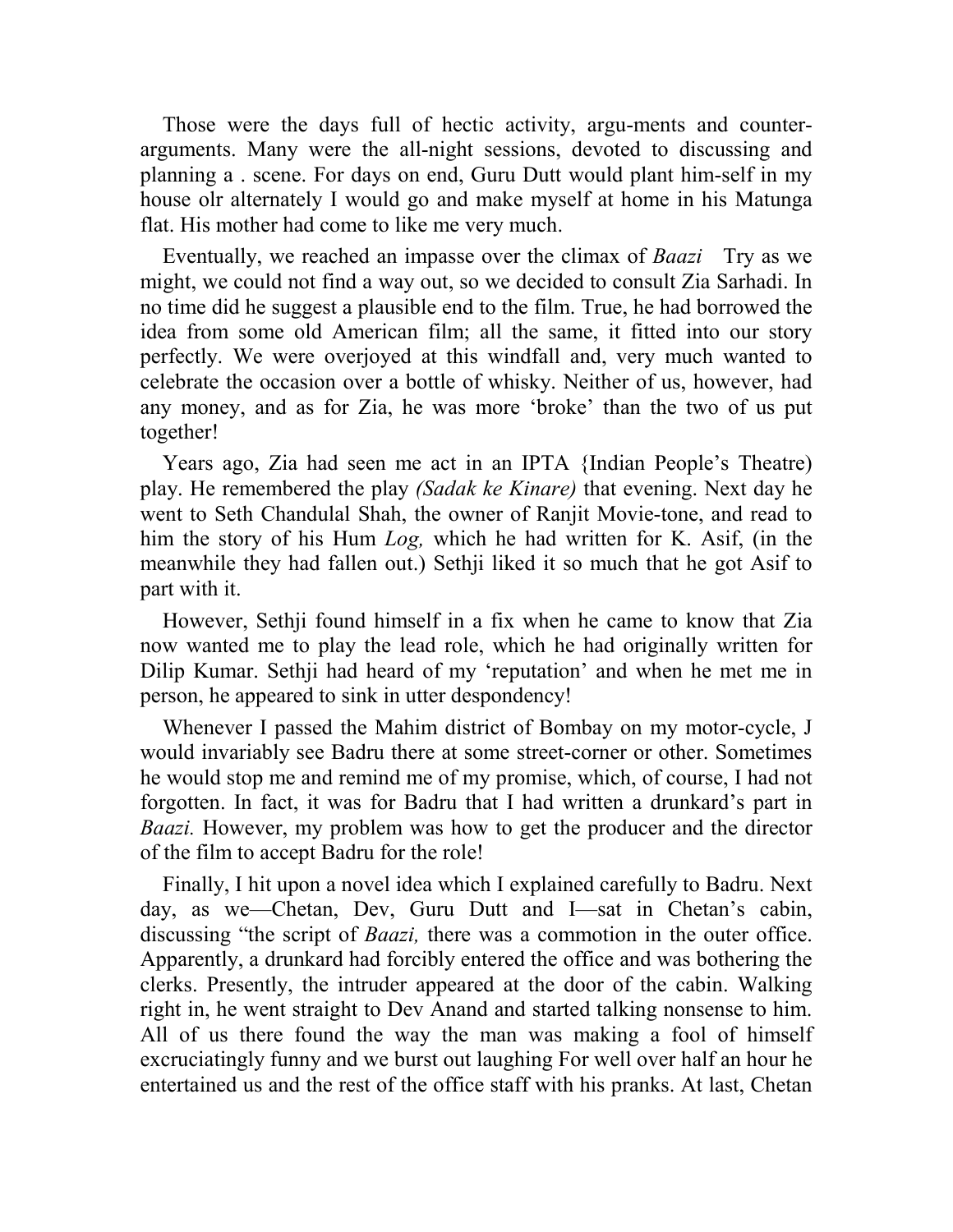Those were the days full of hectic activity, argu-ments and counter-arguments. Many were the all-night sessions, devoted to discussing and planning a . scene. For days on end, Guru Dutt would plant him-self in my house olr alternately I would go and make myself at home in his Matunga flat. His mother had come to like me very much.

Eventually, we reached an impasse over the climax of *Baazi* Try as we might, we could not find a way out, so we decided to consult Zia Sarhadi. In no time did he suggest a plausible end to the film. True, he had borrowed the idea from some old American film; all the same, it fitted into our story perfectly. We were overjoyed at this windfall and, very much wanted to celebrate the occasion over a bottle of whisky. Neither of us, however, had any money, and as for Zia, he was more 'broke' than the two of us put together!

Years ago, Zia had seen me act in an IPTA {Indian People's Theatre) play. He remembered the play *(Sadak ke Kinare)* that evening. Next day he went to Seth Chandulal Shah, the owner of Ranjit Movie-tone, and read to him the story of his Hum *Log,* which he had written for K. Asif, (in the meanwhile they had fallen out.) Sethji liked it so much that he got Asif to part with it.

However, Sethji found himself in a fix when he came to know that Zia now wanted me to play the lead role, which he had originally written for Dilip Kumar. Sethji had heard of my 'reputation' and when he met me in person, he appeared to sink in utter despondency!

Whenever I passed the Mahim district of Bombay on my motor-cycle, J would invariably see Badru there at some street-corner or other. Sometimes he would stop me and remind me of my promise, which, of course, I had not forgotten. In fact, it was for Badru that I had written a drunkard's part in *Baazi.* However, my problem was how to get the producer and the director of the film to accept Badru for the role!

Finally, I hit upon a novel idea which I explained carefully to Badru. Next day, as we—Chetan, Dev, Guru Dutt and I—sat in Chetan's cabin, discussing "the script of *Baazi,* there was a commotion in the outer office. Apparently, a drunkard had forcibly entered the office and was bothering the clerks. Presently, the intruder appeared at the door of the cabin. Walking right in, he went straight to Dev Anand and started talking nonsense to him. All of us there found the way the man was making a fool of himself excruciatingly funny and we burst out laughing For well over half an hour he entertained us and the rest of the office staff with his pranks. At last, Chetan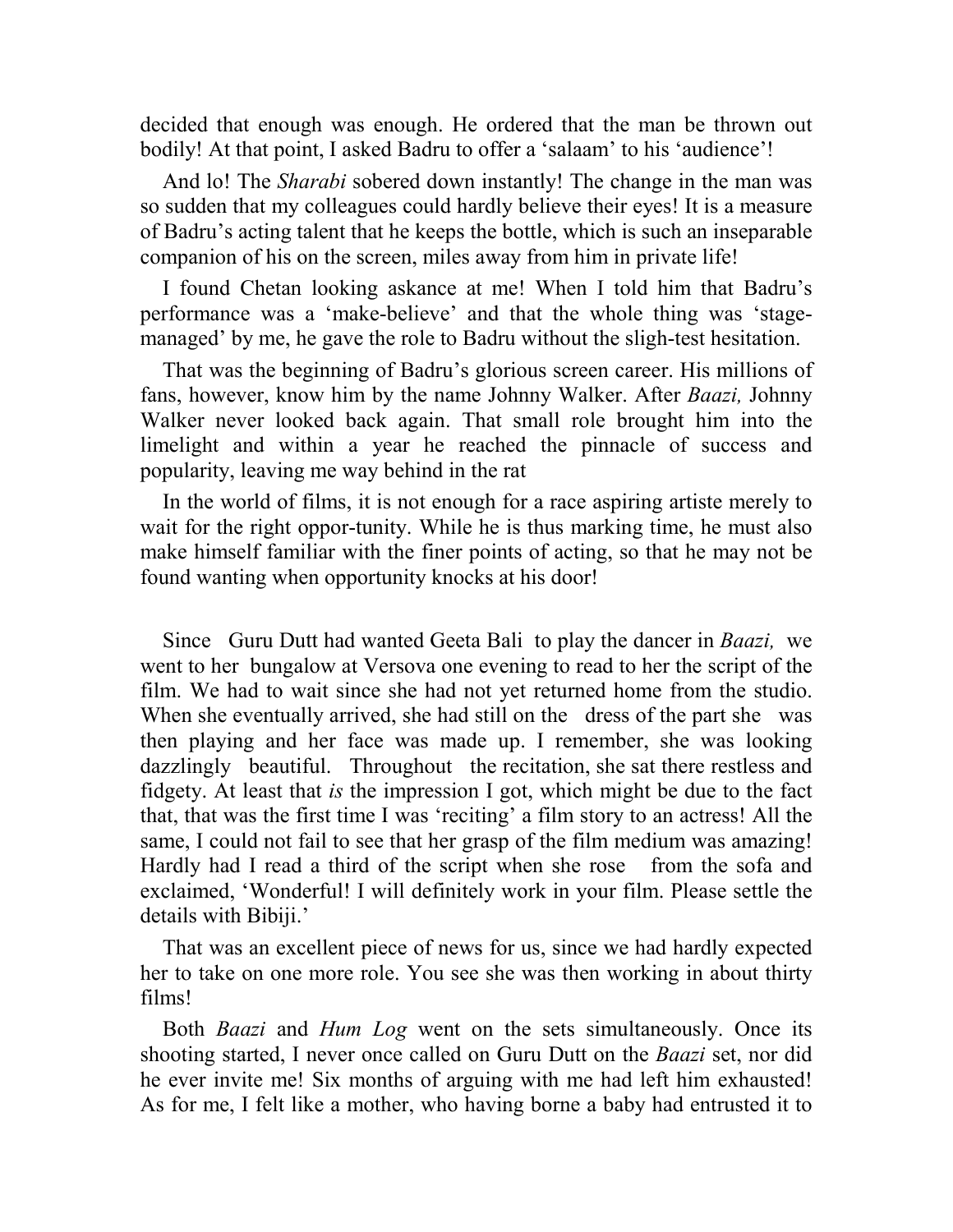decided that enough was enough. He ordered that the man be thrown out bodily! At that point, I asked Badru to offer a 'salaam' to his 'audience'!

And lo! The *Sharabi* sobered down instantly! The change in the man was so sudden that my colleagues could hardly believe their eyes! It is a measure of Badru's acting talent that he keeps the bottle, which is such an inseparable companion of his on the screen, miles away from him in private life!

I found Chetan looking askance at me! When I told him that Badru's performance was a 'make-believe' and that the whole thing was 'stage-managed' by me, he gave the role to Badru without the sligh-test hesitation.

That was the beginning of Badru's glorious screen career. His millions of fans, however, know him by the name Johnny Walker. After *Baazi,* Johnny Walker never looked back again. That small role brought him into the limelight and within a year he reached the pinnacle of success and popularity, leaving me way behind in the rat

In the world of films, it is not enough for a race aspiring artiste merely to wait for the right oppor-tunity. While he is thus marking time, he must also make himself familiar with the finer points of acting, so that he may not be found wanting when opportunity knocks at his door!

Since Guru Dutt had wanted Geeta Bali to play the dancer in *Baazi,* we went to her bungalow at Versova one evening to read to her the script of the film. We had to wait since she had not yet returned home from the studio. When she eventually arrived, she had still on the dress of the part she was then playing and her face was made up. I remember, she was looking dazzlingly beautiful. Throughout the recitation, she sat there restless and fidgety. At least that *is* the impression I got, which might be due to the fact that, that was the first time I was 'reciting' a film story to an actress! All the same, I could not fail to see that her grasp of the film medium was amazing! Hardly had I read a third of the script when she rose from the sofa and exclaimed, 'Wonderful! I will definitely work in your film. Please settle the details with Bibiji.'

That was an excellent piece of news for us, since we had hardly expected her to take on one more role. You see she was then working in about thirty films!

Both *Baazi* and *Hum Log* went on the sets simultaneously. Once its shooting started, I never once called on Guru Dutt on the *Baazi* set, nor did he ever invite me! Six months of arguing with me had left him exhausted! As for me, I felt like a mother, who having borne a baby had entrusted it to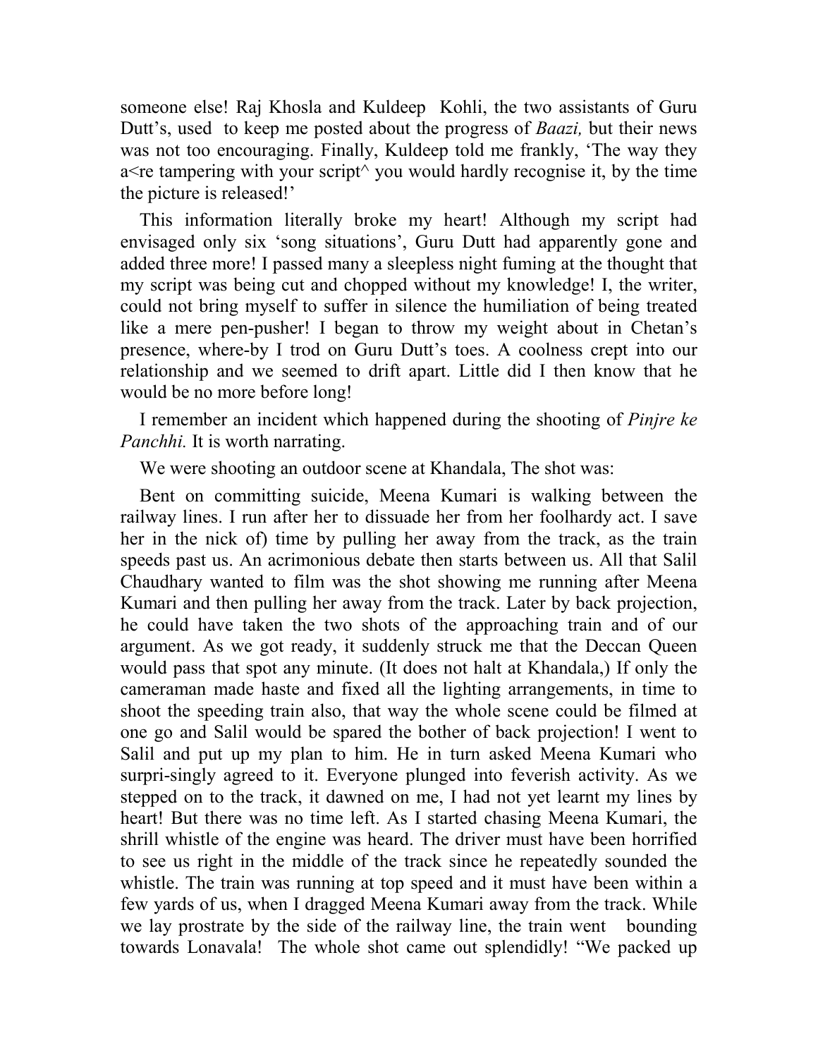someone else! Raj Khosla and Kuldeep Kohli, the two assistants of Guru Dutt's, used to keep me posted about the progress of *Baazi,* but their news was not too encouraging. Finally, Kuldeep told me frankly, 'The way they a<re tampering with your script^ you would hardly recognise it, by the time the picture is released!'

This information literally broke my heart! Although my script had envisaged only six 'song situations', Guru Dutt had apparently gone and added three more! I passed many a sleepless night fuming at the thought that my script was being cut and chopped without my knowledge! I, the writer, could not bring myself to suffer in silence the humiliation of being treated like a mere pen-pusher! I began to throw my weight about in Chetan's presence, where-by I trod on Guru Dutt's toes. A coolness crept into our relationship and we seemed to drift apart. Little did I then know that he would be no more before long!

I remember an incident which happened during the shooting of *Pinjre ke Panchhi.* It is worth narrating.

We were shooting an outdoor scene at Khandala, The shot was:

Bent on committing suicide, Meena Kumari is walking between the railway lines. I run after her to dissuade her from her foolhardy act. I save her in the nick of) time by pulling her away from the track, as the train speeds past us. An acrimonious debate then starts between us. All that Salil Chaudhary wanted to film was the shot showing me running after Meena Kumari and then pulling her away from the track. Later by back projection, he could have taken the two shots of the approaching train and of our argument. As we got ready, it suddenly struck me that the Deccan Queen would pass that spot any minute. (It does not halt at Khandala,) If only the cameraman made haste and fixed all the lighting arrangements, in time to shoot the speeding train also, that way the whole scene could be filmed at one go and Salil would be spared the bother of back projection! I went to Salil and put up my plan to him. He in turn asked Meena Kumari who surpri-singly agreed to it. Everyone plunged into feverish activity. As we stepped on to the track, it dawned on me, I had not yet learnt my lines by heart! But there was no time left. As I started chasing Meena Kumari, the shrill whistle of the engine was heard. The driver must have been horrified to see us right in the middle of the track since he repeatedly sounded the whistle. The train was running at top speed and it must have been within a few yards of us, when I dragged Meena Kumari away from the track. While we lay prostrate by the side of the railway line, the train went bounding towards Lonavala! The whole shot came out splendidly! "We packed up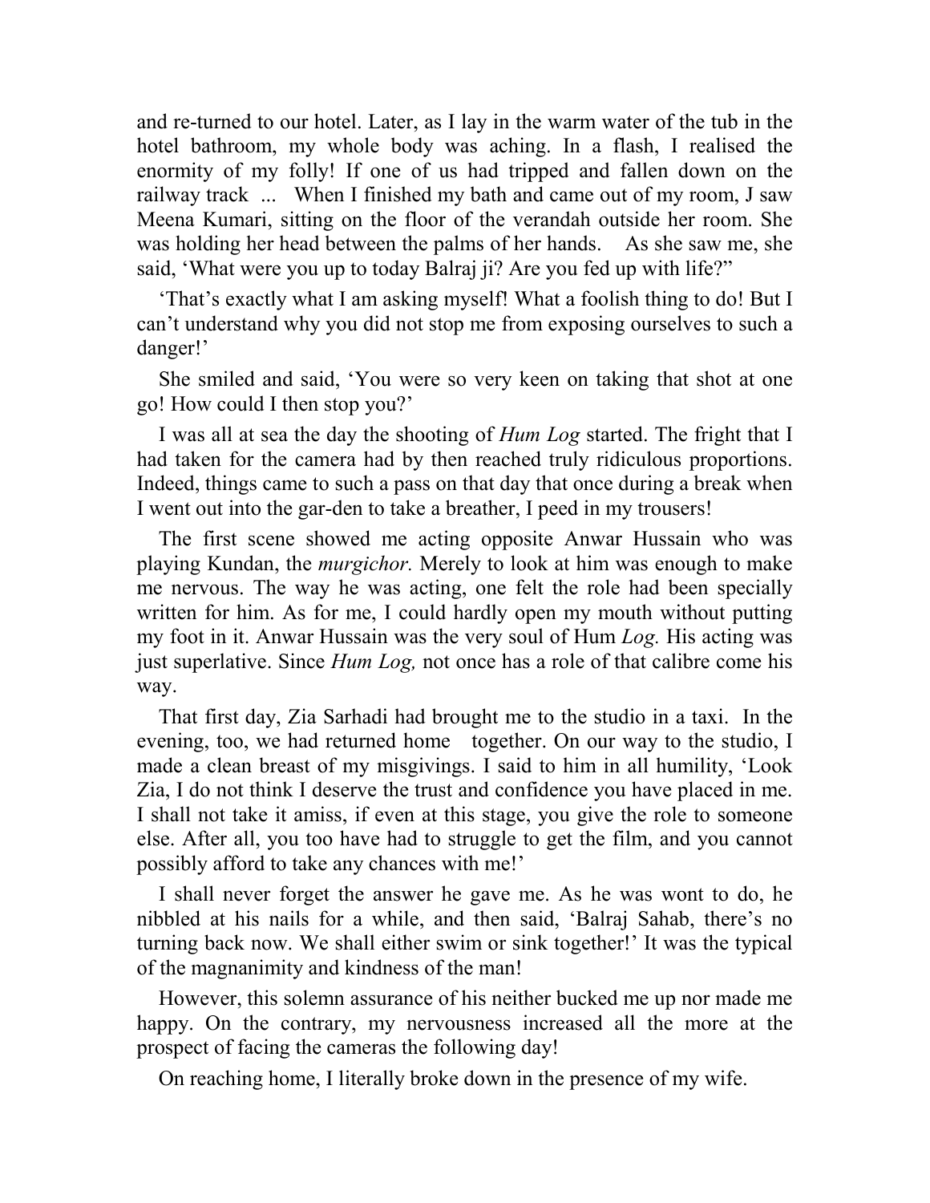and re-turned to our hotel. Later, as I lay in the warm water of the tub in the hotel bathroom, my whole body was aching. In a flash, I realised the enormity of my folly! If one of us had tripped and fallen down on the railway track ... When I finished my bath and came out of my room, J saw Meena Kumari, sitting on the floor of the verandah outside her room. She was holding her head between the palms of her hands. As she saw me, she said, 'What were you up to today Balraj ji? Are you fed up with life?"

'That's exactly what I am asking myself! What a foolish thing to do! But I can't understand why you did not stop me from exposing ourselves to such a danger!'

She smiled and said, 'You were so very keen on taking that shot at one go! How could I then stop you?'

I was all at sea the day the shooting of *Hum Log* started. The fright that I had taken for the camera had by then reached truly ridiculous proportions. Indeed, things came to such a pass on that day that once during a break when I went out into the gar-den to take a breather, I peed in my trousers!

The first scene showed me acting opposite Anwar Hussain who was playing Kundan, the *murgichor.* Merely to look at him was enough to make me nervous. The way he was acting, one felt the role had been specially written for him. As for me, I could hardly open my mouth without putting my foot in it. Anwar Hussain was the very soul of Hum *Log.* His acting was just superlative. Since *Hum Log,* not once has a role of that calibre come his way.

That first day, Zia Sarhadi had brought me to the studio in a taxi. In the evening, too, we had returned home together. On our way to the studio, I made a clean breast of my misgivings. I said to him in all humility, 'Look Zia, I do not think I deserve the trust and confidence you have placed in me. I shall not take it amiss, if even at this stage, you give the role to someone else. After all, you too have had to struggle to get the film, and you cannot possibly afford to take any chances with me!'

I shall never forget the answer he gave me. As he was wont to do, he nibbled at his nails for a while, and then said, 'Balraj Sahab, there's no turning back now. We shall either swim or sink together!' It was the typical of the magnanimity and kindness of the man!

However, this solemn assurance of his neither bucked me up nor made me happy. On the contrary, my nervousness increased all the more at the prospect of facing the cameras the following day!

On reaching home, I literally broke down in the presence of my wife.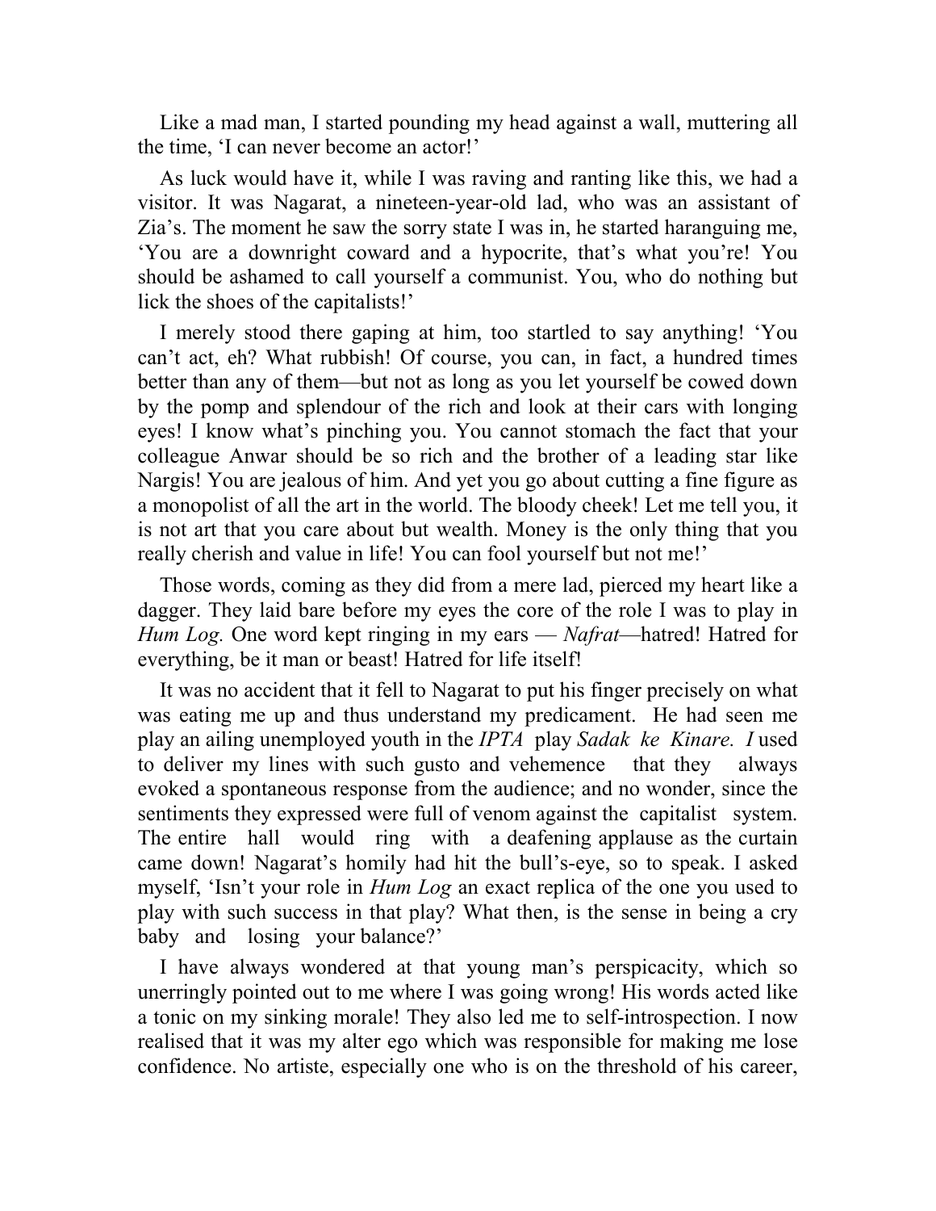Like a mad man, I started pounding my head against a wall, muttering all the time, 'I can never become an actor!'

As luck would have it, while I was raving and ranting like this, we had a visitor. It was Nagarat, a nineteen-year-old lad, who was an assistant of Zia's. The moment he saw the sorry state I was in, he started haranguing me, 'You are a downright coward and a hypocrite, that's what you're! You should be ashamed to call yourself a communist. You, who do nothing but lick the shoes of the capitalists!'

I merely stood there gaping at him, too startled to say anything! 'You can't act, eh? What rubbish! Of course, you can, in fact, a hundred times better than any of them—but not as long as you let yourself be cowed down by the pomp and splendour of the rich and look at their cars with longing eyes! I know what's pinching you. You cannot stomach the fact that your colleague Anwar should be so rich and the brother of a leading star like Nargis! You are jealous of him. And yet you go about cutting a fine figure as a monopolist of all the art in the world. The bloody cheek! Let me tell you, it is not art that you care about but wealth. Money is the only thing that you really cherish and value in life! You can fool yourself but not me!'

Those words, coming as they did from a mere lad, pierced my heart like a dagger. They laid bare before my eyes the core of the role I was to play in *Hum Log.* One word kept ringing in my ears — *Nafrat*—hatred! Hatred for everything, be it man or beast! Hatred for life itself!

It was no accident that it fell to Nagarat to put his finger precisely on what was eating me up and thus understand my predicament. He had seen me play an ailing unemployed youth in the *IPTA* play *Sadak ke Kinare. I* used to deliver my lines with such gusto and vehemence that they always evoked a spontaneous response from the audience; and no wonder, since the sentiments they expressed were full of venom against the capitalist system. The entire hall would ring with a deafening applause as the curtain came down! Nagarat's homily had hit the bull's-eye, so to speak. I asked myself, 'Isn't your role in *Hum Log* an exact replica of the one you used to play with such success in that play? What then, is the sense in being a cry baby and losing your balance?'

I have always wondered at that young man's perspicacity, which so unerringly pointed out to me where I was going wrong! His words acted like a tonic on my sinking morale! They also led me to self-introspection. I now realised that it was my alter ego which was responsible for making me lose confidence. No artiste, especially one who is on the threshold of his career,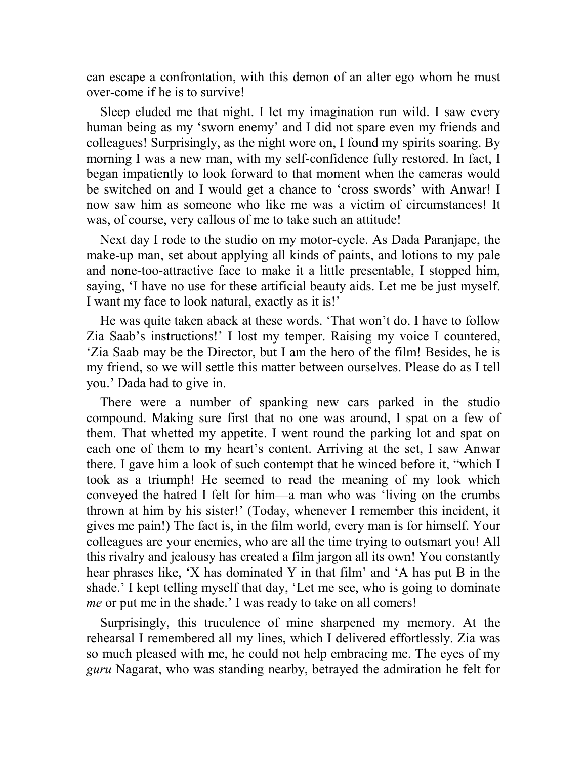can escape a confrontation, with this demon of an alter ego whom he must over-come if he is to survive!

Sleep eluded me that night. I let my imagination run wild. I saw every human being as my 'sworn enemy' and I did not spare even my friends and colleagues! Surprisingly, as the night wore on, I found my spirits soaring. By morning I was a new man, with my self-confidence fully restored. In fact, I began impatiently to look forward to that moment when the cameras would be switched on and I would get a chance to 'cross swords' with Anwar! I now saw him as someone who like me was a victim of circumstances! It was, of course, very callous of me to take such an attitude!

Next day I rode to the studio on my motor-cycle. As Dada Paranjape, the make-up man, set about applying all kinds of paints, and lotions to my pale and none-too-attractive face to make it a little presentable, I stopped him, saying, 'I have no use for these artificial beauty aids. Let me be just myself. I want my face to look natural, exactly as it is!'

He was quite taken aback at these words. 'That won't do. I have to follow Zia Saab's instructions!' I lost my temper. Raising my voice I countered, 'Zia Saab may be the Director, but I am the hero of the film! Besides, he is my friend, so we will settle this matter between ourselves. Please do as I tell you.' Dada had to give in.

There were a number of spanking new cars parked in the studio compound. Making sure first that no one was around, I spat on a few of them. That whetted my appetite. I went round the parking lot and spat on each one of them to my heart's content. Arriving at the set, I saw Anwar there. I gave him a look of such contempt that he winced before it, "which I took as a triumph! He seemed to read the meaning of my look which conveyed the hatred I felt for him—a man who was 'living on the crumbs thrown at him by his sister!' (Today, whenever I remember this incident, it gives me pain!) The fact is, in the film world, every man is for himself. Your colleagues are your enemies, who are all the time trying to outsmart you! All this rivalry and jealousy has created a film jargon all its own! You constantly hear phrases like, 'X has dominated Y in that film' and 'A has put B in the shade.' I kept telling myself that day, 'Let me see, who is going to dominate *me* or put me in the shade.' I was ready to take on all comers!

Surprisingly, this truculence of mine sharpened my memory. At the rehearsal I remembered all my lines, which I delivered effortlessly. Zia was so much pleased with me, he could not help embracing me. The eyes of my *guru* Nagarat, who was standing nearby, betrayed the admiration he felt for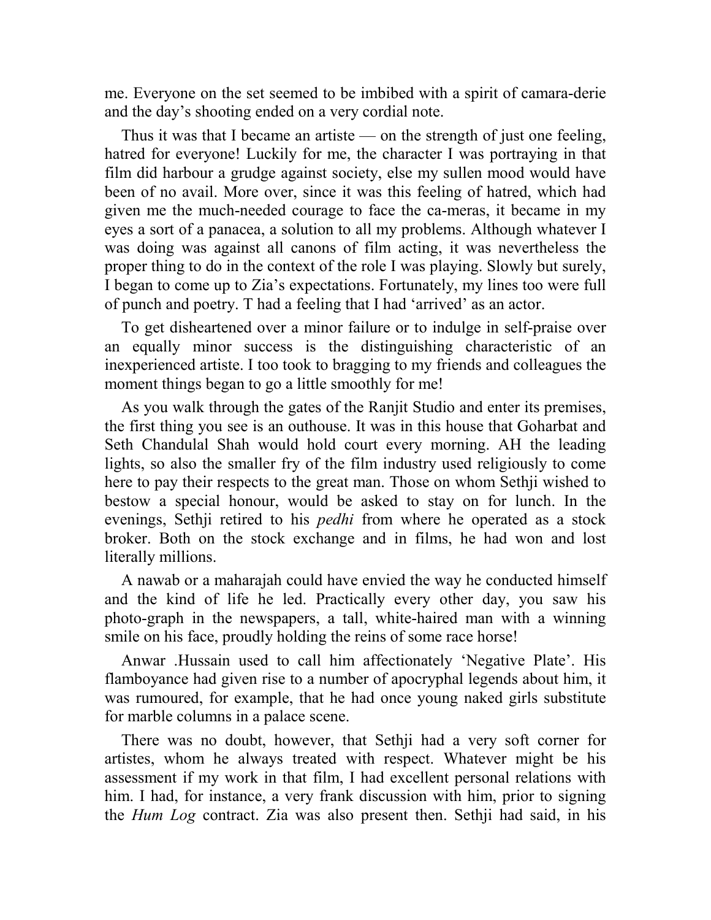me. Everyone on the set seemed to be imbibed with a spirit of camara-derie and the day's shooting ended on a very cordial note.

Thus it was that I became an artiste — on the strength of just one feeling, hatred for everyone! Luckily for me, the character I was portraying in that film did harbour a grudge against society, else my sullen mood would have been of no avail. More over, since it was this feeling of hatred, which had given me the much-needed courage to face the ca-meras, it became in my eyes a sort of a panacea, a solution to all my problems. Although whatever I was doing was against all canons of film acting, it was nevertheless the proper thing to do in the context of the role I was playing. Slowly but surely, I began to come up to Zia's expectations. Fortunately, my lines too were full of punch and poetry. T had a feeling that I had 'arrived' as an actor.

To get disheartened over a minor failure or to indulge in self-praise over an equally minor success is the distinguishing characteristic of an inexperienced artiste. I too took to bragging to my friends and colleagues the moment things began to go a little smoothly for me!

As you walk through the gates of the Ranjit Studio and enter its premises, the first thing you see is an outhouse. It was in this house that Goharbat and Seth Chandulal Shah would hold court every morning. AH the leading lights, so also the smaller fry of the film industry used religiously to come here to pay their respects to the great man. Those on whom Sethji wished to bestow a special honour, would be asked to stay on for lunch. In the evenings, Sethji retired to his *pedhi* from where he operated as a stock broker. Both on the stock exchange and in films, he had won and lost literally millions.

A nawab or a maharajah could have envied the way he conducted himself and the kind of life he led. Practically every other day, you saw his photo-graph in the newspapers, a tall, white-haired man with a winning smile on his face, proudly holding the reins of some race horse!

Anwar .Hussain used to call him affectionately 'Negative Plate'. His flamboyance had given rise to a number of apocryphal legends about him, it was rumoured, for example, that he had once young naked girls substitute for marble columns in a palace scene.

There was no doubt, however, that Sethji had a very soft corner for artistes, whom he always treated with respect. Whatever might be his assessment if my work in that film, I had excellent personal relations with him. I had, for instance, a very frank discussion with him, prior to signing the *Hum Log* contract. Zia was also present then. Sethji had said, in his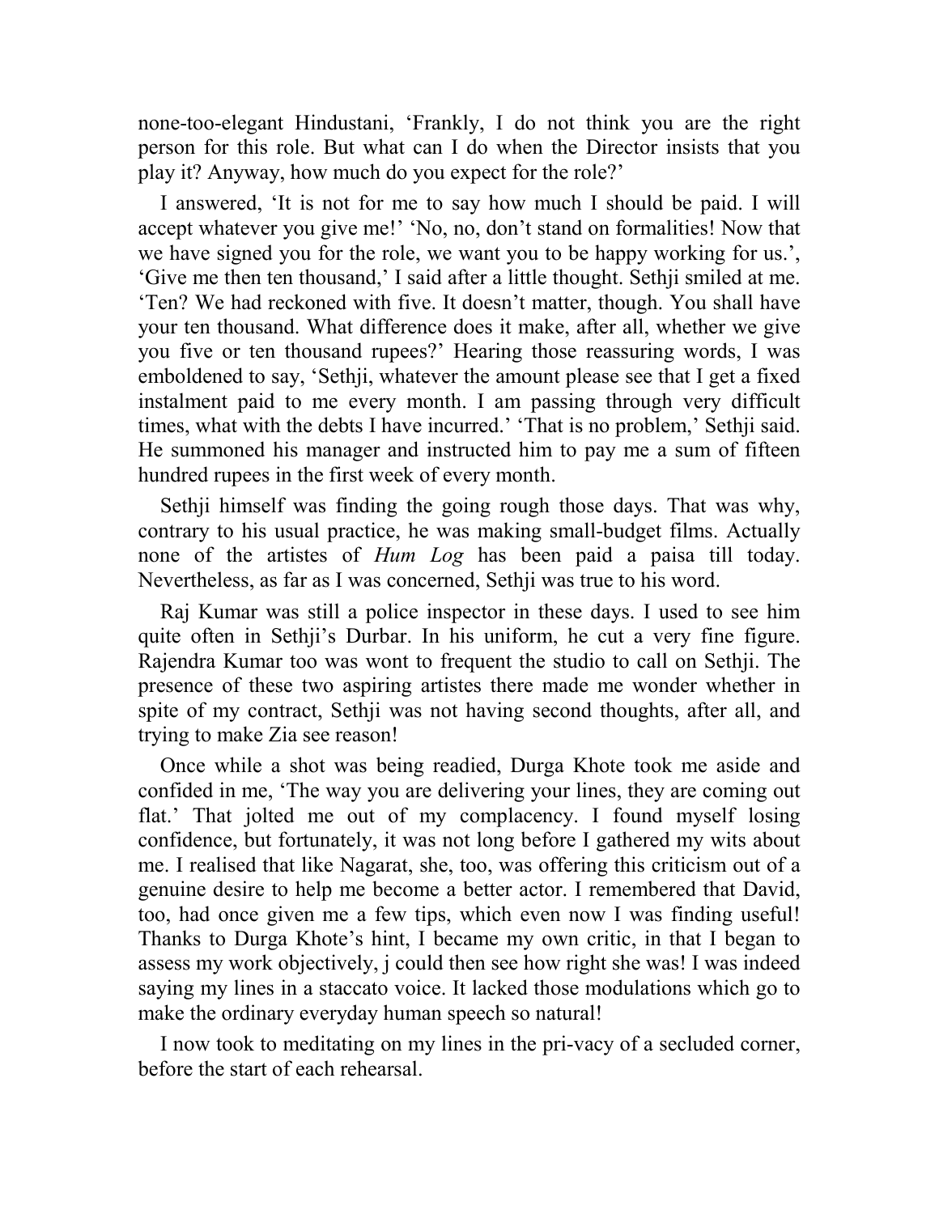none-too-elegant Hindustani, 'Frankly, I do not think you are the right person for this role. But what can I do when the Director insists that you play it? Anyway, how much do you expect for the role?'

I answered, 'It is not for me to say how much I should be paid. I will accept whatever you give me!' 'No, no, don't stand on formalities! Now that we have signed you for the role, we want you to be happy working for us.', 'Give me then ten thousand,' I said after a little thought. Sethji smiled at me. 'Ten? We had reckoned with five. It doesn't matter, though. You shall have your ten thousand. What difference does it make, after all, whether we give you five or ten thousand rupees?' Hearing those reassuring words, I was emboldened to say, 'Sethji, whatever the amount please see that I get a fixed instalment paid to me every month. I am passing through very difficult times, what with the debts I have incurred.' 'That is no problem,' Sethji said. He summoned his manager and instructed him to pay me a sum of fifteen hundred rupees in the first week of every month.

Sethji himself was finding the going rough those days. That was why, contrary to his usual practice, he was making small-budget films. Actually none of the artistes of *Hum Log* has been paid a paisa till today. Nevertheless, as far as I was concerned, Sethji was true to his word.

Raj Kumar was still a police inspector in these days. I used to see him quite often in Sethji's Durbar. In his uniform, he cut a very fine figure. Rajendra Kumar too was wont to frequent the studio to call on Sethji. The presence of these two aspiring artistes there made me wonder whether in spite of my contract, Sethji was not having second thoughts, after all, and trying to make Zia see reason!

Once while a shot was being readied, Durga Khote took me aside and confided in me, 'The way you are delivering your lines, they are coming out flat.' That jolted me out of my complacency. I found myself losing confidence, but fortunately, it was not long before I gathered my wits about me. I realised that like Nagarat, she, too, was offering this criticism out of a genuine desire to help me become a better actor. I remembered that David, too, had once given me a few tips, which even now I was finding useful! Thanks to Durga Khote's hint, I became my own critic, in that I began to assess my work objectively, j could then see how right she was! I was indeed saying my lines in a staccato voice. It lacked those modulations which go to make the ordinary everyday human speech so natural!

I now took to meditating on my lines in the pri-vacy of a secluded corner, before the start of each rehearsal.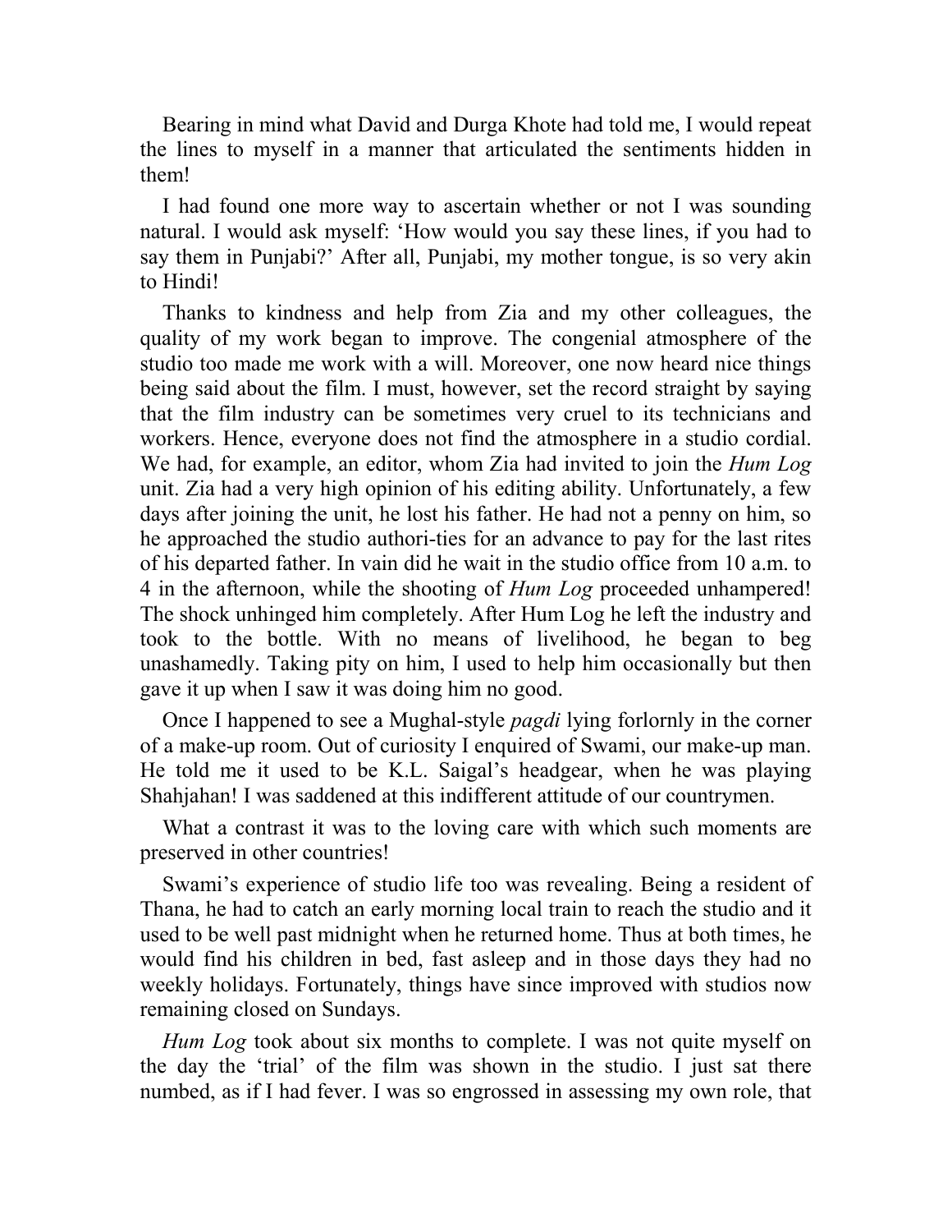Bearing in mind what David and Durga Khote had told me, I would repeat the lines to myself in a manner that articulated the sentiments hidden in them!

I had found one more way to ascertain whether or not I was sounding natural. I would ask myself: 'How would you say these lines, if you had to say them in Punjabi?' After all, Punjabi, my mother tongue, is so very akin to Hindi!

Thanks to kindness and help from Zia and my other colleagues, the quality of my work began to improve. The congenial atmosphere of the studio too made me work with a will. Moreover, one now heard nice things being said about the film. I must, however, set the record straight by saying that the film industry can be sometimes very cruel to its technicians and workers. Hence, everyone does not find the atmosphere in a studio cordial. We had, for example, an editor, whom Zia had invited to join the *Hum Log* unit. Zia had a very high opinion of his editing ability. Unfortunately, a few days after joining the unit, he lost his father. He had not a penny on him, so he approached the studio authori-ties for an advance to pay for the last rites of his departed father. In vain did he wait in the studio office from 10 a.m. to 4 in the afternoon, while the shooting of *Hum Log* proceeded unhampered! The shock unhinged him completely. After Hum Log he left the industry and took to the bottle. With no means of livelihood, he began to beg unashamedly. Taking pity on him, I used to help him occasionally but then gave it up when I saw it was doing him no good.

Once I happened to see a Mughal-style *pagdi* lying forlornly in the corner of a make-up room. Out of curiosity I enquired of Swami, our make-up man. He told me it used to be K.L. Saigal's headgear, when he was playing Shahjahan! I was saddened at this indifferent attitude of our countrymen.

What a contrast it was to the loving care with which such moments are preserved in other countries!

Swami's experience of studio life too was revealing. Being a resident of Thana, he had to catch an early morning local train to reach the studio and it used to be well past midnight when he returned home. Thus at both times, he would find his children in bed, fast asleep and in those days they had no weekly holidays. Fortunately, things have since improved with studios now remaining closed on Sundays.

*Hum Log* took about six months to complete. I was not quite myself on the day the 'trial' of the film was shown in the studio. I just sat there numbed, as if I had fever. I was so engrossed in assessing my own role, that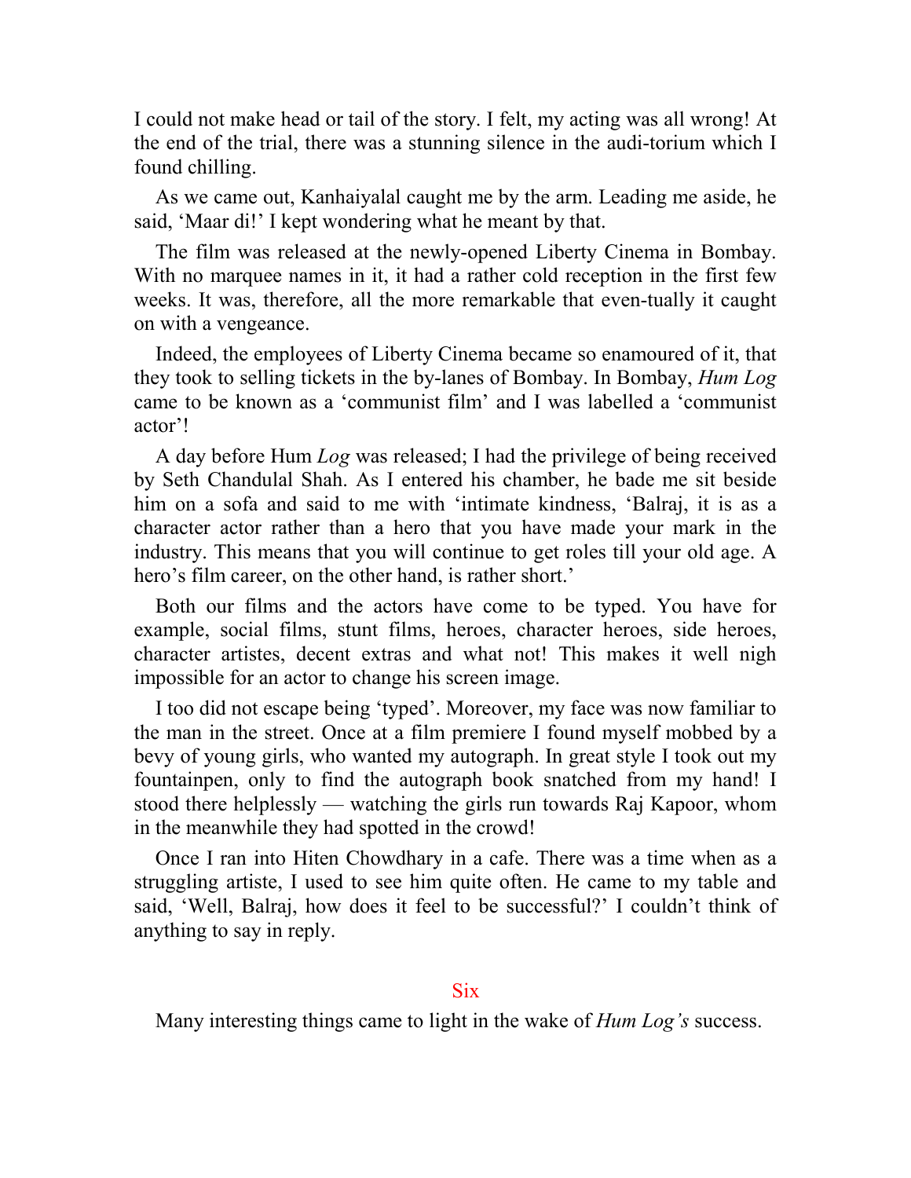I could not make head or tail of the story. I felt, my acting was all wrong! At the end of the trial, there was a stunning silence in the audi-torium which I found chilling.

As we came out, Kanhaiyalal caught me by the arm. Leading me aside, he said, 'Maar di!' I kept wondering what he meant by that.

The film was released at the newly-opened Liberty Cinema in Bombay. With no marquee names in it, it had a rather cold reception in the first few weeks. It was, therefore, all the more remarkable that even-tually it caught on with a vengeance.

Indeed, the employees of Liberty Cinema became so enamoured of it, that they took to selling tickets in the by-lanes of Bombay. In Bombay, *Hum Log* came to be known as a 'communist film' and I was labelled a 'communist actor'!

A day before Hum *Log* was released; I had the privilege of being received by Seth Chandulal Shah. As I entered his chamber, he bade me sit beside him on a sofa and said to me with 'intimate kindness, 'Balraj, it is as a character actor rather than a hero that you have made your mark in the industry. This means that you will continue to get roles till your old age. A hero's film career, on the other hand, is rather short.'

Both our films and the actors have come to be typed. You have for example, social films, stunt films, heroes, character heroes, side heroes, character artistes, decent extras and what not! This makes it well nigh impossible for an actor to change his screen image.

I too did not escape being 'typed'. Moreover, my face was now familiar to the man in the street. Once at a film premiere I found myself mobbed by a bevy of young girls, who wanted my autograph. In great style I took out my fountainpen, only to find the autograph book snatched from my hand! I stood there helplessly — watching the girls run towards Raj Kapoor, whom in the meanwhile they had spotted in the crowd!

Once I ran into Hiten Chowdhary in a cafe. There was a time when as a struggling artiste, I used to see him quite often. He came to my table and said, 'Well, Balraj, how does it feel to be successful?' I couldn't think of anything to say in reply.

## Six

Many interesting things came to light in the wake of *Hum Log's* success.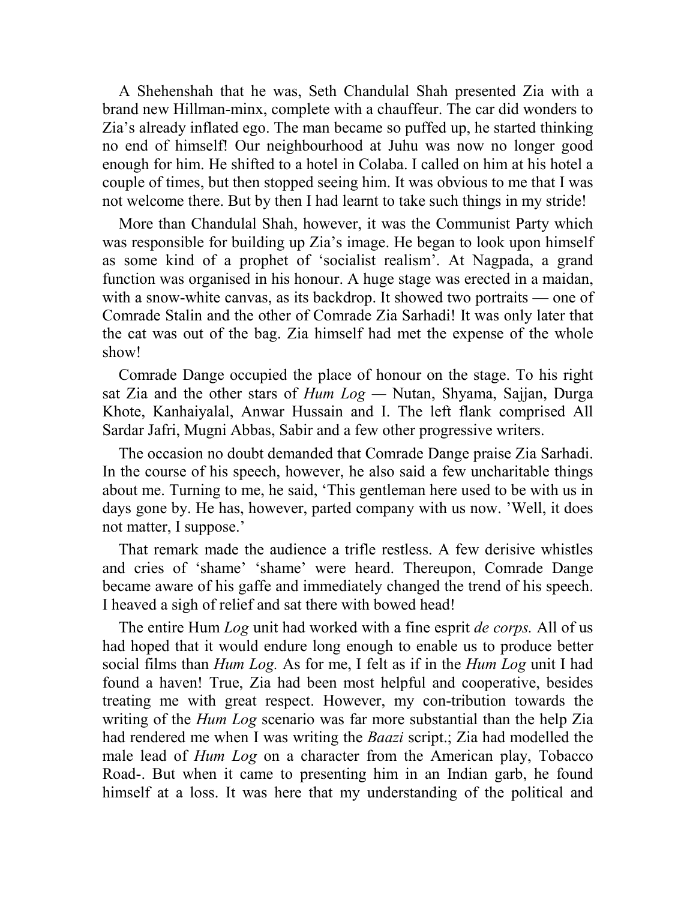A Shehenshah that he was, Seth Chandulal Shah presented Zia with a brand new Hillman-minx, complete with a chauffeur. The car did wonders to Zia's already inflated ego. The man became so puffed up, he started thinking no end of himself! Our neighbourhood at Juhu was now no longer good enough for him. He shifted to a hotel in Colaba. I called on him at his hotel a couple of times, but then stopped seeing him. It was obvious to me that I was not welcome there. But by then I had learnt to take such things in my stride!

More than Chandulal Shah, however, it was the Communist Party which was responsible for building up Zia's image. He began to look upon himself as some kind of a prophet of 'socialist realism'. At Nagpada, a grand function was organised in his honour. A huge stage was erected in a maidan, with a snow-white canvas, as its backdrop. It showed two portraits — one of Comrade Stalin and the other of Comrade Zia Sarhadi! It was only later that the cat was out of the bag. Zia himself had met the expense of the whole show!

Comrade Dange occupied the place of honour on the stage. To his right sat Zia and the other stars of *Hum Log* — Nutan, Shyama, Sajjan, Durga Khote, Kanhaiyalal, Anwar Hussain and I. The left flank comprised All Sardar Jafri, Mugni Abbas, Sabir and a few other progressive writers.

The occasion no doubt demanded that Comrade Dange praise Zia Sarhadi. In the course of his speech, however, he also said a few uncharitable things about me. Turning to me, he said, 'This gentleman here used to be with us in days gone by. He has, however, parted company with us now. 'Well, it does not matter, I suppose.'

That remark made the audience a trifle restless. A few derisive whistles and cries of 'shame' 'shame' were heard. Thereupon, Comrade Dange became aware of his gaffe and immediately changed the trend of his speech. I heaved a sigh of relief and sat there with bowed head!

The entire Hum *Log* unit had worked with a fine esprit *de corps.* All of us had hoped that it would endure long enough to enable us to produce better social films than *Hum Log.* As for me, I felt as if in the *Hum Log* unit I had found a haven! True, Zia had been most helpful and cooperative, besides treating me with great respect. However, my con-tribution towards the writing of the *Hum Log* scenario was far more substantial than the help Zia had rendered me when I was writing the *Baazi* script.; Zia had modelled the male lead of *Hum Log* on a character from the American play, Tobacco Road-. But when it came to presenting him in an Indian garb, he found himself at a loss. It was here that my understanding of the political and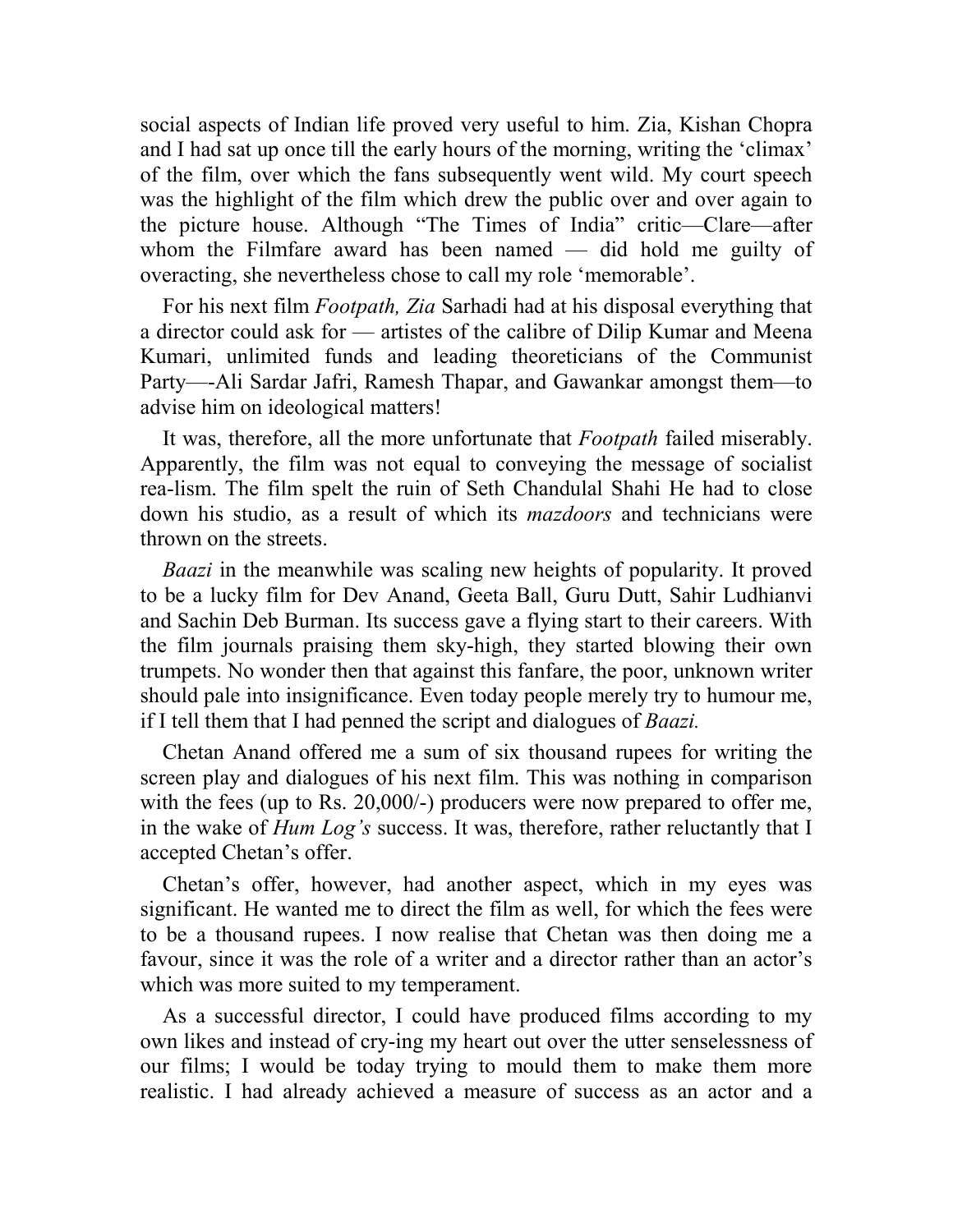social aspects of Indian life proved very useful to him. Zia, Kishan Chopra and I had sat up once till the early hours of the morning, writing the 'climax' of the film, over which the fans subsequently went wild. My court speech was the highlight of the film which drew the public over and over again to the picture house. Although "The Times of India" critic—Clare—after whom the Filmfare award has been named — did hold me guilty of overacting, she nevertheless chose to call my role 'memorable'.

For his next film *Footpath, Zia* Sarhadi had at his disposal everything that a director could ask for — artistes of the calibre of Dilip Kumar and Meena Kumari, unlimited funds and leading theoreticians of the Communist Party—-Ali Sardar Jafri, Ramesh Thapar, and Gawankar amongst them—to advise him on ideological matters!

It was, therefore, all the more unfortunate that *Footpath* failed miserably. Apparently, the film was not equal to conveying the message of socialist rea-lism. The film spelt the ruin of Seth Chandulal Shahi He had to close down his studio, as a result of which its *mazdoors* and technicians were thrown on the streets.

*Baazi* in the meanwhile was scaling new heights of popularity. It proved to be a lucky film for Dev Anand, Geeta Ball, Guru Dutt, Sahir Ludhianvi and Sachin Deb Burman. Its success gave a flying start to their careers. With the film journals praising them sky-high, they started blowing their own trumpets. No wonder then that against this fanfare, the poor, unknown writer should pale into insignificance. Even today people merely try to humour me, if I tell them that I had penned the script and dialogues of *Baazi.*

Chetan Anand offered me a sum of six thousand rupees for writing the screen play and dialogues of his next film. This was nothing in comparison with the fees (up to Rs. 20,000/-) producers were now prepared to offer me, in the wake of *Hum Log's* success. It was, therefore, rather reluctantly that I accepted Chetan's offer.

Chetan's offer, however, had another aspect, which in my eyes was significant. He wanted me to direct the film as well, for which the fees were to be a thousand rupees. I now realise that Chetan was then doing me a favour, since it was the role of a writer and a director rather than an actor's which was more suited to my temperament.

As a successful director, I could have produced films according to my own likes and instead of cry-ing my heart out over the utter senselessness of our films; I would be today trying to mould them to make them more realistic. I had already achieved a measure of success as an actor and a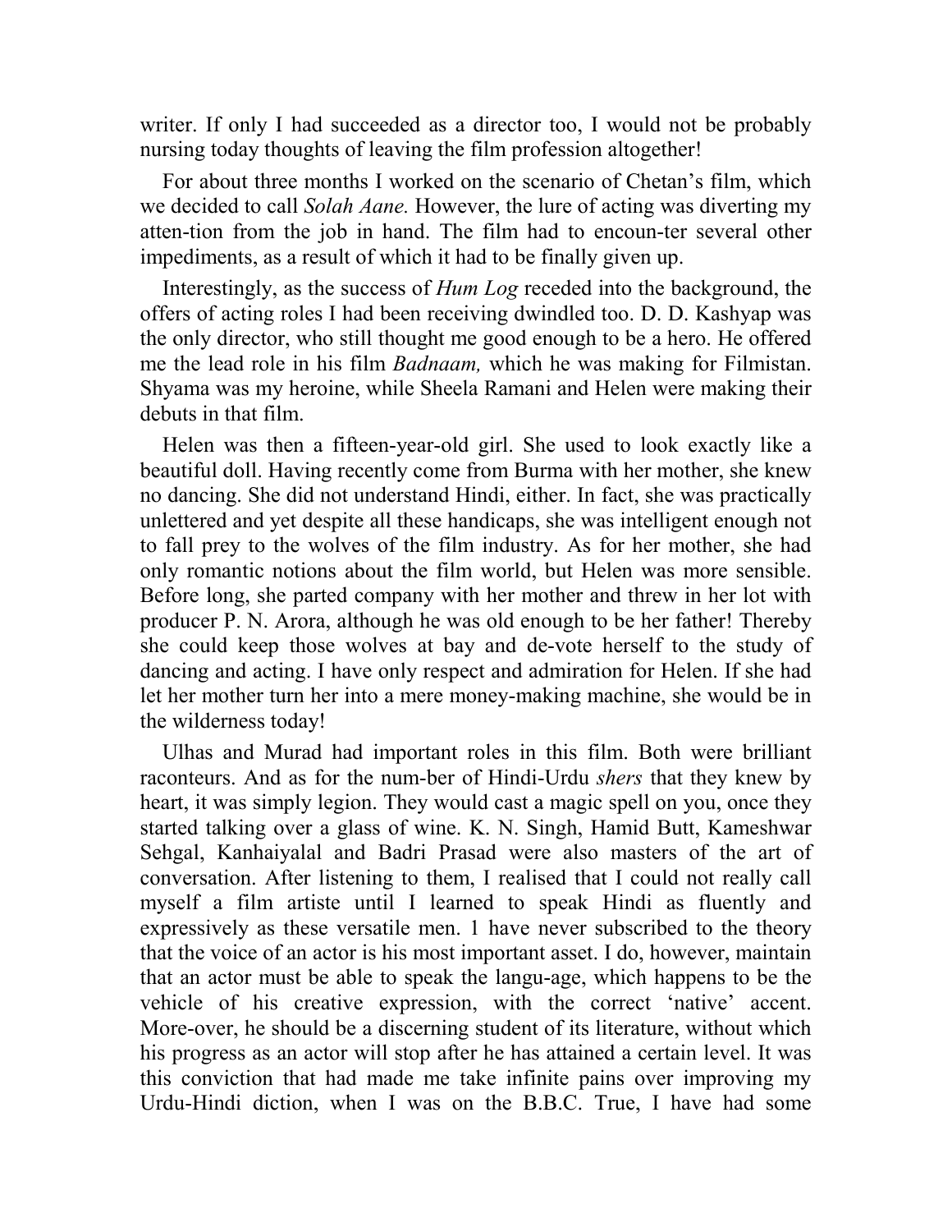writer. If only I had succeeded as a director too, I would not be probably nursing today thoughts of leaving the film profession altogether!

For about three months I worked on the scenario of Chetan's film, which we decided to call *Solah Aane.* However, the lure of acting was diverting my atten-tion from the job in hand. The film had to encoun-ter several other impediments, as a result of which it had to be finally given up.

Interestingly, as the success of *Hum Log* receded into the background, the offers of acting roles I had been receiving dwindled too. D. D. Kashyap was the only director, who still thought me good enough to be a hero. He offered me the lead role in his film *Badnaam,* which he was making for Filmistan. Shyama was my heroine, while Sheela Ramani and Helen were making their debuts in that film.

Helen was then a fifteen-year-old girl. She used to look exactly like a beautiful doll. Having recently come from Burma with her mother, she knew no dancing. She did not understand Hindi, either. In fact, she was practically unlettered and yet despite all these handicaps, she was intelligent enough not to fall prey to the wolves of the film industry. As for her mother, she had only romantic notions about the film world, but Helen was more sensible. Before long, she parted company with her mother and threw in her lot with producer P. N. Arora, although he was old enough to be her father! Thereby she could keep those wolves at bay and de-vote herself to the study of dancing and acting. I have only respect and admiration for Helen. If she had let her mother turn her into a mere money-making machine, she would be in the wilderness today!

Ulhas and Murad had important roles in this film. Both were brilliant raconteurs. And as for the num-ber of Hindi-Urdu *shers* that they knew by heart, it was simply legion. They would cast a magic spell on you, once they started talking over a glass of wine. K. N. Singh, Hamid Butt, Kameshwar Sehgal, Kanhaiyalal and Badri Prasad were also masters of the art of conversation. After listening to them, I realised that I could not really call myself a film artiste until I learned to speak Hindi as fluently and expressively as these versatile men. 1 have never subscribed to the theory that the voice of an actor is his most important asset. I do, however, maintain that an actor must be able to speak the langu-age, which happens to be the vehicle of his creative expression, with the correct 'native' accent. More-over, he should be a discerning student of its literature, without which his progress as an actor will stop after he has attained a certain level. It was this conviction that had made me take infinite pains over improving my Urdu-Hindi diction, when I was on the B.B.C. True, I have had some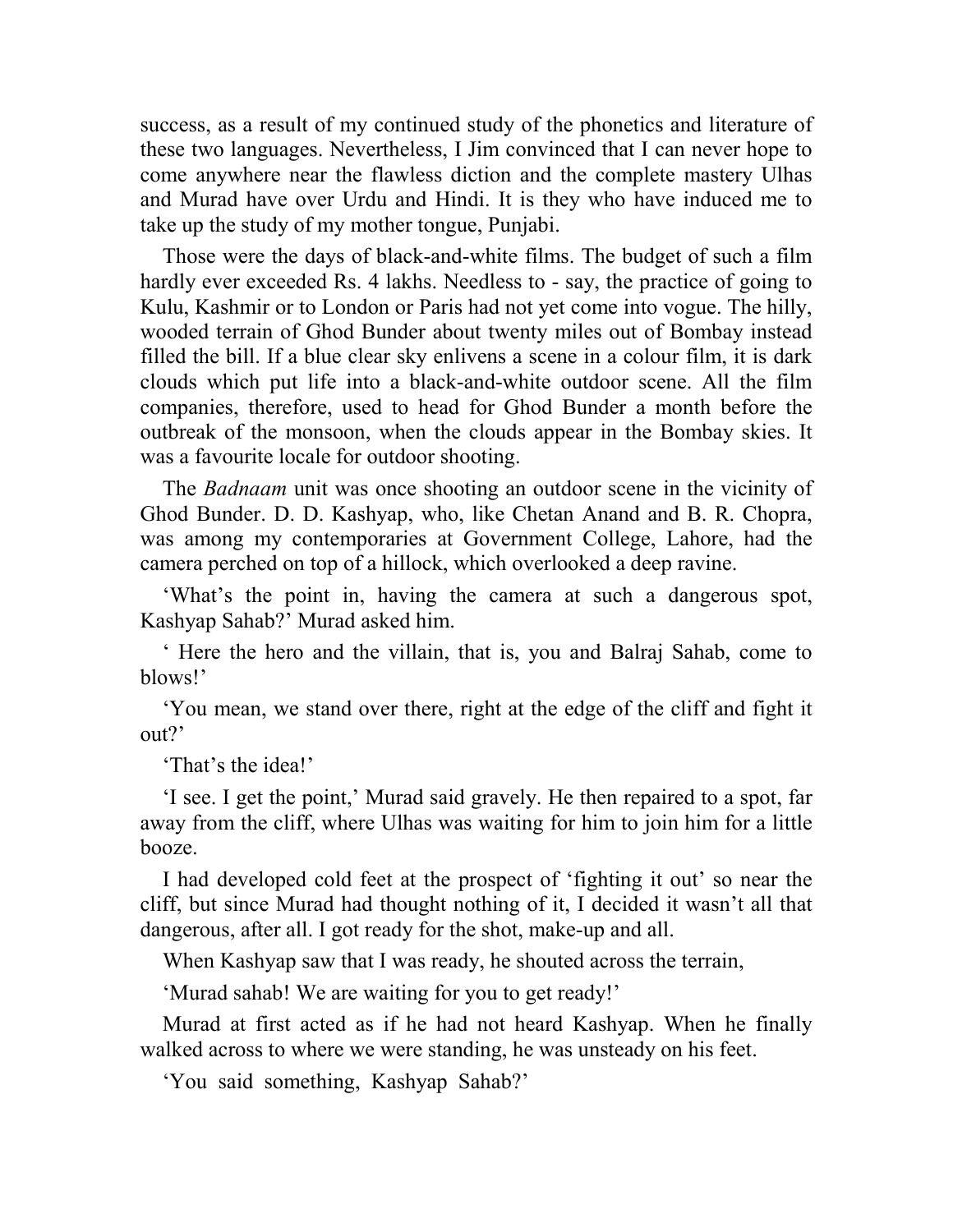success, as a result of my continued study of the phonetics and literature of these two languages. Nevertheless, I Jim convinced that I can never hope to come anywhere near the flawless diction and the complete mastery Ulhas and Murad have over Urdu and Hindi. It is they who have induced me to take up the study of my mother tongue, Punjabi.

Those were the days of black-and-white films. The budget of such a film hardly ever exceeded Rs. 4 lakhs. Needless to - say, the practice of going to Kulu, Kashmir or to London or Paris had not yet come into vogue. The hilly, wooded terrain of Ghod Bunder about twenty miles out of Bombay instead filled the bill. If a blue clear sky enlivens a scene in a colour film, it is dark clouds which put life into a black-and-white outdoor scene. All the film companies, therefore, used to head for Ghod Bunder a month before the outbreak of the monsoon, when the clouds appear in the Bombay skies. It was a favourite locale for outdoor shooting.

The *Badnaam* unit was once shooting an outdoor scene in the vicinity of Ghod Bunder. D. D. Kashyap, who, like Chetan Anand and B. R. Chopra, was among my contemporaries at Government College, Lahore, had the camera perched on top of a hillock, which overlooked a deep ravine.

'What's the point in, having the camera at such a dangerous spot, Kashyap Sahab?' Murad asked him.

' Here the hero and the villain, that is, you and Balraj Sahab, come to blows!'

'You mean, we stand over there, right at the edge of the cliff and fight it out?'

'That's the idea!'

'I see. I get the point,' Murad said gravely. He then repaired to a spot, far away from the cliff, where Ulhas was waiting for him to join him for a little booze.

I had developed cold feet at the prospect of 'fighting it out' so near the cliff, but since Murad had thought nothing of it, I decided it wasn't all that dangerous, after all. I got ready for the shot, make-up and all.

When Kashyap saw that I was ready, he shouted across the terrain,

'Murad sahab! We are waiting for you to get ready!'

Murad at first acted as if he had not heard Kashyap. When he finally walked across to where we were standing, he was unsteady on his feet.

'You said something, Kashyap Sahab?'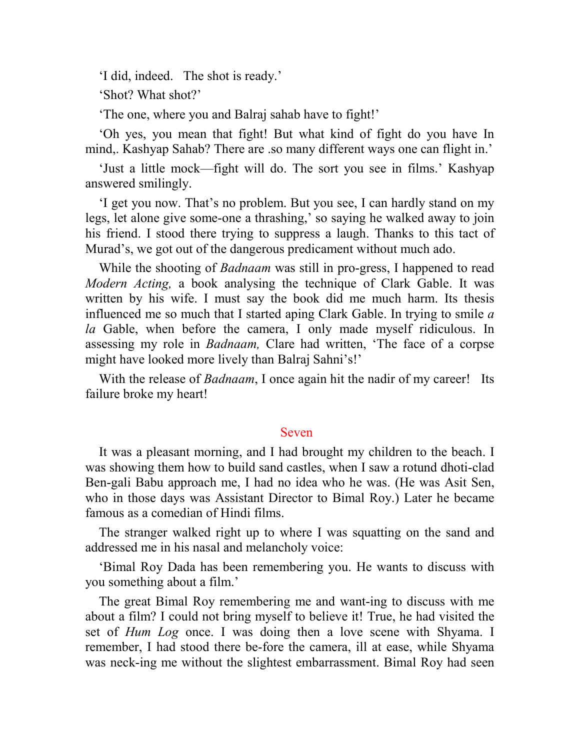'I did, indeed.   The shot is ready.'

'Shot? What shot?'

'The one, where you and Balraj sahab have to fight!'

'Oh yes, you mean that fight! But what kind of fight do you have In mind,. Kashyap Sahab? There are .so many different ways one can flight in.'

'Just a little mock—fight will do. The sort you see in films.' Kashyap answered smilingly.

'I get you now. That's no problem. But you see, I can hardly stand on my legs, let alone give some-one a thrashing,' so saying he walked away to join his friend. I stood there trying to suppress a laugh. Thanks to this tact of Murad's, we got out of the dangerous predicament without much ado.

While the shooting of *Badnaam* was still in pro-gress, I happened to read *Modern Acting,* a book analysing the technique of Clark Gable. It was written by his wife. I must say the book did me much harm. Its thesis influenced me so much that I started aping Clark Gable. In trying to smile *a la* Gable, when before the camera, I only made myself ridiculous. In assessing my role in *Badnaam,* Clare had written, 'The face of a corpse might have looked more lively than Balraj Sahni's!'

With the release of *Badnaam*, I once again hit the nadir of my career!   Its failure broke my heart!

## Seven

It was a pleasant morning, and I had brought my children to the beach. I was showing them how to build sand castles, when I saw a rotund dhoti-clad Ben-gali Babu approach me, I had no idea who he was. (He was Asit Sen, who in those days was Assistant Director to Bimal Roy.) Later he became famous as a comedian of Hindi films.

The stranger walked right up to where I was squatting on the sand and addressed me in his nasal and melancholy voice:

'Bimal Roy Dada has been remembering you. He wants to discuss with you something about a film.'

The great Bimal Roy remembering me and want-ing to discuss with me about a film? I could not bring myself to believe it! True, he had visited the set of *Hum Log* once. I was doing then a love scene with Shyama. I remember, I had stood there be-fore the camera, ill at ease, while Shyama was neck-ing me without the slightest embarrassment. Bimal Roy had seen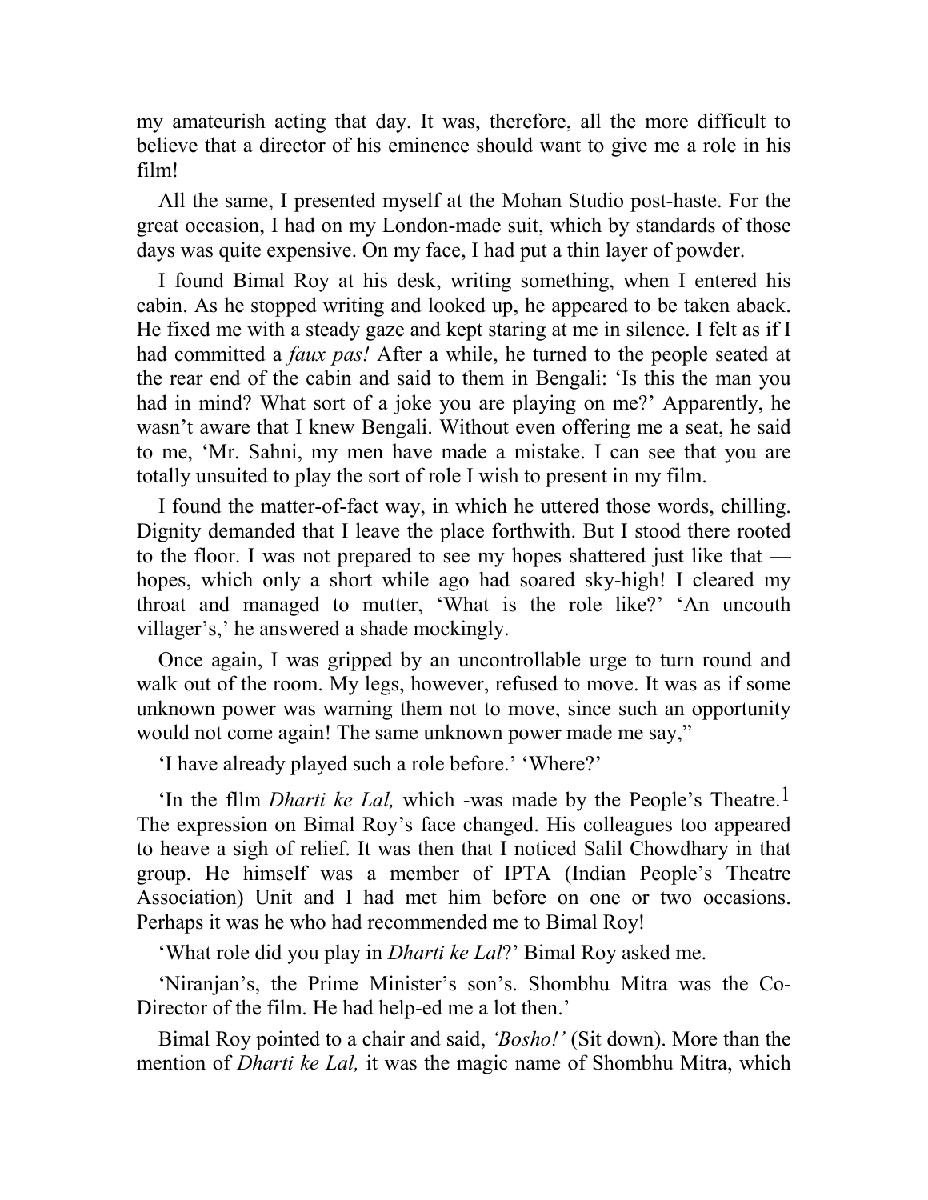my amateurish acting that day. It was, therefore, all the more difficult to believe that a director of his eminence should want to give me a role in his film!

All the same, I presented myself at the Mohan Studio post-haste. For the great occasion, I had on my London-made suit, which by standards of those days was quite expensive. On my face, I had put a thin layer of powder.

I found Bimal Roy at his desk, writing something, when I entered his cabin. As he stopped writing and looked up, he appeared to be taken aback. He fixed me with a steady gaze and kept staring at me in silence. I felt as if I had committed a *faux pas!* After a while, he turned to the people seated at the rear end of the cabin and said to them in Bengali: 'Is this the man you had in mind? What sort of a joke you are playing on me?' Apparently, he wasn't aware that I knew Bengali. Without even offering me a seat, he said to me, 'Mr. Sahni, my men have made a mistake. I can see that you are totally unsuited to play the sort of role I wish to present in my film.

I found the matter-of-fact way, in which he uttered those words, chilling. Dignity demanded that I leave the place forthwith. But I stood there rooted to the floor. I was not prepared to see my hopes shattered just like that — hopes, which only a short while ago had soared sky-high! I cleared my throat and managed to mutter, 'What is the role like?' 'An uncouth villager's,' he answered a shade mockingly.

Once again, I was gripped by an uncontrollable urge to turn round and walk out of the room. My legs, however, refused to move. It was as if some unknown power was warning them not to move, since such an opportunity would not come again! The same unknown power made me say,"

'I have already played such a role before.' 'Where?'

'In the fllm *Dharti ke Lal,* which -was made by the People's Theatre.[1] The expression on Bimal Roy's face changed. His colleagues too appeared to heave a sigh of relief. It was then that I noticed Salil Chowdhary in that group. He himself was a member of IPTA (Indian People's Theatre Association) Unit and I had met him before on one or two occasions. Perhaps it was he who had recommended me to Bimal Roy!

'What role did you play in *Dharti ke Lal*?' Bimal Roy asked me.

'Niranjan's, the Prime Minister's son's. Shombhu Mitra was the Co-Director of the film. He had help-ed me a lot then.'

Bimal Roy pointed to a chair and said, *'Bosho!'* (Sit down). More than the mention of *Dharti ke Lal,* it was the magic name of Shombhu Mitra, which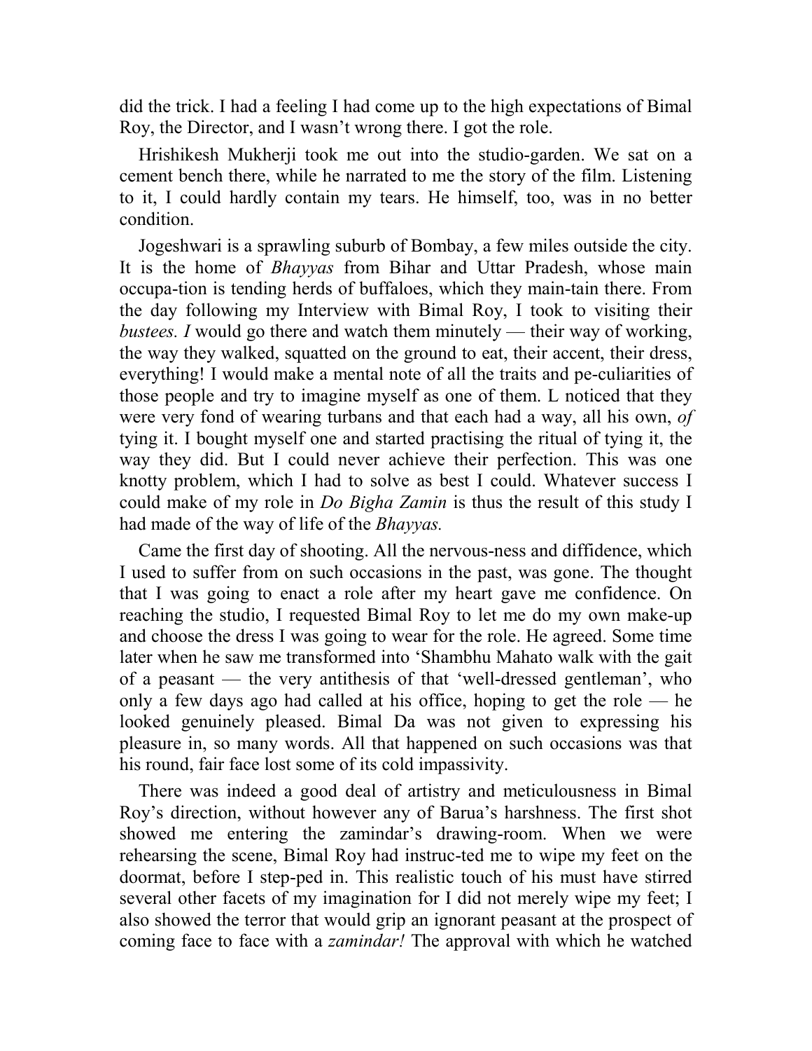did the trick. I had a feeling I had come up to the high expectations of Bimal Roy, the Director, and I wasn't wrong there. I got the role.

Hrishikesh Mukherji took me out into the studio-garden. We sat on a cement bench there, while he narrated to me the story of the film. Listening to it, I could hardly contain my tears. He himself, too, was in no better condition.

Jogeshwari is a sprawling suburb of Bombay, a few miles outside the city. It is the home of *Bhayyas* from Bihar and Uttar Pradesh, whose main occupa-tion is tending herds of buffaloes, which they main-tain there. From the day following my Interview with Bimal Roy, I took to visiting their *bustees. I* would go there and watch them minutely — their way of working, the way they walked, squatted on the ground to eat, their accent, their dress, everything! I would make a mental note of all the traits and pe-culiarities of those people and try to imagine myself as one of them. L noticed that they were very fond of wearing turbans and that each had a way, all his own, *of* tying it. I bought myself one and started practising the ritual of tying it, the way they did. But I could never achieve their perfection. This was one knotty problem, which I had to solve as best I could. Whatever success I could make of my role in *Do Bigha Zamin* is thus the result of this study I had made of the way of life of the *Bhayyas.*

Came the first day of shooting. All the nervous-ness and diffidence, which I used to suffer from on such occasions in the past, was gone. The thought that I was going to enact a role after my heart gave me confidence. On reaching the studio, I requested Bimal Roy to let me do my own make-up and choose the dress I was going to wear for the role. He agreed. Some time later when he saw me transformed into 'Shambhu Mahato walk with the gait of a peasant — the very antithesis of that 'well-dressed gentleman', who only a few days ago had called at his office, hoping to get the role — he looked genuinely pleased. Bimal Da was not given to expressing his pleasure in, so many words. All that happened on such occasions was that his round, fair face lost some of its cold impassivity.

There was indeed a good deal of artistry and meticulousness in Bimal Roy's direction, without however any of Barua's harshness. The first shot showed me entering the zamindar's drawing-room. When we were rehearsing the scene, Bimal Roy had instruc-ted me to wipe my feet on the doormat, before I step-ped in. This realistic touch of his must have stirred several other facets of my imagination for I did not merely wipe my feet; I also showed the terror that would grip an ignorant peasant at the prospect of coming face to face with a *zamindar!* The approval with which he watched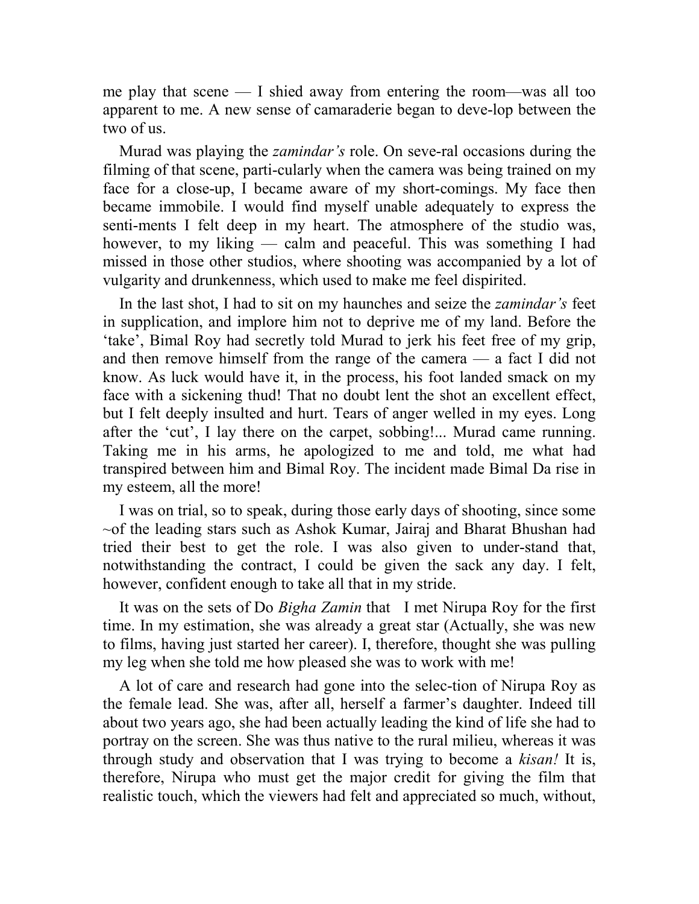me play that scene — I shied away from entering the room—was all too apparent to me. A new sense of camaraderie began to deve-lop between the two of us.

Murad was playing the *zamindar's* role. On seve-ral occasions during the filming of that scene, parti-cularly when the camera was being trained on my face for a close-up, I became aware of my short-comings. My face then became immobile. I would find myself unable adequately to express the senti-ments I felt deep in my heart. The atmosphere of the studio was, however, to my liking — calm and peaceful. This was something I had missed in those other studios, where shooting was accompanied by a lot of vulgarity and drunkenness, which used to make me feel dispirited.

In the last shot, I had to sit on my haunches and seize the *zamindar's* feet in supplication, and implore him not to deprive me of my land. Before the 'take', Bimal Roy had secretly told Murad to jerk his feet free of my grip, and then remove himself from the range of the camera — a fact I did not know. As luck would have it, in the process, his foot landed smack on my face with a sickening thud! That no doubt lent the shot an excellent effect, but I felt deeply insulted and hurt. Tears of anger welled in my eyes. Long after the 'cut', I lay there on the carpet, sobbing!... Murad came running. Taking me in his arms, he apologized to me and told, me what had transpired between him and Bimal Roy. The incident made Bimal Da rise in my esteem, all the more!

I was on trial, so to speak, during those early days of shooting, since some ~of the leading stars such as Ashok Kumar, Jairaj and Bharat Bhushan had tried their best to get the role. I was also given to under-stand that, notwithstanding the contract, I could be given the sack any day. I felt, however, confident enough to take all that in my stride.

It was on the sets of Do *Bigha Zamin* that I met Nirupa Roy for the first time. In my estimation, she was already a great star (Actually, she was new to films, having just started her career). I, therefore, thought she was pulling my leg when she told me how pleased she was to work with me!

A lot of care and research had gone into the selec-tion of Nirupa Roy as the female lead. She was, after all, herself a farmer's daughter. Indeed till about two years ago, she had been actually leading the kind of life she had to portray on the screen. She was thus native to the rural milieu, whereas it was through study and observation that I was trying to become a *kisan!* It is, therefore, Nirupa who must get the major credit for giving the film that realistic touch, which the viewers had felt and appreciated so much, without,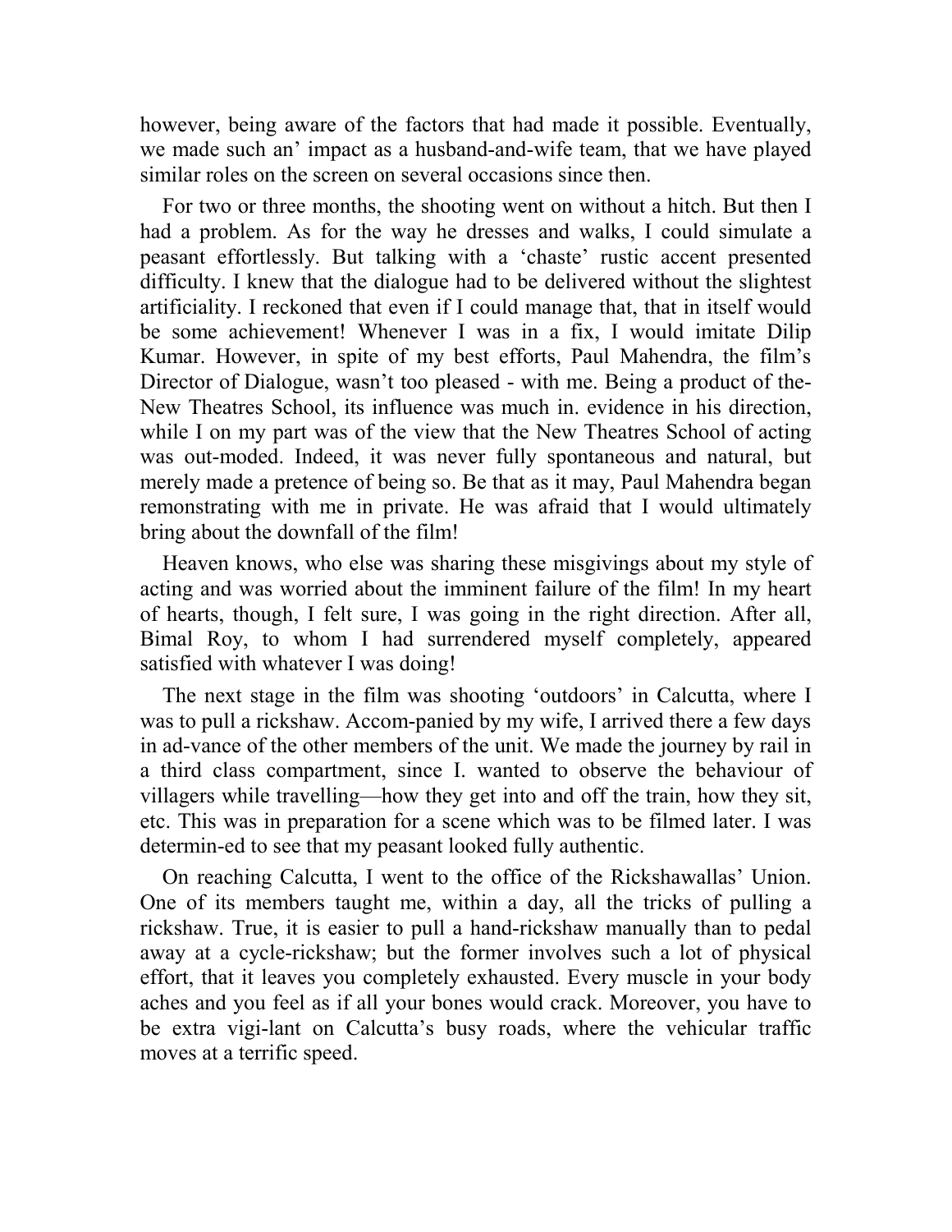however, being aware of the factors that had made it possible. Eventually, we made such an' impact as a husband-and-wife team, that we have played similar roles on the screen on several occasions since then.

For two or three months, the shooting went on without a hitch. But then I had a problem. As for the way he dresses and walks, I could simulate a peasant effortlessly. But talking with a 'chaste' rustic accent presented difficulty. I knew that the dialogue had to be delivered without the slightest artificiality. I reckoned that even if I could manage that, that in itself would be some achievement! Whenever I was in a fix, I would imitate Dilip Kumar. However, in spite of my best efforts, Paul Mahendra, the film's Director of Dialogue, wasn't too pleased - with me. Being a product of the- New Theatres School, its influence was much in. evidence in his direction, while I on my part was of the view that the New Theatres School of acting was out-moded. Indeed, it was never fully spontaneous and natural, but merely made a pretence of being so. Be that as it may, Paul Mahendra began remonstrating with me in private. He was afraid that I would ultimately bring about the downfall of the film!

Heaven knows, who else was sharing these misgivings about my style of acting and was worried about the imminent failure of the film! In my heart of hearts, though, I felt sure, I was going in the right direction. After all, Bimal Roy, to whom I had surrendered myself completely, appeared satisfied with whatever I was doing!

The next stage in the film was shooting 'outdoors' in Calcutta, where I was to pull a rickshaw. Accom-panied by my wife, I arrived there a few days in ad-vance of the other members of the unit. We made the journey by rail in a third class compartment, since I. wanted to observe the behaviour of villagers while travelling—how they get into and off the train, how they sit, etc. This was in preparation for a scene which was to be filmed later. I was determin-ed to see that my peasant looked fully authentic.

On reaching Calcutta, I went to the office of the Rickshawallas' Union. One of its members taught me, within a day, all the tricks of pulling a rickshaw. True, it is easier to pull a hand-rickshaw manually than to pedal away at a cycle-rickshaw; but the former involves such a lot of physical effort, that it leaves you completely exhausted. Every muscle in your body aches and you feel as if all your bones would crack. Moreover, you have to be extra vigi-lant on Calcutta's busy roads, where the vehicular traffic moves at a terrific speed.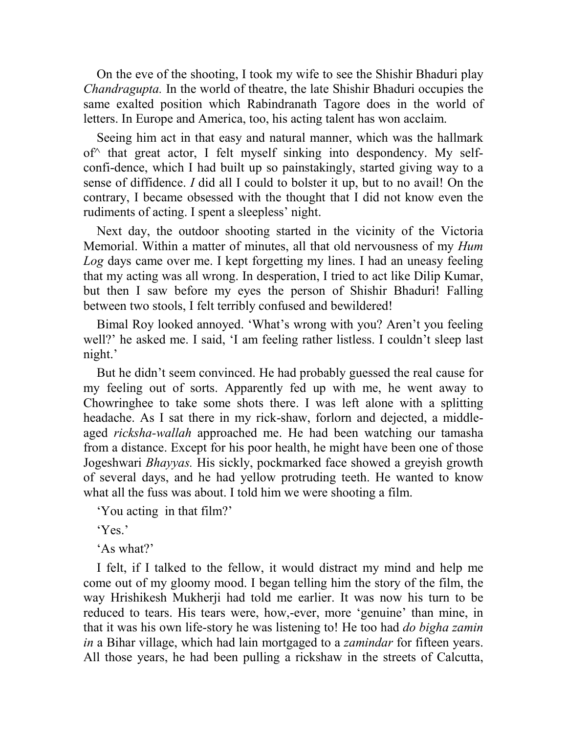On the eve of the shooting, I took my wife to see the Shishir Bhaduri play *Chandragupta.* In the world of theatre, the late Shishir Bhaduri occupies the same exalted position which Rabindranath Tagore does in the world of letters. In Europe and America, too, his acting talent has won acclaim.

Seeing him act in that easy and natural manner, which was the hallmark of^ that great actor, I felt myself sinking into despondency. My self-confi-dence, which I had built up so painstakingly, started giving way to a sense of diffidence. *I* did all I could to bolster it up, but to no avail! On the contrary, I became obsessed with the thought that I did not know even the rudiments of acting. I spent a sleepless' night.

Next day, the outdoor shooting started in the vicinity of the Victoria Memorial. Within a matter of minutes, all that old nervousness of my *Hum Log* days came over me. I kept forgetting my lines. I had an uneasy feeling that my acting was all wrong. In desperation, I tried to act like Dilip Kumar, but then I saw before my eyes the person of Shishir Bhaduri! Falling between two stools, I felt terribly confused and bewildered!

Bimal Roy looked annoyed. 'What's wrong with you? Aren't you feeling well?' he asked me. I said, 'I am feeling rather listless. I couldn't sleep last night.'

But he didn't seem convinced. He had probably guessed the real cause for my feeling out of sorts. Apparently fed up with me, he went away to Chowringhee to take some shots there. I was left alone with a splitting headache. As I sat there in my rick-shaw, forlorn and dejected, a middle-aged *ricksha-wallah* approached me. He had been watching our tamasha from a distance. Except for his poor health, he might have been one of those Jogeshwari *Bhayyas.* His sickly, pockmarked face showed a greyish growth of several days, and he had yellow protruding teeth. He wanted to know what all the fuss was about. I told him we were shooting a film.

'You acting in that film?'

'Yes.'

'As what?'

I felt, if I talked to the fellow, it would distract my mind and help me come out of my gloomy mood. I began telling him the story of the film, the way Hrishikesh Mukherji had told me earlier. It was now his turn to be reduced to tears. His tears were, how,-ever, more 'genuine' than mine, in that it was his own life-story he was listening to! He too had *do bigha zamin in* a Bihar village, which had lain mortgaged to a *zamindar* for fifteen years. All those years, he had been pulling a rickshaw in the streets of Calcutta,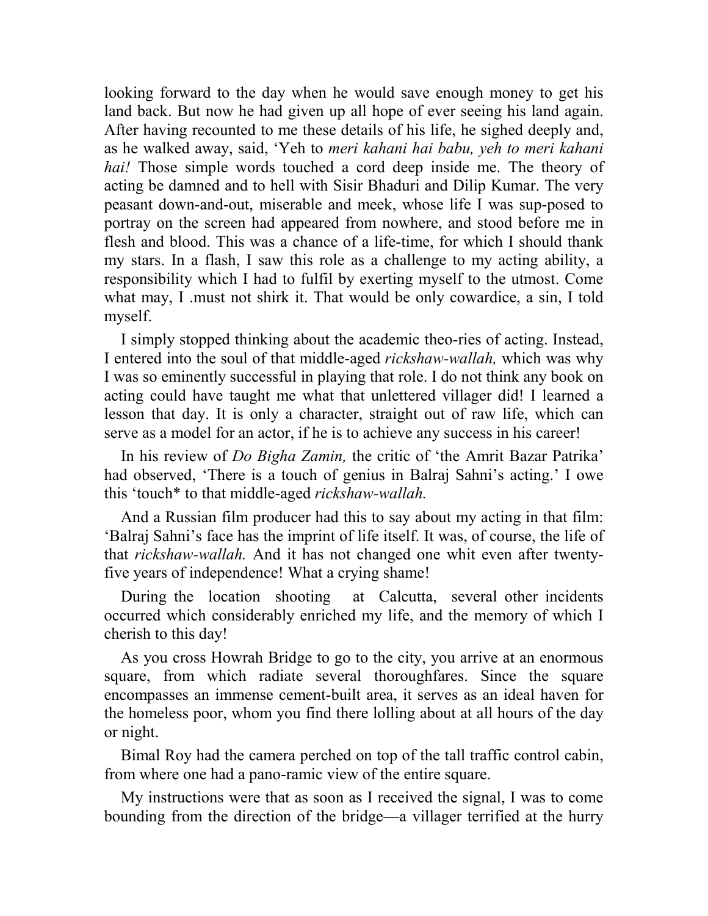looking forward to the day when he would save enough money to get his land back. But now he had given up all hope of ever seeing his land again. After having recounted to me these details of his life, he sighed deeply and, as he walked away, said, 'Yeh to *meri kahani hai babu, yeh to meri kahani hai!* Those simple words touched a cord deep inside me. The theory of acting be damned and to hell with Sisir Bhaduri and Dilip Kumar. The very peasant down-and-out, miserable and meek, whose life I was sup-posed to portray on the screen had appeared from nowhere, and stood before me in flesh and blood. This was a chance of a life-time, for which I should thank my stars. In a flash, I saw this role as a challenge to my acting ability, a responsibility which I had to fulfil by exerting myself to the utmost. Come what may, I .must not shirk it. That would be only cowardice, a sin, I told myself.

I simply stopped thinking about the academic theo-ries of acting. Instead, I entered into the soul of that middle-aged *rickshaw-wallah,* which was why I was so eminently successful in playing that role. I do not think any book on acting could have taught me what that unlettered villager did! I learned a lesson that day. It is only a character, straight out of raw life, which can serve as a model for an actor, if he is to achieve any success in his career!

In his review of *Do Bigha Zamin,* the critic of 'the Amrit Bazar Patrika' had observed, 'There is a touch of genius in Balraj Sahni's acting.' I owe this 'touch* to that middle-aged *rickshaw-wallah.*

And a Russian film producer had this to say about my acting in that film: 'Balraj Sahni's face has the imprint of life itself. It was, of course, the life of that *rickshaw-wallah.* And it has not changed one whit even after twenty-five years of independence! What a crying shame!

During the location shooting at Calcutta, several other incidents occurred which considerably enriched my life, and the memory of which I cherish to this day!

As you cross Howrah Bridge to go to the city, you arrive at an enormous square, from which radiate several thoroughfares. Since the square encompasses an immense cement-built area, it serves as an ideal haven for the homeless poor, whom you find there lolling about at all hours of the day or night.

Bimal Roy had the camera perched on top of the tall traffic control cabin, from where one had a pano-ramic view of the entire square.

My instructions were that as soon as I received the signal, I was to come bounding from the direction of the bridge—a villager terrified at the hurry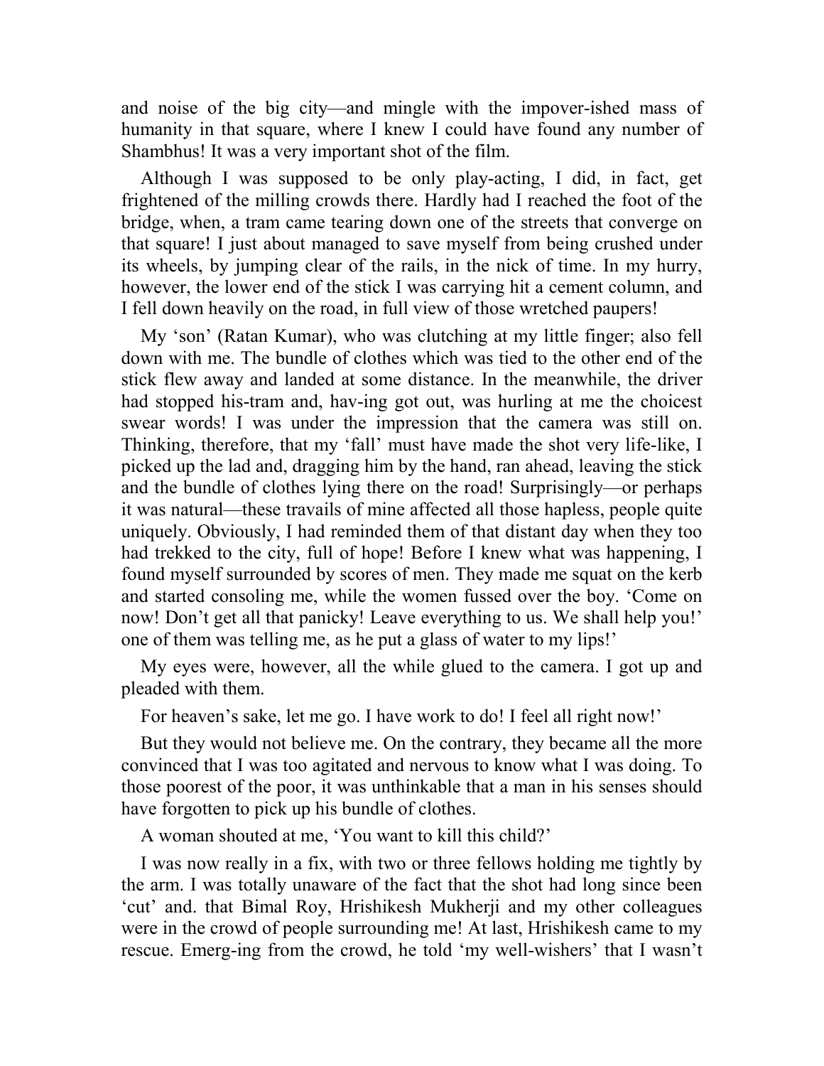and noise of the big city—and mingle with the impover-ished mass of humanity in that square, where I knew I could have found any number of Shambhus! It was a very important shot of the film.

Although I was supposed to be only play-acting, I did, in fact, get frightened of the milling crowds there. Hardly had I reached the foot of the bridge, when, a tram came tearing down one of the streets that converge on that square! I just about managed to save myself from being crushed under its wheels, by jumping clear of the rails, in the nick of time. In my hurry, however, the lower end of the stick I was carrying hit a cement column, and I fell down heavily on the road, in full view of those wretched paupers!

My 'son' (Ratan Kumar), who was clutching at my little finger; also fell down with me. The bundle of clothes which was tied to the other end of the stick flew away and landed at some distance. In the meanwhile, the driver had stopped his-tram and, hav-ing got out, was hurling at me the choicest swear words! I was under the impression that the camera was still on. Thinking, therefore, that my 'fall' must have made the shot very life-like, I picked up the lad and, dragging him by the hand, ran ahead, leaving the stick and the bundle of clothes lying there on the road! Surprisingly—or perhaps it was natural—these travails of mine affected all those hapless, people quite uniquely. Obviously, I had reminded them of that distant day when they too had trekked to the city, full of hope! Before I knew what was happening, I found myself surrounded by scores of men. They made me squat on the kerb and started consoling me, while the women fussed over the boy. 'Come on now! Don't get all that panicky! Leave everything to us. We shall help you!' one of them was telling me, as he put a glass of water to my lips!'

My eyes were, however, all the while glued to the camera. I got up and pleaded with them.

For heaven's sake, let me go. I have work to do! I feel all right now!'

But they would not believe me. On the contrary, they became all the more convinced that I was too agitated and nervous to know what I was doing. To those poorest of the poor, it was unthinkable that a man in his senses should have forgotten to pick up his bundle of clothes.

A woman shouted at me, 'You want to kill this child?'

I was now really in a fix, with two or three fellows holding me tightly by the arm. I was totally unaware of the fact that the shot had long since been 'cut' and. that Bimal Roy, Hrishikesh Mukherji and my other colleagues were in the crowd of people surrounding me! At last, Hrishikesh came to my rescue. Emerg-ing from the crowd, he told 'my well-wishers' that I wasn't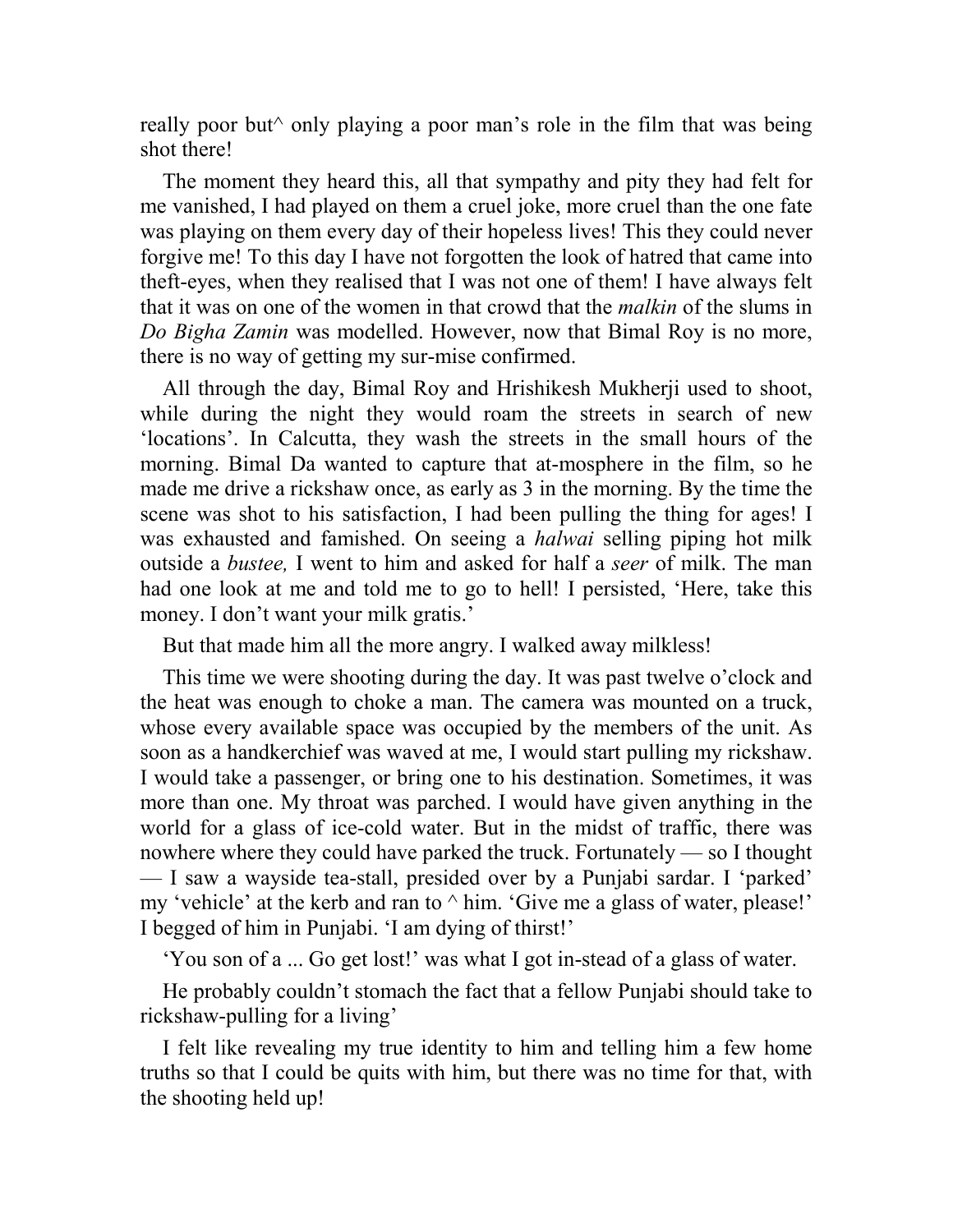really poor but^ only playing a poor man's role in the film that was being shot there!

The moment they heard this, all that sympathy and pity they had felt for me vanished, I had played on them a cruel joke, more cruel than the one fate was playing on them every day of their hopeless lives! This they could never forgive me! To this day I have not forgotten the look of hatred that came into theft-eyes, when they realised that I was not one of them! I have always felt that it was on one of the women in that crowd that the *malkin* of the slums in *Do Bigha Zamin* was modelled. However, now that Bimal Roy is no more, there is no way of getting my sur-mise confirmed.

All through the day, Bimal Roy and Hrishikesh Mukherji used to shoot, while during the night they would roam the streets in search of new 'locations'. In Calcutta, they wash the streets in the small hours of the morning. Bimal Da wanted to capture that at-mosphere in the film, so he made me drive a rickshaw once, as early as 3 in the morning. By the time the scene was shot to his satisfaction, I had been pulling the thing for ages! I was exhausted and famished. On seeing a *halwai* selling piping hot milk outside a *bustee,* I went to him and asked for half a *seer* of milk. The man had one look at me and told me to go to hell! I persisted, 'Here, take this money. I don't want your milk gratis.'

But that made him all the more angry. I walked away milkless!

This time we were shooting during the day. It was past twelve o'clock and the heat was enough to choke a man. The camera was mounted on a truck, whose every available space was occupied by the members of the unit. As soon as a handkerchief was waved at me, I would start pulling my rickshaw. I would take a passenger, or bring one to his destination. Sometimes, it was more than one. My throat was parched. I would have given anything in the world for a glass of ice-cold water. But in the midst of traffic, there was nowhere where they could have parked the truck. Fortunately — so I thought — I saw a wayside tea-stall, presided over by a Punjabi sardar. I 'parked' my 'vehicle' at the kerb and ran to ^ him. 'Give me a glass of water, please!' I begged of him in Punjabi. 'I am dying of thirst!'

'You son of a ... Go get lost!' was what I got in-stead of a glass of water.

He probably couldn't stomach the fact that a fellow Punjabi should take to rickshaw-pulling for a living'

I felt like revealing my true identity to him and telling him a few home truths so that I could be quits with him, but there was no time for that, with the shooting held up!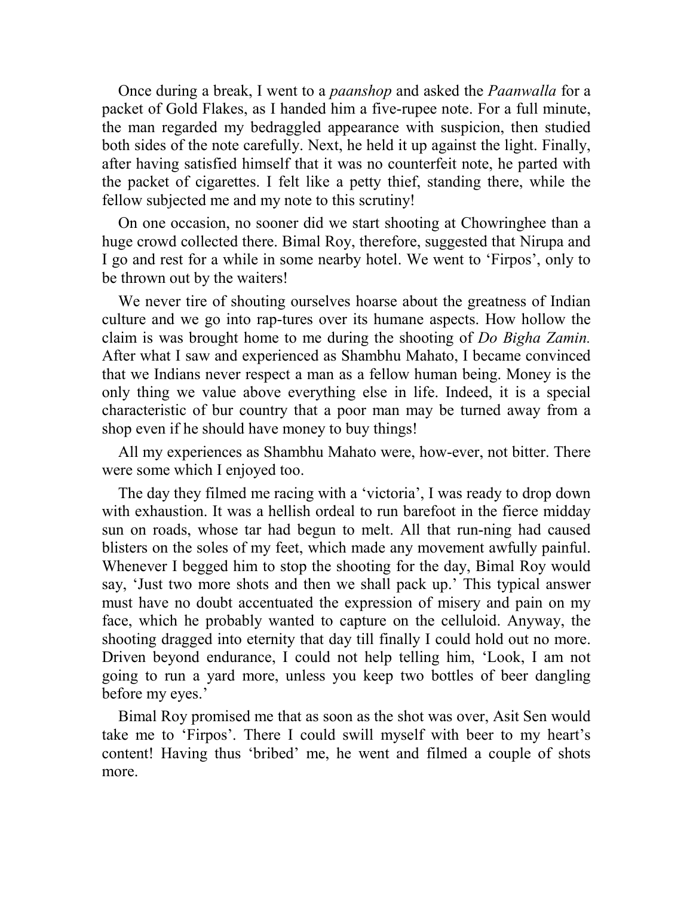Once during a break, I went to a *paanshop* and asked the *Paanwalla* for a packet of Gold Flakes, as I handed him a five-rupee note. For a full minute, the man regarded my bedraggled appearance with suspicion, then studied both sides of the note carefully. Next, he held it up against the light. Finally, after having satisfied himself that it was no counterfeit note, he parted with the packet of cigarettes. I felt like a petty thief, standing there, while the fellow subjected me and my note to this scrutiny!

On one occasion, no sooner did we start shooting at Chowringhee than a huge crowd collected there. Bimal Roy, therefore, suggested that Nirupa and I go and rest for a while in some nearby hotel. We went to 'Firpos', only to be thrown out by the waiters!

We never tire of shouting ourselves hoarse about the greatness of Indian culture and we go into rap-tures over its humane aspects. How hollow the claim is was brought home to me during the shooting of *Do Bigha Zamin.* After what I saw and experienced as Shambhu Mahato, I became convinced that we Indians never respect a man as a fellow human being. Money is the only thing we value above everything else in life. Indeed, it is a special characteristic of bur country that a poor man may be turned away from a shop even if he should have money to buy things!

All my experiences as Shambhu Mahato were, how-ever, not bitter. There were some which I enjoyed too.

The day they filmed me racing with a 'victoria', I was ready to drop down with exhaustion. It was a hellish ordeal to run barefoot in the fierce midday sun on roads, whose tar had begun to melt. All that run-ning had caused blisters on the soles of my feet, which made any movement awfully painful. Whenever I begged him to stop the shooting for the day, Bimal Roy would say, 'Just two more shots and then we shall pack up.' This typical answer must have no doubt accentuated the expression of misery and pain on my face, which he probably wanted to capture on the celluloid. Anyway, the shooting dragged into eternity that day till finally I could hold out no more. Driven beyond endurance, I could not help telling him, 'Look, I am not going to run a yard more, unless you keep two bottles of beer dangling before my eyes.'

Bimal Roy promised me that as soon as the shot was over, Asit Sen would take me to 'Firpos'. There I could swill myself with beer to my heart's content! Having thus 'bribed' me, he went and filmed a couple of shots more.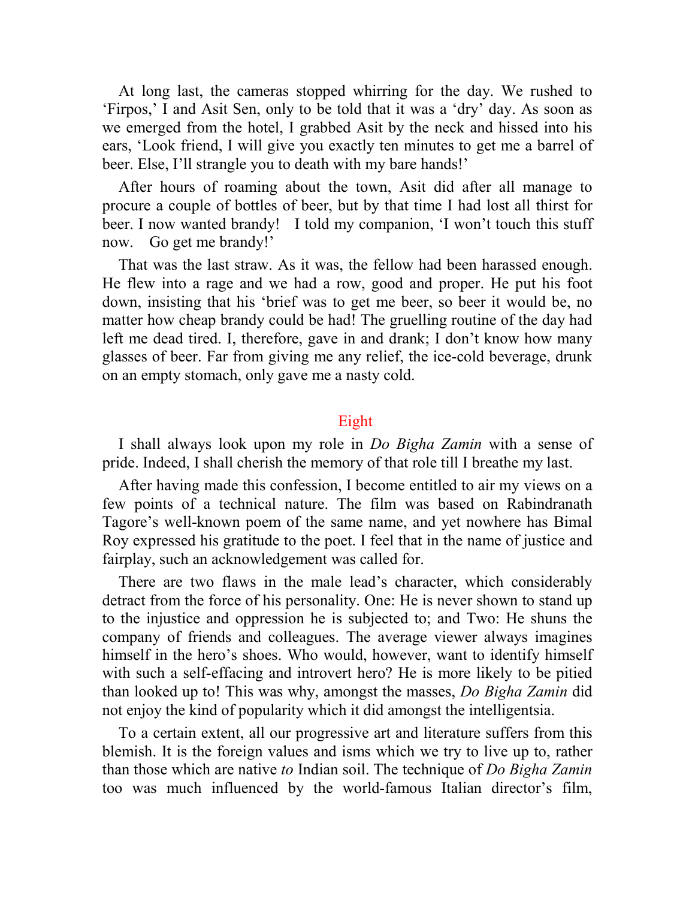At long last, the cameras stopped whirring for the day. We rushed to 'Firpos,' I and Asit Sen, only to be told that it was a 'dry' day. As soon as we emerged from the hotel, I grabbed Asit by the neck and hissed into his ears, 'Look friend, I will give you exactly ten minutes to get me a barrel of beer. Else, I'll strangle you to death with my bare hands!'

After hours of roaming about the town, Asit did after all manage to procure a couple of bottles of beer, but by that time I had lost all thirst for beer. I now wanted brandy! I told my companion, 'I won't touch this stuff now. Go get me brandy!'

That was the last straw. As it was, the fellow had been harassed enough. He flew into a rage and we had a row, good and proper. He put his foot down, insisting that his 'brief was to get me beer, so beer it would be, no matter how cheap brandy could be had! The gruelling routine of the day had left me dead tired. I, therefore, gave in and drank; I don't know how many glasses of beer. Far from giving me any relief, the ice-cold beverage, drunk on an empty stomach, only gave me a nasty cold.

## Eight

I shall always look upon my role in *Do Bigha Zamin* with a sense of pride. Indeed, I shall cherish the memory of that role till I breathe my last.

After having made this confession, I become entitled to air my views on a few points of a technical nature. The film was based on Rabindranath Tagore's well-known poem of the same name, and yet nowhere has Bimal Roy expressed his gratitude to the poet. I feel that in the name of justice and fairplay, such an acknowledgement was called for.

There are two flaws in the male lead's character, which considerably detract from the force of his personality. One: He is never shown to stand up to the injustice and oppression he is subjected to; and Two: He shuns the company of friends and colleagues. The average viewer always imagines himself in the hero's shoes. Who would, however, want to identify himself with such a self-effacing and introvert hero? He is more likely to be pitied than looked up to! This was why, amongst the masses, *Do Bigha Zamin* did not enjoy the kind of popularity which it did amongst the intelligentsia.

To a certain extent, all our progressive art and literature suffers from this blemish. It is the foreign values and isms which we try to live up to, rather than those which are native *to* Indian soil. The technique of *Do Bigha Zamin* too was much influenced by the world-famous Italian director's film,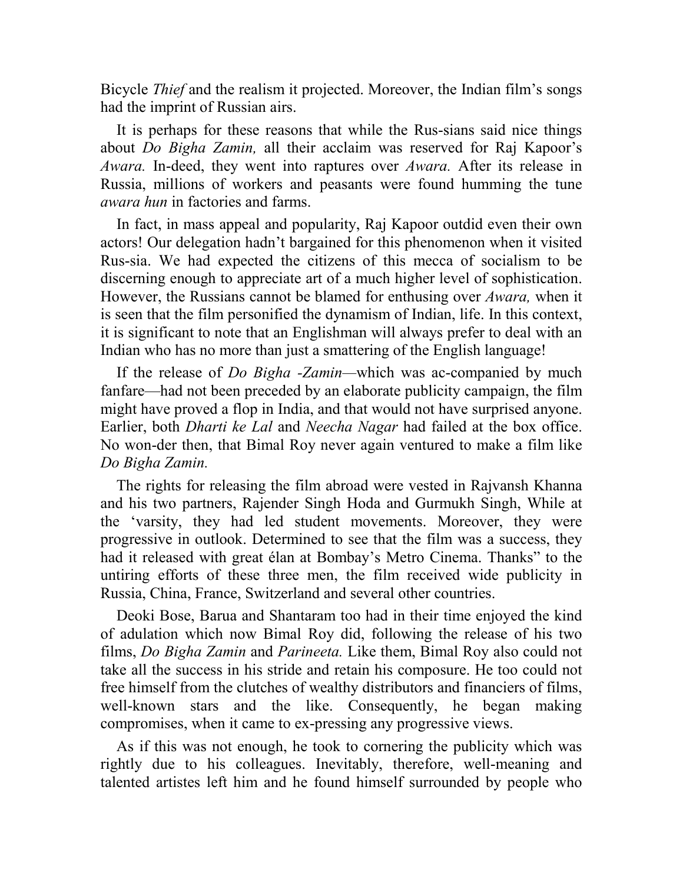Bicycle *Thief* and the realism it projected. Moreover, the Indian film's songs had the imprint of Russian airs.

It is perhaps for these reasons that while the Rus-sians said nice things about *Do Bigha Zamin,* all their acclaim was reserved for Raj Kapoor's *Awara.* In-deed, they went into raptures over *Awara.* After its release in Russia, millions of workers and peasants were found humming the tune *awara hun* in factories and farms.

In fact, in mass appeal and popularity, Raj Kapoor outdid even their own actors! Our delegation hadn't bargained for this phenomenon when it visited Rus-sia. We had expected the citizens of this mecca of socialism to be discerning enough to appreciate art of a much higher level of sophistication. However, the Russians cannot be blamed for enthusing over *Awara,* when it is seen that the film personified the dynamism of Indian, life. In this context, it is significant to note that an Englishman will always prefer to deal with an Indian who has no more than just a smattering of the English language!

If the release of *Do Bigha -Zamin*—which was ac-companied by much fanfare—had not been preceded by an elaborate publicity campaign, the film might have proved a flop in India, and that would not have surprised anyone. Earlier, both *Dharti ke Lal* and *Neecha Nagar* had failed at the box office. No won-der then, that Bimal Roy never again ventured to make a film like *Do Bigha Zamin.*

The rights for releasing the film abroad were vested in Rajvansh Khanna and his two partners, Rajender Singh Hoda and Gurmukh Singh, While at the 'varsity, they had led student movements. Moreover, they were progressive in outlook. Determined to see that the film was a success, they had it released with great élan at Bombay's Metro Cinema. Thanks" to the untiring efforts of these three men, the film received wide publicity in Russia, China, France, Switzerland and several other countries.

Deoki Bose, Barua and Shantaram too had in their time enjoyed the kind of adulation which now Bimal Roy did, following the release of his two films, *Do Bigha Zamin* and *Parineeta.* Like them, Bimal Roy also could not take all the success in his stride and retain his composure. He too could not free himself from the clutches of wealthy distributors and financiers of films, well-known stars and the like. Consequently, he began making compromises, when it came to ex-pressing any progressive views.

As if this was not enough, he took to cornering the publicity which was rightly due to his colleagues. Inevitably, therefore, well-meaning and talented artistes left him and he found himself surrounded by people who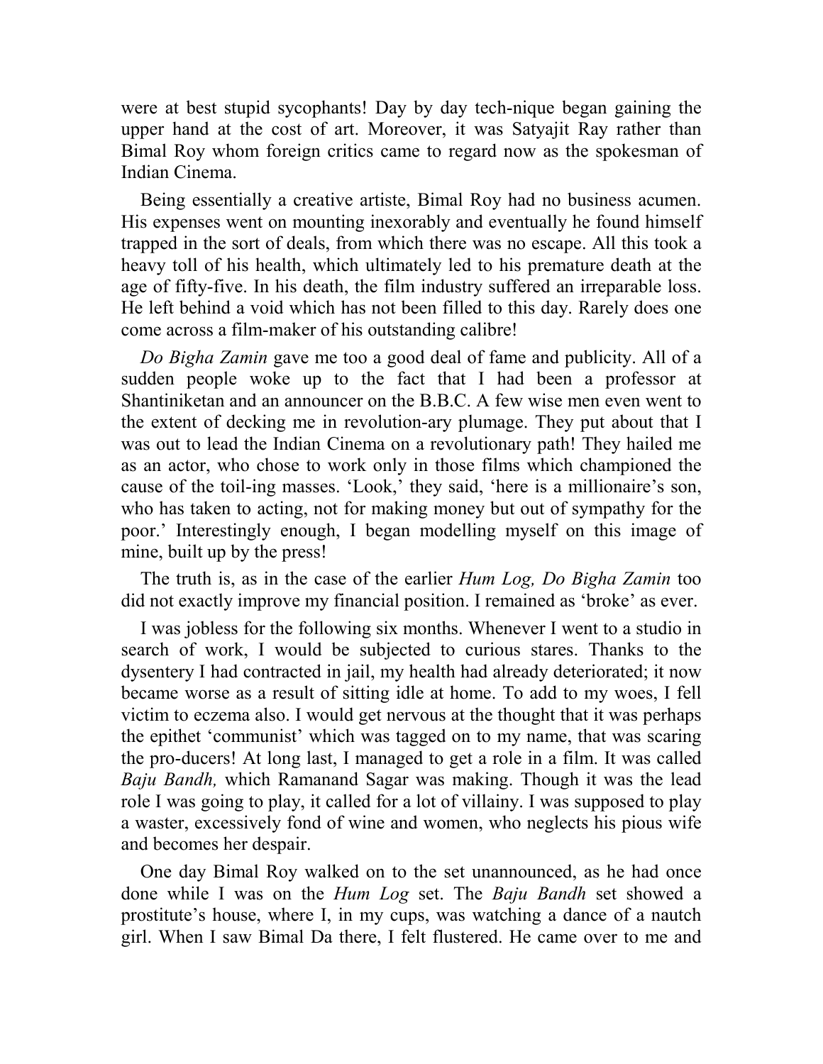were at best stupid sycophants! Day by day tech-nique began gaining the upper hand at the cost of art. Moreover, it was Satyajit Ray rather than Bimal Roy whom foreign critics came to regard now as the spokesman of Indian Cinema.

Being essentially a creative artiste, Bimal Roy had no business acumen. His expenses went on mounting inexorably and eventually he found himself trapped in the sort of deals, from which there was no escape. All this took a heavy toll of his health, which ultimately led to his premature death at the age of fifty-five. In his death, the film industry suffered an irreparable loss. He left behind a void which has not been filled to this day. Rarely does one come across a film-maker of his outstanding calibre!

*Do Bigha Zamin* gave me too a good deal of fame and publicity. All of a sudden people woke up to the fact that I had been a professor at Shantiniketan and an announcer on the B.B.C. A few wise men even went to the extent of decking me in revolution-ary plumage. They put about that I was out to lead the Indian Cinema on a revolutionary path! They hailed me as an actor, who chose to work only in those films which championed the cause of the toil-ing masses. 'Look,' they said, 'here is a millionaire's son, who has taken to acting, not for making money but out of sympathy for the poor.' Interestingly enough, I began modelling myself on this image of mine, built up by the press!

The truth is, as in the case of the earlier *Hum Log, Do Bigha Zamin* too did not exactly improve my financial position. I remained as 'broke' as ever.

I was jobless for the following six months. Whenever I went to a studio in search of work, I would be subjected to curious stares. Thanks to the dysentery I had contracted in jail, my health had already deteriorated; it now became worse as a result of sitting idle at home. To add to my woes, I fell victim to eczema also. I would get nervous at the thought that it was perhaps the epithet 'communist' which was tagged on to my name, that was scaring the pro-ducers! At long last, I managed to get a role in a film. It was called *Baju Bandh,* which Ramanand Sagar was making. Though it was the lead role I was going to play, it called for a lot of villainy. I was supposed to play a waster, excessively fond of wine and women, who neglects his pious wife and becomes her despair.

One day Bimal Roy walked on to the set unannounced, as he had once done while I was on the *Hum Log* set. The *Baju Bandh* set showed a prostitute's house, where I, in my cups, was watching a dance of a nautch girl. When I saw Bimal Da there, I felt flustered. He came over to me and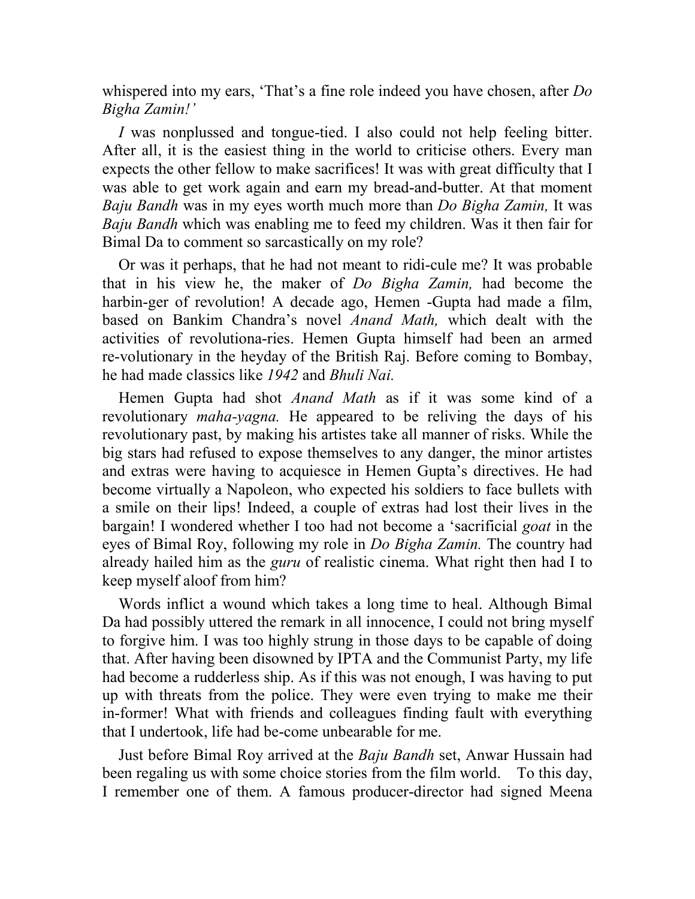whispered into my ears, 'That's a fine role indeed you have chosen, after *Do Bigha Zamin!'*

*I* was nonplussed and tongue-tied. I also could not help feeling bitter. After all, it is the easiest thing in the world to criticise others. Every man expects the other fellow to make sacrifices! It was with great difficulty that I was able to get work again and earn my bread-and-butter. At that moment *Baju Bandh* was in my eyes worth much more than *Do Bigha Zamin,* It was *Baju Bandh* which was enabling me to feed my children. Was it then fair for Bimal Da to comment so sarcastically on my role?

Or was it perhaps, that he had not meant to ridi-cule me? It was probable that in his view he, the maker of *Do Bigha Zamin,* had become the harbin-ger of revolution! A decade ago, Hemen -Gupta had made a film, based on Bankim Chandra's novel *Anand Math,* which dealt with the activities of revolutiona-ries. Hemen Gupta himself had been an armed re-volutionary in the heyday of the British Raj. Before coming to Bombay, he had made classics like *1942* and *Bhuli Nai.*

Hemen Gupta had shot *Anand Math* as if it was some kind of a revolutionary *maha-yagna.* He appeared to be reliving the days of his revolutionary past, by making his artistes take all manner of risks. While the big stars had refused to expose themselves to any danger, the minor artistes and extras were having to acquiesce in Hemen Gupta's directives. He had become virtually a Napoleon, who expected his soldiers to face bullets with a smile on their lips! Indeed, a couple of extras had lost their lives in the bargain! I wondered whether I too had not become a 'sacrificial *goat* in the eyes of Bimal Roy, following my role in *Do Bigha Zamin.* The country had already hailed him as the *guru* of realistic cinema. What right then had I to keep myself aloof from him?

Words inflict a wound which takes a long time to heal. Although Bimal Da had possibly uttered the remark in all innocence, I could not bring myself to forgive him. I was too highly strung in those days to be capable of doing that. After having been disowned by IPTA and the Communist Party, my life had become a rudderless ship. As if this was not enough, I was having to put up with threats from the police. They were even trying to make me their in-former! What with friends and colleagues finding fault with everything that I undertook, life had be-come unbearable for me.

Just before Bimal Roy arrived at the *Baju Bandh* set, Anwar Hussain had been regaling us with some choice stories from the film world. To this day, I remember one of them. A famous producer-director had signed Meena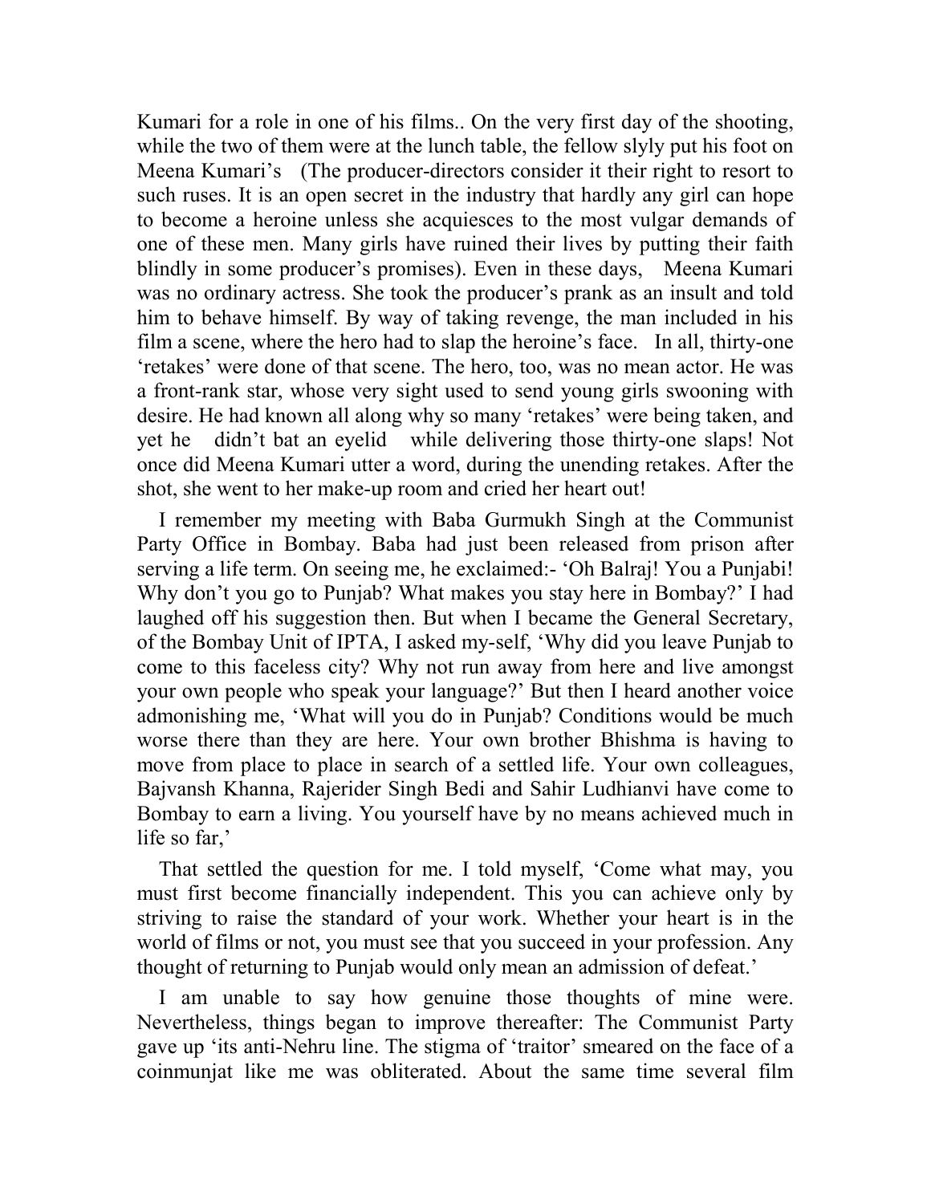Kumari for a role in one of his films.. On the very first day of the shooting, while the two of them were at the lunch table, the fellow slyly put his foot on Meena Kumari's (The producer-directors consider it their right to resort to such ruses. It is an open secret in the industry that hardly any girl can hope to become a heroine unless she acquiesces to the most vulgar demands of one of these men. Many girls have ruined their lives by putting their faith blindly in some producer's promises). Even in these days, Meena Kumari was no ordinary actress. She took the producer's prank as an insult and told him to behave himself. By way of taking revenge, the man included in his film a scene, where the hero had to slap the heroine's face. In all, thirty-one 'retakes' were done of that scene. The hero, too, was no mean actor. He was a front-rank star, whose very sight used to send young girls swooning with desire. He had known all along why so many 'retakes' were being taken, and yet he didn't bat an eyelid while delivering those thirty-one slaps! Not once did Meena Kumari utter a word, during the unending retakes. After the shot, she went to her make-up room and cried her heart out!

I remember my meeting with Baba Gurmukh Singh at the Communist Party Office in Bombay. Baba had just been released from prison after serving a life term. On seeing me, he exclaimed:- 'Oh Balraj! You a Punjabi! Why don't you go to Punjab? What makes you stay here in Bombay?' I had laughed off his suggestion then. But when I became the General Secretary, of the Bombay Unit of IPTA, I asked my-self, 'Why did you leave Punjab to come to this faceless city? Why not run away from here and live amongst your own people who speak your language?' But then I heard another voice admonishing me, 'What will you do in Punjab? Conditions would be much worse there than they are here. Your own brother Bhishma is having to move from place to place in search of a settled life. Your own colleagues, Bajvansh Khanna, Rajerider Singh Bedi and Sahir Ludhianvi have come to Bombay to earn a living. You yourself have by no means achieved much in life so far,'

That settled the question for me. I told myself, 'Come what may, you must first become financially independent. This you can achieve only by striving to raise the standard of your work. Whether your heart is in the world of films or not, you must see that you succeed in your profession. Any thought of returning to Punjab would only mean an admission of defeat.'

I am unable to say how genuine those thoughts of mine were. Nevertheless, things began to improve thereafter: The Communist Party gave up 'its anti-Nehru line. The stigma of 'traitor' smeared on the face of a coinmunjat like me was obliterated. About the same time several film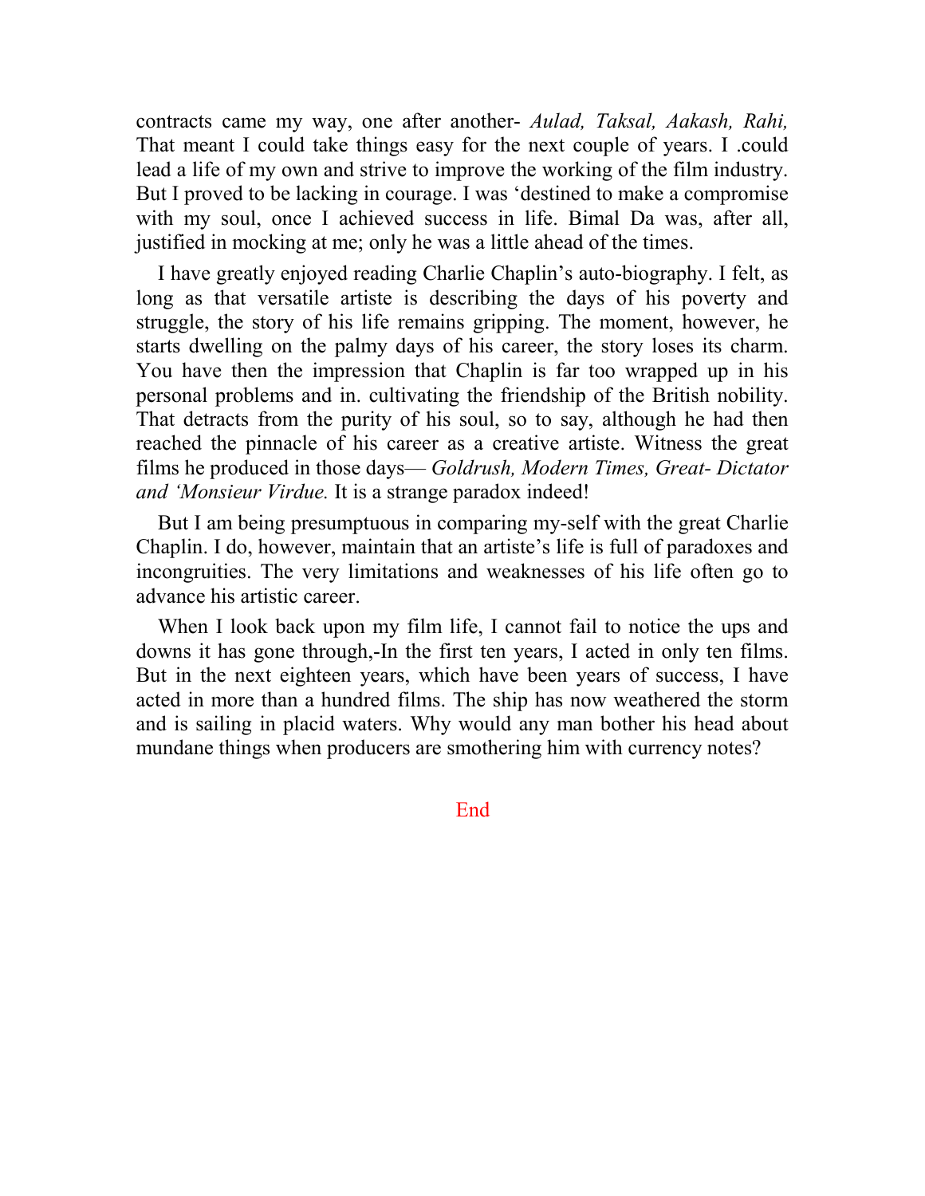contracts came my way, one after another- *Aulad, Taksal, Aakash, Rahi,* That meant I could take things easy for the next couple of years. I .could lead a life of my own and strive to improve the working of the film industry. But I proved to be lacking in courage. I was 'destined to make a compromise with my soul, once I achieved success in life. Bimal Da was, after all, justified in mocking at me; only he was a little ahead of the times.

I have greatly enjoyed reading Charlie Chaplin's auto-biography. I felt, as long as that versatile artiste is describing the days of his poverty and struggle, the story of his life remains gripping. The moment, however, he starts dwelling on the palmy days of his career, the story loses its charm. You have then the impression that Chaplin is far too wrapped up in his personal problems and in. cultivating the friendship of the British nobility. That detracts from the purity of his soul, so to say, although he had then reached the pinnacle of his career as a creative artiste. Witness the great films he produced in those days— *Goldrush, Modern Times, Great- Dictator and 'Monsieur Virdue.* It is a strange paradox indeed!

But I am being presumptuous in comparing my-self with the great Charlie Chaplin. I do, however, maintain that an artiste's life is full of paradoxes and incongruities. The very limitations and weaknesses of his life often go to advance his artistic career.

When I look back upon my film life, I cannot fail to notice the ups and downs it has gone through,-In the first ten years, I acted in only ten films. But in the next eighteen years, which have been years of success, I have acted in more than a hundred films. The ship has now weathered the storm and is sailing in placid waters. Why would any man bother his head about mundane things when producers are smothering him with currency notes?

End